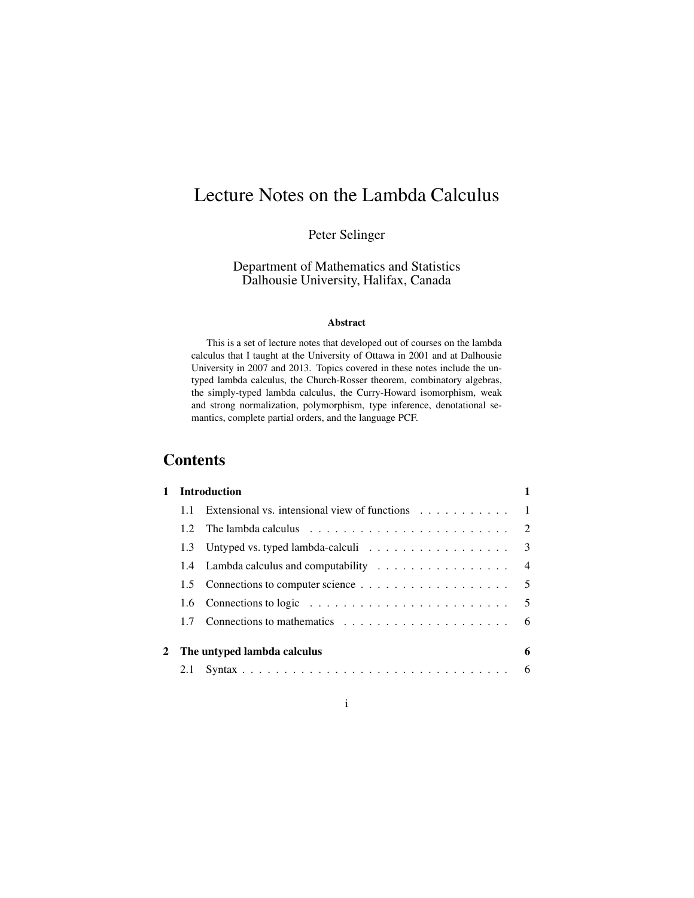# Lecture Notes on the Lambda Calculus

Peter Selinger

Department of Mathematics and Statistics
Dalhousie University, Halifax, Canada

**Abstract**

This is a set of lecture notes that developed out of courses on the lambda calculus that I taught at the University of Ottawa in 2001 and at Dalhousie University in 2007 and 2013. Topics covered in these notes include the untyped lambda calculus, the Church-Rosser theorem, combinatory algebras, the simply-typed lambda calculus, the Curry-Howard isomorphism, weak and strong normalization, polymorphism, type inference, denotational semantics, complete partial orders, and the language PCF.

## Contents

**1 Introduction** — **1**

- 1.1 Extensional vs. intensional view of functions — 1
- 1.2 The lambda calculus — 2
- 1.3 Untyped vs. typed lambda-calculi — 3
- 1.4 Lambda calculus and computability — 4
- 1.5 Connections to computer science — 5
- 1.6 Connections to logic — 5
- 1.7 Connections to mathematics — 6

**2 The untyped lambda calculus** — **6**

- 2.1 Syntax — 6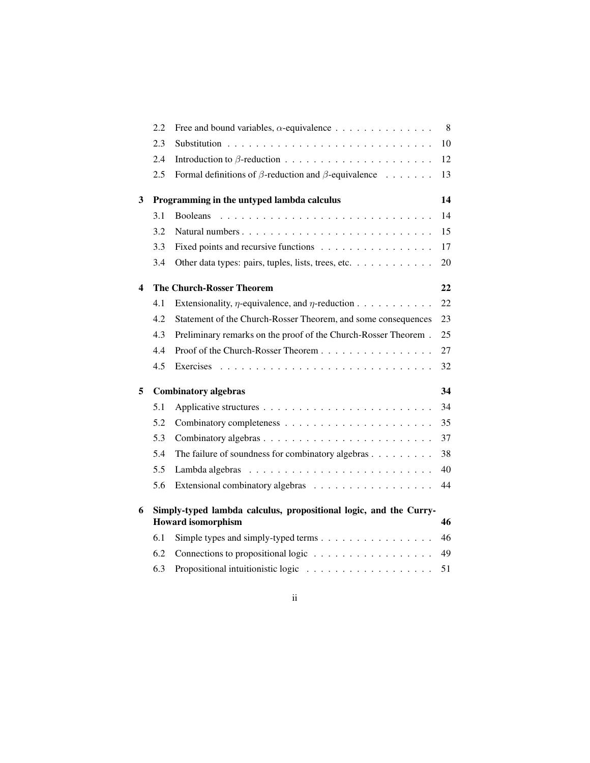| | | |
|---|---|---|
| 2.2 | Free and bound variables, $\alpha$-equivalence | 8 |
| 2.3 | Substitution | 10 |
| 2.4 | Introduction to $\beta$-reduction | 12 |
| 2.5 | Formal definitions of $\beta$-reduction and $\beta$-equivalence | 13 |

**3 Programming in the untyped lambda calculus** **14**

| | | |
|---|---|---|
| 3.1 | Booleans | 14 |
| 3.2 | Natural numbers | 15 |
| 3.3 | Fixed points and recursive functions | 17 |
| 3.4 | Other data types: pairs, tuples, lists, trees, etc. | 20 |

**4 The Church-Rosser Theorem** **22**

| | | |
|---|---|---|
| 4.1 | Extensionality, $\eta$-equivalence, and $\eta$-reduction | 22 |
| 4.2 | Statement of the Church-Rosser Theorem, and some consequences | 23 |
| 4.3 | Preliminary remarks on the proof of the Church-Rosser Theorem | 25 |
| 4.4 | Proof of the Church-Rosser Theorem | 27 |
| 4.5 | Exercises | 32 |

**5 Combinatory algebras** **34**

| | | |
|---|---|---|
| 5.1 | Applicative structures | 34 |
| 5.2 | Combinatory completeness | 35 |
| 5.3 | Combinatory algebras | 37 |
| 5.4 | The failure of soundness for combinatory algebras | 38 |
| 5.5 | Lambda algebras | 40 |
| 5.6 | Extensional combinatory algebras | 44 |

**6 Simply-typed lambda calculus, propositional logic, and the Curry-Howard isomorphism** **46**

| | | |
|---|---|---|
| 6.1 | Simple types and simply-typed terms | 46 |
| 6.2 | Connections to propositional logic | 49 |
| 6.3 | Propositional intuitionistic logic | 51 |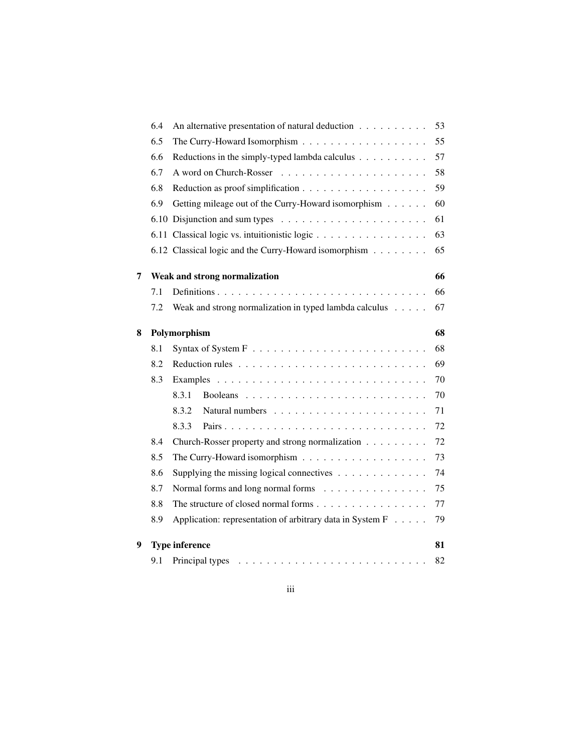6.4 An alternative presentation of natural deduction . . . . . . . . . . 53
6.5 The Curry-Howard Isomorphism . . . . . . . . . . . . . . . . . . 55
6.6 Reductions in the simply-typed lambda calculus . . . . . . . . . . 57
6.7 A word on Church-Rosser . . . . . . . . . . . . . . . . . . . . . 58
6.8 Reduction as proof simplification . . . . . . . . . . . . . . . . . . 59
6.9 Getting mileage out of the Curry-Howard isomorphism . . . . . . 60
6.10 Disjunction and sum types . . . . . . . . . . . . . . . . . . . . . 61
6.11 Classical logic vs. intuitionistic logic . . . . . . . . . . . . . . . . 63
6.12 Classical logic and the Curry-Howard isomorphism . . . . . . . . 65

**7 Weak and strong normalization** **66**

7.1 Definitions . . . . . . . . . . . . . . . . . . . . . . . . . . . . . . 66
7.2 Weak and strong normalization in typed lambda calculus . . . . . 67

**8 Polymorphism** **68**

8.1 Syntax of System F . . . . . . . . . . . . . . . . . . . . . . . . . 68
8.2 Reduction rules . . . . . . . . . . . . . . . . . . . . . . . . . . . 69
8.3 Examples . . . . . . . . . . . . . . . . . . . . . . . . . . . . . . 70
 8.3.1 Booleans . . . . . . . . . . . . . . . . . . . . . . . . . . 70
 8.3.2 Natural numbers . . . . . . . . . . . . . . . . . . . . . . 71
 8.3.3 Pairs . . . . . . . . . . . . . . . . . . . . . . . . . . . . . 72
8.4 Church-Rosser property and strong normalization . . . . . . . . . 72
8.5 The Curry-Howard isomorphism . . . . . . . . . . . . . . . . . . 73
8.6 Supplying the missing logical connectives . . . . . . . . . . . . . 74
8.7 Normal forms and long normal forms . . . . . . . . . . . . . . . 75
8.8 The structure of closed normal forms . . . . . . . . . . . . . . . . 77
8.9 Application: representation of arbitrary data in System F . . . . . 79

**9 Type inference** **81**

9.1 Principal types . . . . . . . . . . . . . . . . . . . . . . . . . . . 82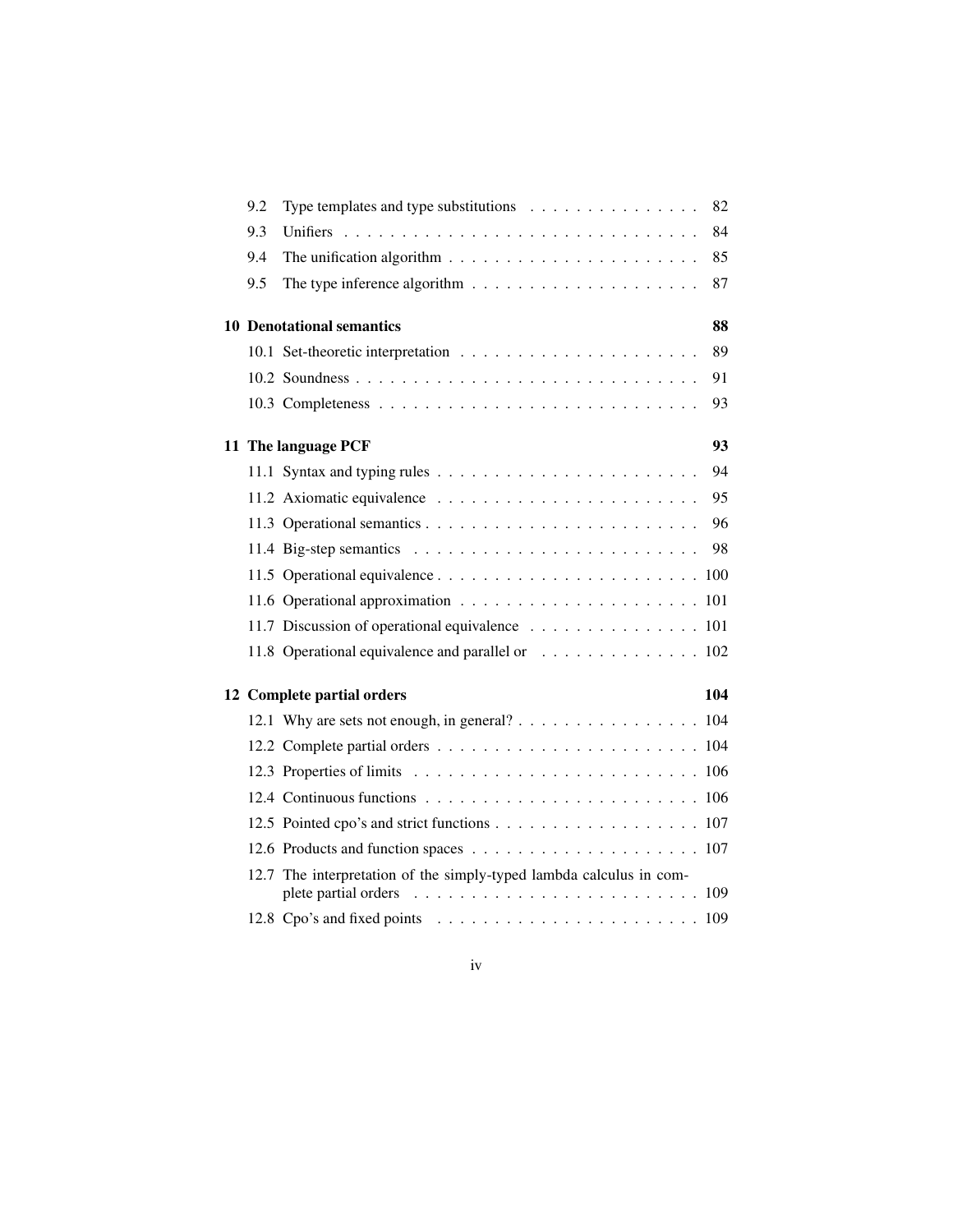9.2 Type templates and type substitutions . . . . . . . . . . . . . . . . 82
9.3 Unifiers . . . . . . . . . . . . . . . . . . . . . . . . . . . . . . . . 84
9.4 The unification algorithm . . . . . . . . . . . . . . . . . . . . . . 85
9.5 The type inference algorithm . . . . . . . . . . . . . . . . . . . . . 87

**10 Denotational semantics 88**

10.1 Set-theoretic interpretation . . . . . . . . . . . . . . . . . . . . . 89
10.2 Soundness . . . . . . . . . . . . . . . . . . . . . . . . . . . . . . 91
10.3 Completeness . . . . . . . . . . . . . . . . . . . . . . . . . . . . 93

**11 The language PCF 93**

11.1 Syntax and typing rules . . . . . . . . . . . . . . . . . . . . . . . 94
11.2 Axiomatic equivalence . . . . . . . . . . . . . . . . . . . . . . . 95
11.3 Operational semantics . . . . . . . . . . . . . . . . . . . . . . . . 96
11.4 Big-step semantics . . . . . . . . . . . . . . . . . . . . . . . . . 98
11.5 Operational equivalence . . . . . . . . . . . . . . . . . . . . . . . 100
11.6 Operational approximation . . . . . . . . . . . . . . . . . . . . . 101
11.7 Discussion of operational equivalence . . . . . . . . . . . . . . . 101
11.8 Operational equivalence and parallel or . . . . . . . . . . . . . . 102

**12 Complete partial orders 104**

12.1 Why are sets not enough, in general? . . . . . . . . . . . . . . . . 104
12.2 Complete partial orders . . . . . . . . . . . . . . . . . . . . . . . 104
12.3 Properties of limits . . . . . . . . . . . . . . . . . . . . . . . . . 106
12.4 Continuous functions . . . . . . . . . . . . . . . . . . . . . . . . 106
12.5 Pointed cpo's and strict functions . . . . . . . . . . . . . . . . . . 107
12.6 Products and function spaces . . . . . . . . . . . . . . . . . . . . 107
12.7 The interpretation of the simply-typed lambda calculus in complete partial orders . . . . . . . . . . . . . . . . . . . . . . . . . 109
12.8 Cpo's and fixed points . . . . . . . . . . . . . . . . . . . . . . . 109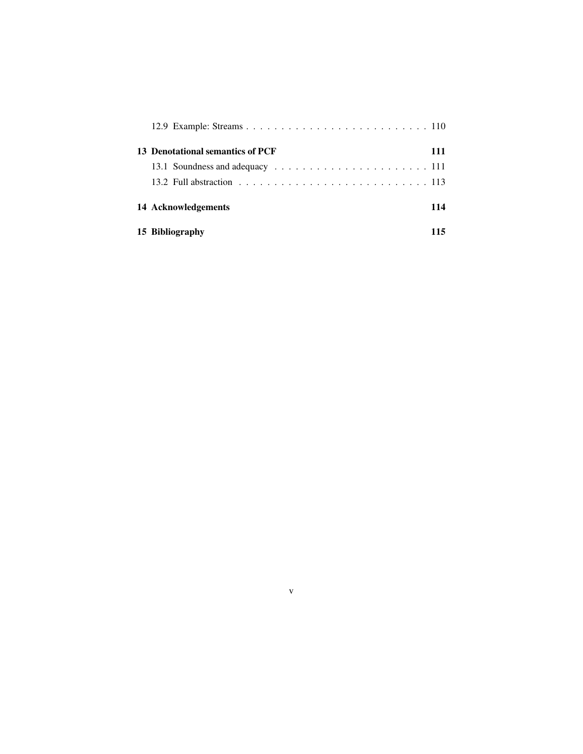12.9 Example: Streams . . . . . . . . . . . . . . . . . . . . . . . . . . . 110

**13 Denotational semantics of PCF** **111**

13.1 Soundness and adequacy . . . . . . . . . . . . . . . . . . . . . . . 111

13.2 Full abstraction . . . . . . . . . . . . . . . . . . . . . . . . . . . 113

**14 Acknowledgements** **114**

**15 Bibliography** **115**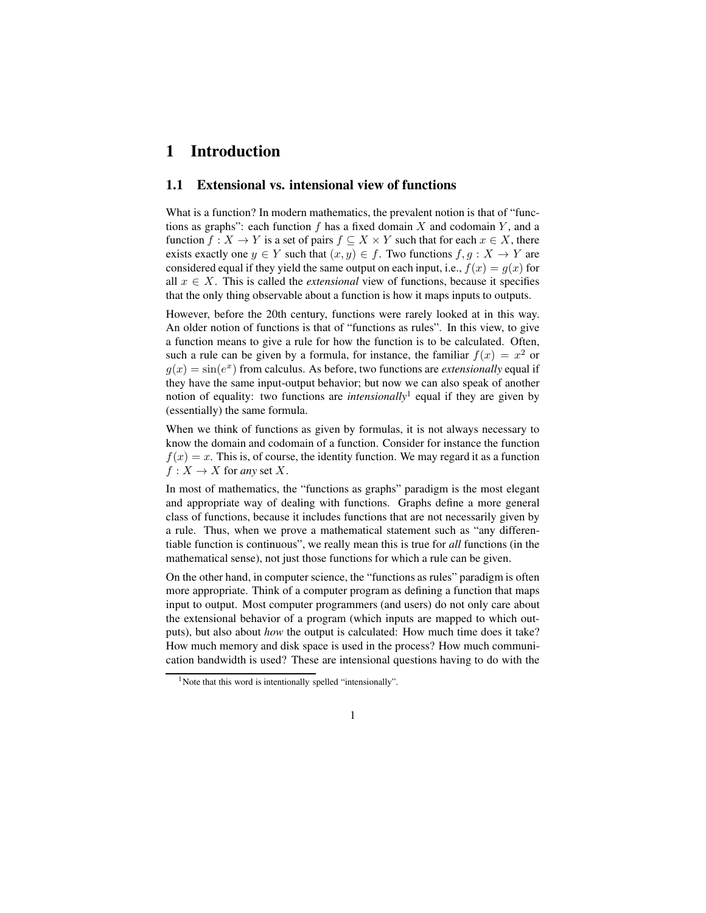# 1 Introduction

## 1.1 Extensional vs. intensional view of functions

What is a function? In modern mathematics, the prevalent notion is that of "functions as graphs": each function $f$ has a fixed domain $X$ and codomain $Y$, and a function $f : X \to Y$ is a set of pairs $f \subseteq X \times Y$ such that for each $x \in X$, there exists exactly one $y \in Y$ such that $(x, y) \in f$. Two functions $f, g : X \to Y$ are considered equal if they yield the same output on each input, i.e., $f(x) = g(x)$ for all $x \in X$. This is called the *extensional* view of functions, because it specifies that the only thing observable about a function is how it maps inputs to outputs.

However, before the 20th century, functions were rarely looked at in this way. An older notion of functions is that of "functions as rules". In this view, to give a function means to give a rule for how the function is to be calculated. Often, such a rule can be given by a formula, for instance, the familiar $f(x) = x^2$ or $g(x) = \sin(e^x)$ from calculus. As before, two functions are *extensionally* equal if they have the same input-output behavior; but now we can also speak of another notion of equality: two functions are *intensionally*[1] equal if they are given by (essentially) the same formula.

When we think of functions as given by formulas, it is not always necessary to know the domain and codomain of a function. Consider for instance the function $f(x) = x$. This is, of course, the identity function. We may regard it as a function $f : X \to X$ for *any* set $X$.

In most of mathematics, the "functions as graphs" paradigm is the most elegant and appropriate way of dealing with functions. Graphs define a more general class of functions, because it includes functions that are not necessarily given by a rule. Thus, when we prove a mathematical statement such as "any differentiable function is continuous", we really mean this is true for *all* functions (in the mathematical sense), not just those functions for which a rule can be given.

On the other hand, in computer science, the "functions as rules" paradigm is often more appropriate. Think of a computer program as defining a function that maps input to output. Most computer programmers (and users) do not only care about the extensional behavior of a program (which inputs are mapped to which outputs), but also about *how* the output is calculated: How much time does it take? How much memory and disk space is used in the process? How much communication bandwidth is used? These are intensional questions having to do with the

[1] Note that this word is intentionally spelled "intensionally".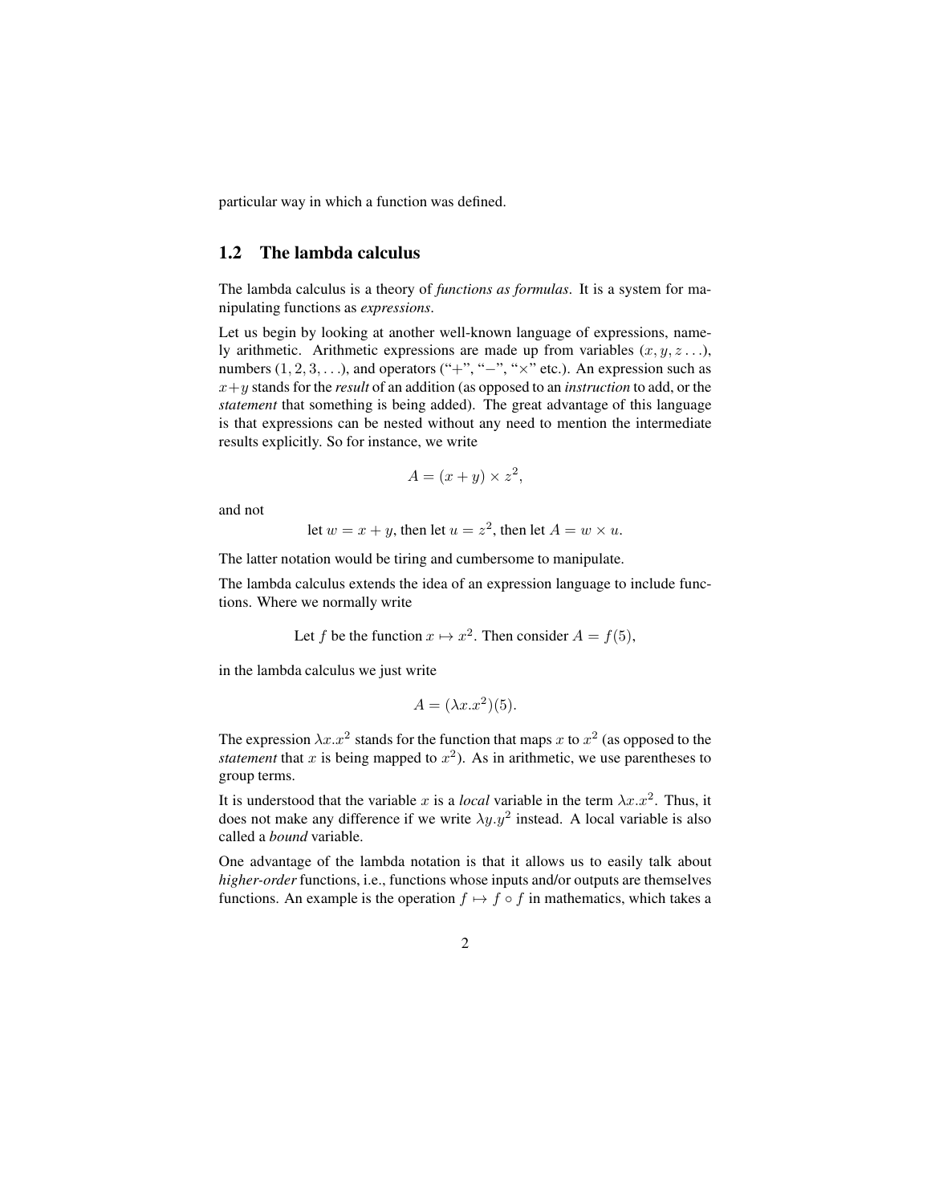particular way in which a function was defined.

## 1.2 The lambda calculus

The lambda calculus is a theory of *functions as formulas*. It is a system for manipulating functions as *expressions*.

Let us begin by looking at another well-known language of expressions, namely arithmetic. Arithmetic expressions are made up from variables ($x, y, z \ldots$), numbers ($1, 2, 3, \ldots$), and operators ("$+$", "$-$", "$\times$" etc.). An expression such as $x+y$ stands for the *result* of an addition (as opposed to an *instruction* to add, or the *statement* that something is being added). The great advantage of this language is that expressions can be nested without any need to mention the intermediate results explicitly. So for instance, we write

$$A = (x + y) \times z^2,$$

and not

$$\text{let } w = x + y, \text{ then let } u = z^2, \text{ then let } A = w \times u.$$

The latter notation would be tiring and cumbersome to manipulate.

The lambda calculus extends the idea of an expression language to include functions. Where we normally write

$$\text{Let } f \text{ be the function } x \mapsto x^2. \text{ Then consider } A = f(5),$$

in the lambda calculus we just write

$$A = (\lambda x.x^2)(5).$$

The expression $\lambda x.x^2$ stands for the function that maps $x$ to $x^2$ (as opposed to the *statement* that $x$ is being mapped to $x^2$). As in arithmetic, we use parentheses to group terms.

It is understood that the variable $x$ is a *local* variable in the term $\lambda x.x^2$. Thus, it does not make any difference if we write $\lambda y.y^2$ instead. A local variable is also called a *bound* variable.

One advantage of the lambda notation is that it allows us to easily talk about *higher-order* functions, i.e., functions whose inputs and/or outputs are themselves functions. An example is the operation $f \mapsto f \circ f$ in mathematics, which takes a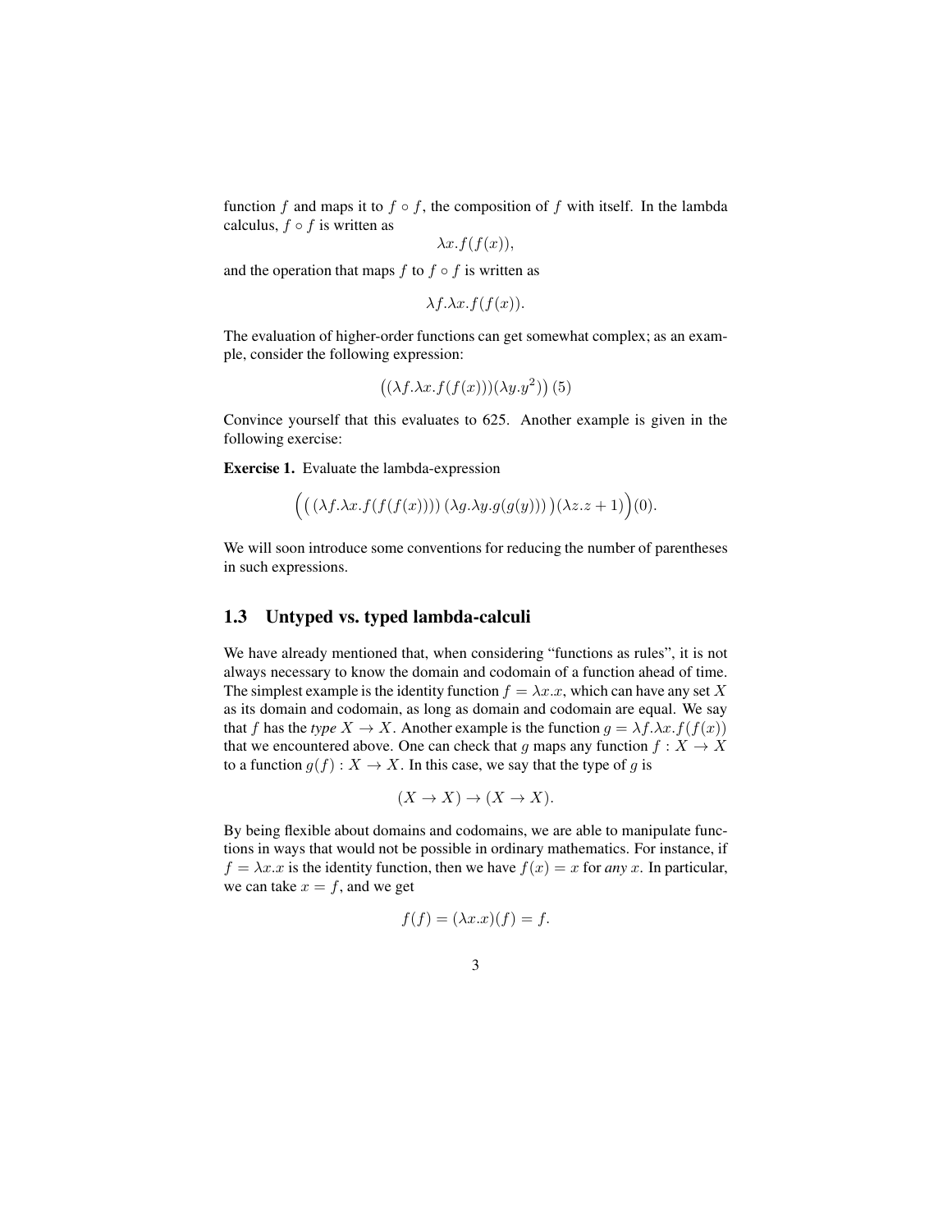function $f$ and maps it to $f \circ f$, the composition of $f$ with itself. In the lambda calculus, $f \circ f$ is written as

$$\lambda x.f(f(x)),$$

and the operation that maps $f$ to $f \circ f$ is written as

$$\lambda f.\lambda x.f(f(x)).$$

The evaluation of higher-order functions can get somewhat complex; as an example, consider the following expression:

$$\big((\lambda f.\lambda x.f(f(x)))(\lambda y.y^2)\big)\,(5)$$

Convince yourself that this evaluates to 625. Another example is given in the following exercise:

**Exercise 1.** Evaluate the lambda-expression

$$\Big(\big(\,(\lambda f.\lambda x.f(f(f(x))))\,(\lambda g.\lambda y.g(g(y)))\,\big)(\lambda z.z+1)\Big)(0).$$

We will soon introduce some conventions for reducing the number of parentheses in such expressions.

## 1.3 Untyped vs. typed lambda-calculi

We have already mentioned that, when considering "functions as rules", it is not always necessary to know the domain and codomain of a function ahead of time. The simplest example is the identity function $f = \lambda x.x$, which can have any set $X$ as its domain and codomain, as long as domain and codomain are equal. We say that $f$ has the *type* $X \to X$. Another example is the function $g = \lambda f.\lambda x.f(f(x))$ that we encountered above. One can check that $g$ maps any function $f : X \to X$ to a function $g(f) : X \to X$. In this case, we say that the type of $g$ is

$$(X \to X) \to (X \to X).$$

By being flexible about domains and codomains, we are able to manipulate functions in ways that would not be possible in ordinary mathematics. For instance, if $f = \lambda x.x$ is the identity function, then we have $f(x) = x$ for *any* $x$. In particular, we can take $x = f$, and we get

$$f(f) = (\lambda x.x)(f) = f.$$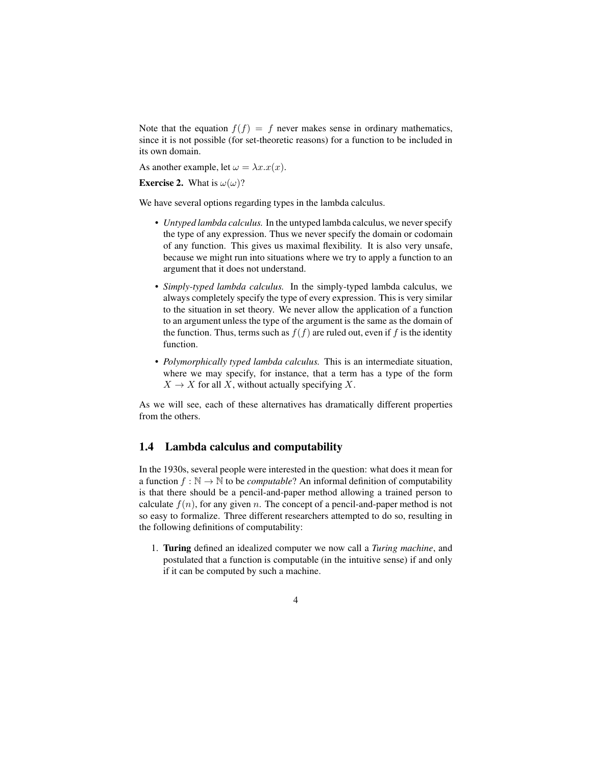Note that the equation $f(f) = f$ never makes sense in ordinary mathematics, since it is not possible (for set-theoretic reasons) for a function to be included in its own domain.

As another example, let $\omega = \lambda x.x(x)$.

**Exercise 2.** What is $\omega(\omega)$?

We have several options regarding types in the lambda calculus.

- *Untyped lambda calculus.* In the untyped lambda calculus, we never specify the type of any expression. Thus we never specify the domain or codomain of any function. This gives us maximal flexibility. It is also very unsafe, because we might run into situations where we try to apply a function to an argument that it does not understand.
- *Simply-typed lambda calculus.* In the simply-typed lambda calculus, we always completely specify the type of every expression. This is very similar to the situation in set theory. We never allow the application of a function to an argument unless the type of the argument is the same as the domain of the function. Thus, terms such as $f(f)$ are ruled out, even if $f$ is the identity function.
- *Polymorphically typed lambda calculus.* This is an intermediate situation, where we may specify, for instance, that a term has a type of the form $X \to X$ for all $X$, without actually specifying $X$.

As we will see, each of these alternatives has dramatically different properties from the others.

## 1.4 Lambda calculus and computability

In the 1930s, several people were interested in the question: what does it mean for a function $f : \mathbb{N} \to \mathbb{N}$ to be *computable*? An informal definition of computability is that there should be a pencil-and-paper method allowing a trained person to calculate $f(n)$, for any given $n$. The concept of a pencil-and-paper method is not so easy to formalize. Three different researchers attempted to do so, resulting in the following definitions of computability:

1. **Turing** defined an idealized computer we now call a *Turing machine*, and postulated that a function is computable (in the intuitive sense) if and only if it can be computed by such a machine.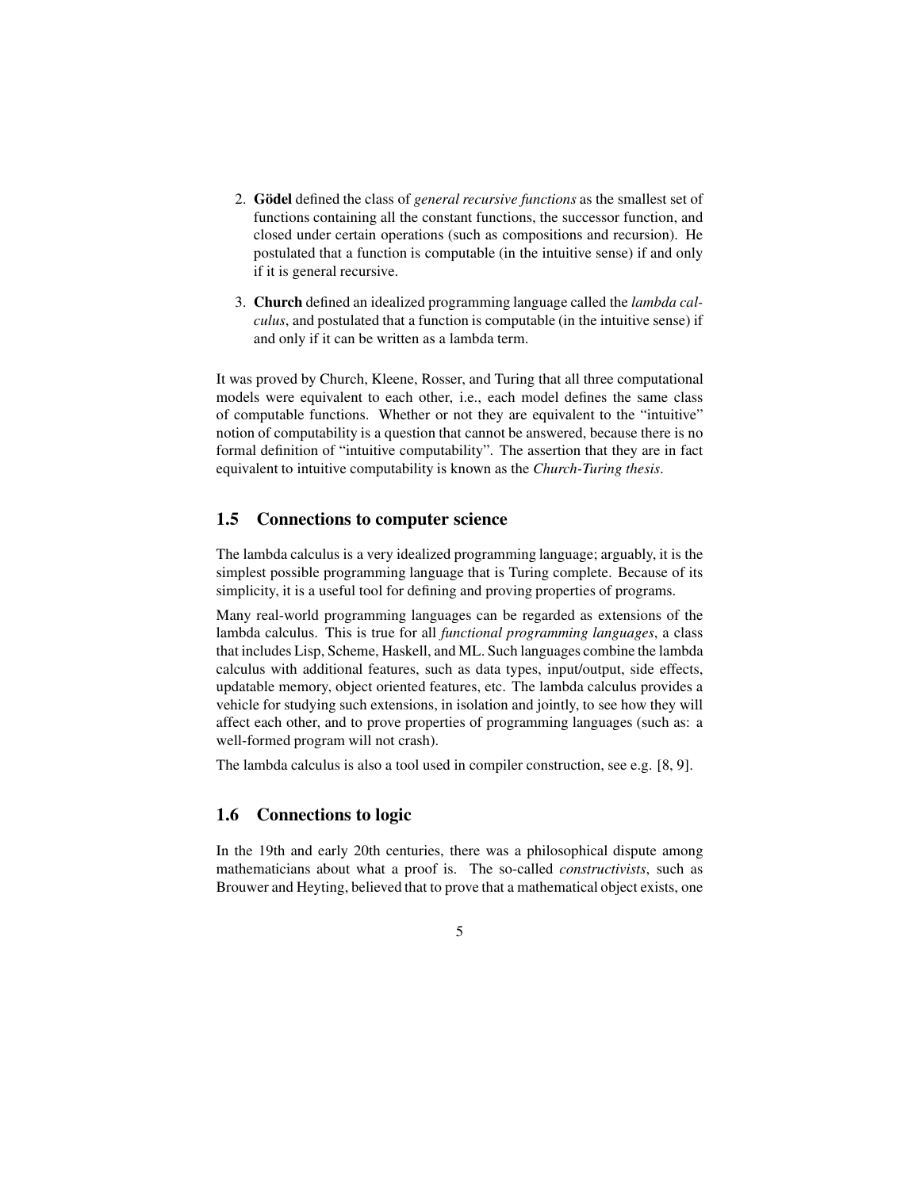2. **Gödel** defined the class of *general recursive functions* as the smallest set of functions containing all the constant functions, the successor function, and closed under certain operations (such as compositions and recursion). He postulated that a function is computable (in the intuitive sense) if and only if it is general recursive.

3. **Church** defined an idealized programming language called the *lambda calculus*, and postulated that a function is computable (in the intuitive sense) if and only if it can be written as a lambda term.

It was proved by Church, Kleene, Rosser, and Turing that all three computational models were equivalent to each other, i.e., each model defines the same class of computable functions. Whether or not they are equivalent to the "intuitive" notion of computability is a question that cannot be answered, because there is no formal definition of "intuitive computability". The assertion that they are in fact equivalent to intuitive computability is known as the *Church-Turing thesis*.

## 1.5 Connections to computer science

The lambda calculus is a very idealized programming language; arguably, it is the simplest possible programming language that is Turing complete. Because of its simplicity, it is a useful tool for defining and proving properties of programs.

Many real-world programming languages can be regarded as extensions of the lambda calculus. This is true for all *functional programming languages*, a class that includes Lisp, Scheme, Haskell, and ML. Such languages combine the lambda calculus with additional features, such as data types, input/output, side effects, updatable memory, object oriented features, etc. The lambda calculus provides a vehicle for studying such extensions, in isolation and jointly, to see how they will affect each other, and to prove properties of programming languages (such as: a well-formed program will not crash).

The lambda calculus is also a tool used in compiler construction, see e.g. [8, 9].

## 1.6 Connections to logic

In the 19th and early 20th centuries, there was a philosophical dispute among mathematicians about what a proof is. The so-called *constructivists*, such as Brouwer and Heyting, believed that to prove that a mathematical object exists, one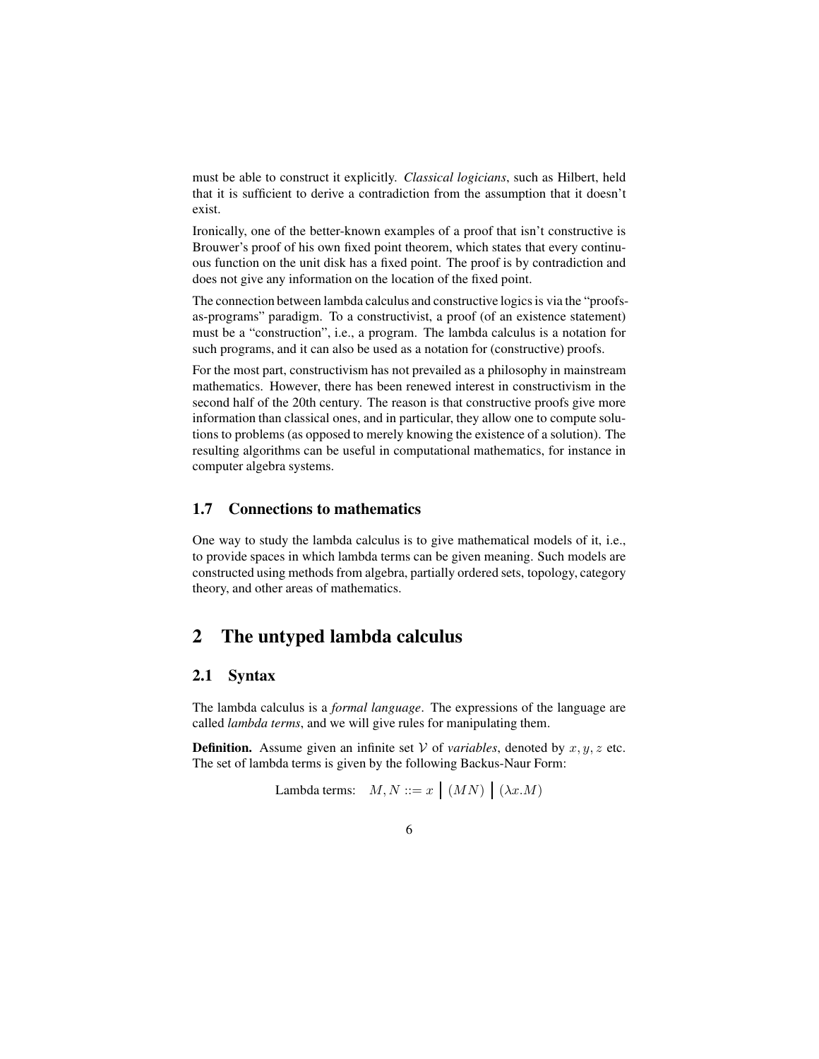must be able to construct it explicitly. *Classical logicians*, such as Hilbert, held that it is sufficient to derive a contradiction from the assumption that it doesn't exist.

Ironically, one of the better-known examples of a proof that isn't constructive is Brouwer's proof of his own fixed point theorem, which states that every continuous function on the unit disk has a fixed point. The proof is by contradiction and does not give any information on the location of the fixed point.

The connection between lambda calculus and constructive logics is via the "proofs-as-programs" paradigm. To a constructivist, a proof (of an existence statement) must be a "construction", i.e., a program. The lambda calculus is a notation for such programs, and it can also be used as a notation for (constructive) proofs.

For the most part, constructivism has not prevailed as a philosophy in mainstream mathematics. However, there has been renewed interest in constructivism in the second half of the 20th century. The reason is that constructive proofs give more information than classical ones, and in particular, they allow one to compute solutions to problems (as opposed to merely knowing the existence of a solution). The resulting algorithms can be useful in computational mathematics, for instance in computer algebra systems.

### 1.7 Connections to mathematics

One way to study the lambda calculus is to give mathematical models of it, i.e., to provide spaces in which lambda terms can be given meaning. Such models are constructed using methods from algebra, partially ordered sets, topology, category theory, and other areas of mathematics.

## 2 The untyped lambda calculus

### 2.1 Syntax

The lambda calculus is a *formal language*. The expressions of the language are called *lambda terms*, and we will give rules for manipulating them.

**Definition.** Assume given an infinite set $\mathcal{V}$ of *variables*, denoted by $x, y, z$ etc. The set of lambda terms is given by the following Backus-Naur Form:

$$\text{Lambda terms:} \quad M, N ::= x \;\big|\; (MN) \;\big|\; (\lambda x.M)$$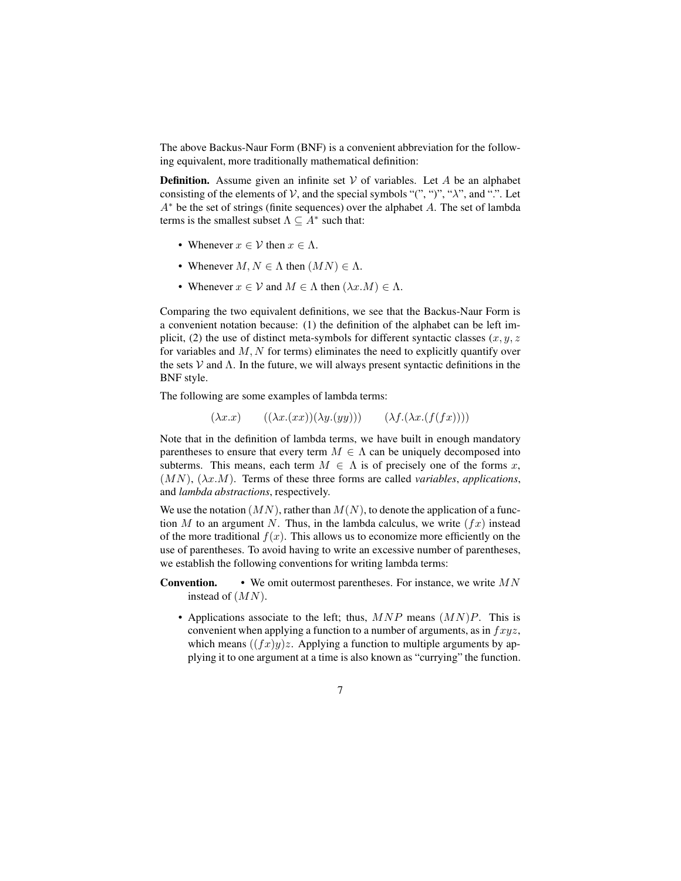The above Backus-Naur Form (BNF) is a convenient abbreviation for the following equivalent, more traditionally mathematical definition:

**Definition.** Assume given an infinite set $\mathcal{V}$ of variables. Let $A$ be an alphabet consisting of the elements of $\mathcal{V}$, and the special symbols "(", ")", "$\lambda$", and ".". Let $A^*$ be the set of strings (finite sequences) over the alphabet $A$. The set of lambda terms is the smallest subset $\Lambda \subseteq A^*$ such that:

- Whenever $x \in \mathcal{V}$ then $x \in \Lambda$.
- Whenever $M, N \in \Lambda$ then $(MN) \in \Lambda$.
- Whenever $x \in \mathcal{V}$ and $M \in \Lambda$ then $(\lambda x.M) \in \Lambda$.

Comparing the two equivalent definitions, we see that the Backus-Naur Form is a convenient notation because: (1) the definition of the alphabet can be left implicit, (2) the use of distinct meta-symbols for different syntactic classes ($x, y, z$ for variables and $M, N$ for terms) eliminates the need to explicitly quantify over the sets $\mathcal{V}$ and $\Lambda$. In the future, we will always present syntactic definitions in the BNF style.

The following are some examples of lambda terms:

$$(\lambda x.x) \qquad ((\lambda x.(xx))(\lambda y.(yy))) \qquad (\lambda f.(\lambda x.(f(fx))))$$

Note that in the definition of lambda terms, we have built in enough mandatory parentheses to ensure that every term $M \in \Lambda$ can be uniquely decomposed into subterms. This means, each term $M \in \Lambda$ is of precisely one of the forms $x$, $(MN)$, $(\lambda x.M)$. Terms of these three forms are called *variables*, *applications*, and *lambda abstractions*, respectively.

We use the notation $(MN)$, rather than $M(N)$, to denote the application of a function $M$ to an argument $N$. Thus, in the lambda calculus, we write $(fx)$ instead of the more traditional $f(x)$. This allows us to economize more efficiently on the use of parentheses. To avoid having to write an excessive number of parentheses, we establish the following conventions for writing lambda terms:

**Convention.**

- We omit outermost parentheses. For instance, we write $MN$ instead of $(MN)$.
- Applications associate to the left; thus, $MNP$ means $(MN)P$. This is convenient when applying a function to a number of arguments, as in $fxyz$, which means $((fx)y)z$. Applying a function to multiple arguments by applying it to one argument at a time is also known as "currying" the function.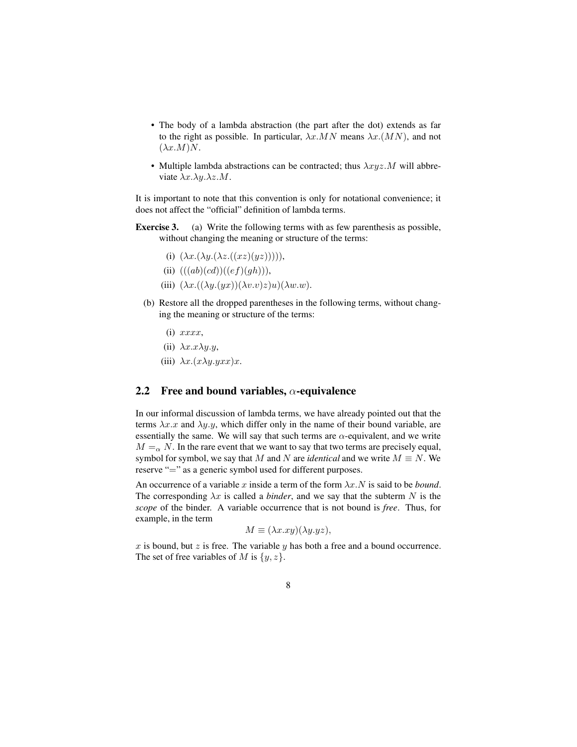- The body of a lambda abstraction (the part after the dot) extends as far to the right as possible. In particular, $\lambda x.MN$ means $\lambda x.(MN)$, and not $(\lambda x.M)N$.
- Multiple lambda abstractions can be contracted; thus $\lambda xyz.M$ will abbreviate $\lambda x.\lambda y.\lambda z.M$.

It is important to note that this convention is only for notational convenience; it does not affect the "official" definition of lambda terms.

**Exercise 3.** (a) Write the following terms with as few parenthesis as possible, without changing the meaning or structure of the terms:

(i) $(\lambda x.(\lambda y.(\lambda z.((xz)(yz)))))$,

(ii) $(((ab)(cd))((ef)(gh)))$,

(iii) $(\lambda x.((\lambda y.(yx))(\lambda v.v)z)u)(\lambda w.w)$.

(b) Restore all the dropped parentheses in the following terms, without changing the meaning or structure of the terms:

(i) $xxxx$,

(ii) $\lambda x.x\lambda y.y$,

(iii) $\lambda x.(x\lambda y.yxx)x$.

## 2.2 Free and bound variables, $\alpha$-equivalence

In our informal discussion of lambda terms, we have already pointed out that the terms $\lambda x.x$ and $\lambda y.y$, which differ only in the name of their bound variable, are essentially the same. We will say that such terms are $\alpha$-equivalent, and we write $M =_\alpha N$. In the rare event that we want to say that two terms are precisely equal, symbol for symbol, we say that $M$ and $N$ are *identical* and we write $M \equiv N$. We reserve "$=$" as a generic symbol used for different purposes.

An occurrence of a variable $x$ inside a term of the form $\lambda x.N$ is said to be *bound*. The corresponding $\lambda x$ is called a *binder*, and we say that the subterm $N$ is the *scope* of the binder. A variable occurrence that is not bound is *free*. Thus, for example, in the term

$$M \equiv (\lambda x.xy)(\lambda y.yz),$$

$x$ is bound, but $z$ is free. The variable $y$ has both a free and a bound occurrence. The set of free variables of $M$ is $\{y, z\}$.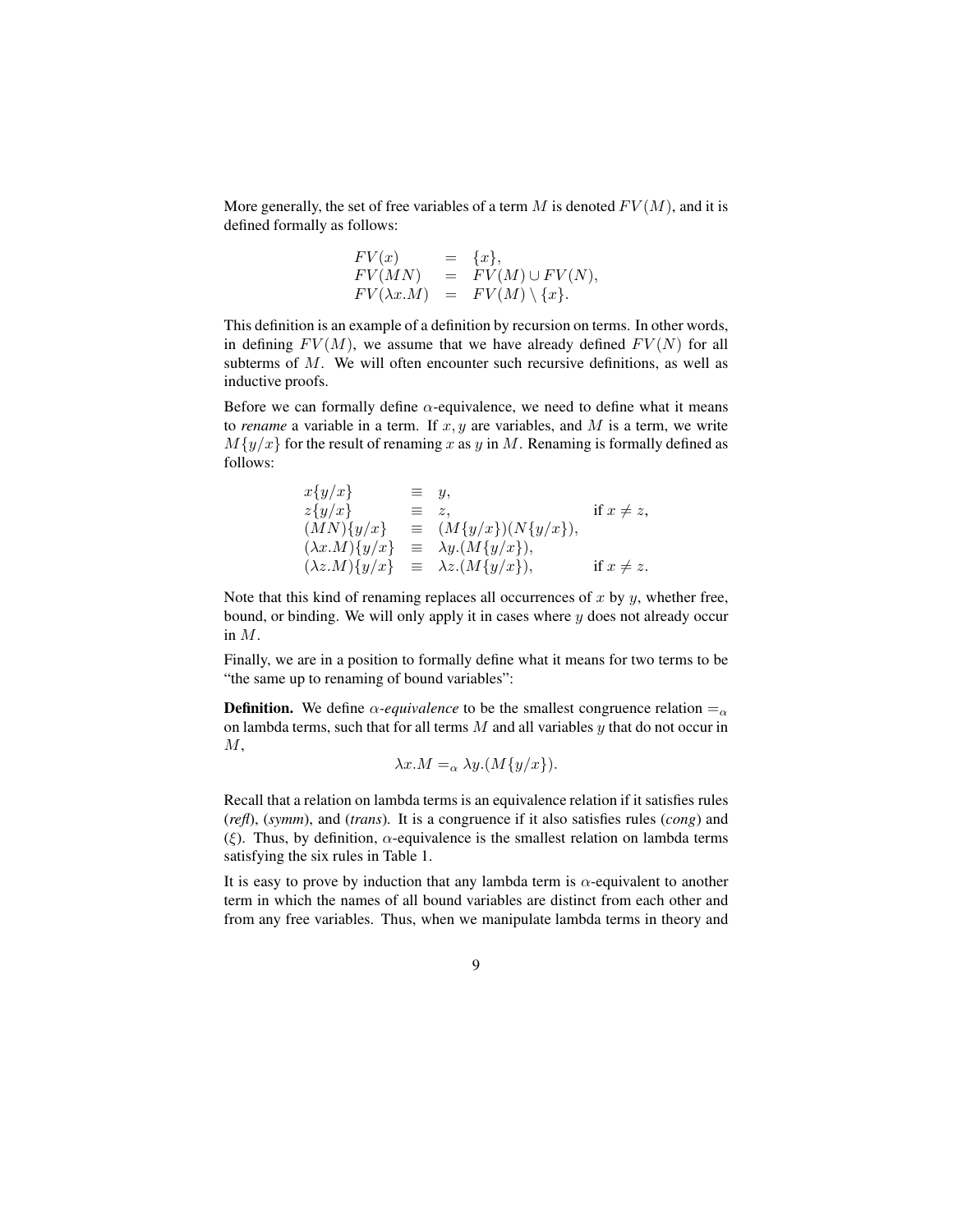More generally, the set of free variables of a term $M$ is denoted $FV(M)$, and it is defined formally as follows:

$$
\begin{array}{lcl}
FV(x) & = & \{x\}, \\
FV(MN) & = & FV(M) \cup FV(N), \\
FV(\lambda x.M) & = & FV(M) \setminus \{x\}.
\end{array}
$$

This definition is an example of a definition by recursion on terms. In other words, in defining $FV(M)$, we assume that we have already defined $FV(N)$ for all subterms of $M$. We will often encounter such recursive definitions, as well as inductive proofs.

Before we can formally define $\alpha$-equivalence, we need to define what it means to *rename* a variable in a term. If $x, y$ are variables, and $M$ is a term, we write $M\{y/x\}$ for the result of renaming $x$ as $y$ in $M$. Renaming is formally defined as follows:

$$
\begin{array}{lcll}
x\{y/x\} & \equiv & y, & \\
z\{y/x\} & \equiv & z, & \text{if } x \neq z, \\
(MN)\{y/x\} & \equiv & (M\{y/x\})(N\{y/x\}), & \\
(\lambda x.M)\{y/x\} & \equiv & \lambda y.(M\{y/x\}), & \\
(\lambda z.M)\{y/x\} & \equiv & \lambda z.(M\{y/x\}), & \text{if } x \neq z.
\end{array}
$$

Note that this kind of renaming replaces all occurrences of $x$ by $y$, whether free, bound, or binding. We will only apply it in cases where $y$ does not already occur in $M$.

Finally, we are in a position to formally define what it means for two terms to be "the same up to renaming of bound variables":

**Definition.** We define *$\alpha$-equivalence* to be the smallest congruence relation $=_\alpha$ on lambda terms, such that for all terms $M$ and all variables $y$ that do not occur in $M$,

$$\lambda x.M =_\alpha \lambda y.(M\{y/x\}).$$

Recall that a relation on lambda terms is an equivalence relation if it satisfies rules (*refl*), (*symm*), and (*trans*). It is a congruence if it also satisfies rules (*cong*) and ($\xi$). Thus, by definition, $\alpha$-equivalence is the smallest relation on lambda terms satisfying the six rules in Table 1.

It is easy to prove by induction that any lambda term is $\alpha$-equivalent to another term in which the names of all bound variables are distinct from each other and from any free variables. Thus, when we manipulate lambda terms in theory and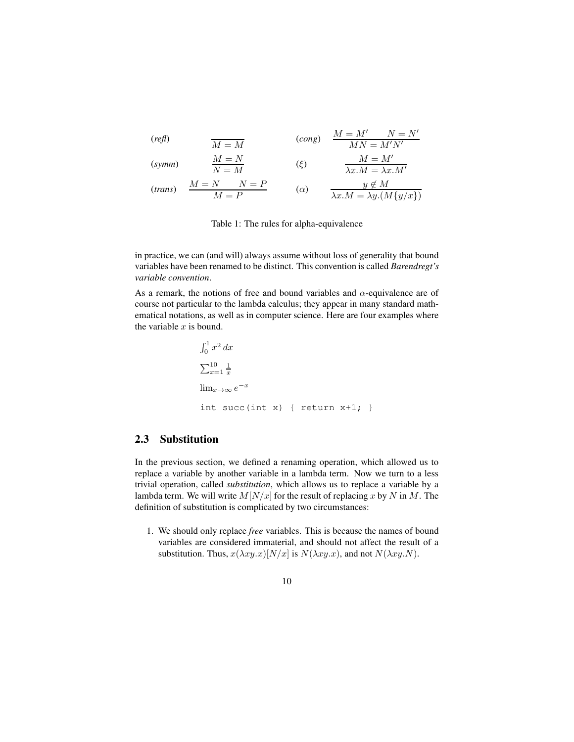$$
\begin{array}{llll}
(\textit{refl}) & \dfrac{}{M = M} & (\textit{cong}) & \dfrac{M = M' \qquad N = N'}{MN = M'N'} \\[2ex]
(\textit{symm}) & \dfrac{M = N}{N = M} & (\xi) & \dfrac{M = M'}{\lambda x.M = \lambda x.M'} \\[2ex]
(\textit{trans}) & \dfrac{M = N \qquad N = P}{M = P} & (\alpha) & \dfrac{y \notin M}{\lambda x.M = \lambda y.(M\{y/x\})}
\end{array}
$$

Table 1: The rules for alpha-equivalence

in practice, we can (and will) always assume without loss of generality that bound variables have been renamed to be distinct. This convention is called *Barendregt's variable convention*.

As a remark, the notions of free and bound variables and $\alpha$-equivalence are of course not particular to the lambda calculus; they appear in many standard mathematical notations, as well as in computer science. Here are four examples where the variable $x$ is bound.

$\int_0^1 x^2 \, dx$

$\sum_{x=1}^{10} \frac{1}{x}$

$\lim_{x \to \infty} e^{-x}$

```
int succ(int x) { return x+1; }
```

## 2.3 Substitution

In the previous section, we defined a renaming operation, which allowed us to replace a variable by another variable in a lambda term. Now we turn to a less trivial operation, called *substitution*, which allows us to replace a variable by a lambda term. We will write $M[N/x]$ for the result of replacing $x$ by $N$ in $M$. The definition of substitution is complicated by two circumstances:

1. We should only replace *free* variables. This is because the names of bound variables are considered immaterial, and should not affect the result of a substitution. Thus, $x(\lambda xy.x)[N/x]$ is $N(\lambda xy.x)$, and not $N(\lambda xy.N)$.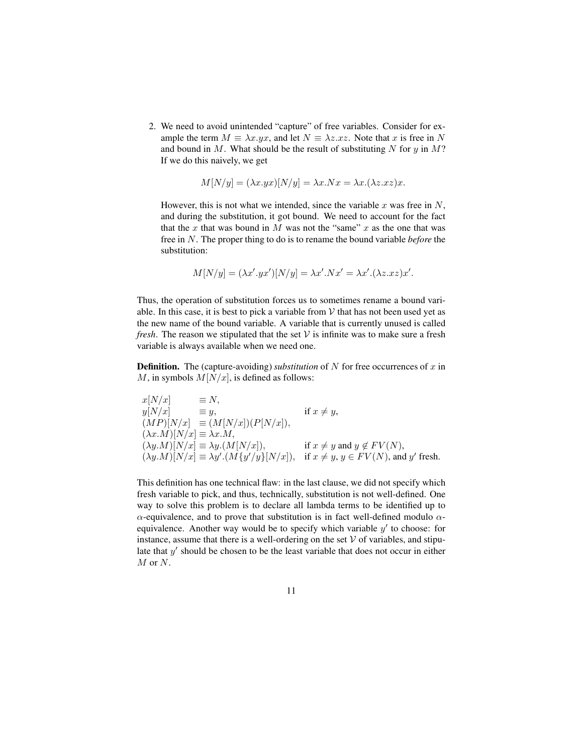2. We need to avoid unintended "capture" of free variables. Consider for example the term $M \equiv \lambda x.yx$, and let $N \equiv \lambda z.xz$. Note that $x$ is free in $N$ and bound in $M$. What should be the result of substituting $N$ for $y$ in $M$? If we do this naively, we get

$$M[N/y] = (\lambda x.yx)[N/y] = \lambda x.Nx = \lambda x.(\lambda z.xz)x.$$

However, this is not what we intended, since the variable $x$ was free in $N$, and during the substitution, it got bound. We need to account for the fact that the $x$ that was bound in $M$ was not the "same" $x$ as the one that was free in $N$. The proper thing to do is to rename the bound variable *before* the substitution:

$$M[N/y] = (\lambda x'.yx')[N/y] = \lambda x'.Nx' = \lambda x'.(\lambda z.xz)x'.$$

Thus, the operation of substitution forces us to sometimes rename a bound variable. In this case, it is best to pick a variable from $\mathcal{V}$ that has not been used yet as the new name of the bound variable. A variable that is currently unused is called *fresh*. The reason we stipulated that the set $\mathcal{V}$ is infinite was to make sure a fresh variable is always available when we need one.

**Definition.** The (capture-avoiding) *substitution* of $N$ for free occurrences of $x$ in $M$, in symbols $M[N/x]$, is defined as follows:

$$
\begin{array}{lll}
x[N/x] & \equiv N, & \\
y[N/x] & \equiv y, & \text{if } x \neq y, \\
(MP)[N/x] & \equiv (M[N/x])(P[N/x]), & \\
(\lambda x.M)[N/x] & \equiv \lambda x.M, & \\
(\lambda y.M)[N/x] & \equiv \lambda y.(M[N/x]), & \text{if } x \neq y \text{ and } y \notin FV(N), \\
(\lambda y.M)[N/x] & \equiv \lambda y'.(M\{y'/y\}[N/x]), & \text{if } x \neq y,\, y \in FV(N), \text{ and } y' \text{ fresh.}
\end{array}
$$

This definition has one technical flaw: in the last clause, we did not specify which fresh variable to pick, and thus, technically, substitution is not well-defined. One way to solve this problem is to declare all lambda terms to be identified up to $\alpha$-equivalence, and to prove that substitution is in fact well-defined modulo $\alpha$-equivalence. Another way would be to specify which variable $y'$ to choose: for instance, assume that there is a well-ordering on the set $\mathcal{V}$ of variables, and stipulate that $y'$ should be chosen to be the least variable that does not occur in either $M$ or $N$.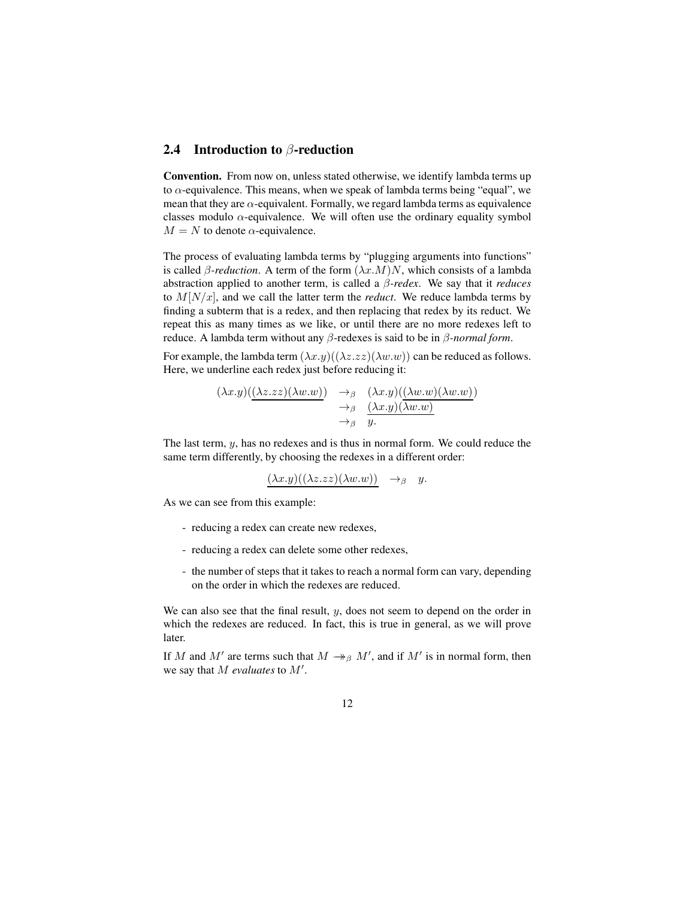## 2.4 Introduction to $\beta$-reduction

**Convention.** From now on, unless stated otherwise, we identify lambda terms up to $\alpha$-equivalence. This means, when we speak of lambda terms being "equal", we mean that they are $\alpha$-equivalent. Formally, we regard lambda terms as equivalence classes modulo $\alpha$-equivalence. We will often use the ordinary equality symbol $M = N$ to denote $\alpha$-equivalence.

The process of evaluating lambda terms by "plugging arguments into functions" is called $\beta$-*reduction*. A term of the form $(\lambda x.M)N$, which consists of a lambda abstraction applied to another term, is called a $\beta$-*redex*. We say that it *reduces* to $M[N/x]$, and we call the latter term the *reduct*. We reduce lambda terms by finding a subterm that is a redex, and then replacing that redex by its reduct. We repeat this as many times as we like, or until there are no more redexes left to reduce. A lambda term without any $\beta$-redexes is said to be in $\beta$-*normal form*.

For example, the lambda term $(\lambda x.y)((\lambda z.zz)(\lambda w.w))$ can be reduced as follows. Here, we underline each redex just before reducing it:

$$\begin{array}{lll}
(\lambda x.y)(\underline{(\lambda z.zz)(\lambda w.w)}) & \to_\beta & (\lambda x.y)(\underline{(\lambda w.w)(\lambda w.w)}) \\
& \to_\beta & \underline{(\lambda x.y)(\lambda w.w)} \\
& \to_\beta & y.
\end{array}$$

The last term, $y$, has no redexes and is thus in normal form. We could reduce the same term differently, by choosing the redexes in a different order:

$$\underline{(\lambda x.y)((\lambda z.zz)(\lambda w.w))} \quad \to_\beta \quad y.$$

As we can see from this example:

- reducing a redex can create new redexes,
- reducing a redex can delete some other redexes,
- the number of steps that it takes to reach a normal form can vary, depending on the order in which the redexes are reduced.

We can also see that the final result, $y$, does not seem to depend on the order in which the redexes are reduced. In fact, this is true in general, as we will prove later.

If $M$ and $M'$ are terms such that $M \twoheadrightarrow_\beta M'$, and if $M'$ is in normal form, then we say that $M$ *evaluates* to $M'$.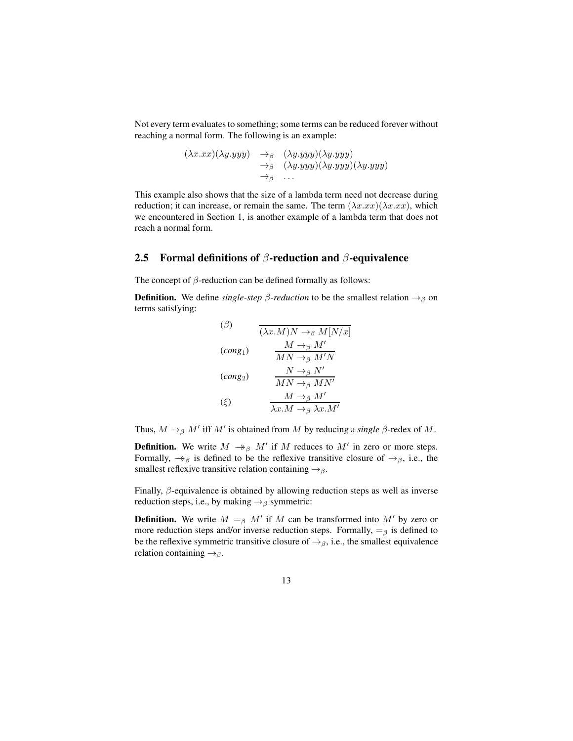Not every term evaluates to something; some terms can be reduced forever without reaching a normal form. The following is an example:

$$
\begin{array}{lll}
(\lambda x.xx)(\lambda y.yyy) & \to_\beta & (\lambda y.yyy)(\lambda y.yyy) \\
 & \to_\beta & (\lambda y.yyy)(\lambda y.yyy)(\lambda y.yyy) \\
 & \to_\beta & \ldots
\end{array}
$$

This example also shows that the size of a lambda term need not decrease during reduction; it can increase, or remain the same. The term $(\lambda x.xx)(\lambda x.xx)$, which we encountered in Section 1, is another example of a lambda term that does not reach a normal form.

## 2.5 Formal definitions of $\beta$-reduction and $\beta$-equivalence

The concept of $\beta$-reduction can be defined formally as follows:

**Definition.** We define *single-step $\beta$-reduction* to be the smallest relation $\to_\beta$ on terms satisfying:

$$
\begin{array}{ll}
(\beta) & \dfrac{}{(\lambda x.M)N \to_\beta M[N/x]} \\[2ex]
(\mathit{cong}_1) & \dfrac{M \to_\beta M'}{MN \to_\beta M'N} \\[2ex]
(\mathit{cong}_2) & \dfrac{N \to_\beta N'}{MN \to_\beta MN'} \\[2ex]
(\xi) & \dfrac{M \to_\beta M'}{\lambda x.M \to_\beta \lambda x.M'}
\end{array}
$$

Thus, $M \to_\beta M'$ iff $M'$ is obtained from $M$ by reducing a *single* $\beta$-redex of $M$.

**Definition.** We write $M \twoheadrightarrow_\beta M'$ if $M$ reduces to $M'$ in zero or more steps. Formally, $\twoheadrightarrow_\beta$ is defined to be the reflexive transitive closure of $\to_\beta$, i.e., the smallest reflexive transitive relation containing $\to_\beta$.

Finally, $\beta$-equivalence is obtained by allowing reduction steps as well as inverse reduction steps, i.e., by making $\to_\beta$ symmetric:

**Definition.** We write $M =_\beta M'$ if $M$ can be transformed into $M'$ by zero or more reduction steps and/or inverse reduction steps. Formally, $=_\beta$ is defined to be the reflexive symmetric transitive closure of $\to_\beta$, i.e., the smallest equivalence relation containing $\to_\beta$.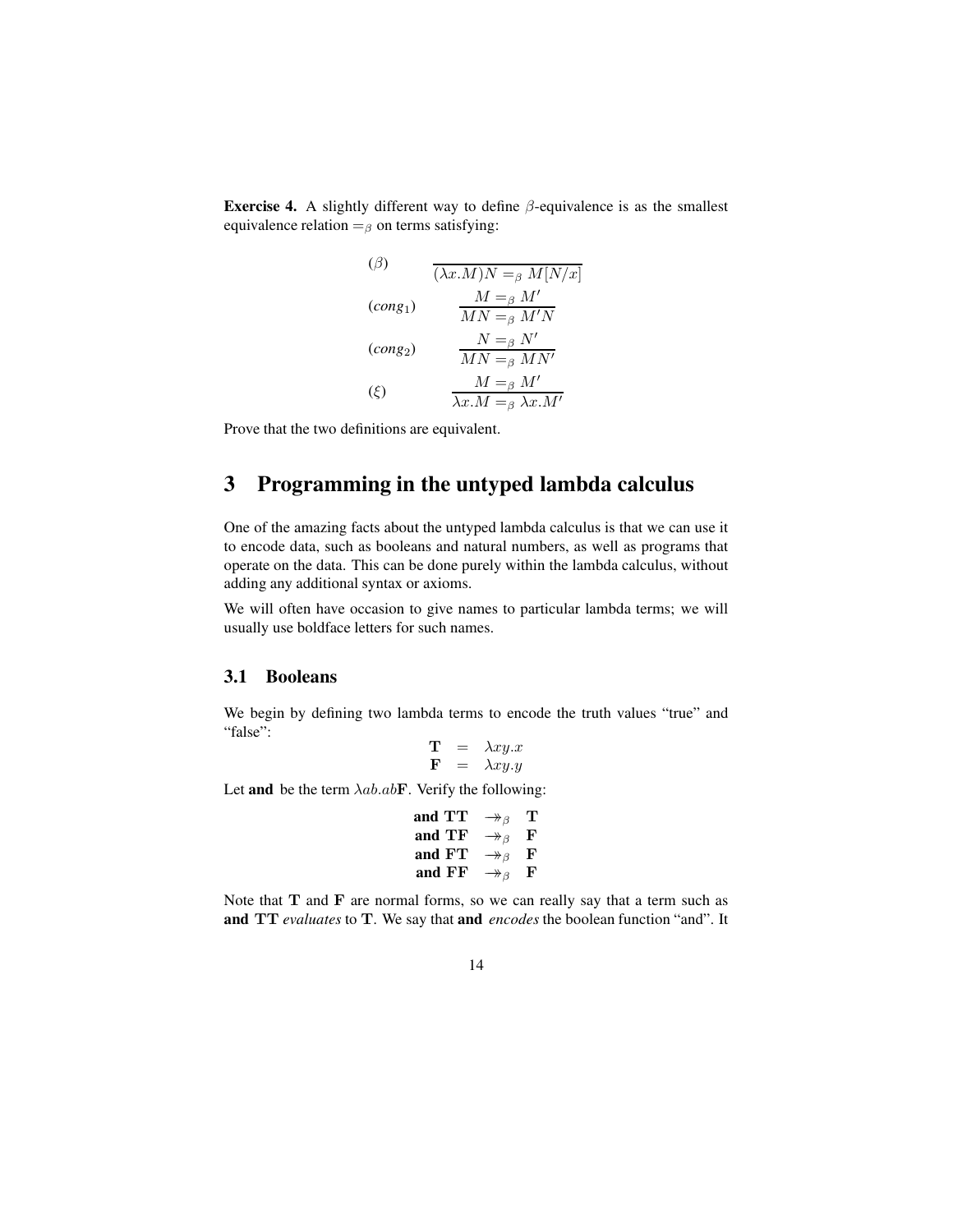**Exercise 4.** A slightly different way to define $\beta$-equivalence is as the smallest equivalence relation $=_\beta$ on terms satisfying:

$$(\beta) \qquad \frac{}{(\lambda x.M)N =_\beta M[N/x]}$$

$$(cong_1) \qquad \frac{M =_\beta M'}{MN =_\beta M'N}$$

$$(cong_2) \qquad \frac{N =_\beta N'}{MN =_\beta MN'}$$

$$(\xi) \qquad \frac{M =_\beta M'}{\lambda x.M =_\beta \lambda x.M'}$$

Prove that the two definitions are equivalent.

# 3 Programming in the untyped lambda calculus

One of the amazing facts about the untyped lambda calculus is that we can use it to encode data, such as booleans and natural numbers, as well as programs that operate on the data. This can be done purely within the lambda calculus, without adding any additional syntax or axioms.

We will often have occasion to give names to particular lambda terms; we will usually use boldface letters for such names.

## 3.1 Booleans

We begin by defining two lambda terms to encode the truth values "true" and "false":

$$\begin{array}{rcl} \mathbf{T} & = & \lambda xy.x \\ \mathbf{F} & = & \lambda xy.y \end{array}$$

Let **and** be the term $\lambda ab.ab\mathbf{F}$. Verify the following:

$$\begin{array}{rcl} \textbf{and } \mathbf{TT} & \twoheadrightarrow_\beta & \mathbf{T} \\ \textbf{and } \mathbf{TF} & \twoheadrightarrow_\beta & \mathbf{F} \\ \textbf{and } \mathbf{FT} & \twoheadrightarrow_\beta & \mathbf{F} \\ \textbf{and } \mathbf{FF} & \twoheadrightarrow_\beta & \mathbf{F} \end{array}$$

Note that $\mathbf{T}$ and $\mathbf{F}$ are normal forms, so we can really say that a term such as **and** $\mathbf{TT}$ *evaluates* to $\mathbf{T}$. We say that **and** *encodes* the boolean function "and". It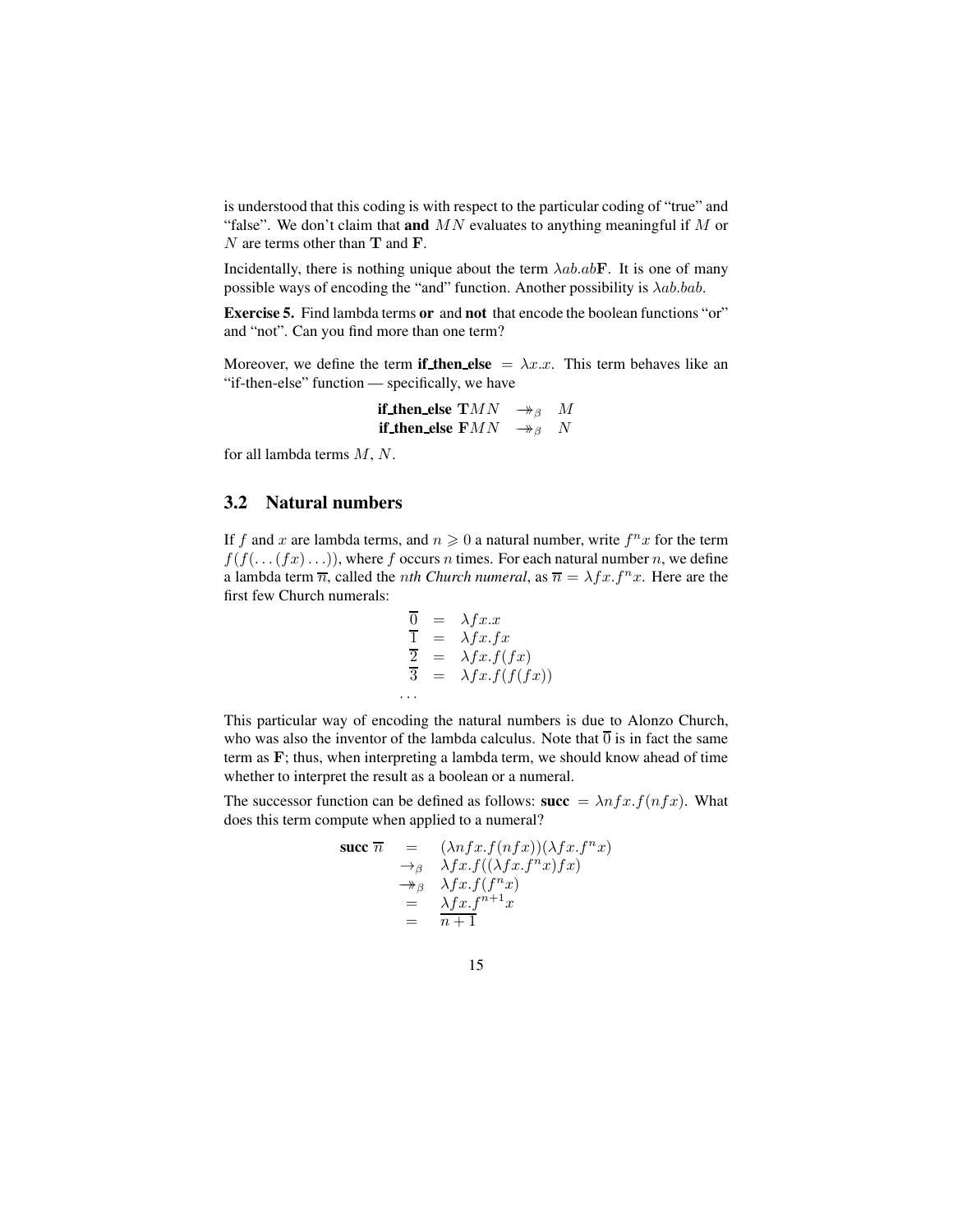is understood that this coding is with respect to the particular coding of "true" and "false". We don't claim that **and** $MN$ evaluates to anything meaningful if $M$ or $N$ are terms other than $\mathbf{T}$ and $\mathbf{F}$.

Incidentally, there is nothing unique about the term $\lambda ab.ab\mathbf{F}$. It is one of many possible ways of encoding the "and" function. Another possibility is $\lambda ab.bab$.

**Exercise 5.** Find lambda terms **or** and **not** that encode the boolean functions "or" and "not". Can you find more than one term?

Moreover, we define the term **if_then_else** $= \lambda x.x$. This term behaves like an "if-then-else" function — specifically, we have

$$\begin{array}{rcl} \textbf{if\_then\_else}\ \mathbf{T}MN & \twoheadrightarrow_\beta & M \\ \textbf{if\_then\_else}\ \mathbf{F}MN & \twoheadrightarrow_\beta & N \end{array}$$

for all lambda terms $M$, $N$.

## 3.2 Natural numbers

If $f$ and $x$ are lambda terms, and $n \geqslant 0$ a natural number, write $f^n x$ for the term $f(f(\ldots(fx)\ldots))$, where $f$ occurs $n$ times. For each natural number $n$, we define a lambda term $\overline{n}$, called the *nth Church numeral*, as $\overline{n} = \lambda fx.f^n x$. Here are the first few Church numerals:

$$\begin{array}{rcl} \overline{0} & = & \lambda fx.x \\ \overline{1} & = & \lambda fx.fx \\ \overline{2} & = & \lambda fx.f(fx) \\ \overline{3} & = & \lambda fx.f(f(fx)) \\ \ldots & & \end{array}$$

This particular way of encoding the natural numbers is due to Alonzo Church, who was also the inventor of the lambda calculus. Note that $\overline{0}$ is in fact the same term as $\mathbf{F}$; thus, when interpreting a lambda term, we should know ahead of time whether to interpret the result as a boolean or a numeral.

The successor function can be defined as follows: **succ** $= \lambda nfx.f(nfx)$. What does this term compute when applied to a numeral?

$$\begin{array}{rcl} \textbf{succ}\ \overline{n} & = & (\lambda nfx.f(nfx))(\lambda fx.f^n x) \\ & \to_\beta & \lambda fx.f((\lambda fx.f^n x)fx) \\ & \twoheadrightarrow_\beta & \lambda fx.f(f^n x) \\ & = & \lambda fx.f^{n+1}x \\ & = & \overline{n+1} \end{array}$$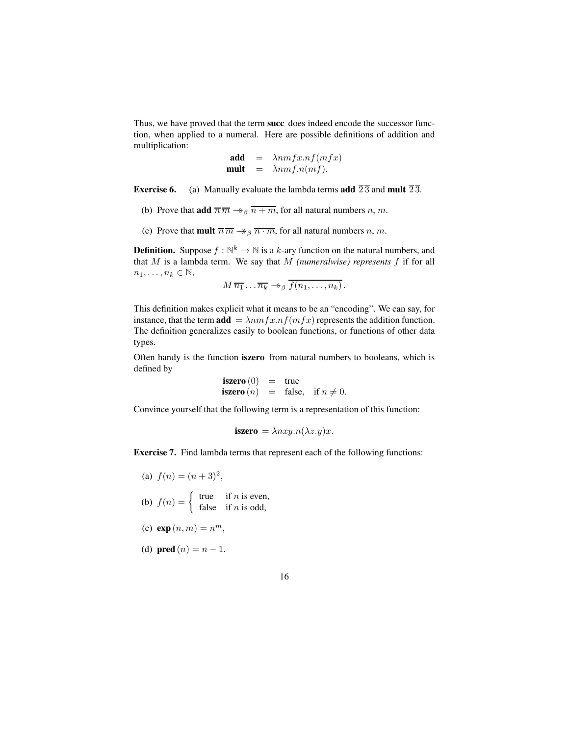Thus, we have proved that the term **succ** does indeed encode the successor function, when applied to a numeral. Here are possible definitions of addition and multiplication:

$$\begin{array}{rcl} \textbf{add} & = & \lambda nmfx.nf(mfx) \\ \textbf{mult} & = & \lambda nmf.n(mf). \end{array}$$

**Exercise 6.** (a) Manually evaluate the lambda terms **add** $\overline{2}\,\overline{3}$ and **mult** $\overline{2}\,\overline{3}$.

(b) Prove that **add** $\overline{n}\,\overline{m} \twoheadrightarrow_\beta \overline{n+m}$, for all natural numbers $n$, $m$.

(c) Prove that **mult** $\overline{n}\,\overline{m} \twoheadrightarrow_\beta \overline{n \cdot m}$, for all natural numbers $n$, $m$.

**Definition.** Suppose $f : \mathbb{N}^k \to \mathbb{N}$ is a $k$-ary function on the natural numbers, and that $M$ is a lambda term. We say that $M$ *(numeralwise) represents* $f$ if for all $n_1, \ldots, n_k \in \mathbb{N}$,

$$M\,\overline{n_1} \ldots \overline{n_k} \twoheadrightarrow_\beta \overline{f(n_1, \ldots, n_k)}\,.$$

This definition makes explicit what it means to be an "encoding". We can say, for instance, that the term **add** $= \lambda nmfx.nf(mfx)$ represents the addition function. The definition generalizes easily to boolean functions, or functions of other data types.

Often handy is the function **iszero** from natural numbers to booleans, which is defined by

$$\begin{array}{rcl} \textbf{iszero}\,(0) & = & \text{true} \\ \textbf{iszero}\,(n) & = & \text{false}, \quad \text{if } n \neq 0. \end{array}$$

Convince yourself that the following term is a representation of this function:

$$\textbf{iszero} = \lambda nxy.n(\lambda z.y)x.$$

**Exercise 7.** Find lambda terms that represent each of the following functions:

(a) $f(n) = (n+3)^2$,

(b) $f(n) = \begin{cases} \text{true} & \text{if } n \text{ is even,} \\ \text{false} & \text{if } n \text{ is odd,} \end{cases}$

(c) $\textbf{exp}\,(n, m) = n^m$,

(d) $\textbf{pred}\,(n) = n - 1$.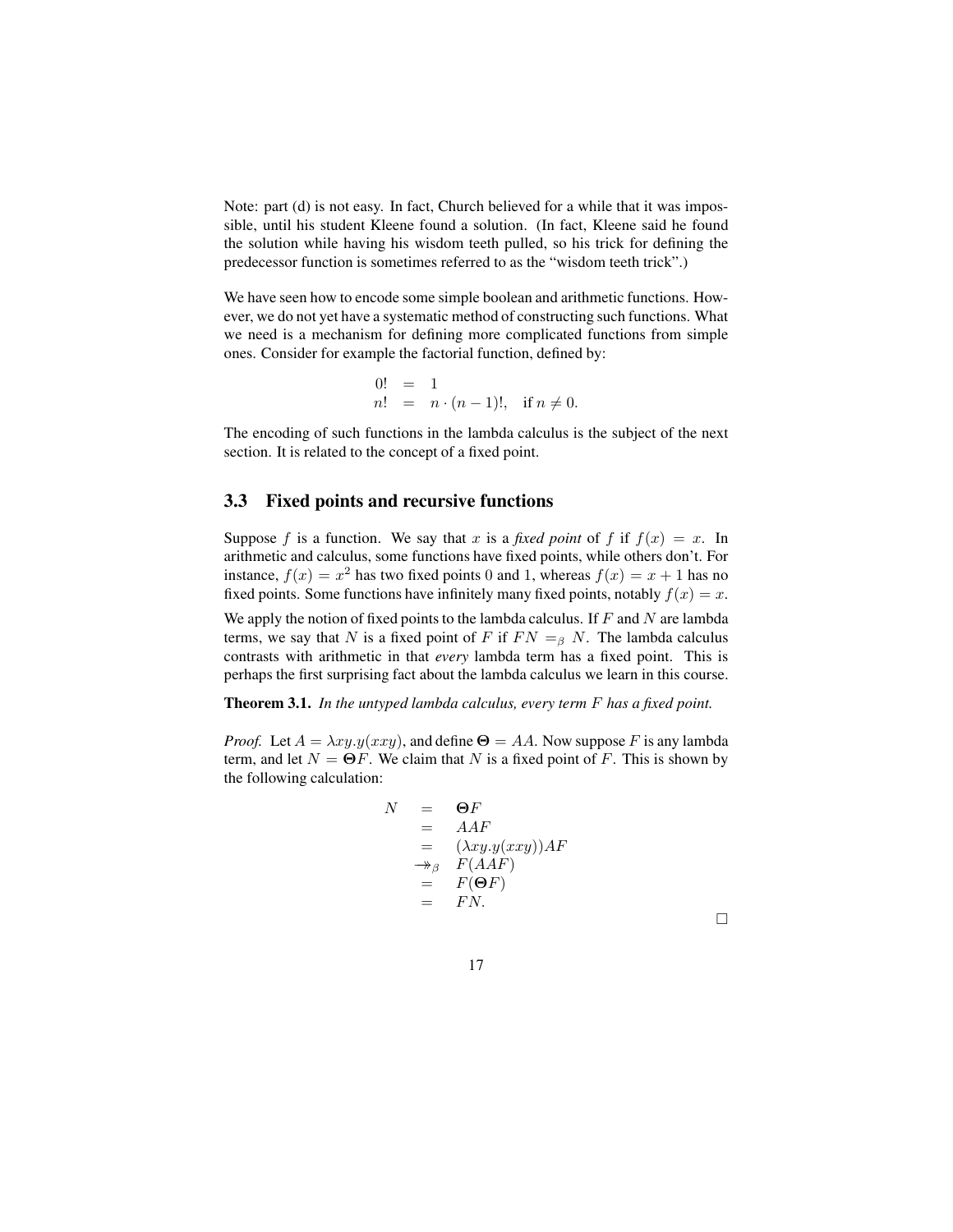Note: part (d) is not easy. In fact, Church believed for a while that it was impossible, until his student Kleene found a solution. (In fact, Kleene said he found the solution while having his wisdom teeth pulled, so his trick for defining the predecessor function is sometimes referred to as the "wisdom teeth trick".)

We have seen how to encode some simple boolean and arithmetic functions. However, we do not yet have a systematic method of constructing such functions. What we need is a mechanism for defining more complicated functions from simple ones. Consider for example the factorial function, defined by:

$$\begin{array}{rcl} 0! & = & 1 \\ n! & = & n \cdot (n-1)!, \quad \text{if } n \neq 0. \end{array}$$

The encoding of such functions in the lambda calculus is the subject of the next section. It is related to the concept of a fixed point.

## 3.3 Fixed points and recursive functions

Suppose $f$ is a function. We say that $x$ is a *fixed point* of $f$ if $f(x) = x$. In arithmetic and calculus, some functions have fixed points, while others don't. For instance, $f(x) = x^2$ has two fixed points 0 and 1, whereas $f(x) = x + 1$ has no fixed points. Some functions have infinitely many fixed points, notably $f(x) = x$.

We apply the notion of fixed points to the lambda calculus. If $F$ and $N$ are lambda terms, we say that $N$ is a fixed point of $F$ if $FN =_\beta N$. The lambda calculus contrasts with arithmetic in that *every* lambda term has a fixed point. This is perhaps the first surprising fact about the lambda calculus we learn in this course.

**Theorem 3.1.** *In the untyped lambda calculus, every term $F$ has a fixed point.*

*Proof.* Let $A = \lambda xy.y(xxy)$, and define $\mathbf{\Theta} = AA$. Now suppose $F$ is any lambda term, and let $N = \mathbf{\Theta}F$. We claim that $N$ is a fixed point of $F$. This is shown by the following calculation:

$$\begin{array}{rcl} N & = & \mathbf{\Theta}F \\ & = & AAF \\ & = & (\lambda xy.y(xxy))AF \\ & \twoheadrightarrow_\beta & F(AAF) \\ & = & F(\mathbf{\Theta}F) \\ & = & FN. \end{array}$$

$\square$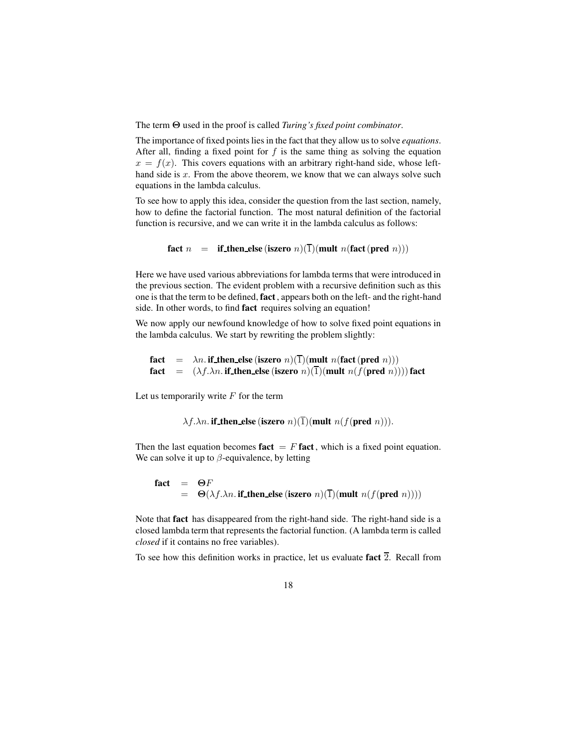The term $\mathbf{\Theta}$ used in the proof is called *Turing's fixed point combinator*.

The importance of fixed points lies in the fact that they allow us to solve *equations*. After all, finding a fixed point for $f$ is the same thing as solving the equation $x = f(x)$. This covers equations with an arbitrary right-hand side, whose left-hand side is $x$. From the above theorem, we know that we can always solve such equations in the lambda calculus.

To see how to apply this idea, consider the question from the last section, namely, how to define the factorial function. The most natural definition of the factorial function is recursive, and we can write it in the lambda calculus as follows:

$$\mathbf{fact}\ n \quad = \quad \mathbf{if\_then\_else}\,(\mathbf{iszero}\ n)(\overline{1})(\mathbf{mult}\ n(\mathbf{fact}\,(\mathbf{pred}\ n)))$$

Here we have used various abbreviations for lambda terms that were introduced in the previous section. The evident problem with a recursive definition such as this one is that the term to be defined, **fact**, appears both on the left- and the right-hand side. In other words, to find **fact** requires solving an equation!

We now apply our newfound knowledge of how to solve fixed point equations in the lambda calculus. We start by rewriting the problem slightly:

$$\begin{array}{lcl} \mathbf{fact} & = & \lambda n.\,\mathbf{if\_then\_else}\,(\mathbf{iszero}\ n)(\overline{1})(\mathbf{mult}\ n(\mathbf{fact}\,(\mathbf{pred}\ n))) \\ \mathbf{fact} & = & (\lambda f.\lambda n.\,\mathbf{if\_then\_else}\,(\mathbf{iszero}\ n)(\overline{1})(\mathbf{mult}\ n(f(\mathbf{pred}\ n))))\,\mathbf{fact} \end{array}$$

Let us temporarily write $F$ for the term

$$\lambda f.\lambda n.\,\mathbf{if\_then\_else}\,(\mathbf{iszero}\ n)(\overline{1})(\mathbf{mult}\ n(f(\mathbf{pred}\ n))).$$

Then the last equation becomes $\mathbf{fact} = F\,\mathbf{fact}$, which is a fixed point equation. We can solve it up to $\beta$-equivalence, by letting

$$\begin{array}{lcl} \mathbf{fact} & = & \mathbf{\Theta} F \\ & = & \mathbf{\Theta}(\lambda f.\lambda n.\,\mathbf{if\_then\_else}\,(\mathbf{iszero}\ n)(\overline{1})(\mathbf{mult}\ n(f(\mathbf{pred}\ n)))) \end{array}$$

Note that **fact** has disappeared from the right-hand side. The right-hand side is a closed lambda term that represents the factorial function. (A lambda term is called *closed* if it contains no free variables).

To see how this definition works in practice, let us evaluate $\mathbf{fact}\ \overline{2}$. Recall from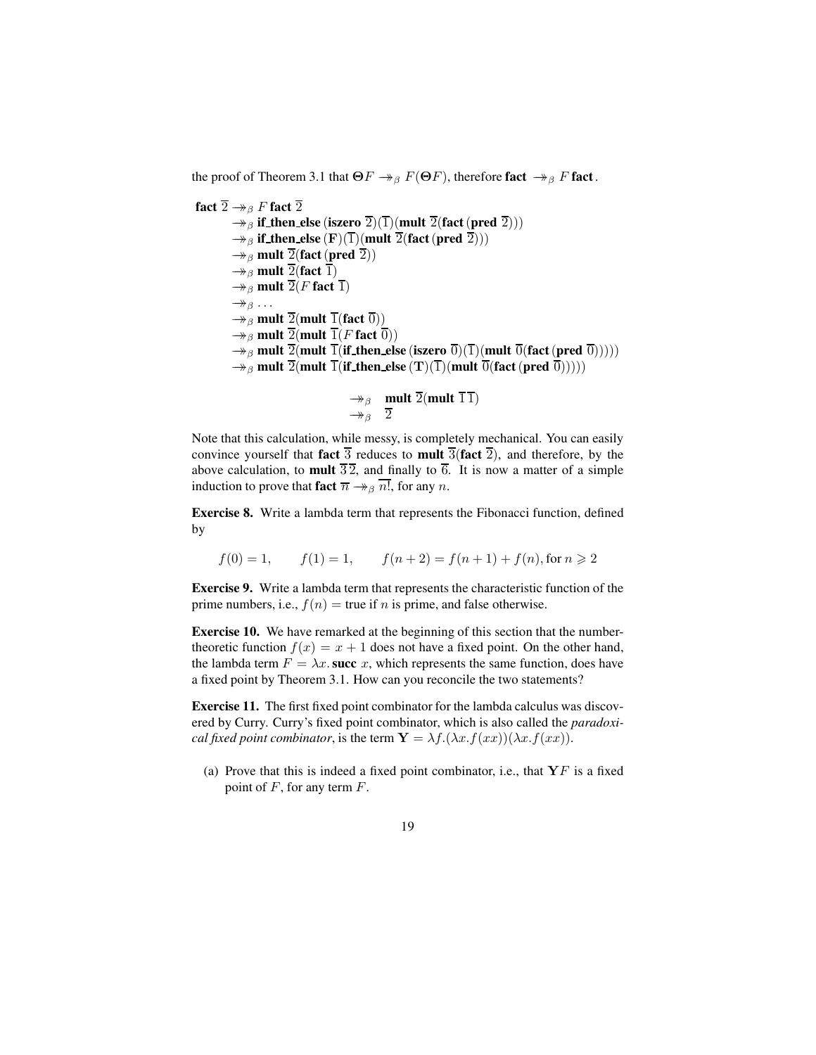the proof of Theorem 3.1 that $\mathbf{\Theta} F \twoheadrightarrow_\beta F(\mathbf{\Theta} F)$, therefore $\mathbf{fact} \twoheadrightarrow_\beta F\,\mathbf{fact}$.

$$
\begin{aligned}
\mathbf{fact}\ \overline{2} &\twoheadrightarrow_\beta F\ \mathbf{fact}\ \overline{2} \\
&\twoheadrightarrow_\beta \mathbf{if\_then\_else}\,(\mathbf{iszero}\ \overline{2})(\overline{1})(\mathbf{mult}\ \overline{2}(\mathbf{fact}\,(\mathbf{pred}\ \overline{2}))) \\
&\twoheadrightarrow_\beta \mathbf{if\_then\_else}\,(\mathbf{F})(\overline{1})(\mathbf{mult}\ \overline{2}(\mathbf{fact}\,(\mathbf{pred}\ \overline{2}))) \\
&\twoheadrightarrow_\beta \mathbf{mult}\ \overline{2}(\mathbf{fact}\,(\mathbf{pred}\ \overline{2})) \\
&\twoheadrightarrow_\beta \mathbf{mult}\ \overline{2}(\mathbf{fact}\ \overline{1}) \\
&\twoheadrightarrow_\beta \mathbf{mult}\ \overline{2}(F\ \mathbf{fact}\ \overline{1}) \\
&\twoheadrightarrow_\beta \ldots \\
&\twoheadrightarrow_\beta \mathbf{mult}\ \overline{2}(\mathbf{mult}\ \overline{1}(\mathbf{fact}\ \overline{0})) \\
&\twoheadrightarrow_\beta \mathbf{mult}\ \overline{2}(\mathbf{mult}\ \overline{1}(F\ \mathbf{fact}\ \overline{0})) \\
&\twoheadrightarrow_\beta \mathbf{mult}\ \overline{2}(\mathbf{mult}\ \overline{1}(\mathbf{if\_then\_else}\,(\mathbf{iszero}\ \overline{0})(\overline{1})(\mathbf{mult}\ \overline{0}(\mathbf{fact}\,(\mathbf{pred}\ \overline{0}))))) \\
&\twoheadrightarrow_\beta \mathbf{mult}\ \overline{2}(\mathbf{mult}\ \overline{1}(\mathbf{if\_then\_else}\,(\mathbf{T})(\overline{1})(\mathbf{mult}\ \overline{0}(\mathbf{fact}\,(\mathbf{pred}\ \overline{0}))))) \\
&\twoheadrightarrow_\beta \mathbf{mult}\ \overline{2}(\mathbf{mult}\ \overline{1}\,\overline{1}) \\
&\twoheadrightarrow_\beta \overline{2}
\end{aligned}
$$

Note that this calculation, while messy, is completely mechanical. You can easily convince yourself that $\mathbf{fact}\ \overline{3}$ reduces to $\mathbf{mult}\ \overline{3}(\mathbf{fact}\ \overline{2})$, and therefore, by the above calculation, to $\mathbf{mult}\ \overline{3}\,\overline{2}$, and finally to $\overline{6}$. It is now a matter of a simple induction to prove that $\mathbf{fact}\ \overline{n} \twoheadrightarrow_\beta \overline{n!}$, for any $n$.

**Exercise 8.** Write a lambda term that represents the Fibonacci function, defined by

$$f(0) = 1, \qquad f(1) = 1, \qquad f(n+2) = f(n+1) + f(n), \text{ for } n \geqslant 2$$

**Exercise 9.** Write a lambda term that represents the characteristic function of the prime numbers, i.e., $f(n) =$ true if $n$ is prime, and false otherwise.

**Exercise 10.** We have remarked at the beginning of this section that the number-theoretic function $f(x) = x + 1$ does not have a fixed point. On the other hand, the lambda term $F = \lambda x.\,\mathbf{succ}\ x$, which represents the same function, does have a fixed point by Theorem 3.1. How can you reconcile the two statements?

**Exercise 11.** The first fixed point combinator for the lambda calculus was discovered by Curry. Curry's fixed point combinator, which is also called the *paradoxical fixed point combinator*, is the term $\mathbf{Y} = \lambda f.(\lambda x.f(xx))(\lambda x.f(xx))$.

(a) Prove that this is indeed a fixed point combinator, i.e., that $\mathbf{Y}F$ is a fixed point of $F$, for any term $F$.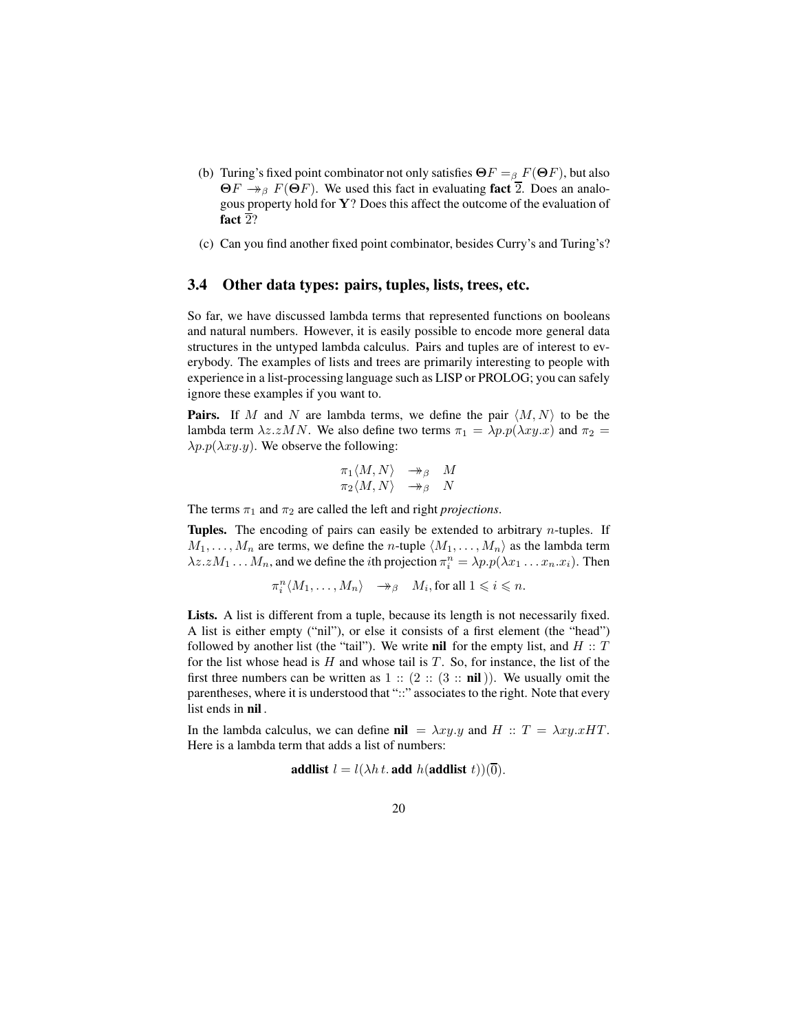(b) Turing's fixed point combinator not only satisfies $\mathbf{\Theta}F =_\beta F(\mathbf{\Theta}F)$, but also $\mathbf{\Theta}F \twoheadrightarrow_\beta F(\mathbf{\Theta}F)$. We used this fact in evaluating **fact** $\overline{2}$. Does an analogous property hold for $\mathbf{Y}$? Does this affect the outcome of the evaluation of **fact** $\overline{2}$?

(c) Can you find another fixed point combinator, besides Curry's and Turing's?

## 3.4 Other data types: pairs, tuples, lists, trees, etc.

So far, we have discussed lambda terms that represented functions on booleans and natural numbers. However, it is easily possible to encode more general data structures in the untyped lambda calculus. Pairs and tuples are of interest to everybody. The examples of lists and trees are primarily interesting to people with experience in a list-processing language such as LISP or PROLOG; you can safely ignore these examples if you want to.

**Pairs.** If $M$ and $N$ are lambda terms, we define the pair $\langle M, N\rangle$ to be the lambda term $\lambda z.zMN$. We also define two terms $\pi_1 = \lambda p.p(\lambda xy.x)$ and $\pi_2 = \lambda p.p(\lambda xy.y)$. We observe the following:

$$\begin{array}{lll} \pi_1\langle M, N\rangle & \twoheadrightarrow_\beta & M \\ \pi_2\langle M, N\rangle & \twoheadrightarrow_\beta & N \end{array}$$

The terms $\pi_1$ and $\pi_2$ are called the left and right *projections*.

**Tuples.** The encoding of pairs can easily be extended to arbitrary $n$-tuples. If $M_1, \ldots, M_n$ are terms, we define the $n$-tuple $\langle M_1, \ldots, M_n\rangle$ as the lambda term $\lambda z.zM_1 \ldots M_n$, and we define the $i$th projection $\pi_i^n = \lambda p.p(\lambda x_1 \ldots x_n.x_i)$. Then

$$\pi_i^n\langle M_1, \ldots, M_n\rangle \quad \twoheadrightarrow_\beta \quad M_i, \text{for all } 1 \leqslant i \leqslant n.$$

**Lists.** A list is different from a tuple, because its length is not necessarily fixed. A list is either empty ("nil"), or else it consists of a first element (the "head") followed by another list (the "tail"). We write **nil** for the empty list, and $H :: T$ for the list whose head is $H$ and whose tail is $T$. So, for instance, the list of the first three numbers can be written as $1 :: (2 :: (3 :: \textbf{nil}))$. We usually omit the parentheses, where it is understood that "::" associates to the right. Note that every list ends in **nil**.

In the lambda calculus, we can define $\textbf{nil} = \lambda xy.y$ and $H :: T = \lambda xy.xHT$. Here is a lambda term that adds a list of numbers:

$$\textbf{addlist}\ l = l(\lambda h\, t.\, \textbf{add}\ h(\textbf{addlist}\ t))(\overline{0}).$$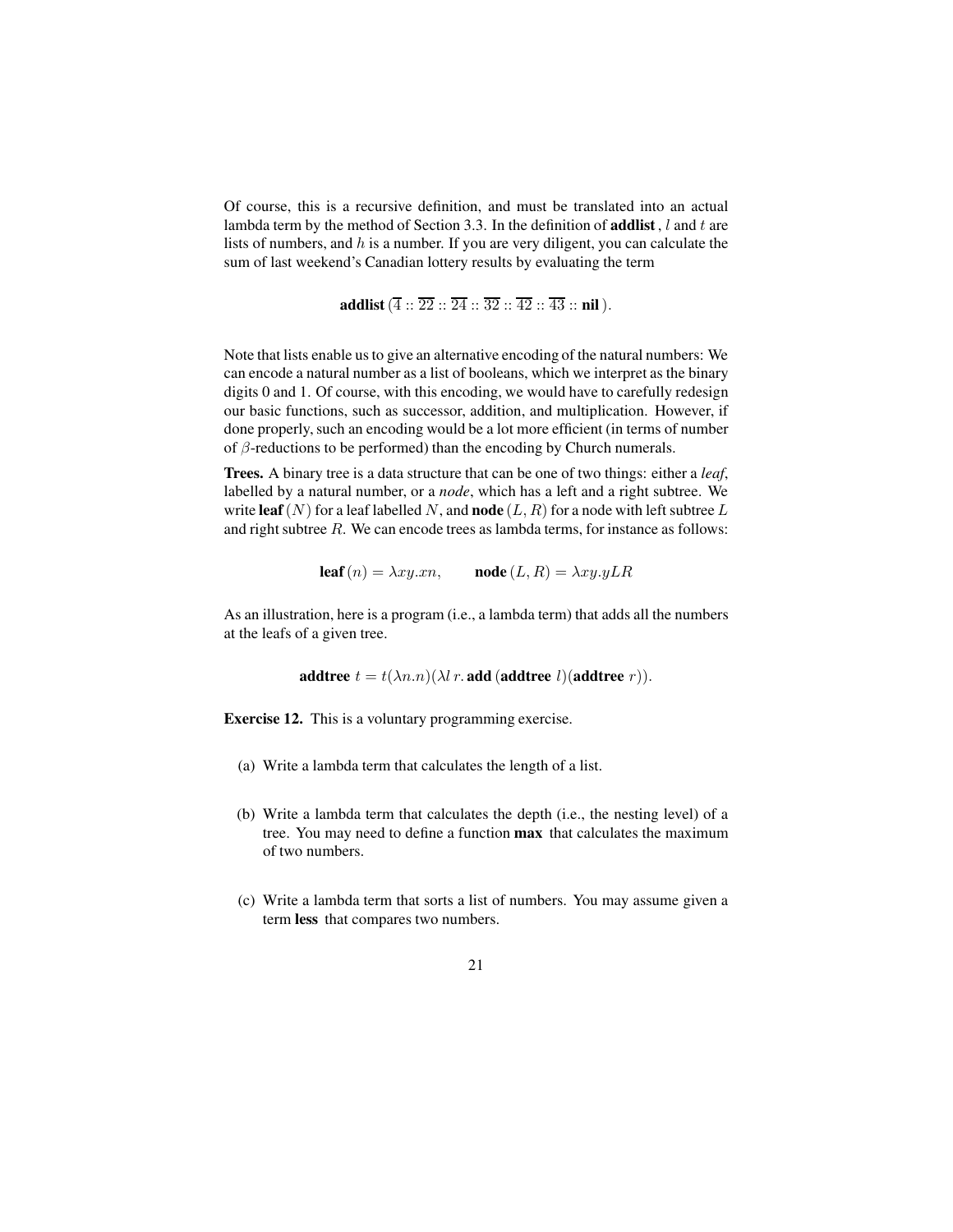Of course, this is a recursive definition, and must be translated into an actual lambda term by the method of Section 3.3. In the definition of **addlist**, $l$ and $t$ are lists of numbers, and $h$ is a number. If you are very diligent, you can calculate the sum of last weekend's Canadian lottery results by evaluating the term

$$\textbf{addlist}\,(\overline{4} :: \overline{22} :: \overline{24} :: \overline{32} :: \overline{42} :: \overline{43} :: \textbf{nil}\,).$$

Note that lists enable us to give an alternative encoding of the natural numbers: We can encode a natural number as a list of booleans, which we interpret as the binary digits 0 and 1. Of course, with this encoding, we would have to carefully redesign our basic functions, such as successor, addition, and multiplication. However, if done properly, such an encoding would be a lot more efficient (in terms of number of $\beta$-reductions to be performed) than the encoding by Church numerals.

**Trees.** A binary tree is a data structure that can be one of two things: either a *leaf*, labelled by a natural number, or a *node*, which has a left and a right subtree. We write **leaf** $(N)$ for a leaf labelled $N$, and **node** $(L, R)$ for a node with left subtree $L$ and right subtree $R$. We can encode trees as lambda terms, for instance as follows:

$$\textbf{leaf}\,(n) = \lambda xy.xn, \qquad \textbf{node}\,(L, R) = \lambda xy.yLR$$

As an illustration, here is a program (i.e., a lambda term) that adds all the numbers at the leafs of a given tree.

$$\textbf{addtree}\ t = t(\lambda n.n)(\lambda l\,r.\,\textbf{add}\,(\textbf{addtree}\ l)(\textbf{addtree}\ r)).$$

**Exercise 12.** This is a voluntary programming exercise.

(a) Write a lambda term that calculates the length of a list.

(b) Write a lambda term that calculates the depth (i.e., the nesting level) of a tree. You may need to define a function **max** that calculates the maximum of two numbers.

(c) Write a lambda term that sorts a list of numbers. You may assume given a term **less** that compares two numbers.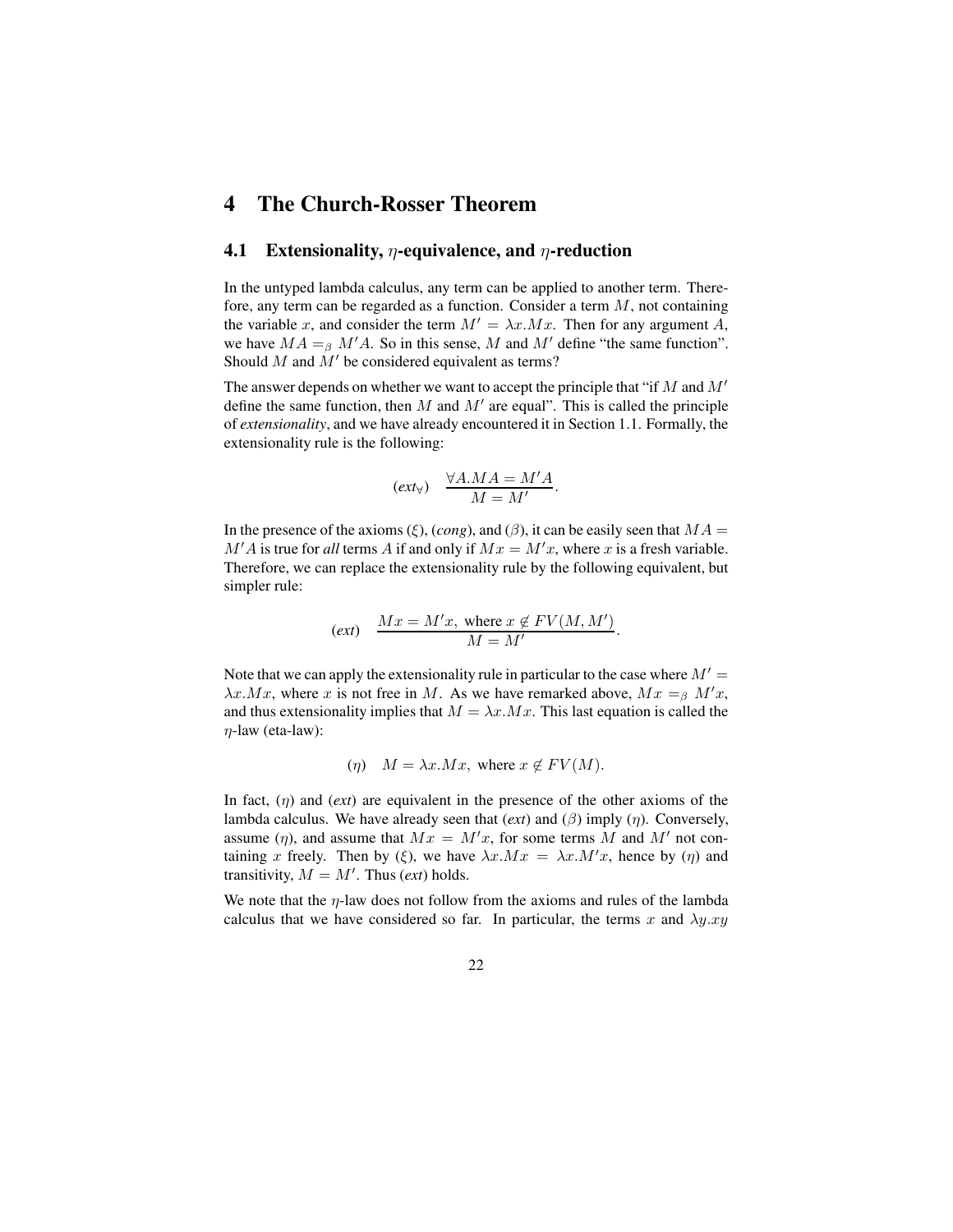# 4 The Church-Rosser Theorem

## 4.1 Extensionality, $\eta$-equivalence, and $\eta$-reduction

In the untyped lambda calculus, any term can be applied to another term. Therefore, any term can be regarded as a function. Consider a term $M$, not containing the variable $x$, and consider the term $M' = \lambda x.Mx$. Then for any argument $A$, we have $MA =_\beta M'A$. So in this sense, $M$ and $M'$ define "the same function". Should $M$ and $M'$ be considered equivalent as terms?

The answer depends on whether we want to accept the principle that "if $M$ and $M'$ define the same function, then $M$ and $M'$ are equal". This is called the principle of *extensionality*, and we have already encountered it in Section 1.1. Formally, the extensionality rule is the following:

$$(\mathit{ext}_\forall) \quad \frac{\forall A.MA = M'A}{M = M'}.$$

In the presence of the axioms ($\xi$), (*cong*), and ($\beta$), it can be easily seen that $MA = M'A$ is true for *all* terms $A$ if and only if $Mx = M'x$, where $x$ is a fresh variable. Therefore, we can replace the extensionality rule by the following equivalent, but simpler rule:

$$(\mathit{ext}) \quad \frac{Mx = M'x, \text{ where } x \notin FV(M, M')}{M = M'}.$$

Note that we can apply the extensionality rule in particular to the case where $M' = \lambda x.Mx$, where $x$ is not free in $M$. As we have remarked above, $Mx =_\beta M'x$, and thus extensionality implies that $M = \lambda x.Mx$. This last equation is called the $\eta$-law (eta-law):

$$(\eta) \quad M = \lambda x.Mx, \text{ where } x \notin FV(M).$$

In fact, ($\eta$) and (*ext*) are equivalent in the presence of the other axioms of the lambda calculus. We have already seen that (*ext*) and ($\beta$) imply ($\eta$). Conversely, assume ($\eta$), and assume that $Mx = M'x$, for some terms $M$ and $M'$ not containing $x$ freely. Then by ($\xi$), we have $\lambda x.Mx = \lambda x.M'x$, hence by ($\eta$) and transitivity, $M = M'$. Thus (*ext*) holds.

We note that the $\eta$-law does not follow from the axioms and rules of the lambda calculus that we have considered so far. In particular, the terms $x$ and $\lambda y.xy$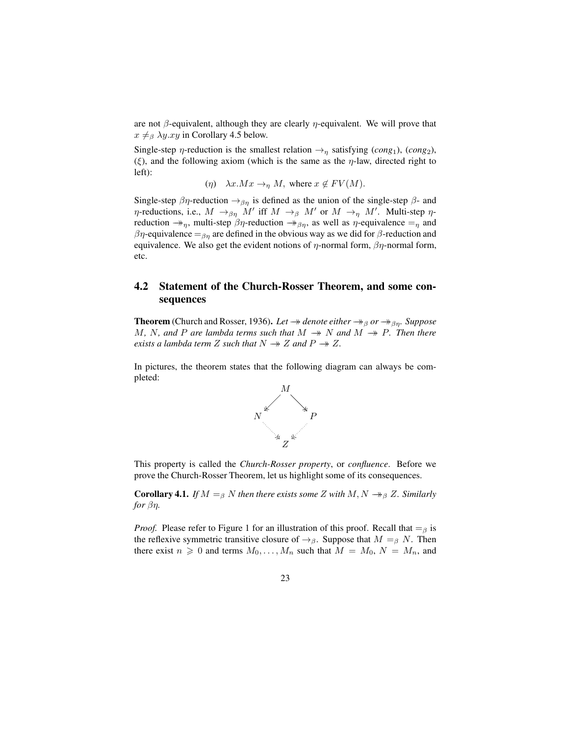are not $\beta$-equivalent, although they are clearly $\eta$-equivalent. We will prove that $x \neq_\beta \lambda y.xy$ in Corollary 4.5 below.

Single-step $\eta$-reduction is the smallest relation $\to_\eta$ satisfying (*cong*$_1$), (*cong*$_2$), ($\xi$), and the following axiom (which is the same as the $\eta$-law, directed right to left):

$$(\eta) \quad \lambda x.Mx \to_\eta M, \text{ where } x \notin FV(M).$$

Single-step $\beta\eta$-reduction $\to_{\beta\eta}$ is defined as the union of the single-step $\beta$- and $\eta$-reductions, i.e., $M \to_{\beta\eta} M'$ iff $M \to_\beta M'$ or $M \to_\eta M'$. Multi-step $\eta$-reduction $\twoheadrightarrow_\eta$, multi-step $\beta\eta$-reduction $\twoheadrightarrow_{\beta\eta}$, as well as $\eta$-equivalence $=_\eta$ and $\beta\eta$-equivalence $=_{\beta\eta}$ are defined in the obvious way as we did for $\beta$-reduction and equivalence. We also get the evident notions of $\eta$-normal form, $\beta\eta$-normal form, etc.

## 4.2 Statement of the Church-Rosser Theorem, and some consequences

**Theorem** (Church and Rosser, 1936). *Let $\twoheadrightarrow$ denote either $\twoheadrightarrow_\beta$ or $\twoheadrightarrow_{\beta\eta}$. Suppose $M$, $N$, and $P$ are lambda terms such that $M \twoheadrightarrow N$ and $M \twoheadrightarrow P$. Then there exists a lambda term $Z$ such that $N \twoheadrightarrow Z$ and $P \twoheadrightarrow Z$.*

In pictures, the theorem states that the following diagram can always be completed:

$$\begin{array}{ccccc} & & M & & \\ & \swarrow & & \searrow & \\ N & & & & P \\ & \searrow & & \swarrow & \\ & & Z & & \end{array}$$

This property is called the *Church-Rosser property*, or *confluence*. Before we prove the Church-Rosser Theorem, let us highlight some of its consequences.

**Corollary 4.1.** *If $M =_\beta N$ then there exists some $Z$ with $M, N \twoheadrightarrow_\beta Z$. Similarly for $\beta\eta$.*

*Proof.* Please refer to Figure 1 for an illustration of this proof. Recall that $=_\beta$ is the reflexive symmetric transitive closure of $\to_\beta$. Suppose that $M =_\beta N$. Then there exist $n \geqslant 0$ and terms $M_0, \ldots, M_n$ such that $M = M_0$, $N = M_n$, and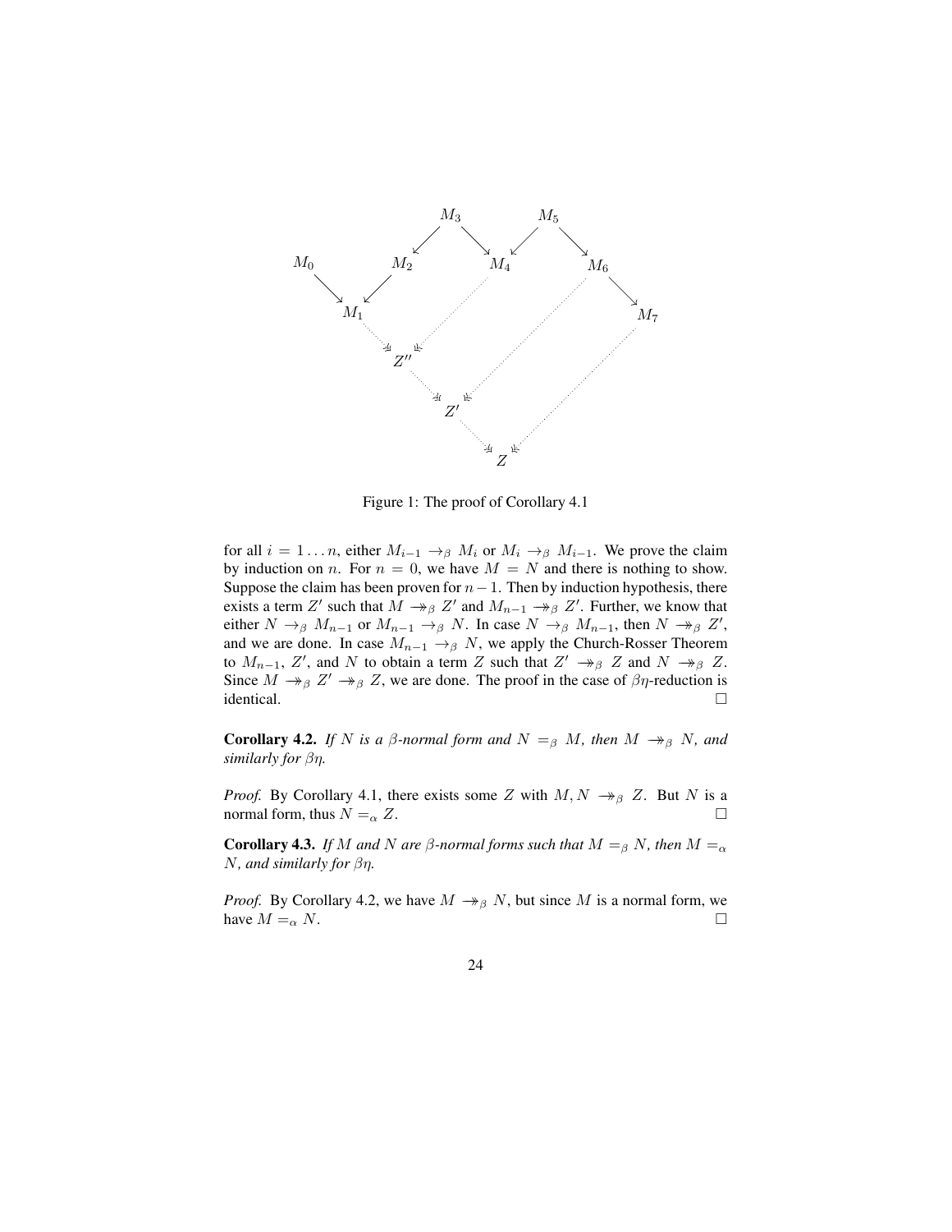Figure 1: The proof of Corollary 4.1

for all $i = 1 \dots n$, either $M_{i-1} \to_\beta M_i$ or $M_i \to_\beta M_{i-1}$. We prove the claim by induction on $n$. For $n = 0$, we have $M = N$ and there is nothing to show. Suppose the claim has been proven for $n-1$. Then by induction hypothesis, there exists a term $Z'$ such that $M \twoheadrightarrow_\beta Z'$ and $M_{n-1} \twoheadrightarrow_\beta Z'$. Further, we know that either $N \to_\beta M_{n-1}$ or $M_{n-1} \to_\beta N$. In case $N \to_\beta M_{n-1}$, then $N \twoheadrightarrow_\beta Z'$, and we are done. In case $M_{n-1} \to_\beta N$, we apply the Church-Rosser Theorem to $M_{n-1}$, $Z'$, and $N$ to obtain a term $Z$ such that $Z' \twoheadrightarrow_\beta Z$ and $N \twoheadrightarrow_\beta Z$. Since $M \twoheadrightarrow_\beta Z' \twoheadrightarrow_\beta Z$, we are done. The proof in the case of $\beta\eta$-reduction is identical. □

**Corollary 4.2.** *If $N$ is a $\beta$-normal form and $N =_\beta M$, then $M \twoheadrightarrow_\beta N$, and similarly for $\beta\eta$.*

*Proof.* By Corollary 4.1, there exists some $Z$ with $M, N \twoheadrightarrow_\beta Z$. But $N$ is a normal form, thus $N =_\alpha Z$. □

**Corollary 4.3.** *If $M$ and $N$ are $\beta$-normal forms such that $M =_\beta N$, then $M =_\alpha N$, and similarly for $\beta\eta$.*

*Proof.* By Corollary 4.2, we have $M \twoheadrightarrow_\beta N$, but since $M$ is a normal form, we have $M =_\alpha N$. □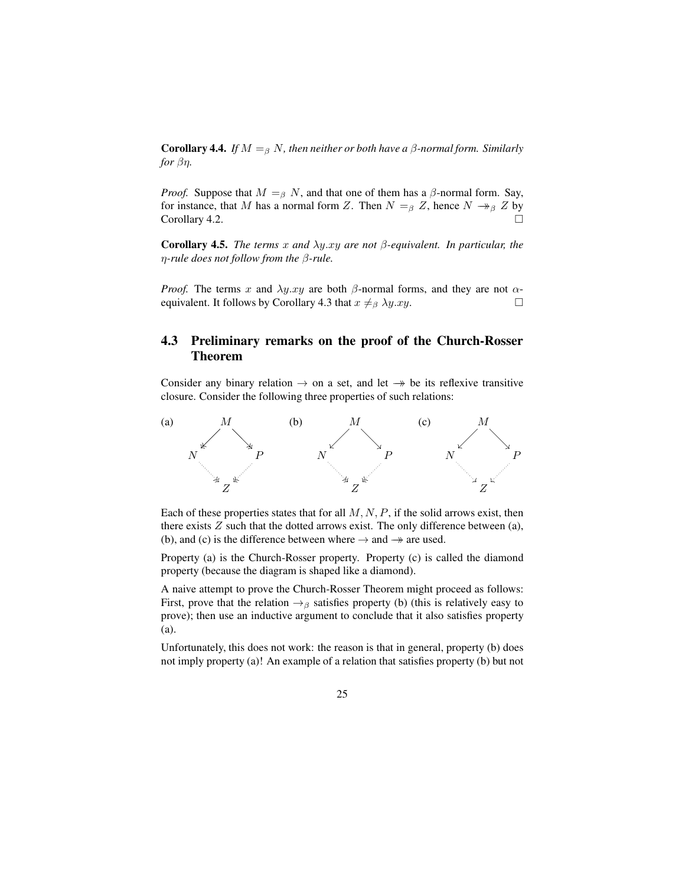**Corollary 4.4.** *If $M =_\beta N$, then neither or both have a $\beta$-normal form. Similarly for $\beta\eta$.*

*Proof.* Suppose that $M =_\beta N$, and that one of them has a $\beta$-normal form. Say, for instance, that $M$ has a normal form $Z$. Then $N =_\beta Z$, hence $N \twoheadrightarrow_\beta Z$ by Corollary 4.2. $\square$

**Corollary 4.5.** *The terms $x$ and $\lambda y.xy$ are not $\beta$-equivalent. In particular, the $\eta$-rule does not follow from the $\beta$-rule.*

*Proof.* The terms $x$ and $\lambda y.xy$ are both $\beta$-normal forms, and they are not $\alpha$-equivalent. It follows by Corollary 4.3 that $x \neq_\beta \lambda y.xy$. $\square$

## 4.3 Preliminary remarks on the proof of the Church-Rosser Theorem

Consider any binary relation $\to$ on a set, and let $\twoheadrightarrow$ be its reflexive transitive closure. Consider the following three properties of such relations:

(a) $M \twoheadrightarrow N$, $M \twoheadrightarrow P$; then $N \twoheadrightarrow Z$, $P \twoheadrightarrow Z$

(b) $M \to N$, $M \to P$; then $N \twoheadrightarrow Z$, $P \twoheadrightarrow Z$

(c) $M \to N$, $M \to P$; then $N \to Z$, $P \to Z$

Each of these properties states that for all $M, N, P$, if the solid arrows exist, then there exists $Z$ such that the dotted arrows exist. The only difference between (a), (b), and (c) is the difference between where $\to$ and $\twoheadrightarrow$ are used.

Property (a) is the Church-Rosser property. Property (c) is called the diamond property (because the diagram is shaped like a diamond).

A naive attempt to prove the Church-Rosser Theorem might proceed as follows: First, prove that the relation $\to_\beta$ satisfies property (b) (this is relatively easy to prove); then use an inductive argument to conclude that it also satisfies property (a).

Unfortunately, this does not work: the reason is that in general, property (b) does not imply property (a)! An example of a relation that satisfies property (b) but not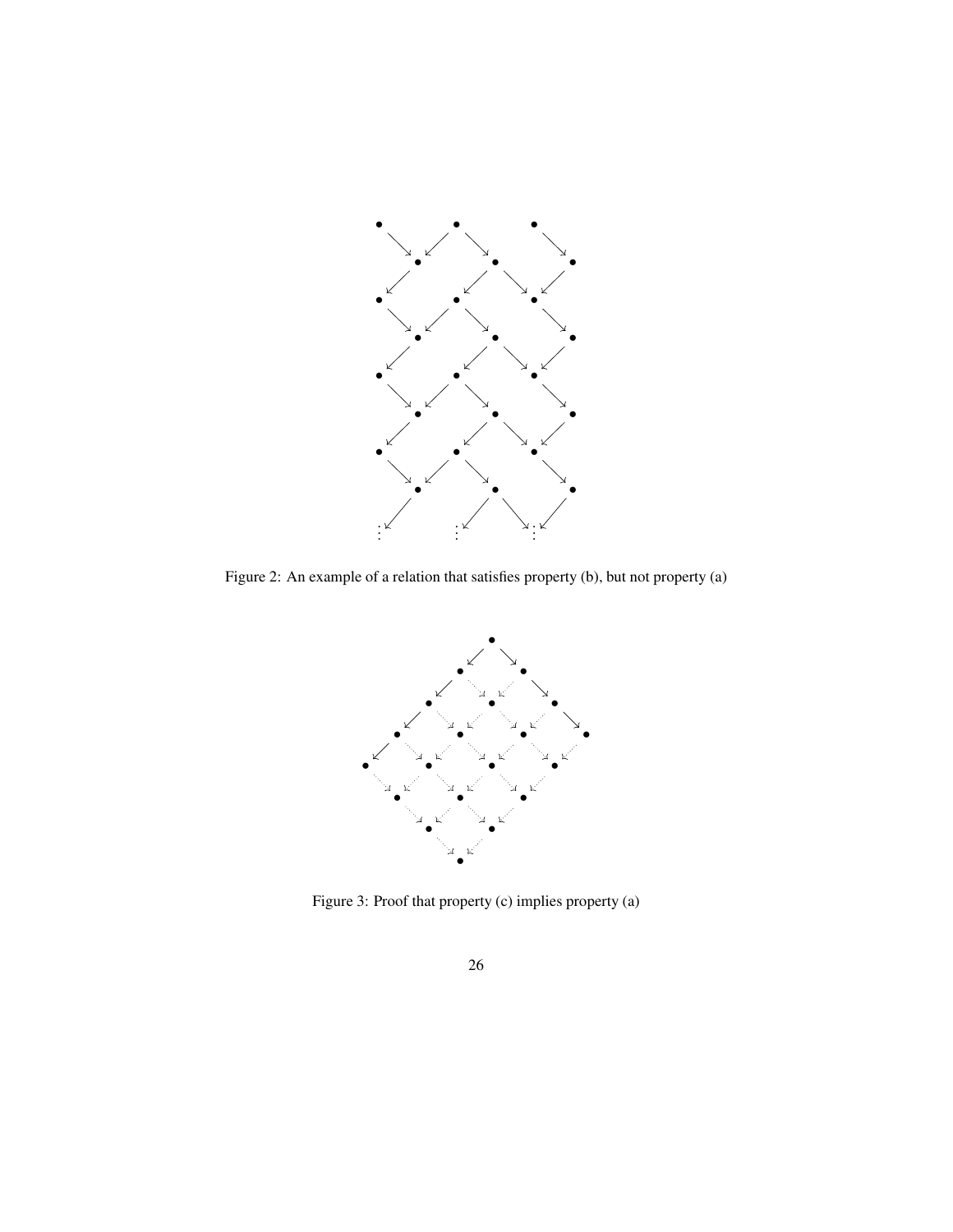Figure 2: An example of a relation that satisfies property (b), but not property (a)

Figure 3: Proof that property (c) implies property (a)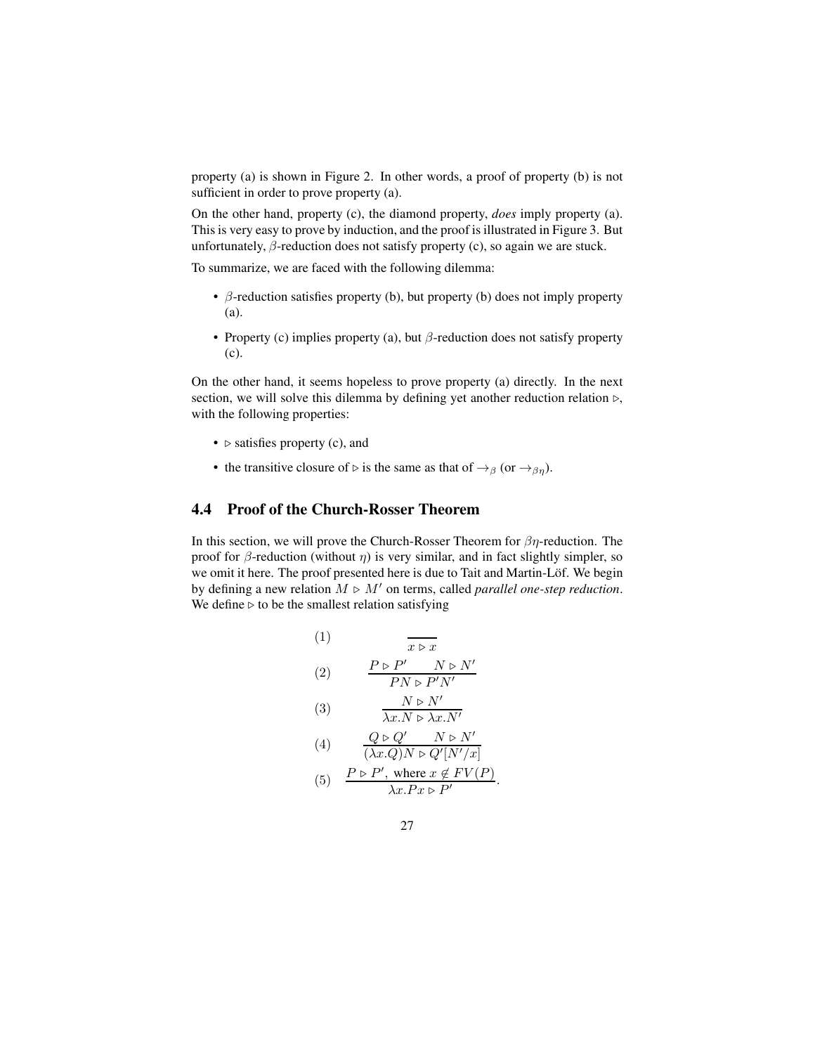property (a) is shown in Figure 2. In other words, a proof of property (b) is not sufficient in order to prove property (a).

On the other hand, property (c), the diamond property, *does* imply property (a). This is very easy to prove by induction, and the proof is illustrated in Figure 3. But unfortunately, $\beta$-reduction does not satisfy property (c), so again we are stuck.

To summarize, we are faced with the following dilemma:

- $\beta$-reduction satisfies property (b), but property (b) does not imply property (a).
- Property (c) implies property (a), but $\beta$-reduction does not satisfy property (c).

On the other hand, it seems hopeless to prove property (a) directly. In the next section, we will solve this dilemma by defining yet another reduction relation $\triangleright$, with the following properties:

- $\triangleright$ satisfies property (c), and
- the transitive closure of $\triangleright$ is the same as that of $\to_\beta$ (or $\to_{\beta\eta}$).

## 4.4 Proof of the Church-Rosser Theorem

In this section, we will prove the Church-Rosser Theorem for $\beta\eta$-reduction. The proof for $\beta$-reduction (without $\eta$) is very similar, and in fact slightly simpler, so we omit it here. The proof presented here is due to Tait and Martin-Löf. We begin by defining a new relation $M \triangleright M'$ on terms, called *parallel one-step reduction*. We define $\triangleright$ to be the smallest relation satisfying

$$(1) \quad \frac{}{x \triangleright x}$$

$$(2) \quad \frac{P \triangleright P' \qquad N \triangleright N'}{PN \triangleright P'N'}$$

$$(3) \quad \frac{N \triangleright N'}{\lambda x.N \triangleright \lambda x.N'}$$

$$(4) \quad \frac{Q \triangleright Q' \qquad N \triangleright N'}{(\lambda x.Q)N \triangleright Q'[N'/x]}$$

$$(5) \quad \frac{P \triangleright P', \text{ where } x \notin FV(P)}{\lambda x.Px \triangleright P'}.$$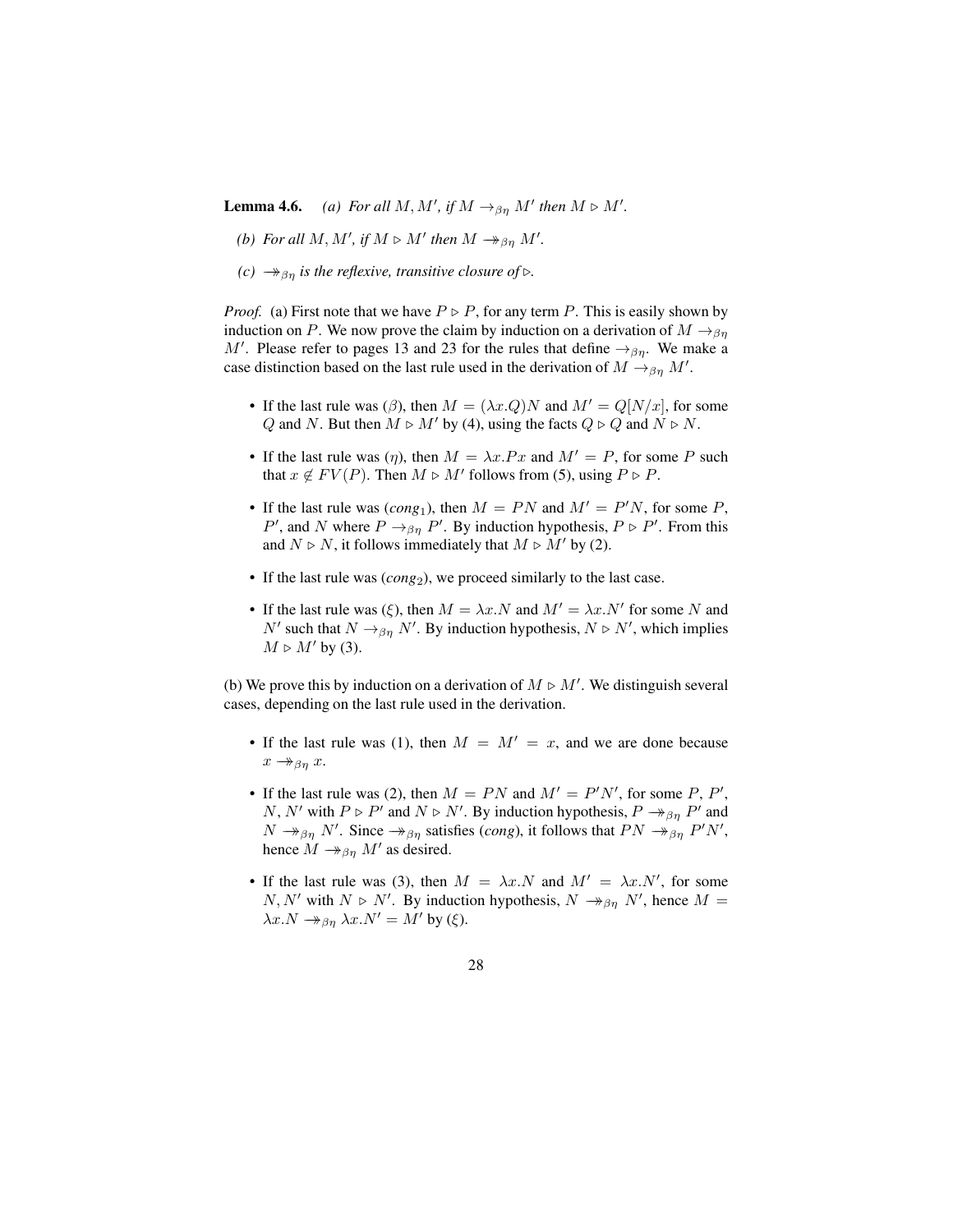**Lemma 4.6.** *(a) For all $M, M'$, if $M \to_{\beta\eta} M'$ then $M \rhd M'$.*

*(b) For all $M, M'$, if $M \rhd M'$ then $M \twoheadrightarrow_{\beta\eta} M'$.*

*(c) $\twoheadrightarrow_{\beta\eta}$ is the reflexive, transitive closure of $\rhd$.*

*Proof.* (a) First note that we have $P \rhd P$, for any term $P$. This is easily shown by induction on $P$. We now prove the claim by induction on a derivation of $M \to_{\beta\eta} M'$. Please refer to pages 13 and 23 for the rules that define $\to_{\beta\eta}$. We make a case distinction based on the last rule used in the derivation of $M \to_{\beta\eta} M'$.

- If the last rule was ($\beta$), then $M = (\lambda x.Q)N$ and $M' = Q[N/x]$, for some $Q$ and $N$. But then $M \rhd M'$ by (4), using the facts $Q \rhd Q$ and $N \rhd N$.
- If the last rule was ($\eta$), then $M = \lambda x.Px$ and $M' = P$, for some $P$ such that $x \notin FV(P)$. Then $M \rhd M'$ follows from (5), using $P \rhd P$.
- If the last rule was (*cong*$_1$), then $M = PN$ and $M' = P'N$, for some $P$, $P'$, and $N$ where $P \to_{\beta\eta} P'$. By induction hypothesis, $P \rhd P'$. From this and $N \rhd N$, it follows immediately that $M \rhd M'$ by (2).
- If the last rule was (*cong*$_2$), we proceed similarly to the last case.
- If the last rule was ($\xi$), then $M = \lambda x.N$ and $M' = \lambda x.N'$ for some $N$ and $N'$ such that $N \to_{\beta\eta} N'$. By induction hypothesis, $N \rhd N'$, which implies $M \rhd M'$ by (3).

(b) We prove this by induction on a derivation of $M \rhd M'$. We distinguish several cases, depending on the last rule used in the derivation.

- If the last rule was (1), then $M = M' = x$, and we are done because $x \twoheadrightarrow_{\beta\eta} x$.
- If the last rule was (2), then $M = PN$ and $M' = P'N'$, for some $P$, $P'$, $N$, $N'$ with $P \rhd P'$ and $N \rhd N'$. By induction hypothesis, $P \twoheadrightarrow_{\beta\eta} P'$ and $N \twoheadrightarrow_{\beta\eta} N'$. Since $\twoheadrightarrow_{\beta\eta}$ satisfies (*cong*), it follows that $PN \twoheadrightarrow_{\beta\eta} P'N'$, hence $M \twoheadrightarrow_{\beta\eta} M'$ as desired.
- If the last rule was (3), then $M = \lambda x.N$ and $M' = \lambda x.N'$, for some $N, N'$ with $N \rhd N'$. By induction hypothesis, $N \twoheadrightarrow_{\beta\eta} N'$, hence $M = \lambda x.N \twoheadrightarrow_{\beta\eta} \lambda x.N' = M'$ by ($\xi$).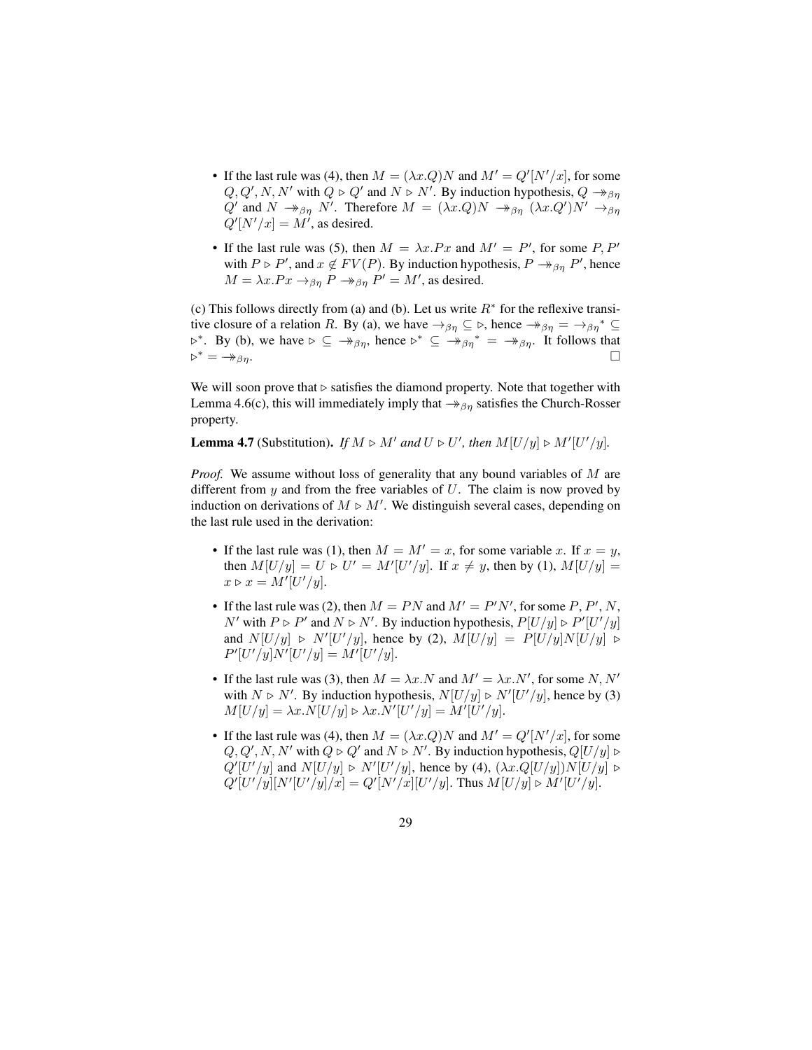- If the last rule was (4), then $M = (\lambda x.Q)N$ and $M' = Q'[N'/x]$, for some $Q, Q', N, N'$ with $Q \rhd Q'$ and $N \rhd N'$. By induction hypothesis, $Q \twoheadrightarrow_{\beta\eta} Q'$ and $N \twoheadrightarrow_{\beta\eta} N'$. Therefore $M = (\lambda x.Q)N \twoheadrightarrow_{\beta\eta} (\lambda x.Q')N' \to_{\beta\eta} Q'[N'/x] = M'$, as desired.

- If the last rule was (5), then $M = \lambda x.Px$ and $M' = P'$, for some $P, P'$ with $P \rhd P'$, and $x \notin FV(P)$. By induction hypothesis, $P \twoheadrightarrow_{\beta\eta} P'$, hence $M = \lambda x.Px \to_{\beta\eta} P \twoheadrightarrow_{\beta\eta} P' = M'$, as desired.

(c) This follows directly from (a) and (b). Let us write $R^*$ for the reflexive transitive closure of a relation $R$. By (a), we have $\to_{\beta\eta} \subseteq \rhd$, hence $\twoheadrightarrow_{\beta\eta} = \to_{\beta\eta}{}^* \subseteq \rhd^*$. By (b), we have $\rhd \subseteq \twoheadrightarrow_{\beta\eta}$, hence $\rhd^* \subseteq \twoheadrightarrow_{\beta\eta}{}^* = \twoheadrightarrow_{\beta\eta}$. It follows that $\rhd^* = \twoheadrightarrow_{\beta\eta}$. □

We will soon prove that $\rhd$ satisfies the diamond property. Note that together with Lemma 4.6(c), this will immediately imply that $\twoheadrightarrow_{\beta\eta}$ satisfies the Church-Rosser property.

**Lemma 4.7** (Substitution). *If $M \rhd M'$ and $U \rhd U'$, then $M[U/y] \rhd M'[U'/y]$.*

*Proof.* We assume without loss of generality that any bound variables of $M$ are different from $y$ and from the free variables of $U$. The claim is now proved by induction on derivations of $M \rhd M'$. We distinguish several cases, depending on the last rule used in the derivation:

- If the last rule was (1), then $M = M' = x$, for some variable $x$. If $x = y$, then $M[U/y] = U \rhd U' = M'[U'/y]$. If $x \neq y$, then by (1), $M[U/y] = x \rhd x = M'[U'/y]$.

- If the last rule was (2), then $M = PN$ and $M' = P'N'$, for some $P$, $P'$, $N$, $N'$ with $P \rhd P'$ and $N \rhd N'$. By induction hypothesis, $P[U/y] \rhd P'[U'/y]$ and $N[U/y] \rhd N'[U'/y]$, hence by (2), $M[U/y] = P[U/y]N[U/y] \rhd P'[U'/y]N'[U'/y] = M'[U'/y]$.

- If the last rule was (3), then $M = \lambda x.N$ and $M' = \lambda x.N'$, for some $N, N'$ with $N \rhd N'$. By induction hypothesis, $N[U/y] \rhd N'[U'/y]$, hence by (3) $M[U/y] = \lambda x.N[U/y] \rhd \lambda x.N'[U'/y] = M'[U'/y]$.

- If the last rule was (4), then $M = (\lambda x.Q)N$ and $M' = Q'[N'/x]$, for some $Q, Q', N, N'$ with $Q \rhd Q'$ and $N \rhd N'$. By induction hypothesis, $Q[U/y] \rhd Q'[U'/y]$ and $N[U/y] \rhd N'[U'/y]$, hence by (4), $(\lambda x.Q[U/y])N[U/y] \rhd Q'[U'/y][N'[U'/y]/x] = Q'[N'/x][U'/y]$. Thus $M[U/y] \rhd M'[U'/y]$.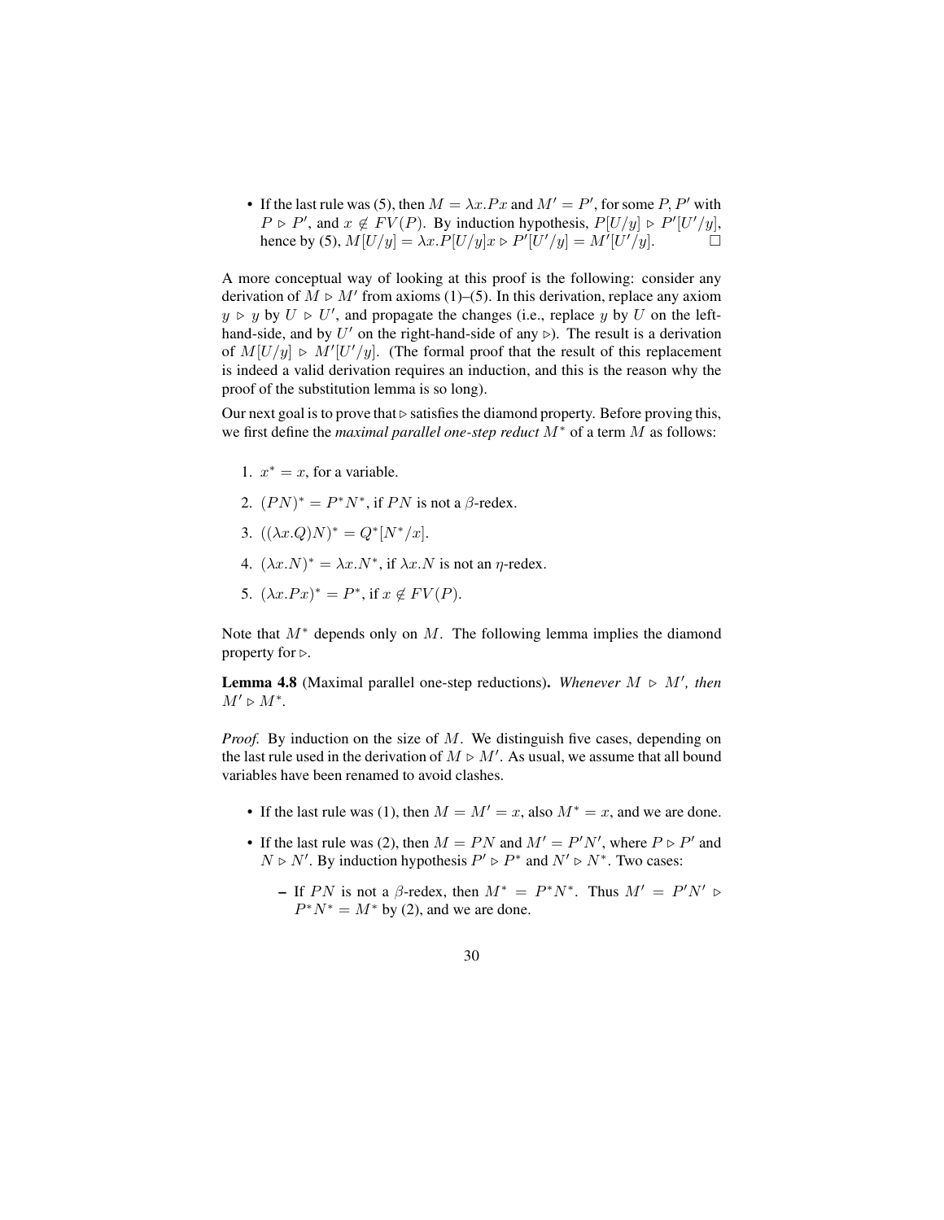- If the last rule was (5), then $M = \lambda x.Px$ and $M' = P'$, for some $P, P'$ with $P \rhd P'$, and $x \notin FV(P)$. By induction hypothesis, $P[U/y] \rhd P'[U'/y]$, hence by (5), $M[U/y] = \lambda x.P[U/y]x \rhd P'[U'/y] = M'[U'/y]$. □

A more conceptual way of looking at this proof is the following: consider any derivation of $M \rhd M'$ from axioms (1)–(5). In this derivation, replace any axiom $y \rhd y$ by $U \rhd U'$, and propagate the changes (i.e., replace $y$ by $U$ on the left-hand-side, and by $U'$ on the right-hand-side of any $\rhd$). The result is a derivation of $M[U/y] \rhd M'[U'/y]$. (The formal proof that the result of this replacement is indeed a valid derivation requires an induction, and this is the reason why the proof of the substitution lemma is so long).

Our next goal is to prove that $\rhd$ satisfies the diamond property. Before proving this, we first define the *maximal parallel one-step reduct* $M^*$ of a term $M$ as follows:

1. $x^* = x$, for a variable.
2. $(PN)^* = P^*N^*$, if $PN$ is not a $\beta$-redex.
3. $((\lambda x.Q)N)^* = Q^*[N^*/x]$.
4. $(\lambda x.N)^* = \lambda x.N^*$, if $\lambda x.N$ is not an $\eta$-redex.
5. $(\lambda x.Px)^* = P^*$, if $x \notin FV(P)$.

Note that $M^*$ depends only on $M$. The following lemma implies the diamond property for $\rhd$.

**Lemma 4.8** (Maximal parallel one-step reductions). *Whenever $M \rhd M'$, then $M' \rhd M^*$.*

*Proof.* By induction on the size of $M$. We distinguish five cases, depending on the last rule used in the derivation of $M \rhd M'$. As usual, we assume that all bound variables have been renamed to avoid clashes.

- If the last rule was (1), then $M = M' = x$, also $M^* = x$, and we are done.
- If the last rule was (2), then $M = PN$ and $M' = P'N'$, where $P \rhd P'$ and $N \rhd N'$. By induction hypothesis $P' \rhd P^*$ and $N' \rhd N^*$. Two cases:
  - If $PN$ is not a $\beta$-redex, then $M^* = P^*N^*$. Thus $M' = P'N' \rhd P^*N^* = M^*$ by (2), and we are done.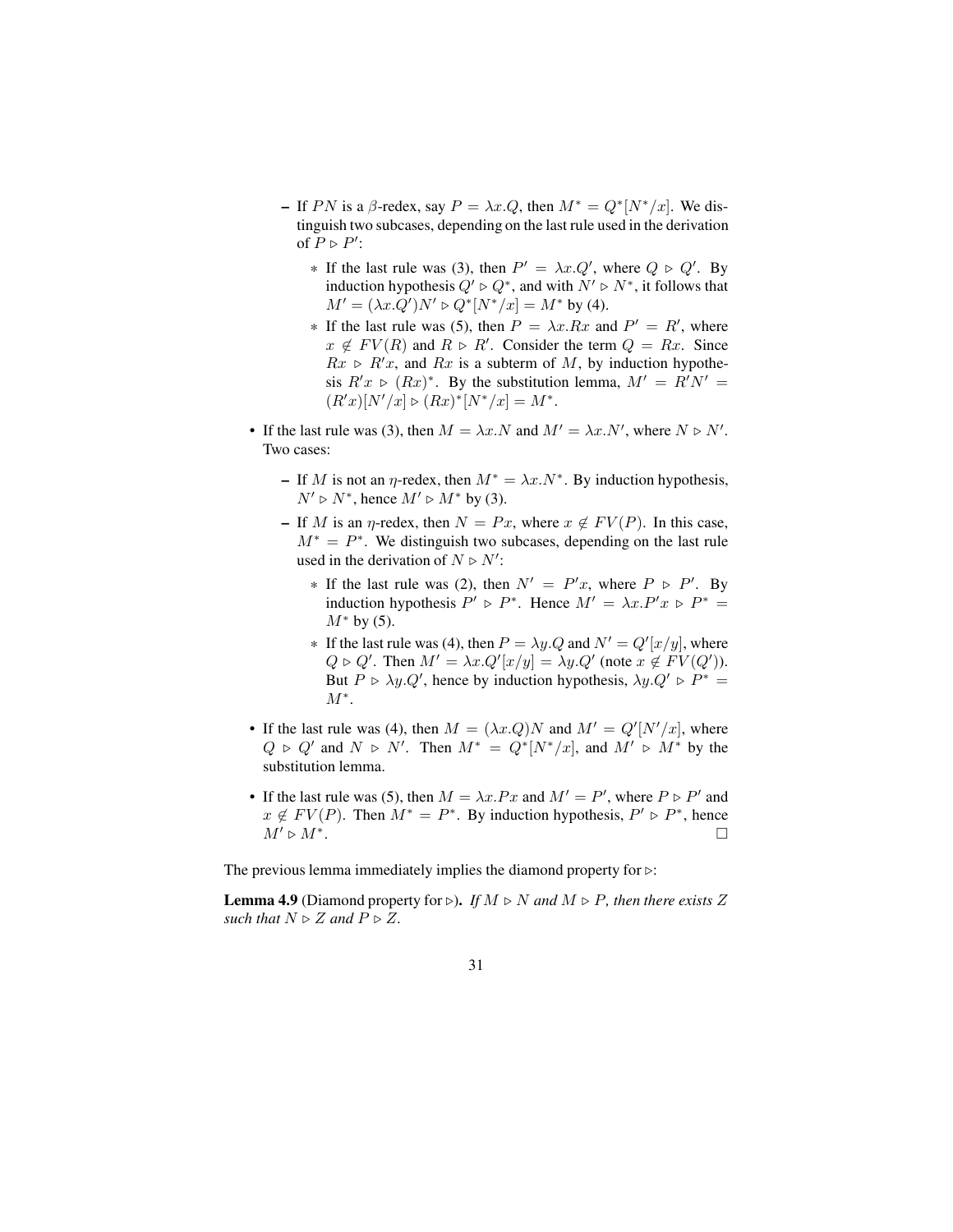- If $PN$ is a $\beta$-redex, say $P = \lambda x.Q$, then $M^* = Q^*[N^*/x]$. We distinguish two subcases, depending on the last rule used in the derivation of $P \rhd P'$:
  - If the last rule was (3), then $P' = \lambda x.Q'$, where $Q \rhd Q'$. By induction hypothesis $Q' \rhd Q^*$, and with $N' \rhd N^*$, it follows that $M' = (\lambda x.Q')N' \rhd Q^*[N^*/x] = M^*$ by (4).
  - If the last rule was (5), then $P = \lambda x.Rx$ and $P' = R'$, where $x \notin FV(R)$ and $R \rhd R'$. Consider the term $Q = Rx$. Since $Rx \rhd R'x$, and $Rx$ is a subterm of $M$, by induction hypothesis $R'x \rhd (Rx)^*$. By the substitution lemma, $M' = R'N' = (R'x)[N'/x] \rhd (Rx)^*[N^*/x] = M^*$.

- If the last rule was (3), then $M = \lambda x.N$ and $M' = \lambda x.N'$, where $N \rhd N'$. Two cases:
  - If $M$ is not an $\eta$-redex, then $M^* = \lambda x.N^*$. By induction hypothesis, $N' \rhd N^*$, hence $M' \rhd M^*$ by (3).
  - If $M$ is an $\eta$-redex, then $N = Px$, where $x \notin FV(P)$. In this case, $M^* = P^*$. We distinguish two subcases, depending on the last rule used in the derivation of $N \rhd N'$:
    - If the last rule was (2), then $N' = P'x$, where $P \rhd P'$. By induction hypothesis $P' \rhd P^*$. Hence $M' = \lambda x.P'x \rhd P^* = M^*$ by (5).
    - If the last rule was (4), then $P = \lambda y.Q$ and $N' = Q'[x/y]$, where $Q \rhd Q'$. Then $M' = \lambda x.Q'[x/y] = \lambda y.Q'$ (note $x \notin FV(Q')$). But $P \rhd \lambda y.Q'$, hence by induction hypothesis, $\lambda y.Q' \rhd P^* = M^*$.

- If the last rule was (4), then $M = (\lambda x.Q)N$ and $M' = Q'[N'/x]$, where $Q \rhd Q'$ and $N \rhd N'$. Then $M^* = Q^*[N^*/x]$, and $M' \rhd M^*$ by the substitution lemma.

- If the last rule was (5), then $M = \lambda x.Px$ and $M' = P'$, where $P \rhd P'$ and $x \notin FV(P)$. Then $M^* = P^*$. By induction hypothesis, $P' \rhd P^*$, hence $M' \rhd M^*$. □

The previous lemma immediately implies the diamond property for $\rhd$:

**Lemma 4.9** (Diamond property for $\rhd$). *If $M \rhd N$ and $M \rhd P$, then there exists $Z$ such that $N \rhd Z$ and $P \rhd Z$.*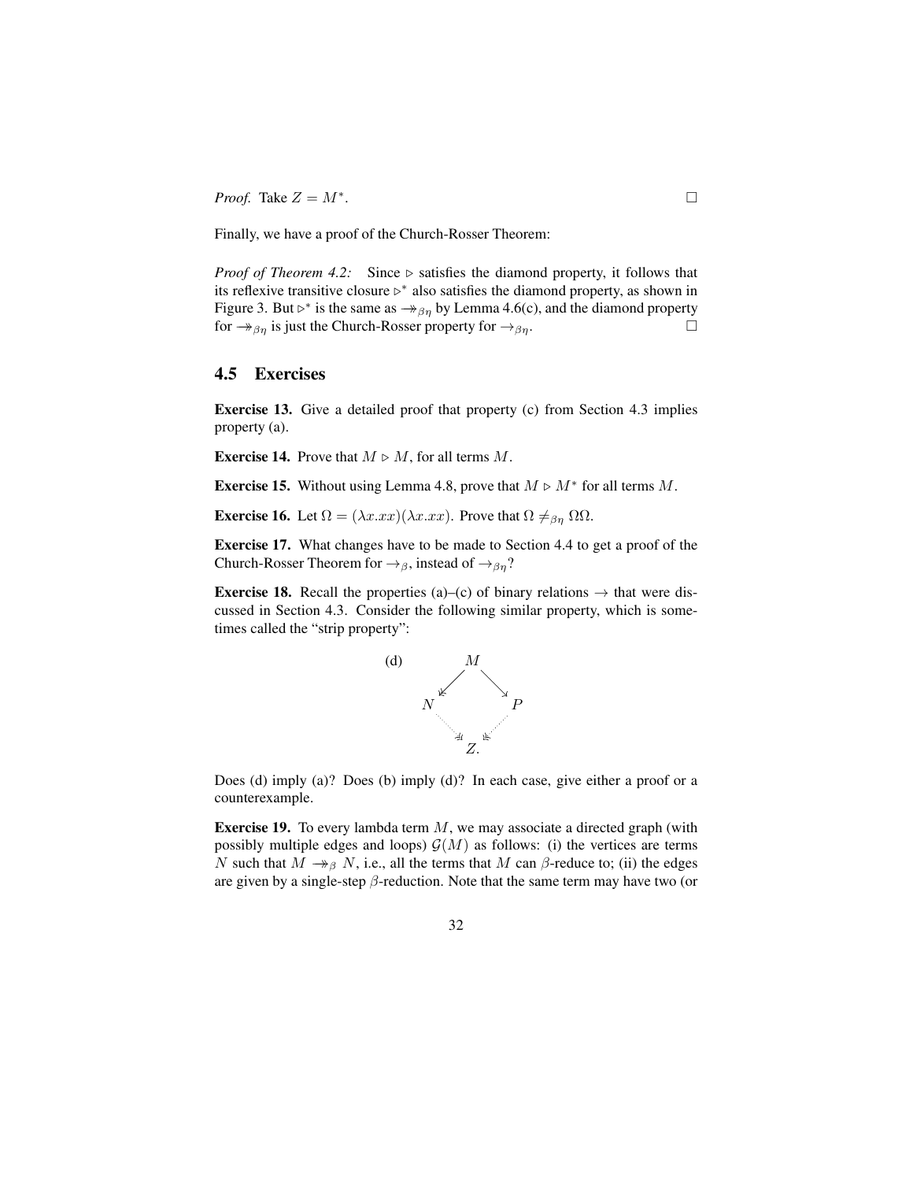*Proof.* Take $Z = M^*$. □

Finally, we have a proof of the Church-Rosser Theorem:

*Proof of Theorem 4.2:* Since $\triangleright$ satisfies the diamond property, it follows that its reflexive transitive closure $\triangleright^*$ also satisfies the diamond property, as shown in Figure 3. But $\triangleright^*$ is the same as $\twoheadrightarrow_{\beta\eta}$ by Lemma 4.6(c), and the diamond property for $\twoheadrightarrow_{\beta\eta}$ is just the Church-Rosser property for $\to_{\beta\eta}$. □

## 4.5 Exercises

**Exercise 13.** Give a detailed proof that property (c) from Section 4.3 implies property (a).

**Exercise 14.** Prove that $M \triangleright M$, for all terms $M$.

**Exercise 15.** Without using Lemma 4.8, prove that $M \triangleright M^*$ for all terms $M$.

**Exercise 16.** Let $\Omega = (\lambda x.xx)(\lambda x.xx)$. Prove that $\Omega \neq_{\beta\eta} \Omega\Omega$.

**Exercise 17.** What changes have to be made to Section 4.4 to get a proof of the Church-Rosser Theorem for $\to_\beta$, instead of $\to_{\beta\eta}$?

**Exercise 18.** Recall the properties (a)–(c) of binary relations $\to$ that were discussed in Section 4.3. Consider the following similar property, which is sometimes called the "strip property":

$$\text{(d)} \qquad \begin{array}{ccccc} & & M & & \\ & \swarrow\!\!\!\swarrow & & \searrow & \\ N & & & & P \\ & \searrow\!\!\!\searrow & & \swarrow\!\!\!\swarrow & \\ & & Z. & & \end{array}$$

Does (d) imply (a)? Does (b) imply (d)? In each case, give either a proof or a counterexample.

**Exercise 19.** To every lambda term $M$, we may associate a directed graph (with possibly multiple edges and loops) $\mathcal{G}(M)$ as follows: (i) the vertices are terms $N$ such that $M \twoheadrightarrow_\beta N$, i.e., all the terms that $M$ can $\beta$-reduce to; (ii) the edges are given by a single-step $\beta$-reduction. Note that the same term may have two (or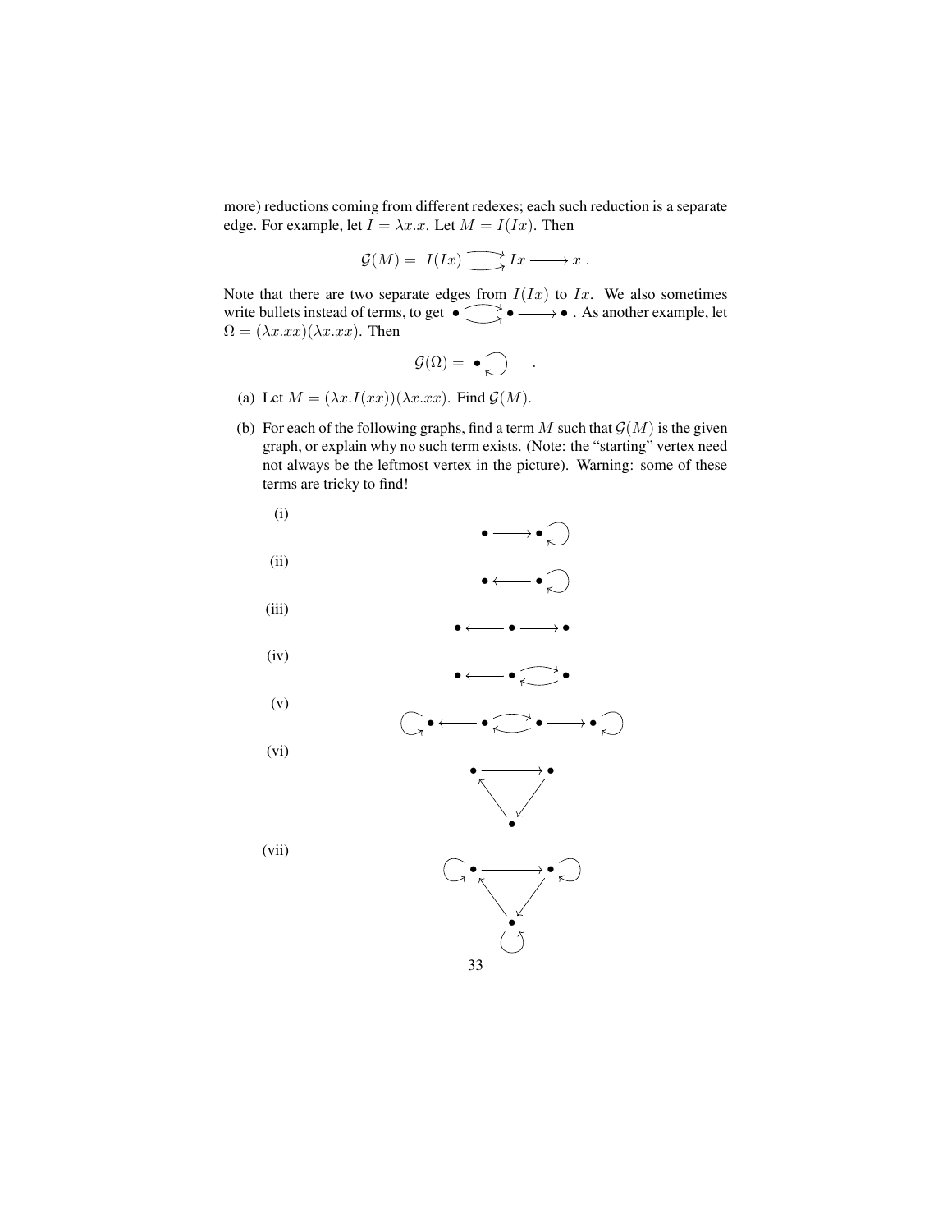more) reductions coming from different redexes; each such reduction is a separate edge. For example, let $I = \lambda x.x$. Let $M = I(Ix)$. Then

$$\mathcal{G}(M) = I(Ix) \rightrightarrows Ix \longrightarrow x \ .$$

Note that there are two separate edges from $I(Ix)$ to $Ix$. We also sometimes write bullets instead of terms, to get $\bullet \rightrightarrows \bullet \longrightarrow \bullet$ . As another example, let $\Omega = (\lambda x.xx)(\lambda x.xx)$. Then

$$\mathcal{G}(\Omega) = \bullet \circlearrowleft \quad .$$

(a) Let $M = (\lambda x.I(xx))(\lambda x.xx)$. Find $\mathcal{G}(M)$.

(b) For each of the following graphs, find a term $M$ such that $\mathcal{G}(M)$ is the given graph, or explain why no such term exists. (Note: the "starting" vertex need not always be the leftmost vertex in the picture). Warning: some of these terms are tricky to find!

(i)

$$\bullet \longrightarrow \bullet \circlearrowleft$$

(ii)

$$\bullet \longleftarrow \bullet \circlearrowleft$$

(iii)

$$\bullet \longleftarrow \bullet \longrightarrow \bullet$$

(iv)

$$\bullet \longleftarrow \bullet \rightleftarrows \bullet$$

(v)

$$\circlearrowright \bullet \longleftarrow \bullet \rightleftarrows \bullet \longrightarrow \bullet \circlearrowleft$$

(vi)

$$\begin{array}{ccc} \bullet & \longrightarrow & \bullet \\ & \nwarrow \quad \swarrow & \\ & \bullet & \end{array}$$

(vii)

$$\begin{array}{ccc} \circlearrowright \bullet & \longrightarrow & \bullet \circlearrowleft \\ & \nwarrow \quad \swarrow & \\ & \bullet & \\ & \circlearrowleft & \end{array}$$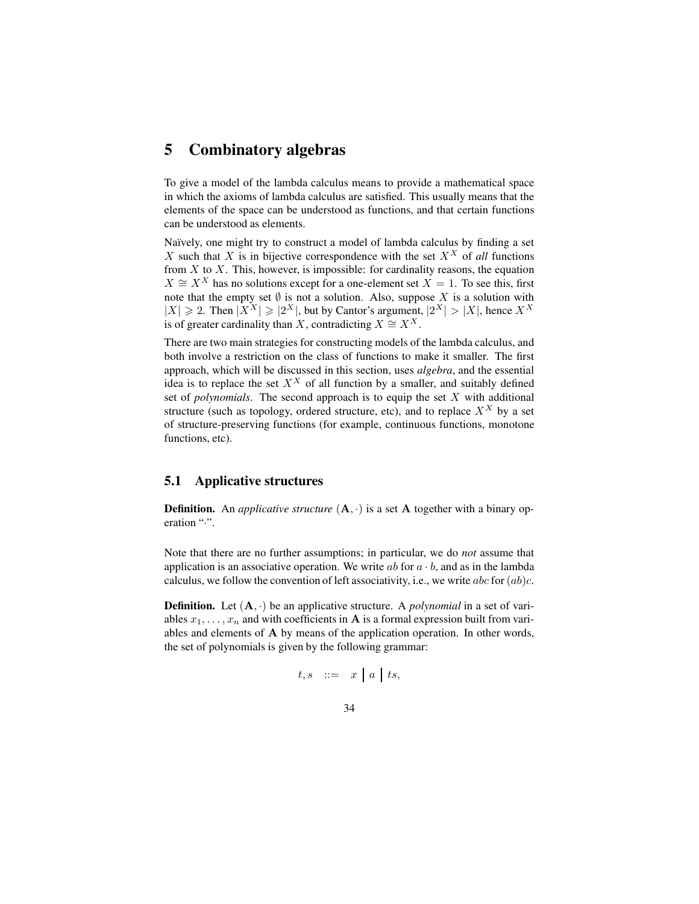# 5 Combinatory algebras

To give a model of the lambda calculus means to provide a mathematical space in which the axioms of lambda calculus are satisfied. This usually means that the elements of the space can be understood as functions, and that certain functions can be understood as elements.

Naïvely, one might try to construct a model of lambda calculus by finding a set $X$ such that $X$ is in bijective correspondence with the set $X^X$ of *all* functions from $X$ to $X$. This, however, is impossible: for cardinality reasons, the equation $X \cong X^X$ has no solutions except for a one-element set $X = 1$. To see this, first note that the empty set $\emptyset$ is not a solution. Also, suppose $X$ is a solution with $|X| \geqslant 2$. Then $|X^X| \geqslant |2^X|$, but by Cantor's argument, $|2^X| > |X|$, hence $X^X$ is of greater cardinality than $X$, contradicting $X \cong X^X$.

There are two main strategies for constructing models of the lambda calculus, and both involve a restriction on the class of functions to make it smaller. The first approach, which will be discussed in this section, uses *algebra*, and the essential idea is to replace the set $X^X$ of all function by a smaller, and suitably defined set of *polynomials*. The second approach is to equip the set $X$ with additional structure (such as topology, ordered structure, etc), and to replace $X^X$ by a set of structure-preserving functions (for example, continuous functions, monotone functions, etc).

## 5.1 Applicative structures

**Definition.** An *applicative structure* $(\mathbf{A}, \cdot)$ is a set $\mathbf{A}$ together with a binary operation "$\cdot$".

Note that there are no further assumptions; in particular, we do *not* assume that application is an associative operation. We write $ab$ for $a \cdot b$, and as in the lambda calculus, we follow the convention of left associativity, i.e., we write $abc$ for $(ab)c$.

**Definition.** Let $(\mathbf{A}, \cdot)$ be an applicative structure. A *polynomial* in a set of variables $x_1, \ldots, x_n$ and with coefficients in $\mathbf{A}$ is a formal expression built from variables and elements of $\mathbf{A}$ by means of the application operation. In other words, the set of polynomials is given by the following grammar:

$$t, s \quad ::= \quad x \;\big|\; a \;\big|\; ts,$$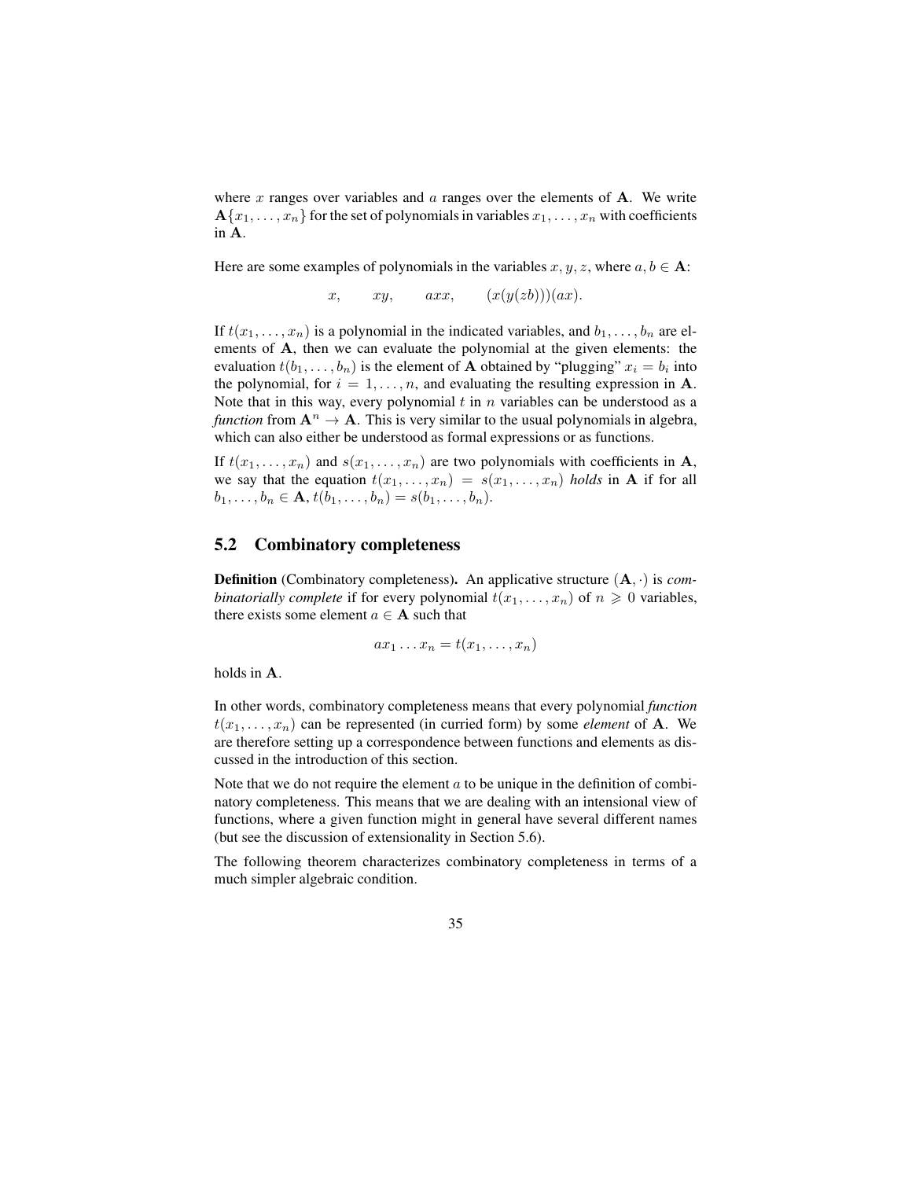where $x$ ranges over variables and $a$ ranges over the elements of $\mathbf{A}$. We write $\mathbf{A}\{x_1, \ldots, x_n\}$ for the set of polynomials in variables $x_1, \ldots, x_n$ with coefficients in $\mathbf{A}$.

Here are some examples of polynomials in the variables $x, y, z$, where $a, b \in \mathbf{A}$:

$$x, \qquad xy, \qquad axx, \qquad (x(y(zb)))(ax).$$

If $t(x_1, \ldots, x_n)$ is a polynomial in the indicated variables, and $b_1, \ldots, b_n$ are elements of $\mathbf{A}$, then we can evaluate the polynomial at the given elements: the evaluation $t(b_1, \ldots, b_n)$ is the element of $\mathbf{A}$ obtained by "plugging" $x_i = b_i$ into the polynomial, for $i = 1, \ldots, n$, and evaluating the resulting expression in $\mathbf{A}$. Note that in this way, every polynomial $t$ in $n$ variables can be understood as a *function* from $\mathbf{A}^n \to \mathbf{A}$. This is very similar to the usual polynomials in algebra, which can also either be understood as formal expressions or as functions.

If $t(x_1, \ldots, x_n)$ and $s(x_1, \ldots, x_n)$ are two polynomials with coefficients in $\mathbf{A}$, we say that the equation $t(x_1, \ldots, x_n) = s(x_1, \ldots, x_n)$ *holds* in $\mathbf{A}$ if for all $b_1, \ldots, b_n \in \mathbf{A}$, $t(b_1, \ldots, b_n) = s(b_1, \ldots, b_n)$.

## 5.2 Combinatory completeness

**Definition** (Combinatory completeness)**.** An applicative structure $(\mathbf{A}, \cdot)$ is *combinatorially complete* if for every polynomial $t(x_1, \ldots, x_n)$ of $n \geqslant 0$ variables, there exists some element $a \in \mathbf{A}$ such that

$$ax_1 \ldots x_n = t(x_1, \ldots, x_n)$$

holds in $\mathbf{A}$.

In other words, combinatory completeness means that every polynomial *function* $t(x_1, \ldots, x_n)$ can be represented (in curried form) by some *element* of $\mathbf{A}$. We are therefore setting up a correspondence between functions and elements as discussed in the introduction of this section.

Note that we do not require the element $a$ to be unique in the definition of combinatory completeness. This means that we are dealing with an intensional view of functions, where a given function might in general have several different names (but see the discussion of extensionality in Section 5.6).

The following theorem characterizes combinatory completeness in terms of a much simpler algebraic condition.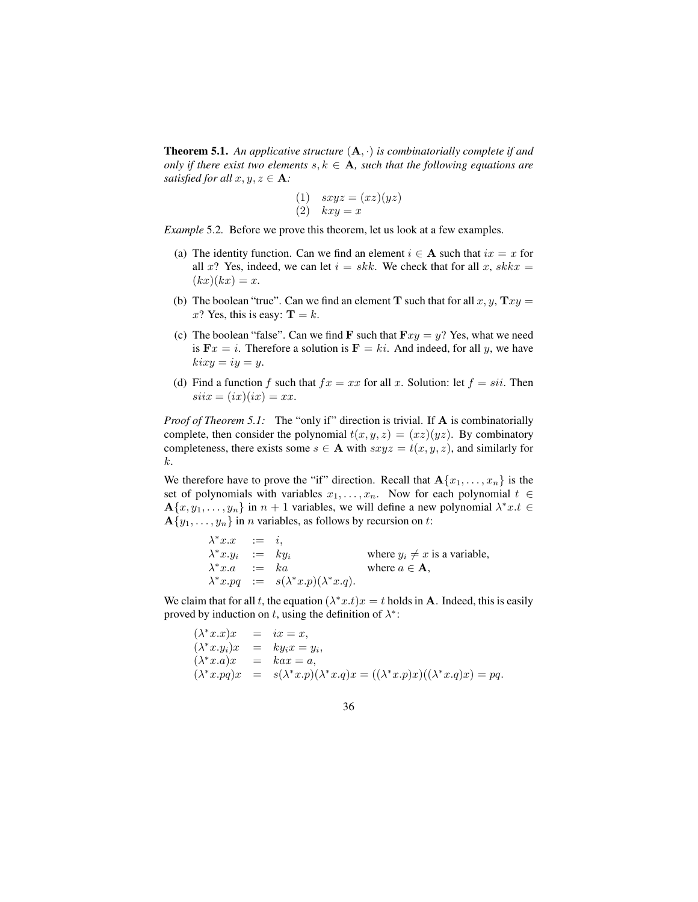**Theorem 5.1.** *An applicative structure* $(\mathbf{A}, \cdot)$ *is combinatorially complete if and only if there exist two elements* $s, k \in \mathbf{A}$*, such that the following equations are satisfied for all* $x, y, z \in \mathbf{A}$*:*

$$\begin{array}{ll} (1) & sxyz = (xz)(yz) \\ (2) & kxy = x \end{array}$$

*Example* 5.2. Before we prove this theorem, let us look at a few examples.

(a) The identity function. Can we find an element $i \in \mathbf{A}$ such that $ix = x$ for all $x$? Yes, indeed, we can let $i = skk$. We check that for all $x$, $skkx = (kx)(kx) = x$.

(b) The boolean "true". Can we find an element $\mathbf{T}$ such that for all $x, y$, $\mathbf{T}xy = x$? Yes, this is easy: $\mathbf{T} = k$.

(c) The boolean "false". Can we find $\mathbf{F}$ such that $\mathbf{F}xy = y$? Yes, what we need is $\mathbf{F}x = i$. Therefore a solution is $\mathbf{F} = ki$. And indeed, for all $y$, we have $kixy = iy = y$.

(d) Find a function $f$ such that $fx = xx$ for all $x$. Solution: let $f = sii$. Then $siix = (ix)(ix) = xx$.

*Proof of Theorem 5.1:* The "only if" direction is trivial. If $\mathbf{A}$ is combinatorially complete, then consider the polynomial $t(x, y, z) = (xz)(yz)$. By combinatory completeness, there exists some $s \in \mathbf{A}$ with $sxyz = t(x, y, z)$, and similarly for $k$.

We therefore have to prove the "if" direction. Recall that $\mathbf{A}\{x_1, \ldots, x_n\}$ is the set of polynomials with variables $x_1, \ldots, x_n$. Now for each polynomial $t \in \mathbf{A}\{x, y_1, \ldots, y_n\}$ in $n+1$ variables, we will define a new polynomial $\lambda^* x.t \in \mathbf{A}\{y_1, \ldots, y_n\}$ in $n$ variables, as follows by recursion on $t$:

$$\begin{array}{lcll} \lambda^* x.x & := & i, & \\ \lambda^* x.y_i & := & ky_i & \text{where } y_i \neq x \text{ is a variable,} \\ \lambda^* x.a & := & ka & \text{where } a \in \mathbf{A}, \\ \lambda^* x.pq & := & s(\lambda^* x.p)(\lambda^* x.q). & \end{array}$$

We claim that for all $t$, the equation $(\lambda^* x.t)x = t$ holds in $\mathbf{A}$. Indeed, this is easily proved by induction on $t$, using the definition of $\lambda^*$:

$$\begin{array}{lcl} (\lambda^* x.x)x & = & ix = x, \\ (\lambda^* x.y_i)x & = & ky_i x = y_i, \\ (\lambda^* x.a)x & = & kax = a, \\ (\lambda^* x.pq)x & = & s(\lambda^* x.p)(\lambda^* x.q)x = ((\lambda^* x.p)x)((\lambda^* x.q)x) = pq. \end{array}$$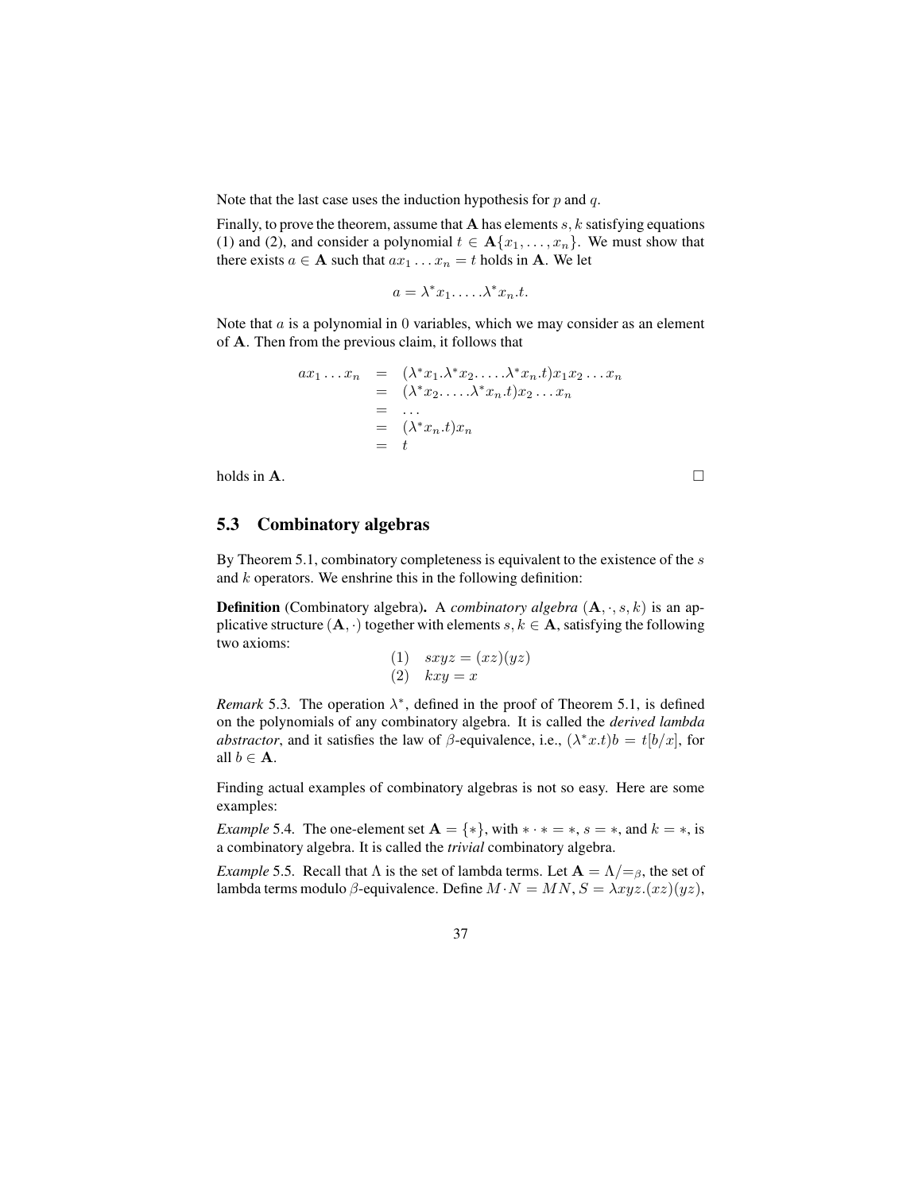Note that the last case uses the induction hypothesis for $p$ and $q$.

Finally, to prove the theorem, assume that $\mathbf{A}$ has elements $s, k$ satisfying equations (1) and (2), and consider a polynomial $t \in \mathbf{A}\{x_1, \ldots, x_n\}$. We must show that there exists $a \in \mathbf{A}$ such that $ax_1 \ldots x_n = t$ holds in $\mathbf{A}$. We let

$$a = \lambda^* x_1. \ldots .\lambda^* x_n.t.$$

Note that $a$ is a polynomial in 0 variables, which we may consider as an element of $\mathbf{A}$. Then from the previous claim, it follows that

$$\begin{array}{rcl} ax_1 \ldots x_n & = & (\lambda^* x_1.\lambda^* x_2. \ldots .\lambda^* x_n.t)x_1 x_2 \ldots x_n \\ & = & (\lambda^* x_2. \ldots .\lambda^* x_n.t)x_2 \ldots x_n \\ & = & \ldots \\ & = & (\lambda^* x_n.t)x_n \\ & = & t \end{array}$$

holds in $\mathbf{A}$. □

## 5.3 Combinatory algebras

By Theorem 5.1, combinatory completeness is equivalent to the existence of the $s$ and $k$ operators. We enshrine this in the following definition:

**Definition** (Combinatory algebra)**.** A *combinatory algebra* $(\mathbf{A}, \cdot, s, k)$ is an applicative structure $(\mathbf{A}, \cdot)$ together with elements $s, k \in \mathbf{A}$, satisfying the following two axioms:

$$\begin{array}{ll} (1) & sxyz = (xz)(yz) \\ (2) & kxy = x \end{array}$$

*Remark* 5.3. The operation $\lambda^*$, defined in the proof of Theorem 5.1, is defined on the polynomials of any combinatory algebra. It is called the *derived lambda abstractor*, and it satisfies the law of $\beta$-equivalence, i.e., $(\lambda^* x.t)b = t[b/x]$, for all $b \in \mathbf{A}$.

Finding actual examples of combinatory algebras is not so easy. Here are some examples:

*Example* 5.4. The one-element set $\mathbf{A} = \{*\}$, with $* \cdot * = *$, $s = *$, and $k = *$, is a combinatory algebra. It is called the *trivial* combinatory algebra.

*Example* 5.5. Recall that $\Lambda$ is the set of lambda terms. Let $\mathbf{A} = \Lambda/{=_\beta}$, the set of lambda terms modulo $\beta$-equivalence. Define $M \cdot N = MN$, $S = \lambda xyz.(xz)(yz)$,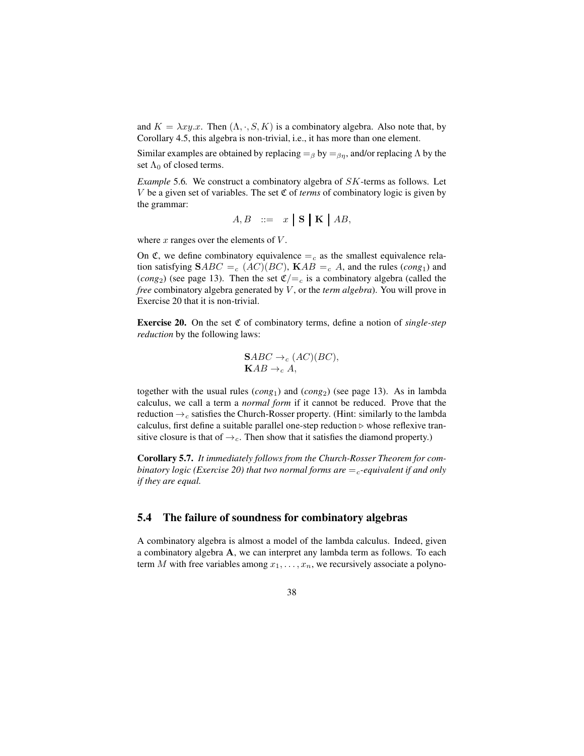and $K = \lambda xy.x$. Then $(\Lambda, \cdot, S, K)$ is a combinatory algebra. Also note that, by Corollary 4.5, this algebra is non-trivial, i.e., it has more than one element.

Similar examples are obtained by replacing $=_\beta$ by $=_{\beta\eta}$, and/or replacing $\Lambda$ by the set $\Lambda_0$ of closed terms.

*Example* 5.6. We construct a combinatory algebra of $SK$-terms as follows. Let $V$ be a given set of variables. The set $\mathfrak{C}$ of *terms* of combinatory logic is given by the grammar:

$$A, B \quad ::= \quad x \;\Big|\; \mathbf{S} \;\Big|\; \mathbf{K} \;\Big|\; AB,$$

where $x$ ranges over the elements of $V$.

On $\mathfrak{C}$, we define combinatory equivalence $=_c$ as the smallest equivalence relation satisfying $\mathbf{S}ABC =_c (AC)(BC)$, $\mathbf{K}AB =_c A$, and the rules (*cong*$_1$) and (*cong*$_2$) (see page 13). Then the set $\mathfrak{C}/{=_c}$ is a combinatory algebra (called the *free* combinatory algebra generated by $V$, or the *term algebra*). You will prove in Exercise 20 that it is non-trivial.

**Exercise 20.** On the set $\mathfrak{C}$ of combinatory terms, define a notion of *single-step reduction* by the following laws:

$$\begin{aligned}
&\mathbf{S}ABC \to_c (AC)(BC), \\
&\mathbf{K}AB \to_c A,
\end{aligned}$$

together with the usual rules (*cong*$_1$) and (*cong*$_2$) (see page 13). As in lambda calculus, we call a term a *normal form* if it cannot be reduced. Prove that the reduction $\to_c$ satisfies the Church-Rosser property. (Hint: similarly to the lambda calculus, first define a suitable parallel one-step reduction $\triangleright$ whose reflexive transitive closure is that of $\to_c$. Then show that it satisfies the diamond property.)

**Corollary 5.7.** *It immediately follows from the Church-Rosser Theorem for combinatory logic (Exercise 20) that two normal forms are $=_c$-equivalent if and only if they are equal.*

## 5.4 The failure of soundness for combinatory algebras

A combinatory algebra is almost a model of the lambda calculus. Indeed, given a combinatory algebra $\mathbf{A}$, we can interpret any lambda term as follows. To each term $M$ with free variables among $x_1, \ldots, x_n$, we recursively associate a polyno-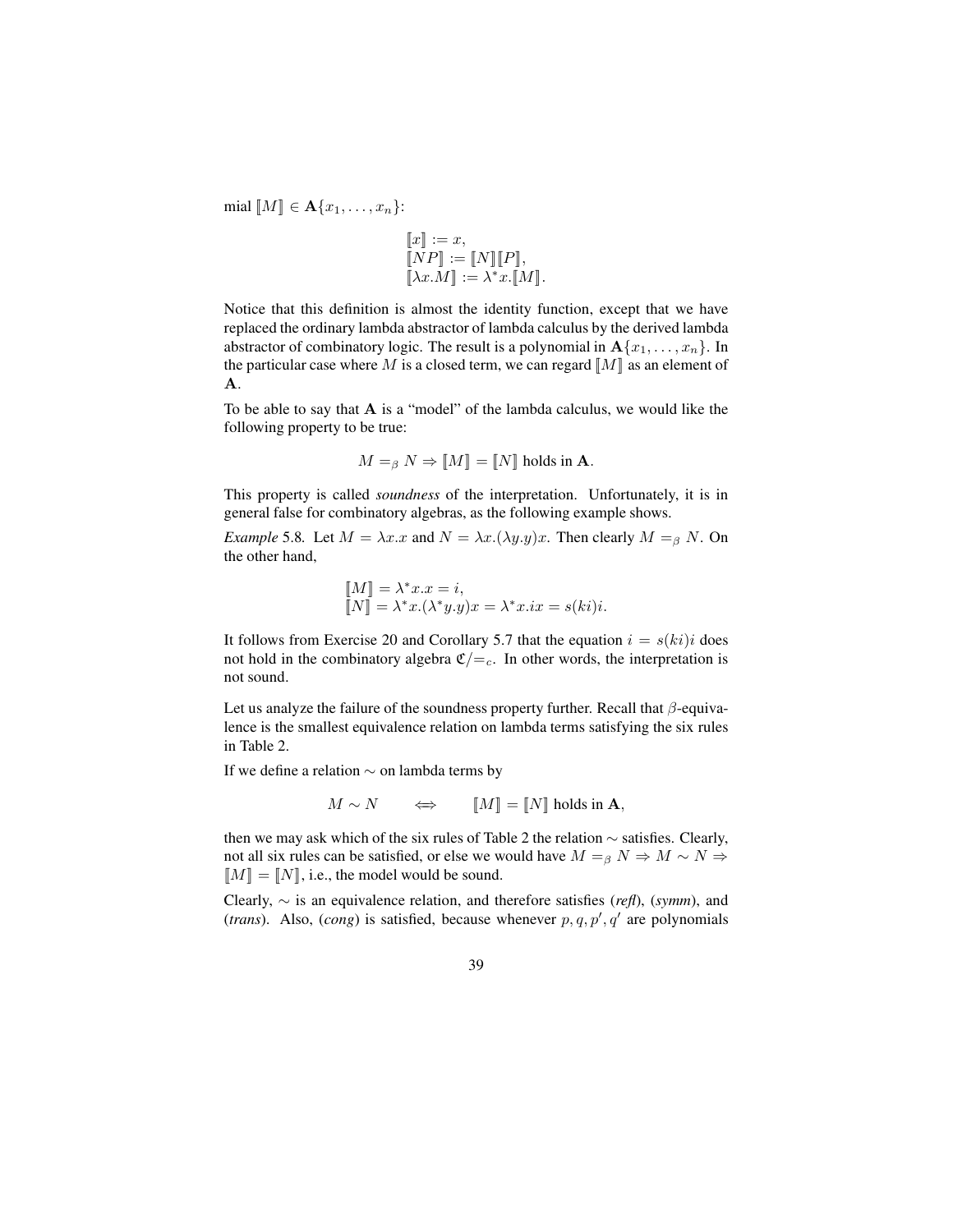mial $[\![M]\!] \in \mathbf{A}\{x_1, \ldots, x_n\}$:

$$
\begin{aligned}
[\![x]\!] &:= x, \\
[\![NP]\!] &:= [\![N]\!][\![P]\!], \\
[\![\lambda x.M]\!] &:= \lambda^* x.[\![M]\!].
\end{aligned}
$$

Notice that this definition is almost the identity function, except that we have replaced the ordinary lambda abstractor of lambda calculus by the derived lambda abstractor of combinatory logic. The result is a polynomial in $\mathbf{A}\{x_1, \ldots, x_n\}$. In the particular case where $M$ is a closed term, we can regard $[\![M]\!]$ as an element of $\mathbf{A}$.

To be able to say that $\mathbf{A}$ is a "model" of the lambda calculus, we would like the following property to be true:

$$M =_\beta N \Rightarrow [\![M]\!] = [\![N]\!] \text{ holds in } \mathbf{A}.$$

This property is called *soundness* of the interpretation. Unfortunately, it is in general false for combinatory algebras, as the following example shows.

*Example* 5.8. Let $M = \lambda x.x$ and $N = \lambda x.(\lambda y.y)x$. Then clearly $M =_\beta N$. On the other hand,

$$
\begin{aligned}
[\![M]\!] &= \lambda^* x.x = i, \\
[\![N]\!] &= \lambda^* x.(\lambda^* y.y)x = \lambda^* x.ix = s(ki)i.
\end{aligned}
$$

It follows from Exercise 20 and Corollary 5.7 that the equation $i = s(ki)i$ does not hold in the combinatory algebra $\mathfrak{C}/{=_c}$. In other words, the interpretation is not sound.

Let us analyze the failure of the soundness property further. Recall that $\beta$-equivalence is the smallest equivalence relation on lambda terms satisfying the six rules in Table 2.

If we define a relation $\sim$ on lambda terms by

$$M \sim N \qquad \Longleftrightarrow \qquad [\![M]\!] = [\![N]\!] \text{ holds in } \mathbf{A},$$

then we may ask which of the six rules of Table 2 the relation $\sim$ satisfies. Clearly, not all six rules can be satisfied, or else we would have $M =_\beta N \Rightarrow M \sim N \Rightarrow [\![M]\!] = [\![N]\!]$, i.e., the model would be sound.

Clearly, $\sim$ is an equivalence relation, and therefore satisfies (*refl*), (*symm*), and (*trans*). Also, (*cong*) is satisfied, because whenever $p, q, p', q'$ are polynomials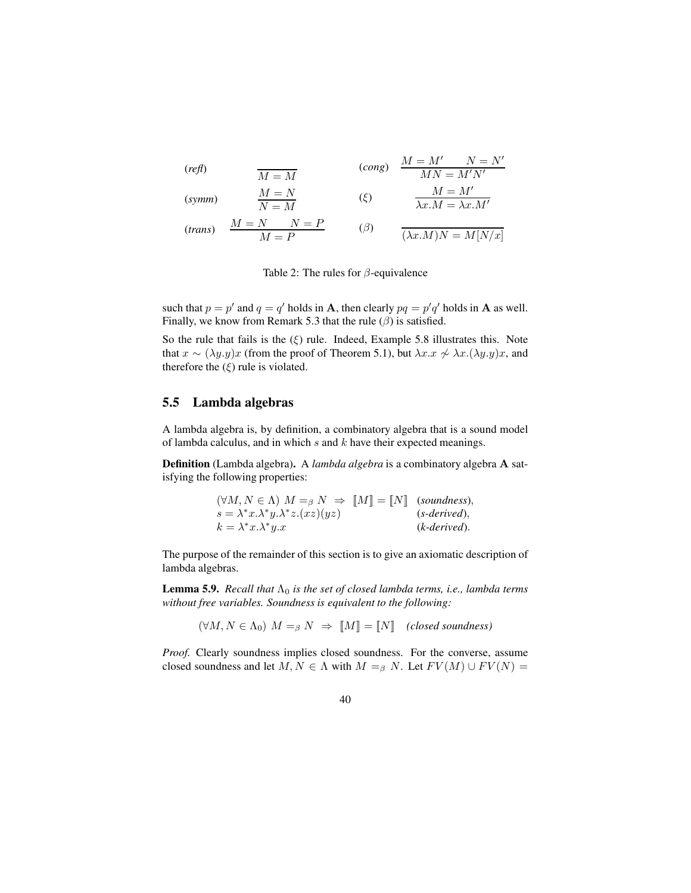| | | | |
|---|---|---|---|
| (*refl*) | $\dfrac{}{M = M}$ | (*cong*) | $\dfrac{M = M' \qquad N = N'}{MN = M'N'}$ |
| (*symm*) | $\dfrac{M = N}{N = M}$ | ($\xi$) | $\dfrac{M = M'}{\lambda x.M = \lambda x.M'}$ |
| (*trans*) | $\dfrac{M = N \qquad N = P}{M = P}$ | ($\beta$) | $\dfrac{}{(\lambda x.M)N = M[N/x]}$ |

Table 2: The rules for $\beta$-equivalence

such that $p = p'$ and $q = q'$ holds in $\mathbf{A}$, then clearly $pq = p'q'$ holds in $\mathbf{A}$ as well. Finally, we know from Remark 5.3 that the rule ($\beta$) is satisfied.

So the rule that fails is the ($\xi$) rule. Indeed, Example 5.8 illustrates this. Note that $x \sim (\lambda y.y)x$ (from the proof of Theorem 5.1), but $\lambda x.x \not\sim \lambda x.(\lambda y.y)x$, and therefore the ($\xi$) rule is violated.

## 5.5 Lambda algebras

A lambda algebra is, by definition, a combinatory algebra that is a sound model of lambda calculus, and in which $s$ and $k$ have their expected meanings.

**Definition** (Lambda algebra)**.** A *lambda algebra* is a combinatory algebra $\mathbf{A}$ satisfying the following properties:

$$
\begin{array}{ll}
(\forall M, N \in \Lambda)\ M =_\beta N \ \Rightarrow\ [\![M]\!] = [\![N]\!] & (\textit{soundness}),\\
s = \lambda^* x.\lambda^* y.\lambda^* z.(xz)(yz) & (\textit{s-derived}),\\
k = \lambda^* x.\lambda^* y.x & (\textit{k-derived}).
\end{array}
$$

The purpose of the remainder of this section is to give an axiomatic description of lambda algebras.

**Lemma 5.9.** *Recall that $\Lambda_0$ is the set of closed lambda terms, i.e., lambda terms without free variables. Soundness is equivalent to the following:*

$$(\forall M, N \in \Lambda_0)\ M =_\beta N \ \Rightarrow\ [\![M]\!] = [\![N]\!] \quad \textit{(closed soundness)}$$

*Proof.* Clearly soundness implies closed soundness. For the converse, assume closed soundness and let $M, N \in \Lambda$ with $M =_\beta N$. Let $FV(M) \cup FV(N) =$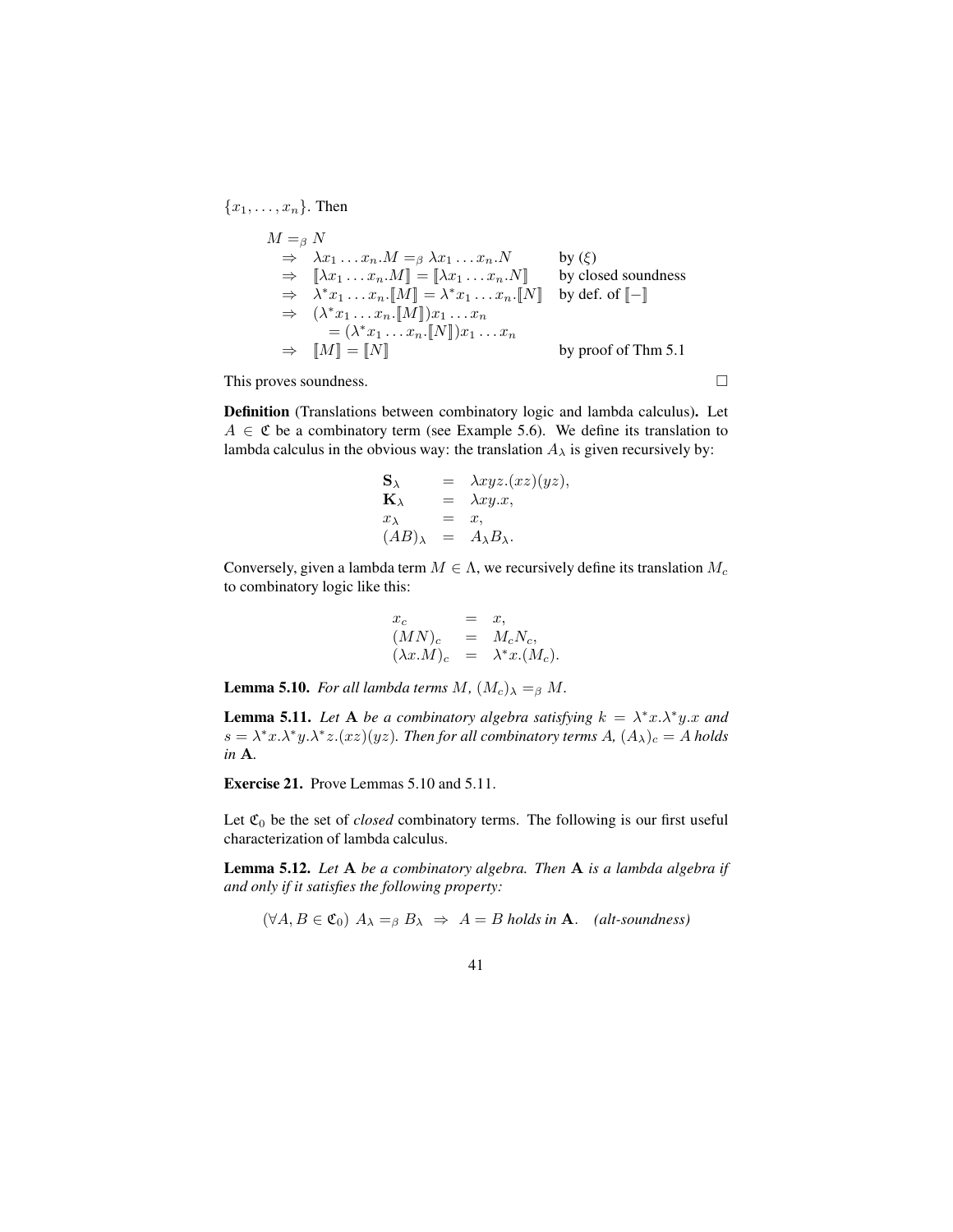$\{x_1, \ldots, x_n\}$. Then

$$
\begin{array}{lll}
M =_\beta N & & \\
\Rightarrow & \lambda x_1 \ldots x_n.M =_\beta \lambda x_1 \ldots x_n.N & \text{by } (\xi) \\
\Rightarrow & [\![\lambda x_1 \ldots x_n.M]\!] = [\![\lambda x_1 \ldots x_n.N]\!] & \text{by closed soundness} \\
\Rightarrow & \lambda^* x_1 \ldots x_n.[\![M]\!] = \lambda^* x_1 \ldots x_n.[\![N]\!] & \text{by def. of } [\![-]\!] \\
\Rightarrow & (\lambda^* x_1 \ldots x_n.[\![M]\!])x_1 \ldots x_n & \\
 & \quad = (\lambda^* x_1 \ldots x_n.[\![N]\!])x_1 \ldots x_n & \\
\Rightarrow & [\![M]\!] = [\![N]\!] & \text{by proof of Thm 5.1}
\end{array}
$$

This proves soundness. □

**Definition** (Translations between combinatory logic and lambda calculus)**.** Let $A \in \mathfrak{C}$ be a combinatory term (see Example 5.6). We define its translation to lambda calculus in the obvious way: the translation $A_\lambda$ is given recursively by:

$$
\begin{array}{lll}
\mathbf{S}_\lambda & = & \lambda xyz.(xz)(yz), \\
\mathbf{K}_\lambda & = & \lambda xy.x, \\
x_\lambda & = & x, \\
(AB)_\lambda & = & A_\lambda B_\lambda.
\end{array}
$$

Conversely, given a lambda term $M \in \Lambda$, we recursively define its translation $M_c$ to combinatory logic like this:

$$
\begin{array}{lll}
x_c & = & x, \\
(MN)_c & = & M_c N_c, \\
(\lambda x.M)_c & = & \lambda^* x.(M_c).
\end{array}
$$

**Lemma 5.10.** *For all lambda terms $M$, $(M_c)_\lambda =_\beta M$.*

**Lemma 5.11.** *Let $\mathbf{A}$ be a combinatory algebra satisfying $k = \lambda^* x.\lambda^* y.x$ and $s = \lambda^* x.\lambda^* y.\lambda^* z.(xz)(yz)$. Then for all combinatory terms $A$, $(A_\lambda)_c = A$ holds in $\mathbf{A}$.*

**Exercise 21.** Prove Lemmas 5.10 and 5.11.

Let $\mathfrak{C}_0$ be the set of *closed* combinatory terms. The following is our first useful characterization of lambda calculus.

**Lemma 5.12.** *Let $\mathbf{A}$ be a combinatory algebra. Then $\mathbf{A}$ is a lambda algebra if and only if it satisfies the following property:*

$$(\forall A, B \in \mathfrak{C}_0)\ A_\lambda =_\beta B_\lambda \ \Rightarrow\ A = B \text{ holds in } \mathbf{A}. \quad \textit{(alt-soundness)}$$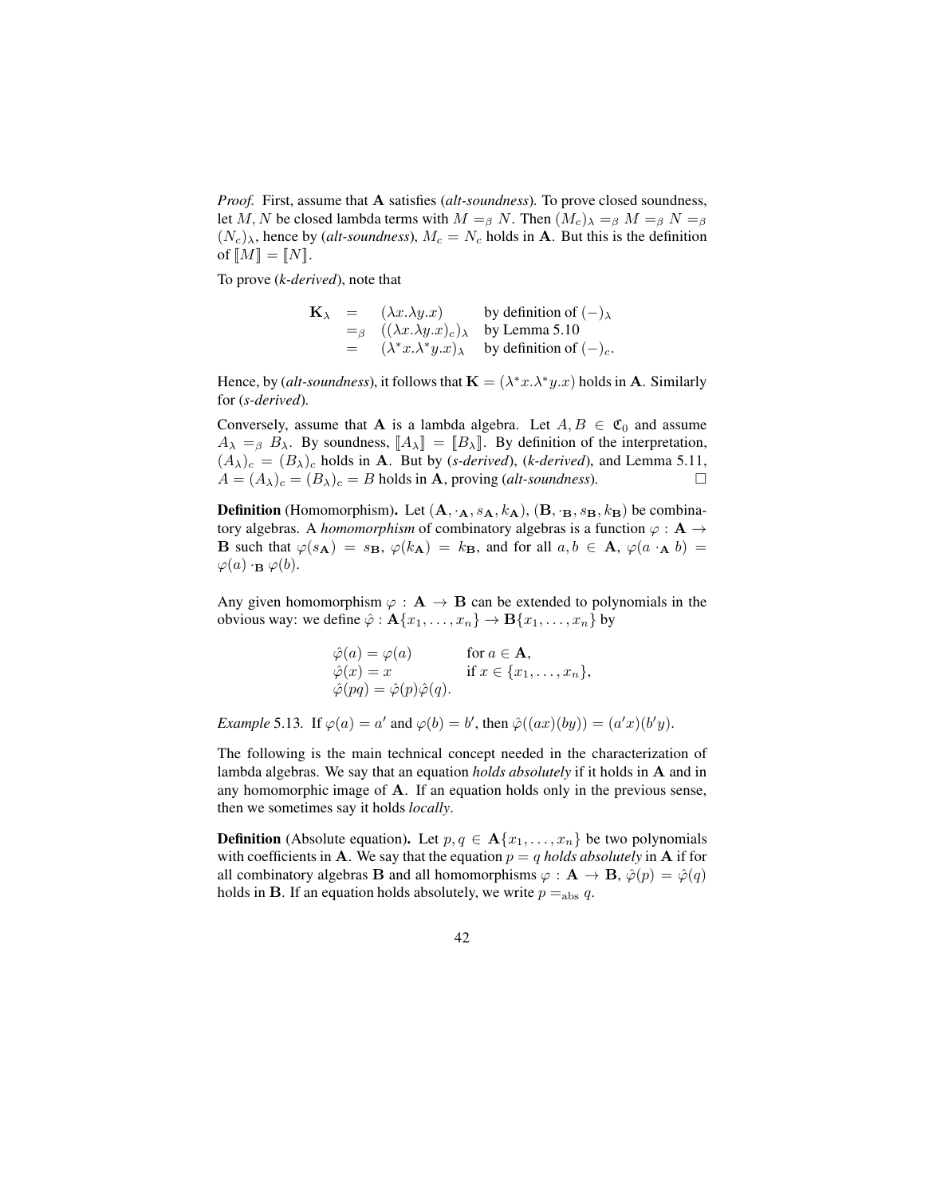*Proof.* First, assume that $\mathbf{A}$ satisfies (*alt-soundness*). To prove closed soundness, let $M, N$ be closed lambda terms with $M =_\beta N$. Then $(M_c)_\lambda =_\beta M =_\beta N =_\beta (N_c)_\lambda$, hence by (*alt-soundness*), $M_c = N_c$ holds in $\mathbf{A}$. But this is the definition of $[\![M]\!] = [\![N]\!]$.

To prove (*k-derived*), note that

$$\begin{array}{rcll} \mathbf{K}_\lambda & = & (\lambda x.\lambda y.x) & \text{by definition of } (-)_\lambda \\ & =_\beta & ((\lambda x.\lambda y.x)_c)_\lambda & \text{by Lemma 5.10} \\ & = & (\lambda^* x.\lambda^* y.x)_\lambda & \text{by definition of } (-)_c. \end{array}$$

Hence, by (*alt-soundness*), it follows that $\mathbf{K} = (\lambda^* x.\lambda^* y.x)$ holds in $\mathbf{A}$. Similarly for (*s-derived*).

Conversely, assume that $\mathbf{A}$ is a lambda algebra. Let $A, B \in \mathfrak{C}_0$ and assume $A_\lambda =_\beta B_\lambda$. By soundness, $[\![A_\lambda]\!] = [\![B_\lambda]\!]$. By definition of the interpretation, $(A_\lambda)_c = (B_\lambda)_c$ holds in $\mathbf{A}$. But by (*s-derived*), (*k-derived*), and Lemma 5.11, $A = (A_\lambda)_c = (B_\lambda)_c = B$ holds in $\mathbf{A}$, proving (*alt-soundness*). □

**Definition** (Homomorphism)**.** Let $(\mathbf{A}, \cdot_\mathbf{A}, s_\mathbf{A}, k_\mathbf{A})$, $(\mathbf{B}, \cdot_\mathbf{B}, s_\mathbf{B}, k_\mathbf{B})$ be combinatory algebras. A *homomorphism* of combinatory algebras is a function $\varphi : \mathbf{A} \to \mathbf{B}$ such that $\varphi(s_\mathbf{A}) = s_\mathbf{B}$, $\varphi(k_\mathbf{A}) = k_\mathbf{B}$, and for all $a, b \in \mathbf{A}$, $\varphi(a \cdot_\mathbf{A} b) = \varphi(a) \cdot_\mathbf{B} \varphi(b)$.

Any given homomorphism $\varphi : \mathbf{A} \to \mathbf{B}$ can be extended to polynomials in the obvious way: we define $\hat{\varphi} : \mathbf{A}\{x_1, \ldots, x_n\} \to \mathbf{B}\{x_1, \ldots, x_n\}$ by

$$\begin{array}{ll} \hat{\varphi}(a) = \varphi(a) & \text{for } a \in \mathbf{A}, \\ \hat{\varphi}(x) = x & \text{if } x \in \{x_1, \ldots, x_n\}, \\ \hat{\varphi}(pq) = \hat{\varphi}(p)\hat{\varphi}(q). & \end{array}$$

*Example* 5.13. If $\varphi(a) = a'$ and $\varphi(b) = b'$, then $\hat{\varphi}((ax)(by)) = (a'x)(b'y)$.

The following is the main technical concept needed in the characterization of lambda algebras. We say that an equation *holds absolutely* if it holds in $\mathbf{A}$ and in any homomorphic image of $\mathbf{A}$. If an equation holds only in the previous sense, then we sometimes say it holds *locally*.

**Definition** (Absolute equation)**.** Let $p, q \in \mathbf{A}\{x_1, \ldots, x_n\}$ be two polynomials with coefficients in $\mathbf{A}$. We say that the equation $p = q$ *holds absolutely* in $\mathbf{A}$ if for all combinatory algebras $\mathbf{B}$ and all homomorphisms $\varphi : \mathbf{A} \to \mathbf{B}$, $\hat{\varphi}(p) = \hat{\varphi}(q)$ holds in $\mathbf{B}$. If an equation holds absolutely, we write $p =_{\text{abs}} q$.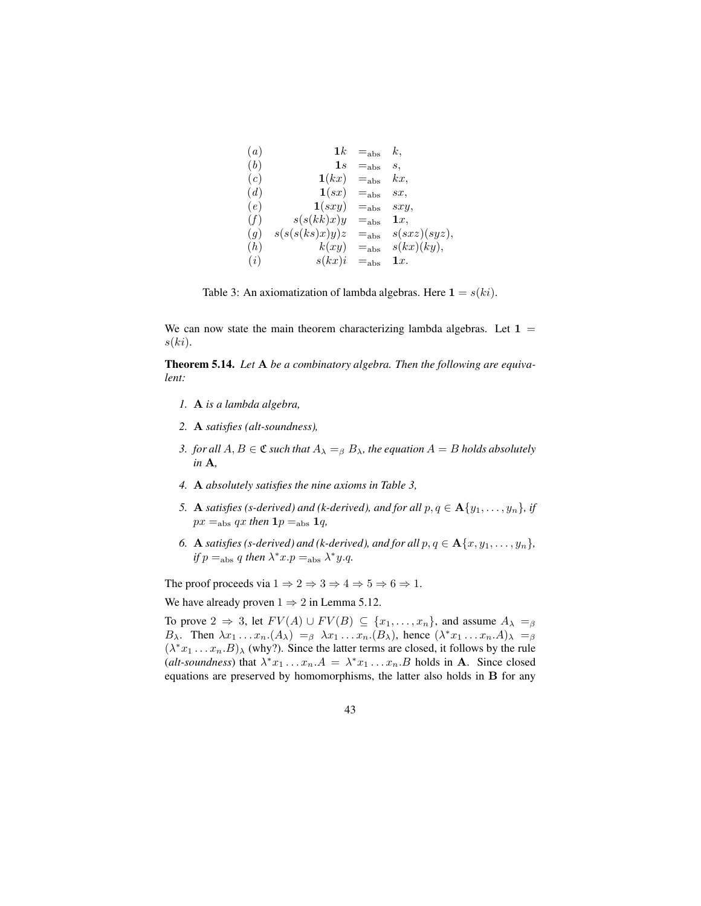$$
\begin{array}{lrcl}
(a) & \mathbf{1}k & =_{\text{abs}} & k, \\
(b) & \mathbf{1}s & =_{\text{abs}} & s, \\
(c) & \mathbf{1}(kx) & =_{\text{abs}} & kx, \\
(d) & \mathbf{1}(sx) & =_{\text{abs}} & sx, \\
(e) & \mathbf{1}(sxy) & =_{\text{abs}} & sxy, \\
(f) & s(s(kk)x)y & =_{\text{abs}} & \mathbf{1}x, \\
(g) & s(s(s(ks)x)y)z & =_{\text{abs}} & s(sxz)(syz), \\
(h) & k(xy) & =_{\text{abs}} & s(kx)(ky), \\
(i) & s(kx)i & =_{\text{abs}} & \mathbf{1}x.
\end{array}
$$

Table 3: An axiomatization of lambda algebras. Here $\mathbf{1} = s(ki)$.

We can now state the main theorem characterizing lambda algebras. Let $\mathbf{1} = s(ki)$.

**Theorem 5.14.** *Let* $\mathbf{A}$ *be a combinatory algebra. Then the following are equivalent:*

1. $\mathbf{A}$ *is a lambda algebra,*
2. $\mathbf{A}$ *satisfies (alt-soundness),*
3. *for all* $A, B \in \mathfrak{C}$ *such that* $A_\lambda =_\beta B_\lambda$*, the equation* $A = B$ *holds absolutely in* $\mathbf{A}$*,*
4. $\mathbf{A}$ *absolutely satisfies the nine axioms in Table 3,*
5. $\mathbf{A}$ *satisfies (s-derived) and (k-derived), and for all* $p, q \in \mathbf{A}\{y_1, \ldots, y_n\}$*, if* $px =_{\text{abs}} qx$ *then* $\mathbf{1}p =_{\text{abs}} \mathbf{1}q$*,*
6. $\mathbf{A}$ *satisfies (s-derived) and (k-derived), and for all* $p, q \in \mathbf{A}\{x, y_1, \ldots, y_n\}$*, if* $p =_{\text{abs}} q$ *then* $\lambda^* x.p =_{\text{abs}} \lambda^* y.q$*.*

The proof proceeds via $1 \Rightarrow 2 \Rightarrow 3 \Rightarrow 4 \Rightarrow 5 \Rightarrow 6 \Rightarrow 1$.

We have already proven $1 \Rightarrow 2$ in Lemma 5.12.

To prove $2 \Rightarrow 3$, let $FV(A) \cup FV(B) \subseteq \{x_1, \ldots, x_n\}$, and assume $A_\lambda =_\beta B_\lambda$. Then $\lambda x_1 \ldots x_n.(A_\lambda) =_\beta \lambda x_1 \ldots x_n.(B_\lambda)$, hence $(\lambda^* x_1 \ldots x_n.A)_\lambda =_\beta (\lambda^* x_1 \ldots x_n.B)_\lambda$ (why?). Since the latter terms are closed, it follows by the rule (*alt-soundness*) that $\lambda^* x_1 \ldots x_n.A = \lambda^* x_1 \ldots x_n.B$ holds in $\mathbf{A}$. Since closed equations are preserved by homomorphisms, the latter also holds in $\mathbf{B}$ for any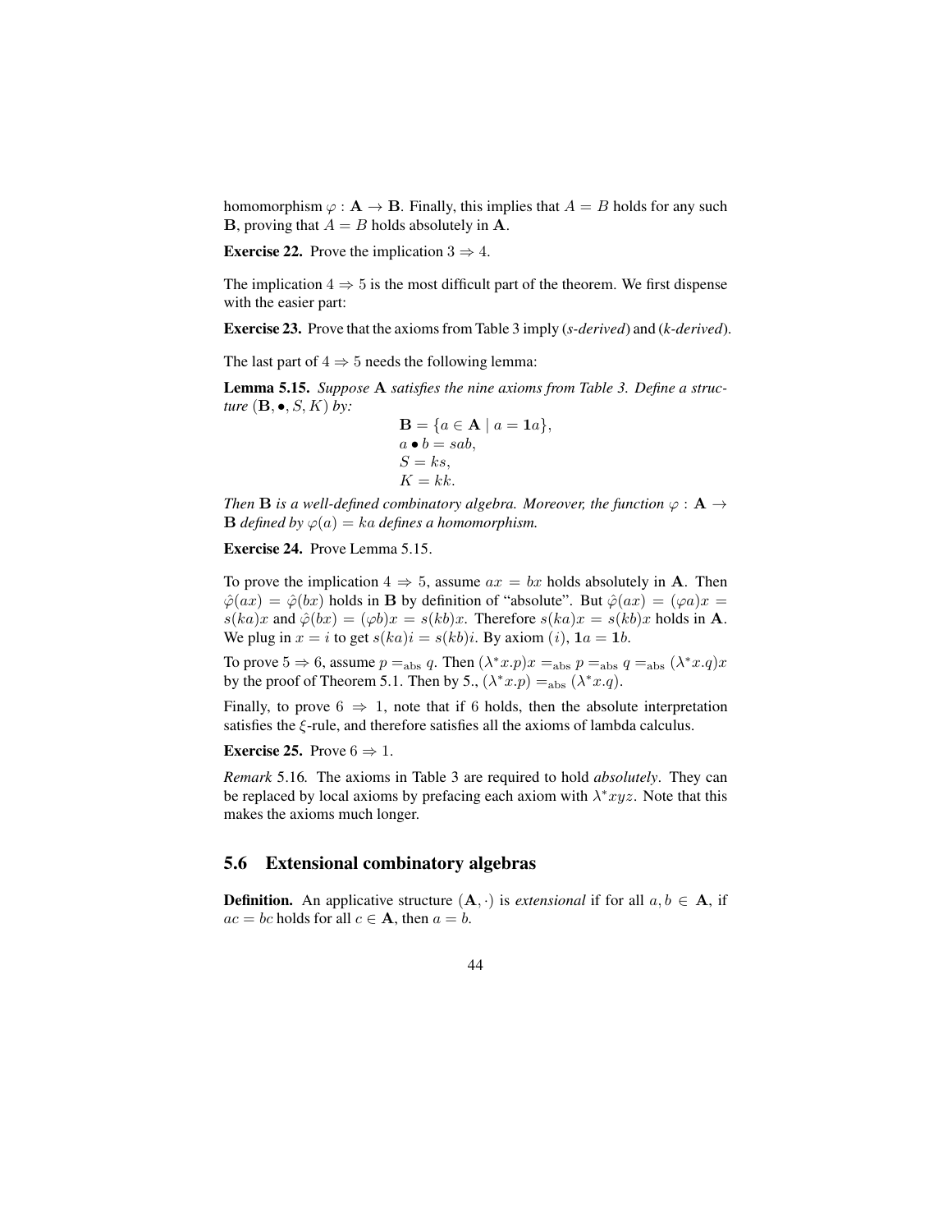homomorphism $\varphi : \mathbf{A} \to \mathbf{B}$. Finally, this implies that $A = B$ holds for any such $\mathbf{B}$, proving that $A = B$ holds absolutely in $\mathbf{A}$.

**Exercise 22.** Prove the implication $3 \Rightarrow 4$.

The implication $4 \Rightarrow 5$ is the most difficult part of the theorem. We first dispense with the easier part:

**Exercise 23.** Prove that the axioms from Table 3 imply (*s-derived*) and (*k-derived*).

The last part of $4 \Rightarrow 5$ needs the following lemma:

**Lemma 5.15.** *Suppose* $\mathbf{A}$ *satisfies the nine axioms from Table 3. Define a structure* $(\mathbf{B}, \bullet, S, K)$ *by:*

$$\begin{aligned}
\mathbf{B} &= \{a \in \mathbf{A} \mid a = \mathbf{1}a\}, \\
a \bullet b &= sab, \\
S &= ks, \\
K &= kk.
\end{aligned}$$

*Then* $\mathbf{B}$ *is a well-defined combinatory algebra. Moreover, the function* $\varphi : \mathbf{A} \to \mathbf{B}$ *defined by* $\varphi(a) = ka$ *defines a homomorphism.*

**Exercise 24.** Prove Lemma 5.15.

To prove the implication $4 \Rightarrow 5$, assume $ax = bx$ holds absolutely in $\mathbf{A}$. Then $\hat{\varphi}(ax) = \hat{\varphi}(bx)$ holds in $\mathbf{B}$ by definition of "absolute". But $\hat{\varphi}(ax) = (\varphi a)x = s(ka)x$ and $\hat{\varphi}(bx) = (\varphi b)x = s(kb)x$. Therefore $s(ka)x = s(kb)x$ holds in $\mathbf{A}$. We plug in $x = i$ to get $s(ka)i = s(kb)i$. By axiom $(i)$, $\mathbf{1}a = \mathbf{1}b$.

To prove $5 \Rightarrow 6$, assume $p =_{\text{abs}} q$. Then $(\lambda^* x.p)x =_{\text{abs}} p =_{\text{abs}} q =_{\text{abs}} (\lambda^* x.q)x$ by the proof of Theorem 5.1. Then by 5., $(\lambda^* x.p) =_{\text{abs}} (\lambda^* x.q)$.

Finally, to prove $6 \Rightarrow 1$, note that if 6 holds, then the absolute interpretation satisfies the $\xi$-rule, and therefore satisfies all the axioms of lambda calculus.

**Exercise 25.** Prove $6 \Rightarrow 1$.

*Remark* 5.16. The axioms in Table 3 are required to hold *absolutely*. They can be replaced by local axioms by prefacing each axiom with $\lambda^* xyz$. Note that this makes the axioms much longer.

## 5.6 Extensional combinatory algebras

**Definition.** An applicative structure $(\mathbf{A}, \cdot)$ is *extensional* if for all $a, b \in \mathbf{A}$, if $ac = bc$ holds for all $c \in \mathbf{A}$, then $a = b$.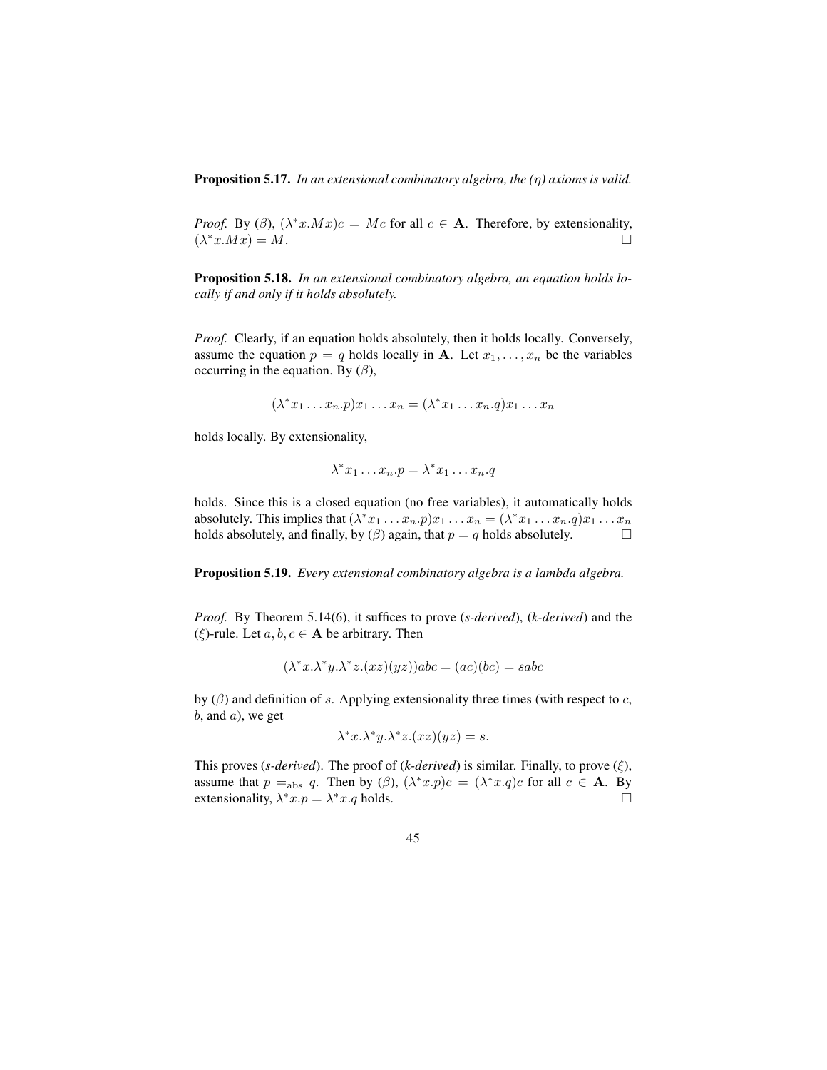**Proposition 5.17.** *In an extensional combinatory algebra, the ($\eta$) axioms is valid.*

*Proof.* By ($\beta$), $(\lambda^* x.Mx)c = Mc$ for all $c \in \mathbf{A}$. Therefore, by extensionality, $(\lambda^* x.Mx) = M$. $\square$

**Proposition 5.18.** *In an extensional combinatory algebra, an equation holds locally if and only if it holds absolutely.*

*Proof.* Clearly, if an equation holds absolutely, then it holds locally. Conversely, assume the equation $p = q$ holds locally in $\mathbf{A}$. Let $x_1, \ldots, x_n$ be the variables occurring in the equation. By ($\beta$),

$$(\lambda^* x_1 \ldots x_n.p)x_1 \ldots x_n = (\lambda^* x_1 \ldots x_n.q)x_1 \ldots x_n$$

holds locally. By extensionality,

$$\lambda^* x_1 \ldots x_n.p = \lambda^* x_1 \ldots x_n.q$$

holds. Since this is a closed equation (no free variables), it automatically holds absolutely. This implies that $(\lambda^* x_1 \ldots x_n.p)x_1 \ldots x_n = (\lambda^* x_1 \ldots x_n.q)x_1 \ldots x_n$ holds absolutely, and finally, by ($\beta$) again, that $p = q$ holds absolutely. $\square$

**Proposition 5.19.** *Every extensional combinatory algebra is a lambda algebra.*

*Proof.* By Theorem 5.14(6), it suffices to prove (*s-derived*), (*k-derived*) and the ($\xi$)-rule. Let $a, b, c \in \mathbf{A}$ be arbitrary. Then

$$(\lambda^* x.\lambda^* y.\lambda^* z.(xz)(yz))abc = (ac)(bc) = sabc$$

by ($\beta$) and definition of $s$. Applying extensionality three times (with respect to $c$, $b$, and $a$), we get

$$\lambda^* x.\lambda^* y.\lambda^* z.(xz)(yz) = s.$$

This proves (*s-derived*). The proof of (*k-derived*) is similar. Finally, to prove ($\xi$), assume that $p =_{\text{abs}} q$. Then by ($\beta$), $(\lambda^* x.p)c = (\lambda^* x.q)c$ for all $c \in \mathbf{A}$. By extensionality, $\lambda^* x.p = \lambda^* x.q$ holds. $\square$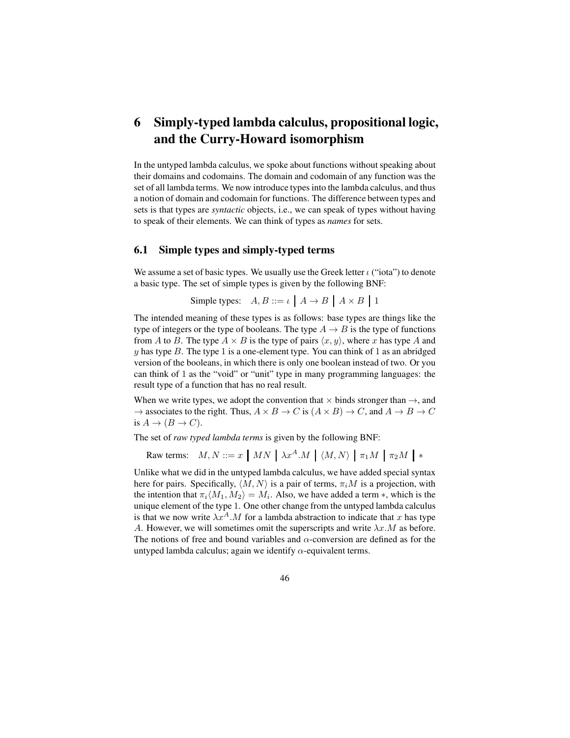# 6 Simply-typed lambda calculus, propositional logic, and the Curry-Howard isomorphism

In the untyped lambda calculus, we spoke about functions without speaking about their domains and codomains. The domain and codomain of any function was the set of all lambda terms. We now introduce types into the lambda calculus, and thus a notion of domain and codomain for functions. The difference between types and sets is that types are *syntactic* objects, i.e., we can speak of types without having to speak of their elements. We can think of types as *names* for sets.

## 6.1 Simple types and simply-typed terms

We assume a set of basic types. We usually use the Greek letter $\iota$ ("iota") to denote a basic type. The set of simple types is given by the following BNF:

$$\text{Simple types:}\quad A, B ::= \iota \;\big|\; A \to B \;\big|\; A \times B \;\big|\; 1$$

The intended meaning of these types is as follows: base types are things like the type of integers or the type of booleans. The type $A \to B$ is the type of functions from $A$ to $B$. The type $A \times B$ is the type of pairs $\langle x, y\rangle$, where $x$ has type $A$ and $y$ has type $B$. The type 1 is a one-element type. You can think of 1 as an abridged version of the booleans, in which there is only one boolean instead of two. Or you can think of 1 as the "void" or "unit" type in many programming languages: the result type of a function that has no real result.

When we write types, we adopt the convention that $\times$ binds stronger than $\to$, and $\to$ associates to the right. Thus, $A \times B \to C$ is $(A \times B) \to C$, and $A \to B \to C$ is $A \to (B \to C)$.

The set of *raw typed lambda terms* is given by the following BNF:

$$\text{Raw terms:}\quad M, N ::= x \;\big|\; MN \;\big|\; \lambda x^A.M \;\big|\; \langle M, N\rangle \;\big|\; \pi_1 M \;\big|\; \pi_2 M \;\big|\; *$$

Unlike what we did in the untyped lambda calculus, we have added special syntax here for pairs. Specifically, $\langle M, N\rangle$ is a pair of terms, $\pi_i M$ is a projection, with the intention that $\pi_i\langle M_1, M_2\rangle = M_i$. Also, we have added a term $*$, which is the unique element of the type 1. One other change from the untyped lambda calculus is that we now write $\lambda x^A.M$ for a lambda abstraction to indicate that $x$ has type $A$. However, we will sometimes omit the superscripts and write $\lambda x.M$ as before. The notions of free and bound variables and $\alpha$-conversion are defined as for the untyped lambda calculus; again we identify $\alpha$-equivalent terms.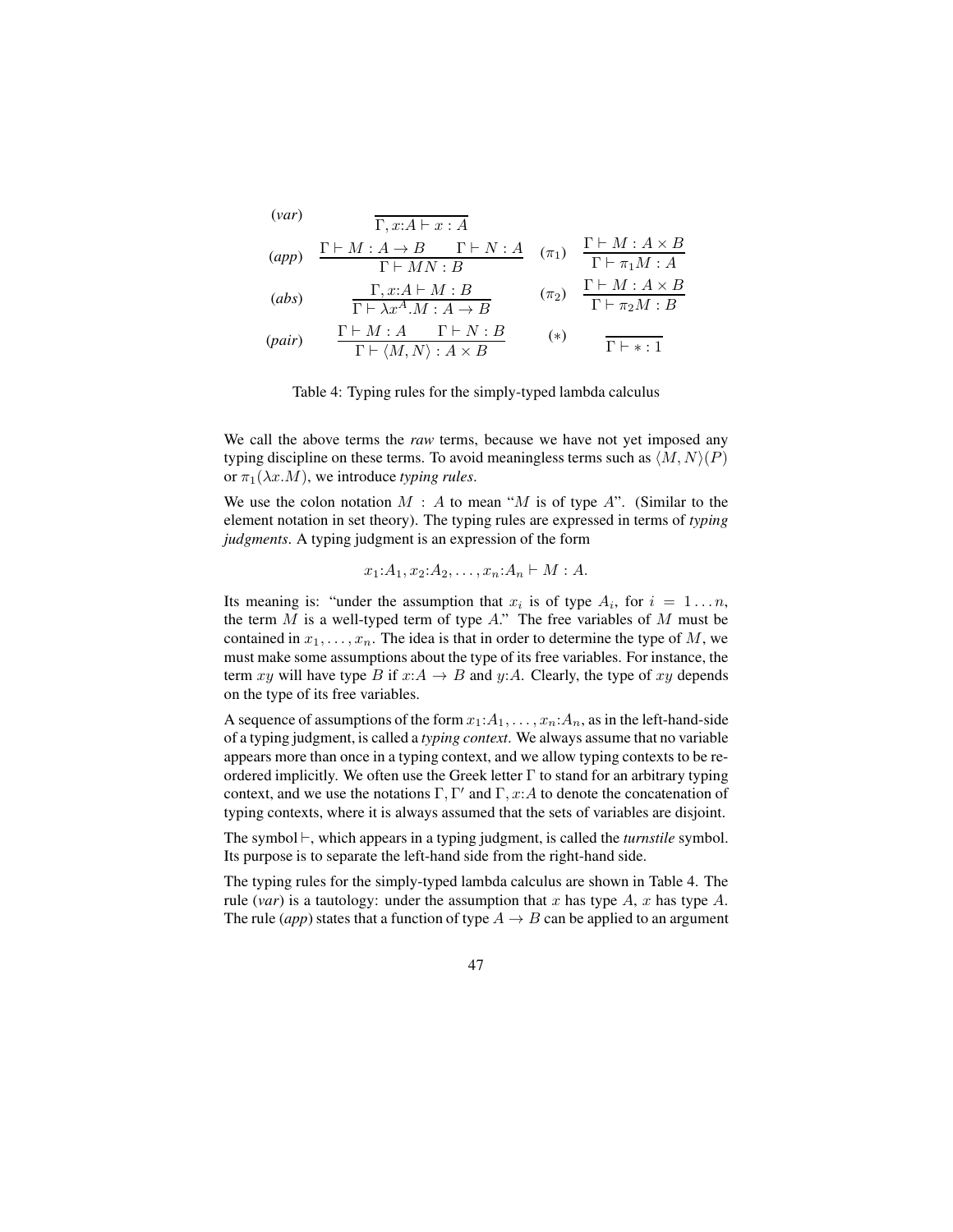$$
\begin{array}{llll}
(\textit{var}) & \dfrac{}{\Gamma, x{:}A \vdash x : A} & & \\[2ex]
(\textit{app}) & \dfrac{\Gamma \vdash M : A \to B \qquad \Gamma \vdash N : A}{\Gamma \vdash MN : B} & (\pi_1) & \dfrac{\Gamma \vdash M : A \times B}{\Gamma \vdash \pi_1 M : A} \\[2ex]
(\textit{abs}) & \dfrac{\Gamma, x{:}A \vdash M : B}{\Gamma \vdash \lambda x^A.M : A \to B} & (\pi_2) & \dfrac{\Gamma \vdash M : A \times B}{\Gamma \vdash \pi_2 M : B} \\[2ex]
(\textit{pair}) & \dfrac{\Gamma \vdash M : A \qquad \Gamma \vdash N : B}{\Gamma \vdash \langle M, N \rangle : A \times B} & (*) & \dfrac{}{\Gamma \vdash * : 1}
\end{array}
$$

Table 4: Typing rules for the simply-typed lambda calculus

We call the above terms the *raw* terms, because we have not yet imposed any typing discipline on these terms. To avoid meaningless terms such as $\langle M, N\rangle(P)$ or $\pi_1(\lambda x.M)$, we introduce *typing rules*.

We use the colon notation $M : A$ to mean "$M$ is of type $A$". (Similar to the element notation in set theory). The typing rules are expressed in terms of *typing judgments*. A typing judgment is an expression of the form

$$x_1{:}A_1, x_2{:}A_2, \ldots, x_n{:}A_n \vdash M : A.$$

Its meaning is: "under the assumption that $x_i$ is of type $A_i$, for $i = 1 \ldots n$, the term $M$ is a well-typed term of type $A$." The free variables of $M$ must be contained in $x_1, \ldots, x_n$. The idea is that in order to determine the type of $M$, we must make some assumptions about the type of its free variables. For instance, the term $xy$ will have type $B$ if $x{:}A \to B$ and $y{:}A$. Clearly, the type of $xy$ depends on the type of its free variables.

A sequence of assumptions of the form $x_1{:}A_1, \ldots, x_n{:}A_n$, as in the left-hand-side of a typing judgment, is called a *typing context*. We always assume that no variable appears more than once in a typing context, and we allow typing contexts to be re-ordered implicitly. We often use the Greek letter $\Gamma$ to stand for an arbitrary typing context, and we use the notations $\Gamma, \Gamma'$ and $\Gamma, x{:}A$ to denote the concatenation of typing contexts, where it is always assumed that the sets of variables are disjoint.

The symbol $\vdash$, which appears in a typing judgment, is called the *turnstile* symbol. Its purpose is to separate the left-hand side from the right-hand side.

The typing rules for the simply-typed lambda calculus are shown in Table 4. The rule (*var*) is a tautology: under the assumption that $x$ has type $A$, $x$ has type $A$. The rule (*app*) states that a function of type $A \to B$ can be applied to an argument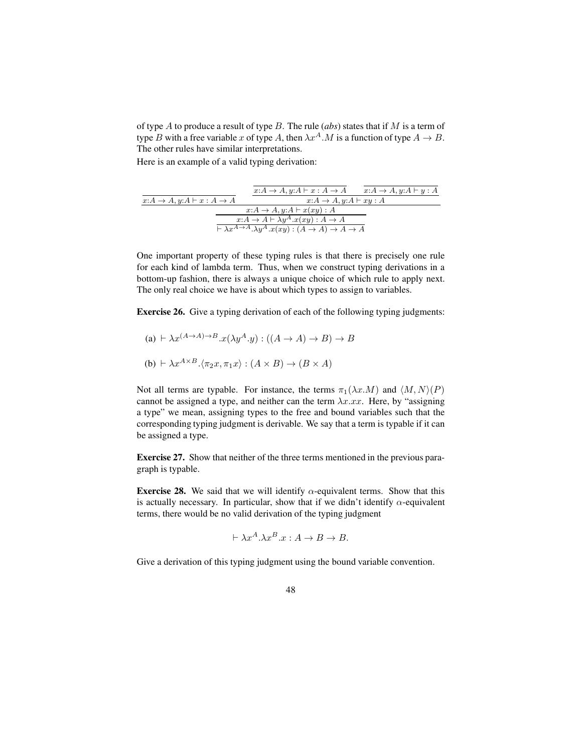of type $A$ to produce a result of type $B$. The rule (*abs*) states that if $M$ is a term of type $B$ with a free variable $x$ of type $A$, then $\lambda x^A.M$ is a function of type $A \to B$. The other rules have similar interpretations.

Here is an example of a valid typing derivation:

$$
\dfrac{
  \dfrac{}{x{:}A \to A, y{:}A \vdash x : A \to A}
  \qquad
  \dfrac{
    \dfrac{}{x{:}A \to A, y{:}A \vdash x : A \to A}
    \qquad
    \dfrac{}{x{:}A \to A, y{:}A \vdash y : A}
  }{x{:}A \to A, y{:}A \vdash xy : A}
}{
  \dfrac{x{:}A \to A, y{:}A \vdash x(xy) : A}{
    \dfrac{x{:}A \to A \vdash \lambda y^A.x(xy) : A \to A}{\vdash \lambda x^{A \to A}.\lambda y^A.x(xy) : (A \to A) \to A \to A}
  }
}
$$

One important property of these typing rules is that there is precisely one rule for each kind of lambda term. Thus, when we construct typing derivations in a bottom-up fashion, there is always a unique choice of which rule to apply next. The only real choice we have is about which types to assign to variables.

**Exercise 26.** Give a typing derivation of each of the following typing judgments:

(a) $\vdash \lambda x^{(A \to A) \to B}.x(\lambda y^A.y) : ((A \to A) \to B) \to B$

(b) $\vdash \lambda x^{A \times B}.\langle \pi_2 x, \pi_1 x \rangle : (A \times B) \to (B \times A)$

Not all terms are typable. For instance, the terms $\pi_1(\lambda x.M)$ and $\langle M, N \rangle(P)$ cannot be assigned a type, and neither can the term $\lambda x.xx$. Here, by "assigning a type" we mean, assigning types to the free and bound variables such that the corresponding typing judgment is derivable. We say that a term is typable if it can be assigned a type.

**Exercise 27.** Show that neither of the three terms mentioned in the previous paragraph is typable.

**Exercise 28.** We said that we will identify $\alpha$-equivalent terms. Show that this is actually necessary. In particular, show that if we didn't identify $\alpha$-equivalent terms, there would be no valid derivation of the typing judgment

$$\vdash \lambda x^A.\lambda x^B.x : A \to B \to B.$$

Give a derivation of this typing judgment using the bound variable convention.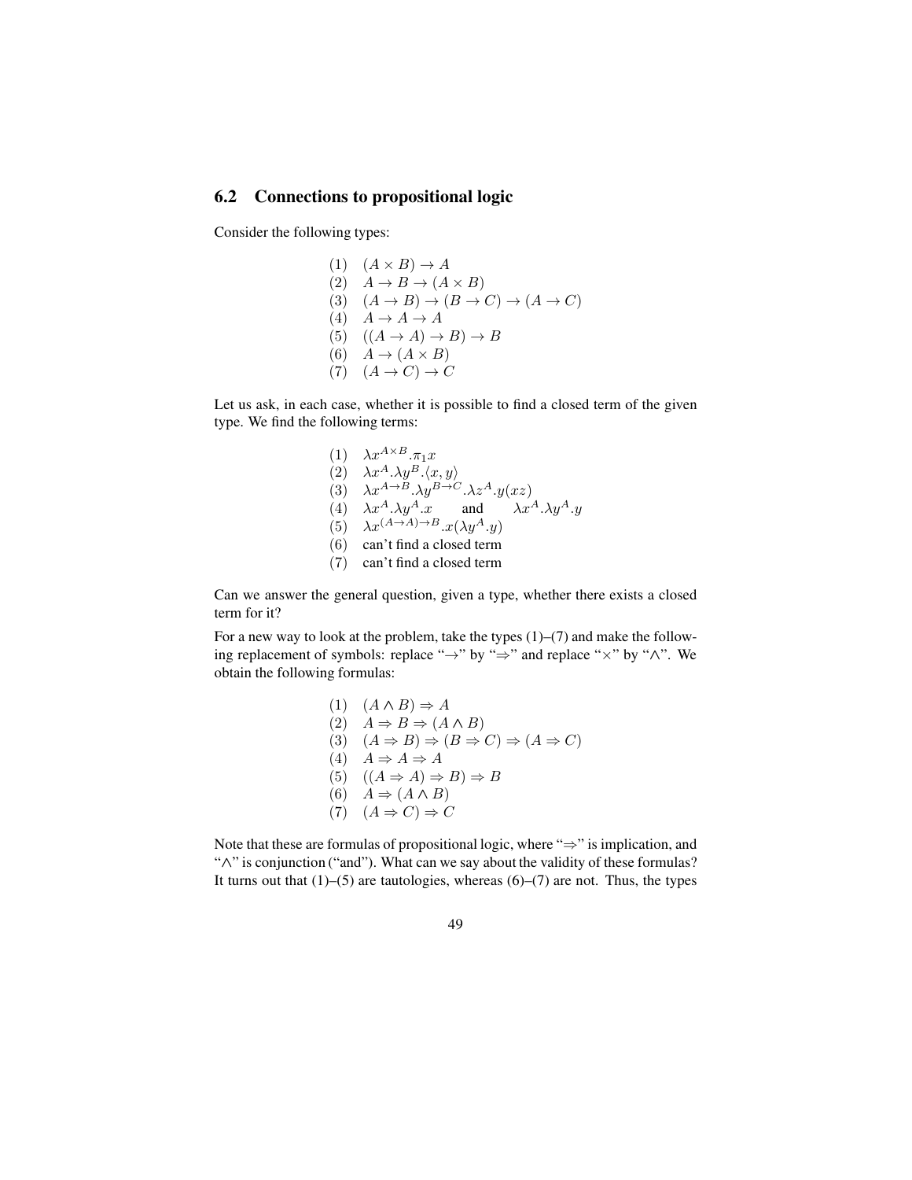## 6.2 Connections to propositional logic

Consider the following types:

$$
\begin{array}{ll}
(1) & (A \times B) \to A \\
(2) & A \to B \to (A \times B) \\
(3) & (A \to B) \to (B \to C) \to (A \to C) \\
(4) & A \to A \to A \\
(5) & ((A \to A) \to B) \to B \\
(6) & A \to (A \times B) \\
(7) & (A \to C) \to C
\end{array}
$$

Let us ask, in each case, whether it is possible to find a closed term of the given type. We find the following terms:

$$
\begin{array}{ll}
(1) & \lambda x^{A \times B}.\pi_1 x \\
(2) & \lambda x^A.\lambda y^B.\langle x, y\rangle \\
(3) & \lambda x^{A \to B}.\lambda y^{B \to C}.\lambda z^A.y(xz) \\
(4) & \lambda x^A.\lambda y^A.x \qquad \text{and} \qquad \lambda x^A.\lambda y^A.y \\
(5) & \lambda x^{(A \to A) \to B}.x(\lambda y^A.y) \\
(6) & \text{can't find a closed term} \\
(7) & \text{can't find a closed term}
\end{array}
$$

Can we answer the general question, given a type, whether there exists a closed term for it?

For a new way to look at the problem, take the types (1)–(7) and make the following replacement of symbols: replace "$\to$" by "$\Rightarrow$" and replace "$\times$" by "$\wedge$". We obtain the following formulas:

$$
\begin{array}{ll}
(1) & (A \wedge B) \Rightarrow A \\
(2) & A \Rightarrow B \Rightarrow (A \wedge B) \\
(3) & (A \Rightarrow B) \Rightarrow (B \Rightarrow C) \Rightarrow (A \Rightarrow C) \\
(4) & A \Rightarrow A \Rightarrow A \\
(5) & ((A \Rightarrow A) \Rightarrow B) \Rightarrow B \\
(6) & A \Rightarrow (A \wedge B) \\
(7) & (A \Rightarrow C) \Rightarrow C
\end{array}
$$

Note that these are formulas of propositional logic, where "$\Rightarrow$" is implication, and "$\wedge$" is conjunction ("and"). What can we say about the validity of these formulas? It turns out that (1)–(5) are tautologies, whereas (6)–(7) are not. Thus, the types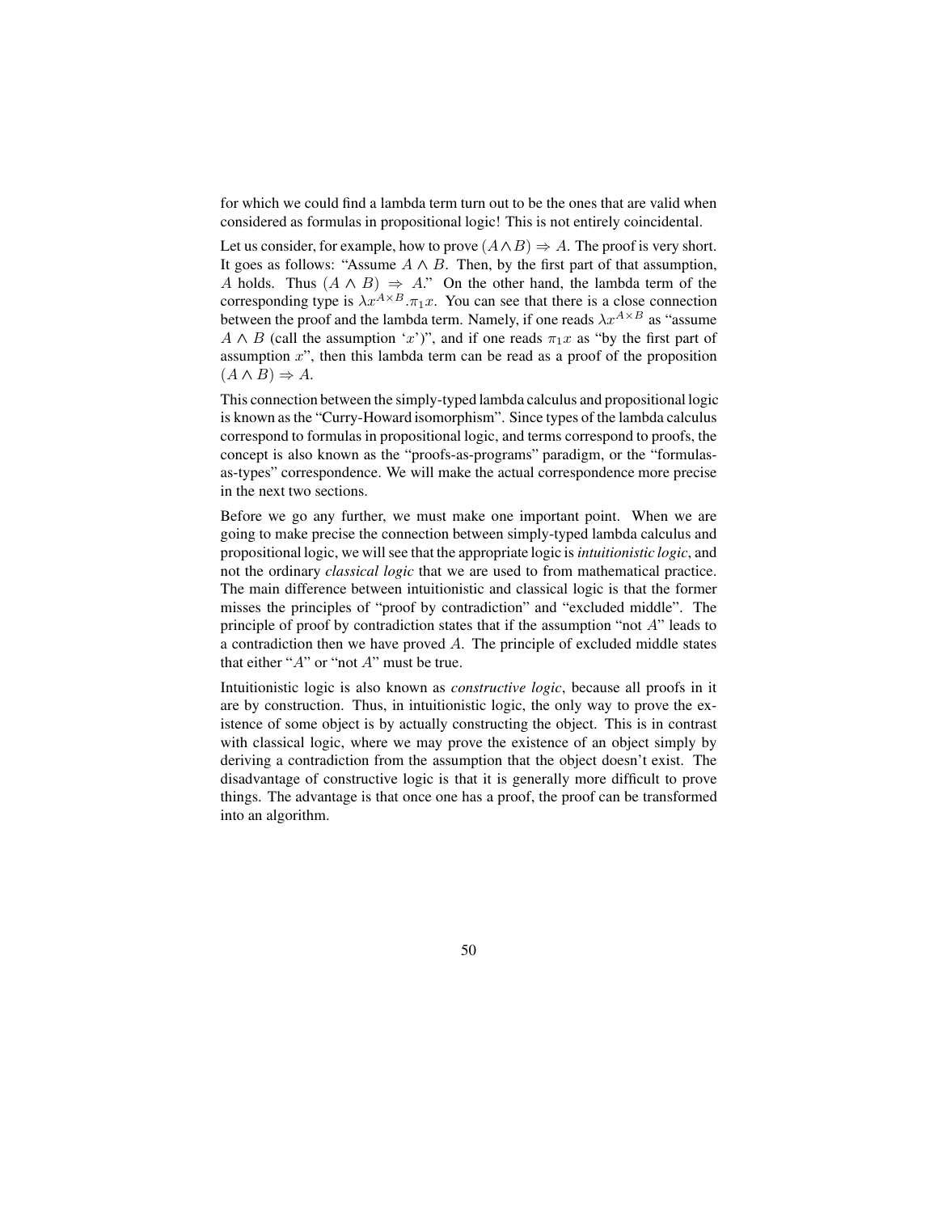for which we could find a lambda term turn out to be the ones that are valid when considered as formulas in propositional logic! This is not entirely coincidental.

Let us consider, for example, how to prove $(A \wedge B) \Rightarrow A$. The proof is very short. It goes as follows: "Assume $A \wedge B$. Then, by the first part of that assumption, $A$ holds. Thus $(A \wedge B) \Rightarrow A$." On the other hand, the lambda term of the corresponding type is $\lambda x^{A \times B}.\pi_1 x$. You can see that there is a close connection between the proof and the lambda term. Namely, if one reads $\lambda x^{A \times B}$ as "assume $A \wedge B$ (call the assumption '$x$')", and if one reads $\pi_1 x$ as "by the first part of assumption $x$", then this lambda term can be read as a proof of the proposition $(A \wedge B) \Rightarrow A$.

This connection between the simply-typed lambda calculus and propositional logic is known as the "Curry-Howard isomorphism". Since types of the lambda calculus correspond to formulas in propositional logic, and terms correspond to proofs, the concept is also known as the "proofs-as-programs" paradigm, or the "formulas-as-types" correspondence. We will make the actual correspondence more precise in the next two sections.

Before we go any further, we must make one important point. When we are going to make precise the connection between simply-typed lambda calculus and propositional logic, we will see that the appropriate logic is *intuitionistic logic*, and not the ordinary *classical logic* that we are used to from mathematical practice. The main difference between intuitionistic and classical logic is that the former misses the principles of "proof by contradiction" and "excluded middle". The principle of proof by contradiction states that if the assumption "not $A$" leads to a contradiction then we have proved $A$. The principle of excluded middle states that either "$A$" or "not $A$" must be true.

Intuitionistic logic is also known as *constructive logic*, because all proofs in it are by construction. Thus, in intuitionistic logic, the only way to prove the existence of some object is by actually constructing the object. This is in contrast with classical logic, where we may prove the existence of an object simply by deriving a contradiction from the assumption that the object doesn't exist. The disadvantage of constructive logic is that it is generally more difficult to prove things. The advantage is that once one has a proof, the proof can be transformed into an algorithm.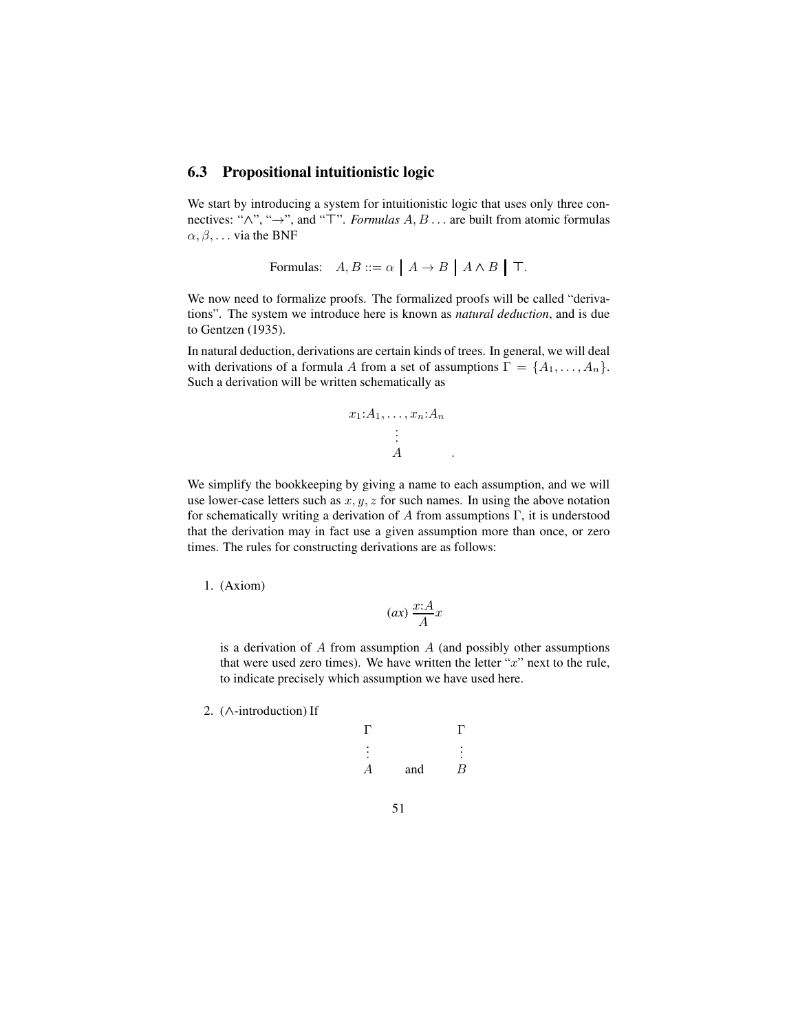## 6.3 Propositional intuitionistic logic

We start by introducing a system for intuitionistic logic that uses only three connectives: "$\wedge$", "$\to$", and "$\top$". *Formulas* $A, B \ldots$ are built from atomic formulas $\alpha, \beta, \ldots$ via the BNF

$$\text{Formulas:} \quad A, B ::= \alpha \;\big|\; A \to B \;\big|\; A \wedge B \;\big|\; \top.$$

We now need to formalize proofs. The formalized proofs will be called "derivations". The system we introduce here is known as *natural deduction*, and is due to Gentzen (1935).

In natural deduction, derivations are certain kinds of trees. In general, we will deal with derivations of a formula $A$ from a set of assumptions $\Gamma = \{A_1, \ldots, A_n\}$. Such a derivation will be written schematically as

$$\begin{array}{c} x_1{:}A_1, \ldots, x_n{:}A_n \\ \vdots \\ A \end{array} \quad .$$

We simplify the bookkeeping by giving a name to each assumption, and we will use lower-case letters such as $x, y, z$ for such names. In using the above notation for schematically writing a derivation of $A$ from assumptions $\Gamma$, it is understood that the derivation may in fact use a given assumption more than once, or zero times. The rules for constructing derivations are as follows:

1. (Axiom)

$$(ax)\ \frac{x{:}A}{A}x$$

   is a derivation of $A$ from assumption $A$ (and possibly other assumptions that were used zero times). We have written the letter "$x$" next to the rule, to indicate precisely which assumption we have used here.

2. ($\wedge$-introduction) If

$$\begin{array}{c} \Gamma \\ \vdots \\ A \end{array} \quad \text{and} \quad \begin{array}{c} \Gamma \\ \vdots \\ B \end{array}$$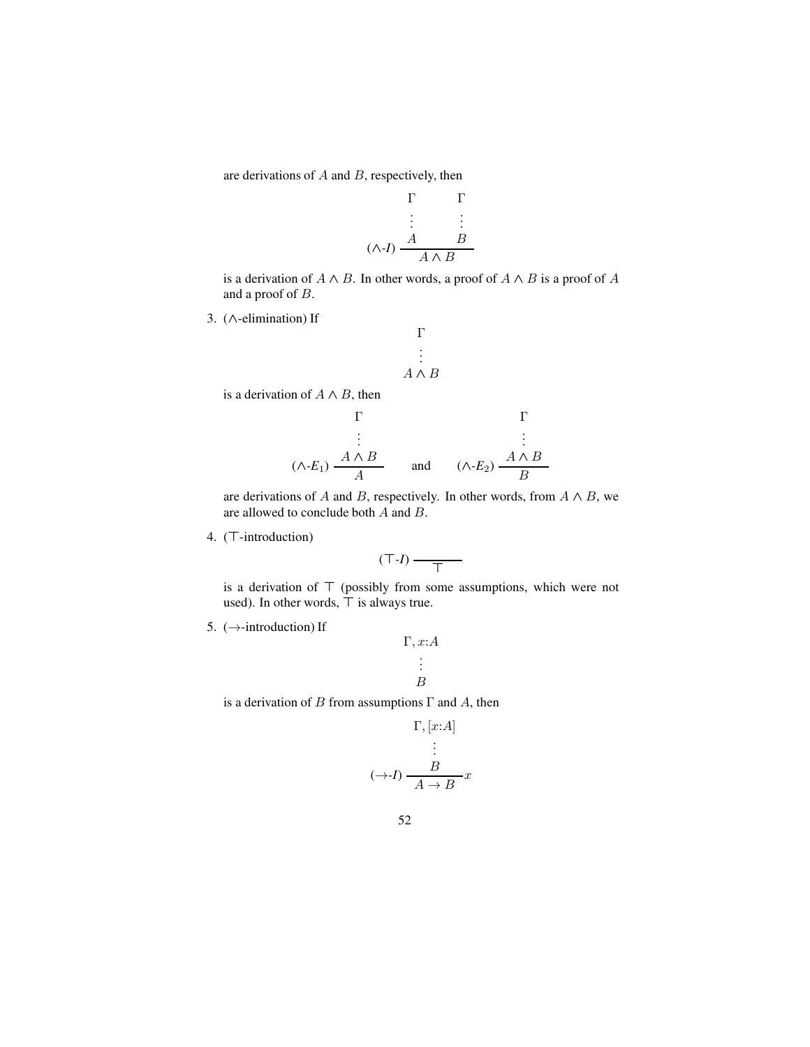are derivations of $A$ and $B$, respectively, then

$$
\begin{array}{c}
\Gamma \qquad \Gamma \\
\vdots \qquad \vdots \\
(\wedge\text{-}I)\ \dfrac{A \qquad B}{A \wedge B}
\end{array}
$$

is a derivation of $A \wedge B$. In other words, a proof of $A \wedge B$ is a proof of $A$ and a proof of $B$.

3. ($\wedge$-elimination) If

$$
\begin{array}{c}
\Gamma \\
\vdots \\
A \wedge B
\end{array}
$$

is a derivation of $A \wedge B$, then

$$
\begin{array}{c}
\Gamma \\
\vdots \\
(\wedge\text{-}E_1)\ \dfrac{A \wedge B}{A}
\end{array}
\qquad \text{and} \qquad
\begin{array}{c}
\Gamma \\
\vdots \\
(\wedge\text{-}E_2)\ \dfrac{A \wedge B}{B}
\end{array}
$$

are derivations of $A$ and $B$, respectively. In other words, from $A \wedge B$, we are allowed to conclude both $A$ and $B$.

4. ($\top$-introduction)

$$
(\top\text{-}I)\ \dfrac{}{\top}
$$

is a derivation of $\top$ (possibly from some assumptions, which were not used). In other words, $\top$ is always true.

5. ($\rightarrow$-introduction) If

$$
\begin{array}{c}
\Gamma, x{:}A \\
\vdots \\
B
\end{array}
$$

is a derivation of $B$ from assumptions $\Gamma$ and $A$, then

$$
\begin{array}{c}
\Gamma, [x{:}A] \\
\vdots \\
(\rightarrow\text{-}I)\ \dfrac{B}{A \rightarrow B}\, x
\end{array}
$$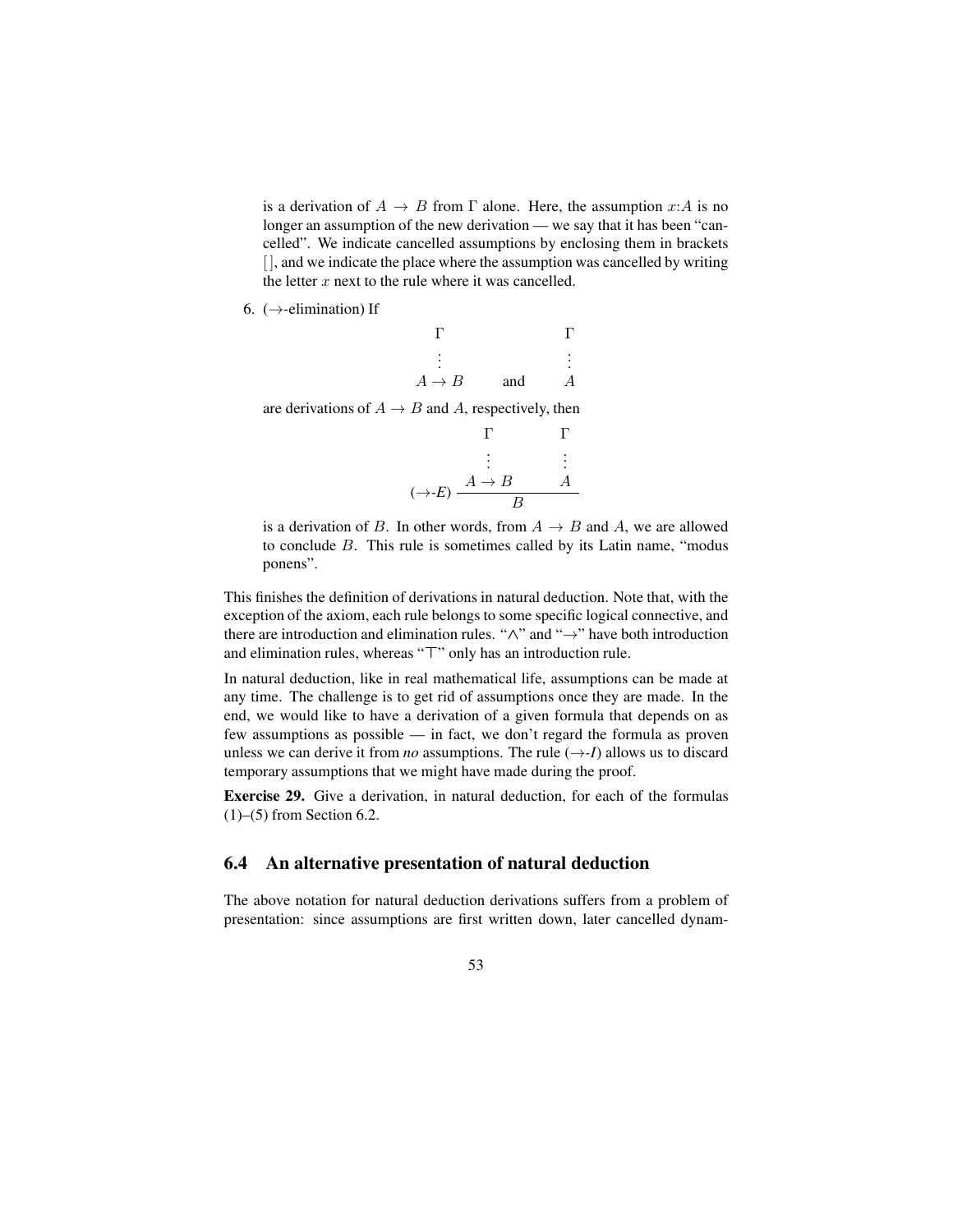is a derivation of $A \to B$ from $\Gamma$ alone. Here, the assumption $x{:}A$ is no longer an assumption of the new derivation — we say that it has been "cancelled". We indicate cancelled assumptions by enclosing them in brackets $[\,]$, and we indicate the place where the assumption was cancelled by writing the letter $x$ next to the rule where it was cancelled.

6. ($\to$-elimination) If

$$\begin{array}{c} \Gamma \\ \vdots \\ A \to B \end{array} \qquad \text{and} \qquad \begin{array}{c} \Gamma \\ \vdots \\ A \end{array}$$

are derivations of $A \to B$ and $A$, respectively, then

$$(\to\text{-}E)\ \dfrac{\begin{array}{c} \Gamma \\ \vdots \\ A \to B \end{array} \qquad \begin{array}{c} \Gamma \\ \vdots \\ A \end{array}}{B}$$

is a derivation of $B$. In other words, from $A \to B$ and $A$, we are allowed to conclude $B$. This rule is sometimes called by its Latin name, "modus ponens".

This finishes the definition of derivations in natural deduction. Note that, with the exception of the axiom, each rule belongs to some specific logical connective, and there are introduction and elimination rules. "$\wedge$" and "$\to$" have both introduction and elimination rules, whereas "$\top$" only has an introduction rule.

In natural deduction, like in real mathematical life, assumptions can be made at any time. The challenge is to get rid of assumptions once they are made. In the end, we would like to have a derivation of a given formula that depends on as few assumptions as possible — in fact, we don't regard the formula as proven unless we can derive it from *no* assumptions. The rule ($\to$-*I*) allows us to discard temporary assumptions that we might have made during the proof.

**Exercise 29.** Give a derivation, in natural deduction, for each of the formulas (1)–(5) from Section 6.2.

## 6.4 An alternative presentation of natural deduction

The above notation for natural deduction derivations suffers from a problem of presentation: since assumptions are first written down, later cancelled dynam-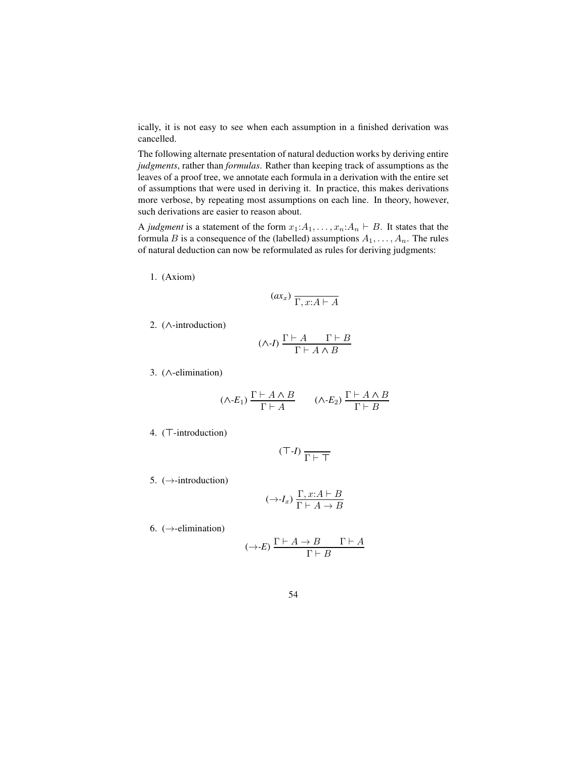ically, it is not easy to see when each assumption in a finished derivation was cancelled.

The following alternate presentation of natural deduction works by deriving entire *judgments*, rather than *formulas*. Rather than keeping track of assumptions as the leaves of a proof tree, we annotate each formula in a derivation with the entire set of assumptions that were used in deriving it. In practice, this makes derivations more verbose, by repeating most assumptions on each line. In theory, however, such derivations are easier to reason about.

A *judgment* is a statement of the form $x_1{:}A_1, \ldots, x_n{:}A_n \vdash B$. It states that the formula $B$ is a consequence of the (labelled) assumptions $A_1, \ldots, A_n$. The rules of natural deduction can now be reformulated as rules for deriving judgments:

1. (Axiom)

$$(ax_x)\ \frac{}{\Gamma, x{:}A \vdash A}$$

2. ($\wedge$-introduction)

$$(\wedge\text{-}I)\ \frac{\Gamma \vdash A \qquad \Gamma \vdash B}{\Gamma \vdash A \wedge B}$$

3. ($\wedge$-elimination)

$$(\wedge\text{-}E_1)\ \frac{\Gamma \vdash A \wedge B}{\Gamma \vdash A} \qquad (\wedge\text{-}E_2)\ \frac{\Gamma \vdash A \wedge B}{\Gamma \vdash B}$$

4. ($\top$-introduction)

$$(\top\text{-}I)\ \frac{}{\Gamma \vdash \top}$$

5. ($\to$-introduction)

$$(\to\text{-}I_x)\ \frac{\Gamma, x{:}A \vdash B}{\Gamma \vdash A \to B}$$

6. ($\to$-elimination)

$$(\to\text{-}E)\ \frac{\Gamma \vdash A \to B \qquad \Gamma \vdash A}{\Gamma \vdash B}$$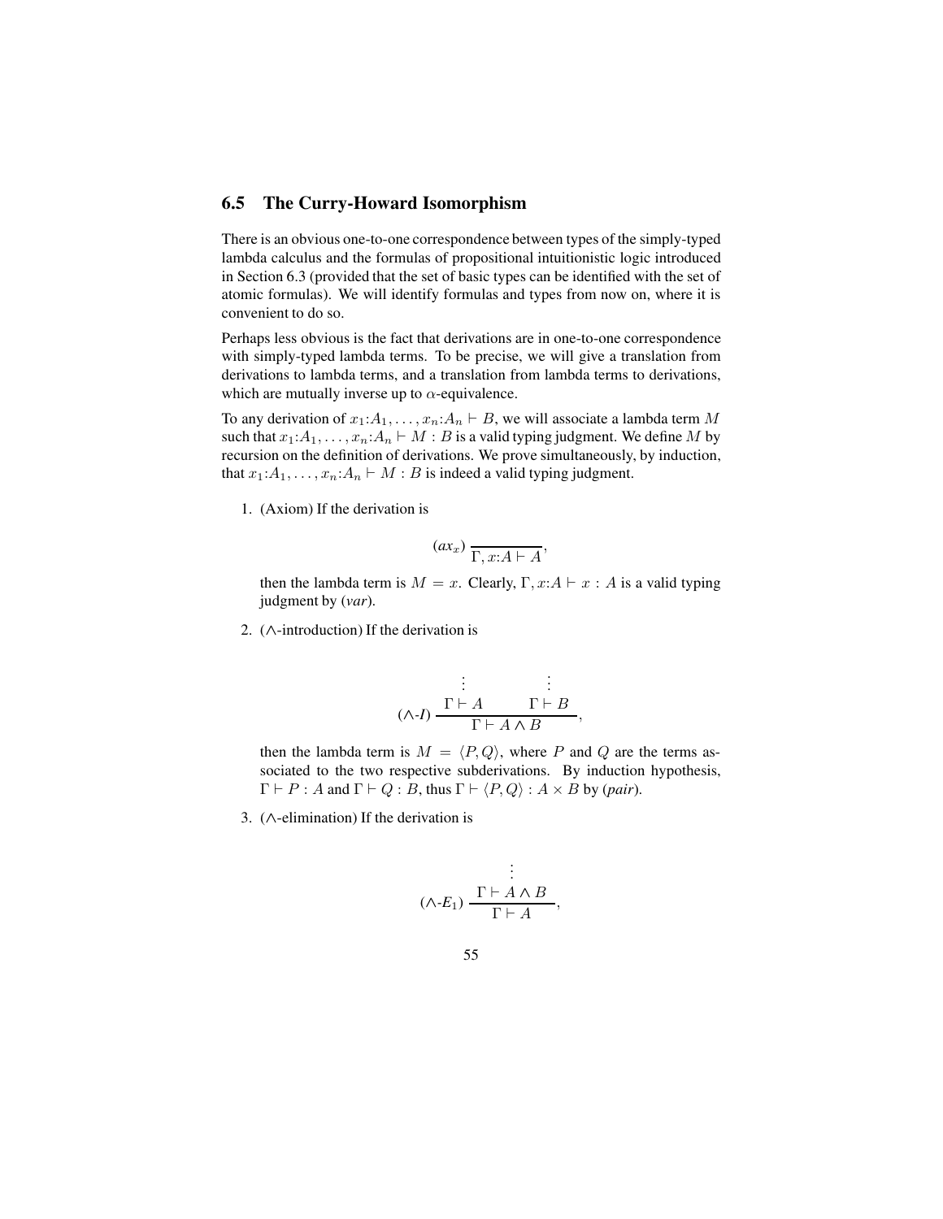## 6.5 The Curry-Howard Isomorphism

There is an obvious one-to-one correspondence between types of the simply-typed lambda calculus and the formulas of propositional intuitionistic logic introduced in Section 6.3 (provided that the set of basic types can be identified with the set of atomic formulas). We will identify formulas and types from now on, where it is convenient to do so.

Perhaps less obvious is the fact that derivations are in one-to-one correspondence with simply-typed lambda terms. To be precise, we will give a translation from derivations to lambda terms, and a translation from lambda terms to derivations, which are mutually inverse up to $\alpha$-equivalence.

To any derivation of $x_1{:}A_1, \ldots, x_n{:}A_n \vdash B$, we will associate a lambda term $M$ such that $x_1{:}A_1, \ldots, x_n{:}A_n \vdash M : B$ is a valid typing judgment. We define $M$ by recursion on the definition of derivations. We prove simultaneously, by induction, that $x_1{:}A_1, \ldots, x_n{:}A_n \vdash M : B$ is indeed a valid typing judgment.

1. (Axiom) If the derivation is

$$(\mathit{ax}_x)\ \overline{\Gamma, x{:}A \vdash A},$$

   then the lambda term is $M = x$. Clearly, $\Gamma, x{:}A \vdash x : A$ is a valid typing judgment by (*var*).

2. ($\wedge$-introduction) If the derivation is

$$(\wedge\text{-}I)\ \frac{\begin{array}{c}\vdots\\ \Gamma \vdash A\end{array} \qquad \begin{array}{c}\vdots\\ \Gamma \vdash B\end{array}}{\Gamma \vdash A \wedge B},$$

   then the lambda term is $M = \langle P, Q \rangle$, where $P$ and $Q$ are the terms associated to the two respective subderivations. By induction hypothesis, $\Gamma \vdash P : A$ and $\Gamma \vdash Q : B$, thus $\Gamma \vdash \langle P, Q \rangle : A \times B$ by (*pair*).

3. ($\wedge$-elimination) If the derivation is

$$(\wedge\text{-}E_1)\ \frac{\begin{array}{c}\vdots\\ \Gamma \vdash A \wedge B\end{array}}{\Gamma \vdash A},$$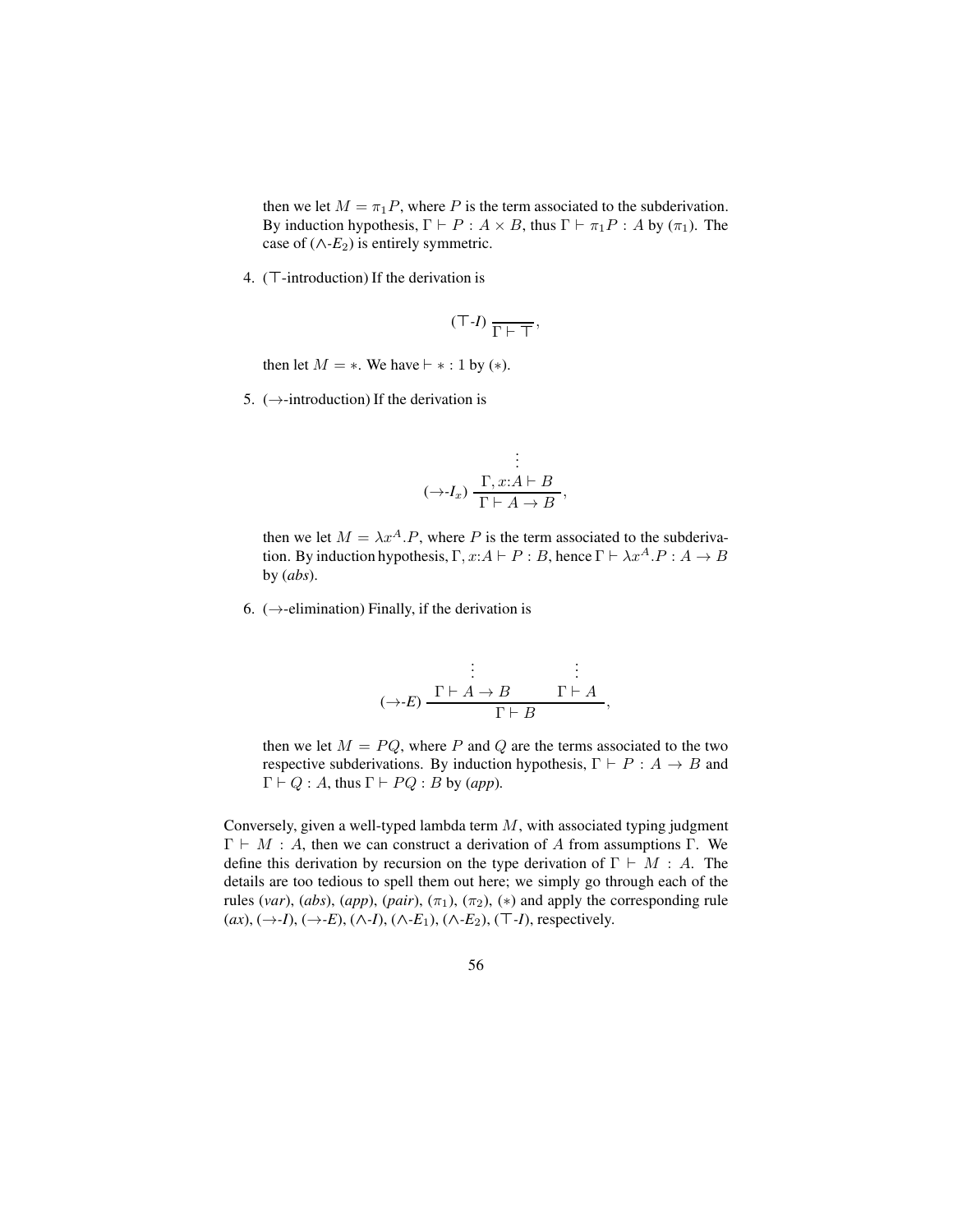then we let $M = \pi_1 P$, where $P$ is the term associated to the subderivation. By induction hypothesis, $\Gamma \vdash P : A \times B$, thus $\Gamma \vdash \pi_1 P : A$ by ($\pi_1$). The case of ($\wedge$-$E_2$) is entirely symmetric.

4. ($\top$-introduction) If the derivation is

$$(\top\text{-}I)\ \frac{}{\Gamma \vdash \top},$$

then let $M = *$. We have $\vdash * : 1$ by ($*$).

5. ($\to$-introduction) If the derivation is

$$(\to\text{-}I_x)\ \frac{\begin{array}{c}\vdots \\ \Gamma, x{:}A \vdash B\end{array}}{\Gamma \vdash A \to B},$$

then we let $M = \lambda x^A.P$, where $P$ is the term associated to the subderivation. By induction hypothesis, $\Gamma, x{:}A \vdash P : B$, hence $\Gamma \vdash \lambda x^A.P : A \to B$ by (*abs*).

6. ($\to$-elimination) Finally, if the derivation is

$$(\to\text{-}E)\ \frac{\begin{array}{c}\vdots \\ \Gamma \vdash A \to B\end{array} \qquad \begin{array}{c}\vdots \\ \Gamma \vdash A\end{array}}{\Gamma \vdash B},$$

then we let $M = PQ$, where $P$ and $Q$ are the terms associated to the two respective subderivations. By induction hypothesis, $\Gamma \vdash P : A \to B$ and $\Gamma \vdash Q : A$, thus $\Gamma \vdash PQ : B$ by (*app*).

Conversely, given a well-typed lambda term $M$, with associated typing judgment $\Gamma \vdash M : A$, then we can construct a derivation of $A$ from assumptions $\Gamma$. We define this derivation by recursion on the type derivation of $\Gamma \vdash M : A$. The details are too tedious to spell them out here; we simply go through each of the rules (*var*), (*abs*), (*app*), (*pair*), ($\pi_1$), ($\pi_2$), ($*$) and apply the corresponding rule (*ax*), ($\to$-*I*), ($\to$-*E*), ($\wedge$-*I*), ($\wedge$-$E_1$), ($\wedge$-$E_2$), ($\top$-*I*), respectively.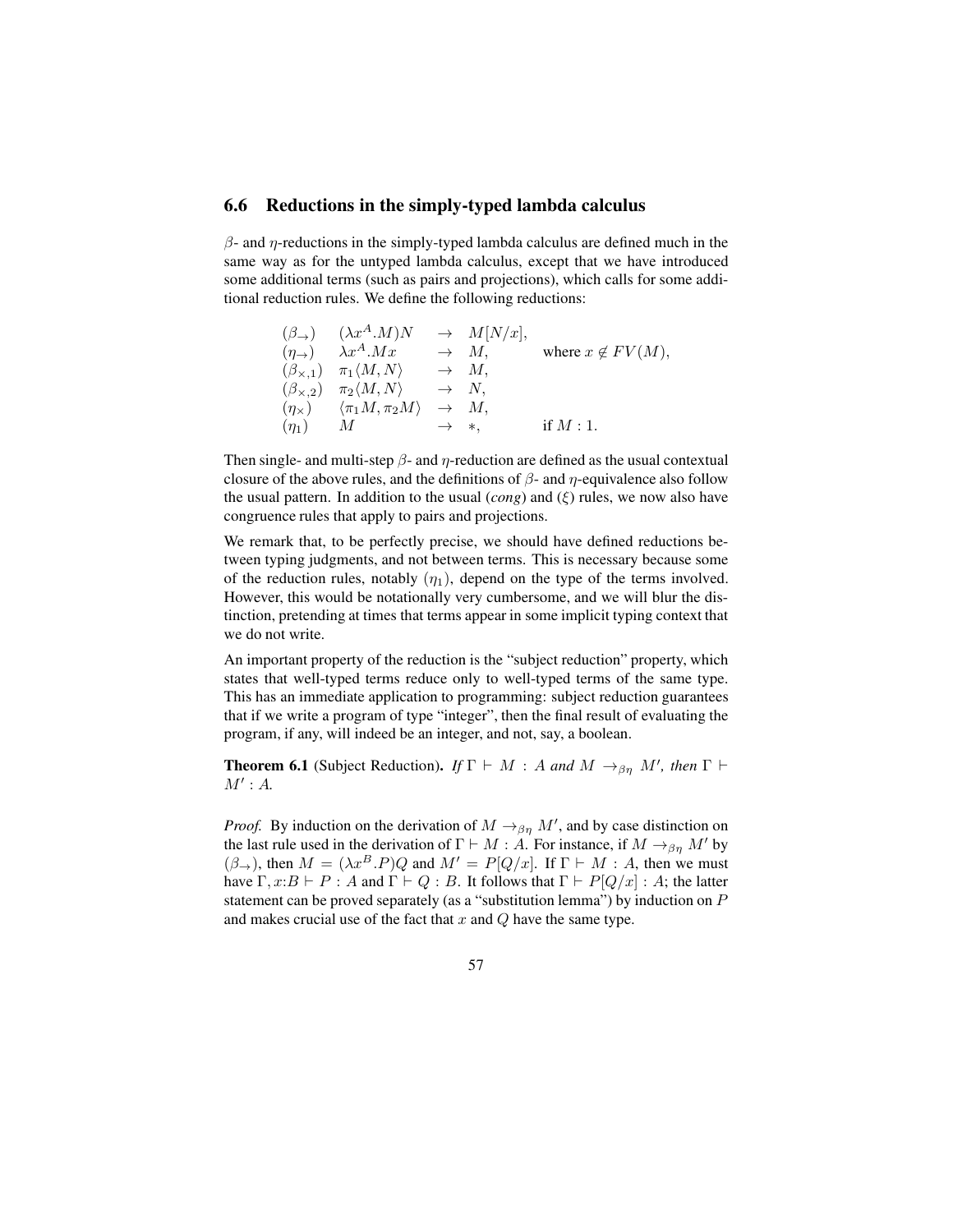## 6.6 Reductions in the simply-typed lambda calculus

$\beta$- and $\eta$-reductions in the simply-typed lambda calculus are defined much in the same way as for the untyped lambda calculus, except that we have introduced some additional terms (such as pairs and projections), which calls for some additional reduction rules. We define the following reductions:

$$
\begin{array}{llll}
(\beta_{\to}) & (\lambda x^A.M)N & \to & M[N/x], \\
(\eta_{\to}) & \lambda x^A.Mx & \to & M, \qquad \text{where } x \notin FV(M), \\
(\beta_{\times,1}) & \pi_1\langle M, N\rangle & \to & M, \\
(\beta_{\times,2}) & \pi_2\langle M, N\rangle & \to & N, \\
(\eta_{\times}) & \langle \pi_1 M, \pi_2 M\rangle & \to & M, \\
(\eta_1) & M & \to & *, \qquad \text{if } M : 1.
\end{array}
$$

Then single- and multi-step $\beta$- and $\eta$-reduction are defined as the usual contextual closure of the above rules, and the definitions of $\beta$- and $\eta$-equivalence also follow the usual pattern. In addition to the usual (*cong*) and ($\xi$) rules, we now also have congruence rules that apply to pairs and projections.

We remark that, to be perfectly precise, we should have defined reductions between typing judgments, and not between terms. This is necessary because some of the reduction rules, notably ($\eta_1$), depend on the type of the terms involved. However, this would be notationally very cumbersome, and we will blur the distinction, pretending at times that terms appear in some implicit typing context that we do not write.

An important property of the reduction is the "subject reduction" property, which states that well-typed terms reduce only to well-typed terms of the same type. This has an immediate application to programming: subject reduction guarantees that if we write a program of type "integer", then the final result of evaluating the program, if any, will indeed be an integer, and not, say, a boolean.

**Theorem 6.1** (Subject Reduction). *If $\Gamma \vdash M : A$ and $M \to_{\beta\eta} M'$, then $\Gamma \vdash M' : A$.*

*Proof.* By induction on the derivation of $M \to_{\beta\eta} M'$, and by case distinction on the last rule used in the derivation of $\Gamma \vdash M : A$. For instance, if $M \to_{\beta\eta} M'$ by ($\beta_{\to}$), then $M = (\lambda x^B.P)Q$ and $M' = P[Q/x]$. If $\Gamma \vdash M : A$, then we must have $\Gamma, x{:}B \vdash P : A$ and $\Gamma \vdash Q : B$. It follows that $\Gamma \vdash P[Q/x] : A$; the latter statement can be proved separately (as a "substitution lemma") by induction on $P$ and makes crucial use of the fact that $x$ and $Q$ have the same type.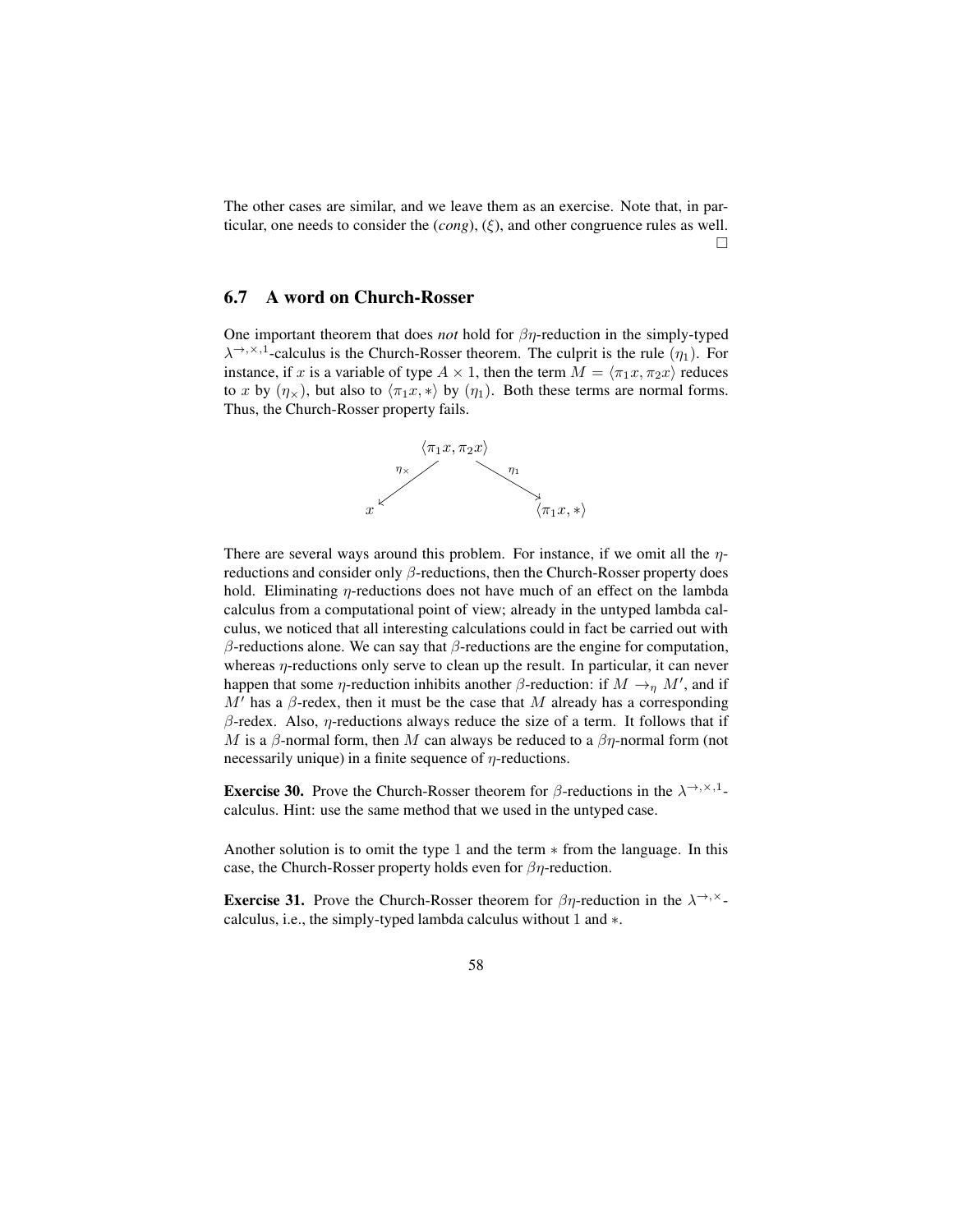The other cases are similar, and we leave them as an exercise. Note that, in particular, one needs to consider the (*cong*), ($\xi$), and other congruence rules as well. $\square$

## 6.7 A word on Church-Rosser

One important theorem that does *not* hold for $\beta\eta$-reduction in the simply-typed $\lambda^{\to,\times,1}$-calculus is the Church-Rosser theorem. The culprit is the rule ($\eta_1$). For instance, if $x$ is a variable of type $A \times 1$, then the term $M = \langle \pi_1 x, \pi_2 x \rangle$ reduces to $x$ by ($\eta_\times$), but also to $\langle \pi_1 x, * \rangle$ by ($\eta_1$). Both these terms are normal forms. Thus, the Church-Rosser property fails.

$$
\begin{array}{ccc}
 & \langle \pi_1 x, \pi_2 x \rangle & \\
 {}^{\eta_\times}\swarrow & & \searrow^{\eta_1} \\
x & & \langle \pi_1 x, * \rangle
\end{array}
$$

There are several ways around this problem. For instance, if we omit all the $\eta$-reductions and consider only $\beta$-reductions, then the Church-Rosser property does hold. Eliminating $\eta$-reductions does not have much of an effect on the lambda calculus from a computational point of view; already in the untyped lambda calculus, we noticed that all interesting calculations could in fact be carried out with $\beta$-reductions alone. We can say that $\beta$-reductions are the engine for computation, whereas $\eta$-reductions only serve to clean up the result. In particular, it can never happen that some $\eta$-reduction inhibits another $\beta$-reduction: if $M \to_\eta M'$, and if $M'$ has a $\beta$-redex, then it must be the case that $M$ already has a corresponding $\beta$-redex. Also, $\eta$-reductions always reduce the size of a term. It follows that if $M$ is a $\beta$-normal form, then $M$ can always be reduced to a $\beta\eta$-normal form (not necessarily unique) in a finite sequence of $\eta$-reductions.

**Exercise 30.** Prove the Church-Rosser theorem for $\beta$-reductions in the $\lambda^{\to,\times,1}$-calculus. Hint: use the same method that we used in the untyped case.

Another solution is to omit the type $1$ and the term $*$ from the language. In this case, the Church-Rosser property holds even for $\beta\eta$-reduction.

**Exercise 31.** Prove the Church-Rosser theorem for $\beta\eta$-reduction in the $\lambda^{\to,\times}$-calculus, i.e., the simply-typed lambda calculus without $1$ and $*$.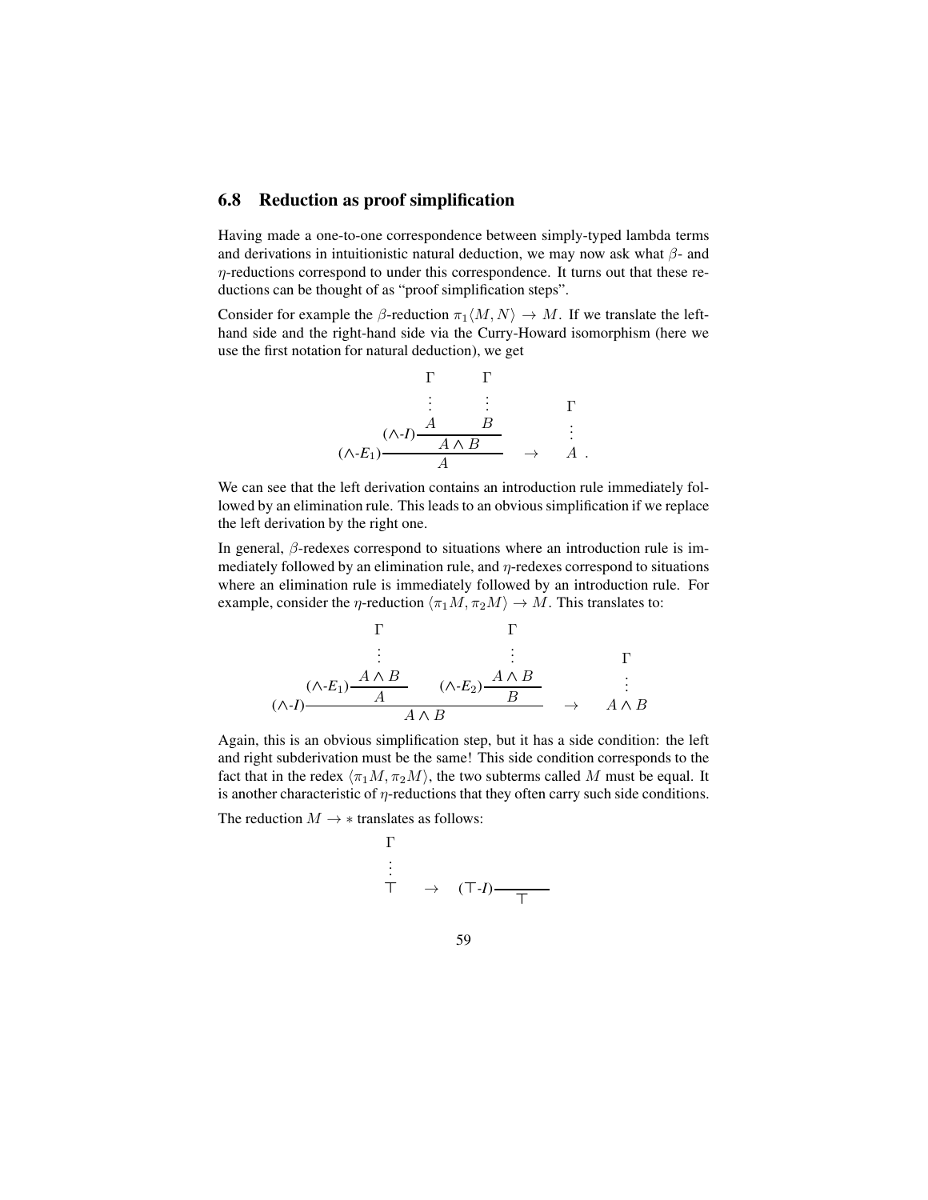## 6.8 Reduction as proof simplification

Having made a one-to-one correspondence between simply-typed lambda terms and derivations in intuitionistic natural deduction, we may now ask what $\beta$- and $\eta$-reductions correspond to under this correspondence. It turns out that these reductions can be thought of as "proof simplification steps".

Consider for example the $\beta$-reduction $\pi_1\langle M, N\rangle \to M$. If we translate the left-hand side and the right-hand side via the Curry-Howard isomorphism (here we use the first notation for natural deduction), we get

$$
\dfrac{\dfrac{\begin{matrix}\Gamma\\ \vdots\\ A\end{matrix} \qquad \begin{matrix}\Gamma\\ \vdots\\ B\end{matrix}}{A \wedge B}\,(\wedge\text{-}I)}{A}\,(\wedge\text{-}E_1) \quad \to \quad \begin{matrix}\Gamma\\ \vdots\\ A\end{matrix}\;.
$$

We can see that the left derivation contains an introduction rule immediately followed by an elimination rule. This leads to an obvious simplification if we replace the left derivation by the right one.

In general, $\beta$-redexes correspond to situations where an introduction rule is immediately followed by an elimination rule, and $\eta$-redexes correspond to situations where an elimination rule is immediately followed by an introduction rule. For example, consider the $\eta$-reduction $\langle \pi_1 M, \pi_2 M\rangle \to M$. This translates to:

$$
\dfrac{\dfrac{\begin{matrix}\Gamma\\ \vdots\\ A \wedge B\end{matrix}}{A}\,(\wedge\text{-}E_1) \qquad \dfrac{\begin{matrix}\Gamma\\ \vdots\\ A \wedge B\end{matrix}}{B}\,(\wedge\text{-}E_2)}{A \wedge B}\,(\wedge\text{-}I) \quad \to \quad \begin{matrix}\Gamma\\ \vdots\\ A \wedge B\end{matrix}
$$

Again, this is an obvious simplification step, but it has a side condition: the left and right subderivation must be the same! This side condition corresponds to the fact that in the redex $\langle \pi_1 M, \pi_2 M\rangle$, the two subterms called $M$ must be equal. It is another characteristic of $\eta$-reductions that they often carry such side conditions.

The reduction $M \to *$ translates as follows:

$$
\begin{matrix}\Gamma\\ \vdots\\ \top\end{matrix} \quad \to \quad \dfrac{}{\top}\,(\top\text{-}I)
$$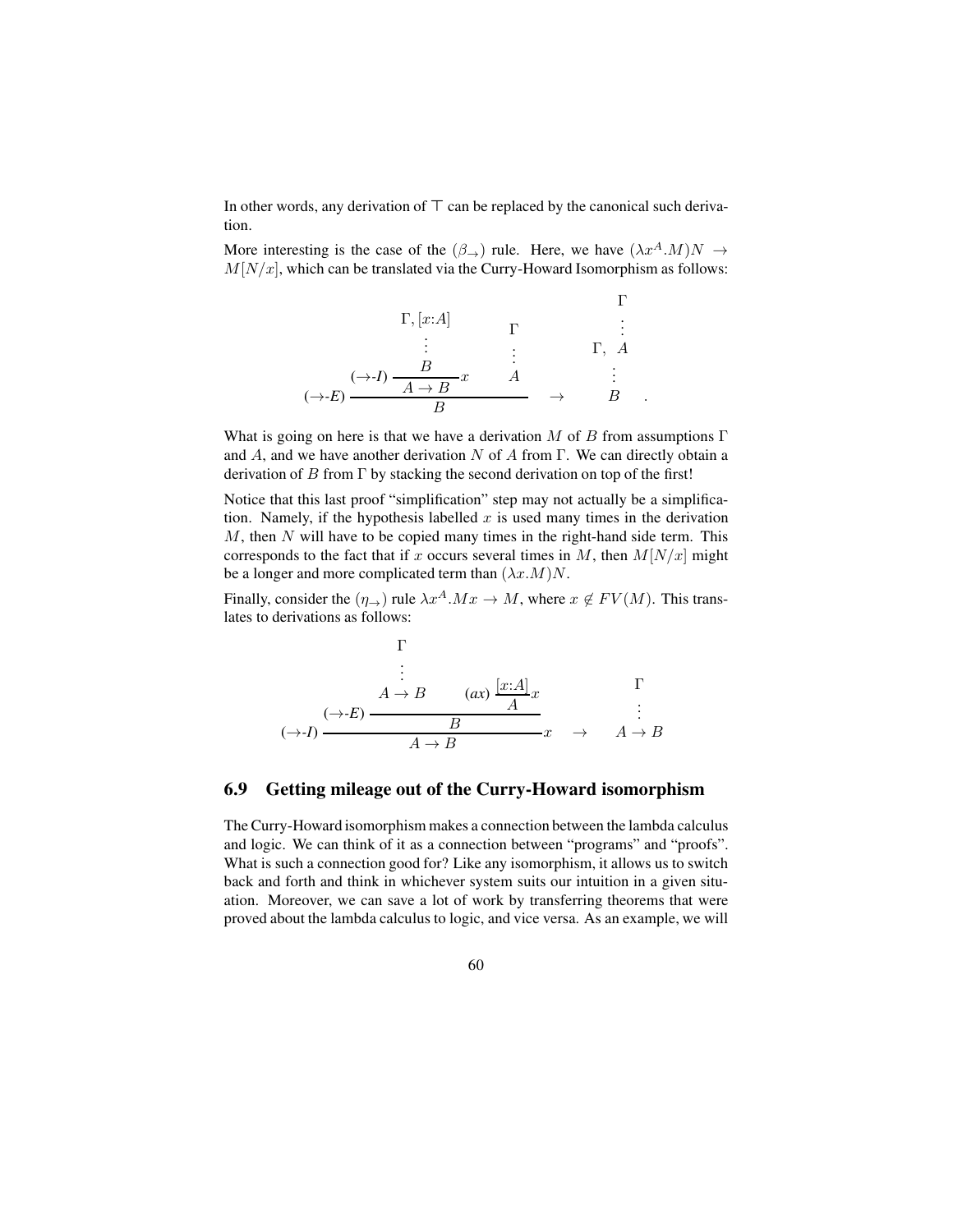In other words, any derivation of $\top$ can be replaced by the canonical such derivation.

More interesting is the case of the $(\beta_\to)$ rule. Here, we have $(\lambda x^A.M)N \to M[N/x]$, which can be translated via the Curry-Howard Isomorphism as follows:

$$
(\to\text{-}E)\ \dfrac{(\to\text{-}I)\ \dfrac{\begin{array}{c}\Gamma, [x{:}A] \\ \vdots \\ B\end{array}}{A \to B}\,x \qquad \begin{array}{c}\Gamma \\ \vdots \\ A\end{array}}{B} \quad \to \quad \begin{array}{c}\Gamma \\ \vdots \\ \Gamma,\ A \\ \vdots \\ B\end{array} \quad .
$$

What is going on here is that we have a derivation $M$ of $B$ from assumptions $\Gamma$ and $A$, and we have another derivation $N$ of $A$ from $\Gamma$. We can directly obtain a derivation of $B$ from $\Gamma$ by stacking the second derivation on top of the first!

Notice that this last proof "simplification" step may not actually be a simplification. Namely, if the hypothesis labelled $x$ is used many times in the derivation $M$, then $N$ will have to be copied many times in the right-hand side term. This corresponds to the fact that if $x$ occurs several times in $M$, then $M[N/x]$ might be a longer and more complicated term than $(\lambda x.M)N$.

Finally, consider the $(\eta_\to)$ rule $\lambda x^A.Mx \to M$, where $x \notin FV(M)$. This translates to derivations as follows:

$$
(\to\text{-}I)\ \dfrac{(\to\text{-}E)\ \dfrac{\begin{array}{c}\Gamma \\ \vdots \\ A \to B\end{array} \qquad (ax)\ \dfrac{[x{:}A]}{A}\,x}{B}}{A \to B}\,x \quad \to \quad \begin{array}{c}\Gamma \\ \vdots \\ A \to B\end{array}
$$

## 6.9 Getting mileage out of the Curry-Howard isomorphism

The Curry-Howard isomorphism makes a connection between the lambda calculus and logic. We can think of it as a connection between "programs" and "proofs". What is such a connection good for? Like any isomorphism, it allows us to switch back and forth and think in whichever system suits our intuition in a given situation. Moreover, we can save a lot of work by transferring theorems that were proved about the lambda calculus to logic, and vice versa. As an example, we will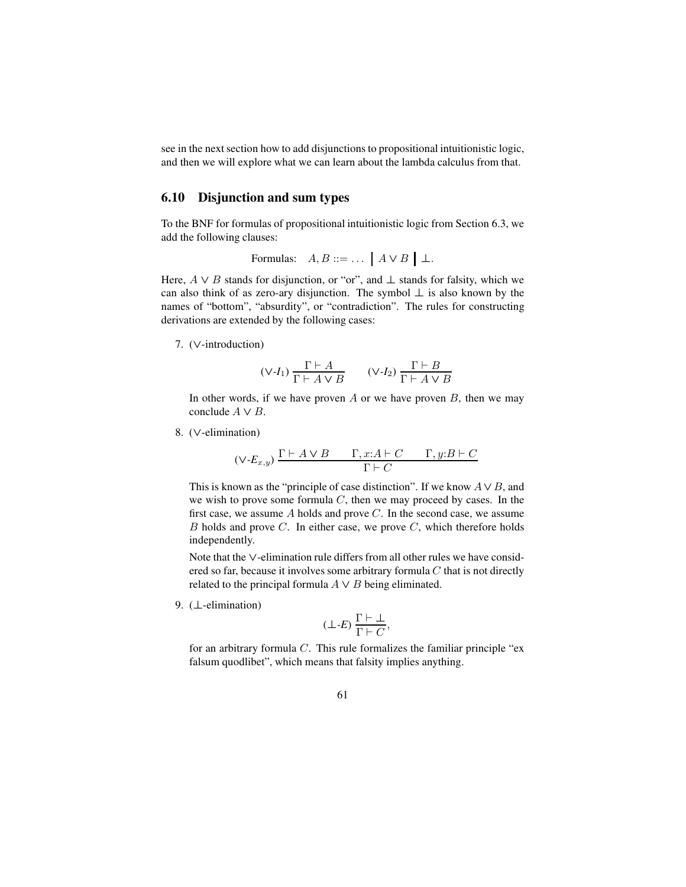see in the next section how to add disjunctions to propositional intuitionistic logic, and then we will explore what we can learn about the lambda calculus from that.

## 6.10 Disjunction and sum types

To the BNF for formulas of propositional intuitionistic logic from Section 6.3, we add the following clauses:

$$\text{Formulas:} \quad A, B ::= \ldots \;\Big|\; A \vee B \;\Big|\; \bot.$$

Here, $A \vee B$ stands for disjunction, or "or", and $\bot$ stands for falsity, which we can also think of as zero-ary disjunction. The symbol $\bot$ is also known by the names of "bottom", "absurdity", or "contradiction". The rules for constructing derivations are extended by the following cases:

7. ($\vee$-introduction)

   $$(\vee\text{-}I_1)\;\frac{\Gamma \vdash A}{\Gamma \vdash A \vee B} \qquad (\vee\text{-}I_2)\;\frac{\Gamma \vdash B}{\Gamma \vdash A \vee B}$$

   In other words, if we have proven $A$ or we have proven $B$, then we may conclude $A \vee B$.

8. ($\vee$-elimination)

   $$(\vee\text{-}E_{x,y})\;\frac{\Gamma \vdash A \vee B \qquad \Gamma, x{:}A \vdash C \qquad \Gamma, y{:}B \vdash C}{\Gamma \vdash C}$$

   This is known as the "principle of case distinction". If we know $A \vee B$, and we wish to prove some formula $C$, then we may proceed by cases. In the first case, we assume $A$ holds and prove $C$. In the second case, we assume $B$ holds and prove $C$. In either case, we prove $C$, which therefore holds independently.

   Note that the $\vee$-elimination rule differs from all other rules we have considered so far, because it involves some arbitrary formula $C$ that is not directly related to the principal formula $A \vee B$ being eliminated.

9. ($\bot$-elimination)

   $$(\bot\text{-}E)\;\frac{\Gamma \vdash \bot}{\Gamma \vdash C},$$

   for an arbitrary formula $C$. This rule formalizes the familiar principle "ex falsum quodlibet", which means that falsity implies anything.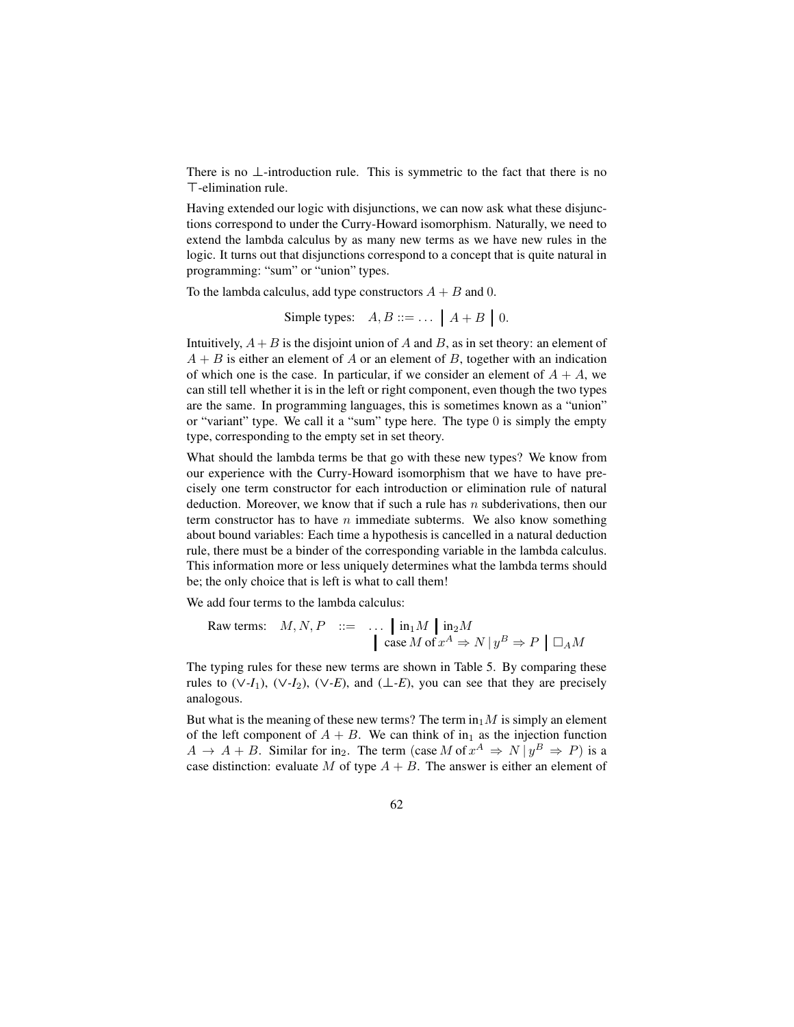There is no $\bot$-introduction rule. This is symmetric to the fact that there is no $\top$-elimination rule.

Having extended our logic with disjunctions, we can now ask what these disjunctions correspond to under the Curry-Howard isomorphism. Naturally, we need to extend the lambda calculus by as many new terms as we have new rules in the logic. It turns out that disjunctions correspond to a concept that is quite natural in programming: "sum" or "union" types.

To the lambda calculus, add type constructors $A + B$ and $0$.

$$\text{Simple types:} \quad A, B ::= \ldots \;\big|\; A + B \;\big|\; 0.$$

Intuitively, $A + B$ is the disjoint union of $A$ and $B$, as in set theory: an element of $A + B$ is either an element of $A$ or an element of $B$, together with an indication of which one is the case. In particular, if we consider an element of $A + A$, we can still tell whether it is in the left or right component, even though the two types are the same. In programming languages, this is sometimes known as a "union" or "variant" type. We call it a "sum" type here. The type $0$ is simply the empty type, corresponding to the empty set in set theory.

What should the lambda terms be that go with these new types? We know from our experience with the Curry-Howard isomorphism that we have to have precisely one term constructor for each introduction or elimination rule of natural deduction. Moreover, we know that if such a rule has $n$ subderivations, then our term constructor has to have $n$ immediate subterms. We also know something about bound variables: Each time a hypothesis is cancelled in a natural deduction rule, there must be a binder of the corresponding variable in the lambda calculus. This information more or less uniquely determines what the lambda terms should be; the only choice that is left is what to call them!

We add four terms to the lambda calculus:

$$\begin{array}{rcl} \text{Raw terms:} \quad M, N, P & ::= & \ldots \;\big|\; \text{in}_1 M \;\big|\; \text{in}_2 M \\ & & \big|\; \text{case}\, M \,\text{of}\, x^A \Rightarrow N \,|\, y^B \Rightarrow P \;\big|\; \Box_A M \end{array}$$

The typing rules for these new terms are shown in Table 5. By comparing these rules to ($\vee$-$I_1$), ($\vee$-$I_2$), ($\vee$-$E$), and ($\bot$-$E$), you can see that they are precisely analogous.

But what is the meaning of these new terms? The term $\text{in}_1 M$ is simply an element of the left component of $A + B$. We can think of $\text{in}_1$ as the injection function $A \to A + B$. Similar for $\text{in}_2$. The term $(\text{case}\, M \,\text{of}\, x^A \Rightarrow N \,|\, y^B \Rightarrow P)$ is a case distinction: evaluate $M$ of type $A + B$. The answer is either an element of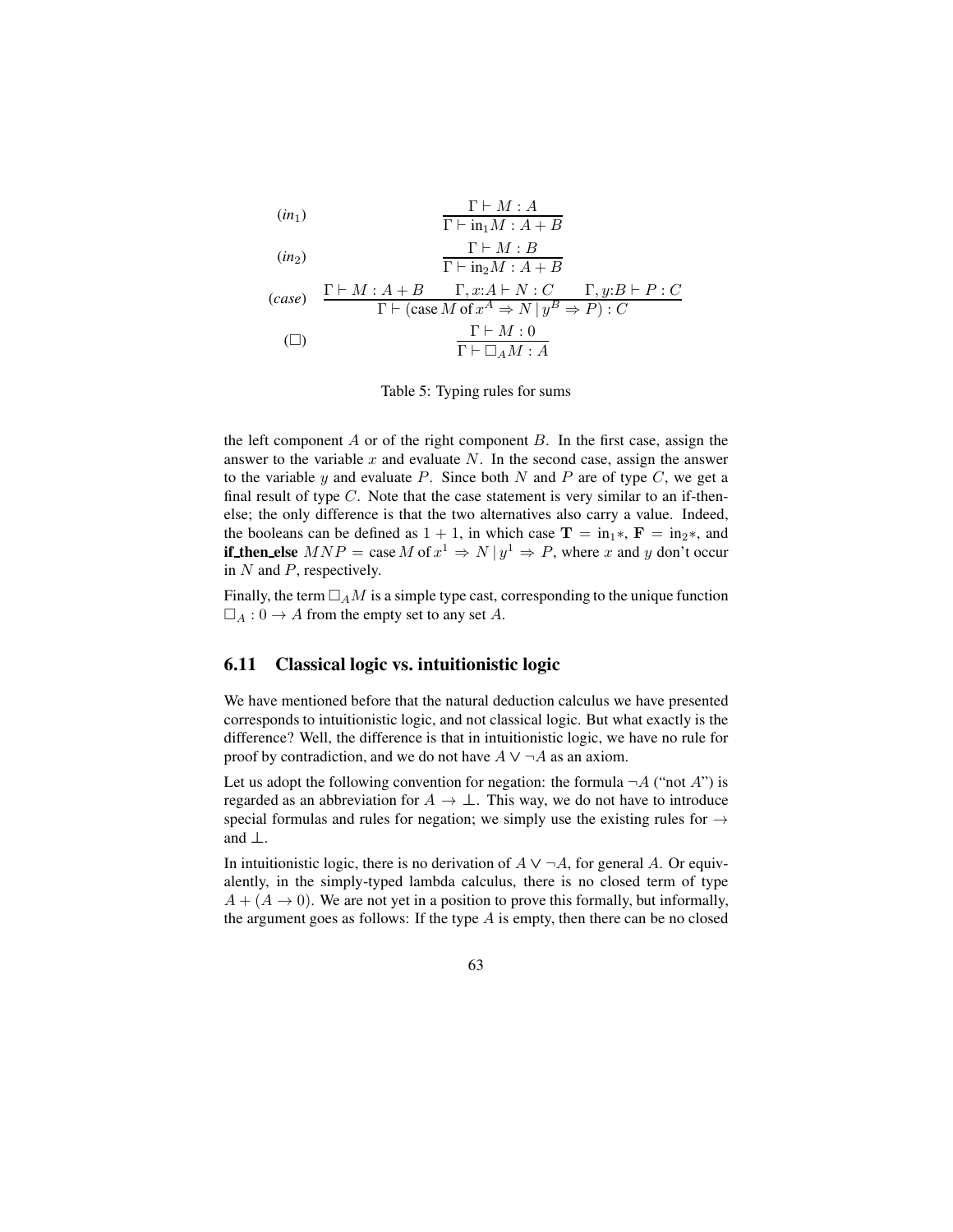$$(in_1) \quad \frac{\Gamma \vdash M : A}{\Gamma \vdash \text{in}_1 M : A + B}$$

$$(in_2) \quad \frac{\Gamma \vdash M : B}{\Gamma \vdash \text{in}_2 M : A + B}$$

$$(case) \quad \frac{\Gamma \vdash M : A + B \qquad \Gamma, x{:}A \vdash N : C \qquad \Gamma, y{:}B \vdash P : C}{\Gamma \vdash (\text{case } M \text{ of } x^A \Rightarrow N \mid y^B \Rightarrow P) : C}$$

$$(\Box) \quad \frac{\Gamma \vdash M : 0}{\Gamma \vdash \Box_A M : A}$$

Table 5: Typing rules for sums

the left component $A$ or of the right component $B$. In the first case, assign the answer to the variable $x$ and evaluate $N$. In the second case, assign the answer to the variable $y$ and evaluate $P$. Since both $N$ and $P$ are of type $C$, we get a final result of type $C$. Note that the case statement is very similar to an if-then-else; the only difference is that the two alternatives also carry a value. Indeed, the booleans can be defined as $1 + 1$, in which case $\mathbf{T} = \text{in}_1 *$, $\mathbf{F} = \text{in}_2 *$, and **if_then_else** $MNP = \text{case } M \text{ of } x^1 \Rightarrow N \mid y^1 \Rightarrow P$, where $x$ and $y$ don't occur in $N$ and $P$, respectively.

Finally, the term $\Box_A M$ is a simple type cast, corresponding to the unique function $\Box_A : 0 \to A$ from the empty set to any set $A$.

### 6.11 Classical logic vs. intuitionistic logic

We have mentioned before that the natural deduction calculus we have presented corresponds to intuitionistic logic, and not classical logic. But what exactly is the difference? Well, the difference is that in intuitionistic logic, we have no rule for proof by contradiction, and we do not have $A \vee \neg A$ as an axiom.

Let us adopt the following convention for negation: the formula $\neg A$ ("not $A$") is regarded as an abbreviation for $A \to \bot$. This way, we do not have to introduce special formulas and rules for negation; we simply use the existing rules for $\to$ and $\bot$.

In intuitionistic logic, there is no derivation of $A \vee \neg A$, for general $A$. Or equivalently, in the simply-typed lambda calculus, there is no closed term of type $A + (A \to 0)$. We are not yet in a position to prove this formally, but informally, the argument goes as follows: If the type $A$ is empty, then there can be no closed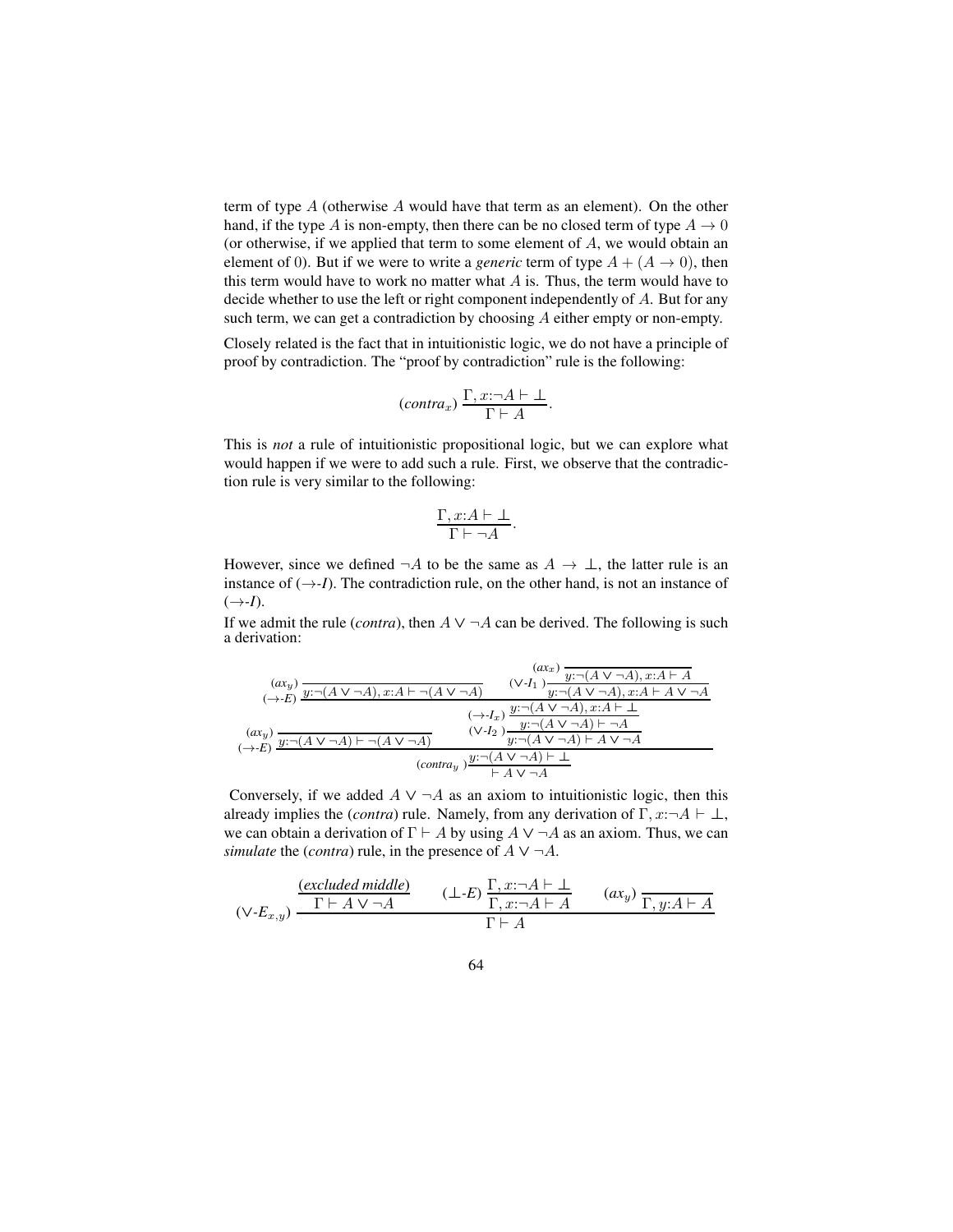term of type $A$ (otherwise $A$ would have that term as an element). On the other hand, if the type $A$ is non-empty, then there can be no closed term of type $A \to 0$ (or otherwise, if we applied that term to some element of $A$, we would obtain an element of 0). But if we were to write a *generic* term of type $A + (A \to 0)$, then this term would have to work no matter what $A$ is. Thus, the term would have to decide whether to use the left or right component independently of $A$. But for any such term, we can get a contradiction by choosing $A$ either empty or non-empty.

Closely related is the fact that in intuitionistic logic, we do not have a principle of proof by contradiction. The "proof by contradiction" rule is the following:

$$(\mathit{contra}_x)\ \frac{\Gamma, x{:}\neg A \vdash \bot}{\Gamma \vdash A}.$$

This is *not* a rule of intuitionistic propositional logic, but we can explore what would happen if we were to add such a rule. First, we observe that the contradiction rule is very similar to the following:

$$\frac{\Gamma, x{:}A \vdash \bot}{\Gamma \vdash \neg A}.$$

However, since we defined $\neg A$ to be the same as $A \to \bot$, the latter rule is an instance of ($\to$-*I*). The contradiction rule, on the other hand, is not an instance of ($\to$-*I*).

If we admit the rule (*contra*), then $A \vee \neg A$ can be derived. The following is such a derivation:

$$(\mathit{contra}_y)\ \dfrac{(\to\text{-}E)\ \dfrac{(ax_y)\ \dfrac{}{y{:}\neg(A\vee\neg A) \vdash \neg(A \vee \neg A)} \qquad (\vee\text{-}I_2)\ \dfrac{(\to\text{-}I_x)\ \dfrac{(\to\text{-}E)\ \dfrac{(ax_y)\ \dfrac{}{y{:}\neg(A\vee\neg A), x{:}A \vdash \neg(A\vee\neg A)} \qquad (\vee\text{-}I_1)\ \dfrac{(ax_x)\ \dfrac{}{y{:}\neg(A\vee\neg A), x{:}A \vdash A}}{y{:}\neg(A\vee\neg A), x{:}A \vdash A \vee \neg A}}{y{:}\neg(A\vee\neg A), x{:}A \vdash \bot}}{y{:}\neg(A\vee\neg A) \vdash \neg A}}{y{:}\neg(A\vee\neg A) \vdash A\vee\neg A}}{y{:}\neg(A\vee\neg A) \vdash \bot}}{\vdash A \vee \neg A}$$

Conversely, if we added $A \vee \neg A$ as an axiom to intuitionistic logic, then this already implies the (*contra*) rule. Namely, from any derivation of $\Gamma, x{:}\neg A \vdash \bot$, we can obtain a derivation of $\Gamma \vdash A$ by using $A \vee \neg A$ as an axiom. Thus, we can *simulate* the (*contra*) rule, in the presence of $A \vee \neg A$.

$$(\vee\text{-}E_{x,y})\ \dfrac{\dfrac{(\mathit{excluded\ middle})}{\Gamma \vdash A \vee \neg A} \qquad (\bot\text{-}E)\ \dfrac{\Gamma, x{:}\neg A \vdash \bot}{\Gamma, x{:}\neg A \vdash A} \qquad (ax_y)\ \dfrac{}{\Gamma, y{:}A \vdash A}}{\Gamma \vdash A}$$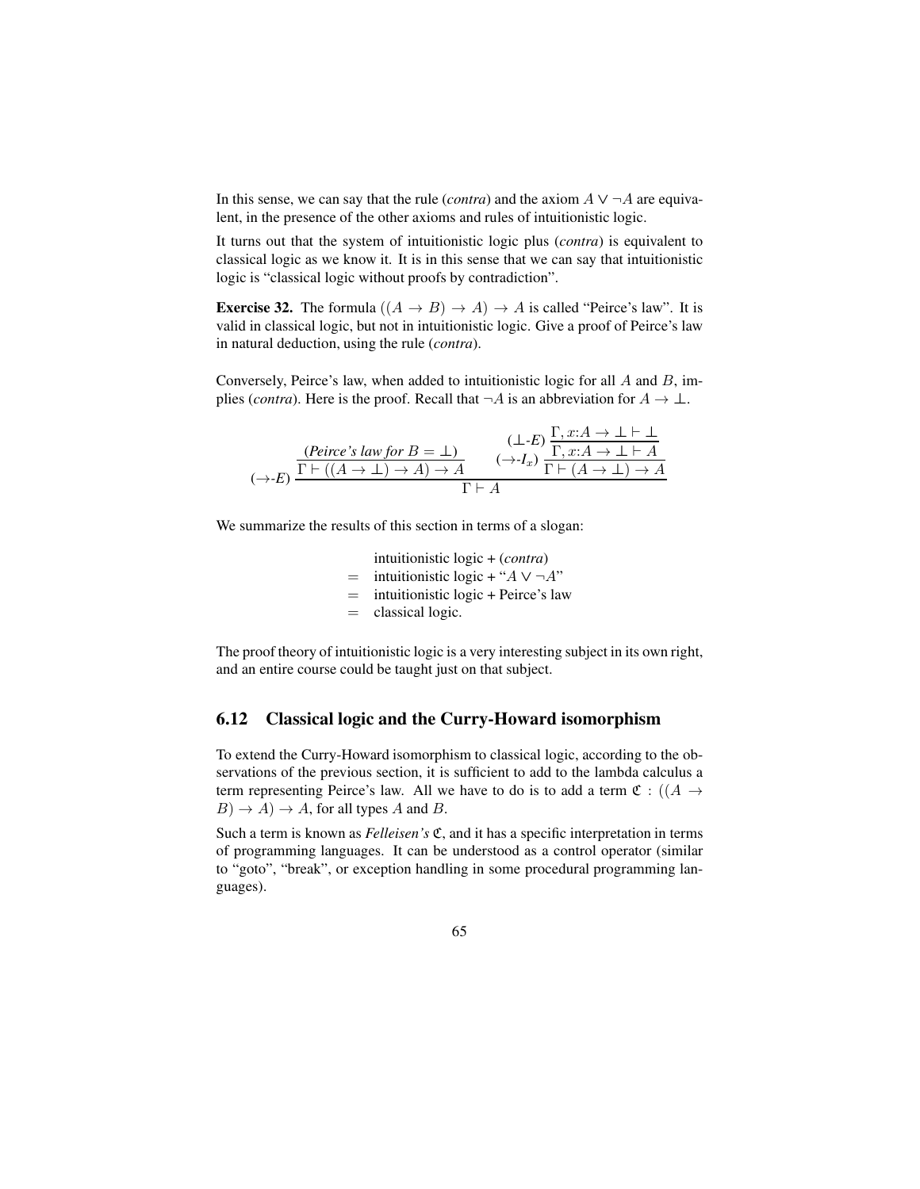In this sense, we can say that the rule (*contra*) and the axiom $A \vee \neg A$ are equivalent, in the presence of the other axioms and rules of intuitionistic logic.

It turns out that the system of intuitionistic logic plus (*contra*) is equivalent to classical logic as we know it. It is in this sense that we can say that intuitionistic logic is "classical logic without proofs by contradiction".

**Exercise 32.** The formula $((A \to B) \to A) \to A$ is called "Peirce's law". It is valid in classical logic, but not in intuitionistic logic. Give a proof of Peirce's law in natural deduction, using the rule (*contra*).

Conversely, Peirce's law, when added to intuitionistic logic for all $A$ and $B$, implies (*contra*). Here is the proof. Recall that $\neg A$ is an abbreviation for $A \to \bot$.

$$(\to\text{-}E)\ \dfrac{\dfrac{(\textit{Peirce's law for } B = \bot)}{\Gamma \vdash ((A \to \bot) \to A) \to A} \qquad (\to\text{-}I_x)\ \dfrac{(\bot\text{-}E)\ \dfrac{\Gamma, x{:}A \to \bot \vdash \bot}{\Gamma, x{:}A \to \bot \vdash A}}{\Gamma \vdash (A \to \bot) \to A}}{\Gamma \vdash A}$$

We summarize the results of this section in terms of a slogan:

$$\begin{aligned} & \text{intuitionistic logic + } (\textit{contra}) \\ = \quad & \text{intuitionistic logic + "} A \vee \neg A \text{"} \\ = \quad & \text{intuitionistic logic + Peirce's law} \\ = \quad & \text{classical logic.} \end{aligned}$$

The proof theory of intuitionistic logic is a very interesting subject in its own right, and an entire course could be taught just on that subject.

## 6.12 Classical logic and the Curry-Howard isomorphism

To extend the Curry-Howard isomorphism to classical logic, according to the observations of the previous section, it is sufficient to add to the lambda calculus a term representing Peirce's law. All we have to do is to add a term $\mathfrak{C} : ((A \to B) \to A) \to A$, for all types $A$ and $B$.

Such a term is known as *Felleisen's* $\mathfrak{C}$, and it has a specific interpretation in terms of programming languages. It can be understood as a control operator (similar to "goto", "break", or exception handling in some procedural programming languages).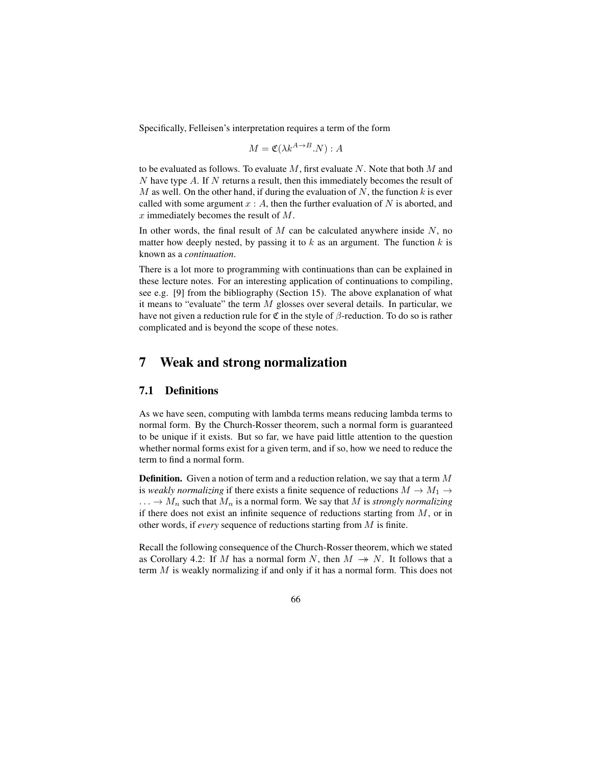Specifically, Felleisen's interpretation requires a term of the form

$$M = \mathfrak{C}(\lambda k^{A \to B}.N) : A$$

to be evaluated as follows. To evaluate $M$, first evaluate $N$. Note that both $M$ and $N$ have type $A$. If $N$ returns a result, then this immediately becomes the result of $M$ as well. On the other hand, if during the evaluation of $N$, the function $k$ is ever called with some argument $x : A$, then the further evaluation of $N$ is aborted, and $x$ immediately becomes the result of $M$.

In other words, the final result of $M$ can be calculated anywhere inside $N$, no matter how deeply nested, by passing it to $k$ as an argument. The function $k$ is known as a *continuation*.

There is a lot more to programming with continuations than can be explained in these lecture notes. For an interesting application of continuations to compiling, see e.g. [9] from the bibliography (Section 15). The above explanation of what it means to "evaluate" the term $M$ glosses over several details. In particular, we have not given a reduction rule for $\mathfrak{C}$ in the style of $\beta$-reduction. To do so is rather complicated and is beyond the scope of these notes.

# 7 Weak and strong normalization

## 7.1 Definitions

As we have seen, computing with lambda terms means reducing lambda terms to normal form. By the Church-Rosser theorem, such a normal form is guaranteed to be unique if it exists. But so far, we have paid little attention to the question whether normal forms exist for a given term, and if so, how we need to reduce the term to find a normal form.

**Definition.** Given a notion of term and a reduction relation, we say that a term $M$ is *weakly normalizing* if there exists a finite sequence of reductions $M \to M_1 \to \ldots \to M_n$ such that $M_n$ is a normal form. We say that $M$ is *strongly normalizing* if there does not exist an infinite sequence of reductions starting from $M$, or in other words, if *every* sequence of reductions starting from $M$ is finite.

Recall the following consequence of the Church-Rosser theorem, which we stated as Corollary 4.2: If $M$ has a normal form $N$, then $M \twoheadrightarrow N$. It follows that a term $M$ is weakly normalizing if and only if it has a normal form. This does not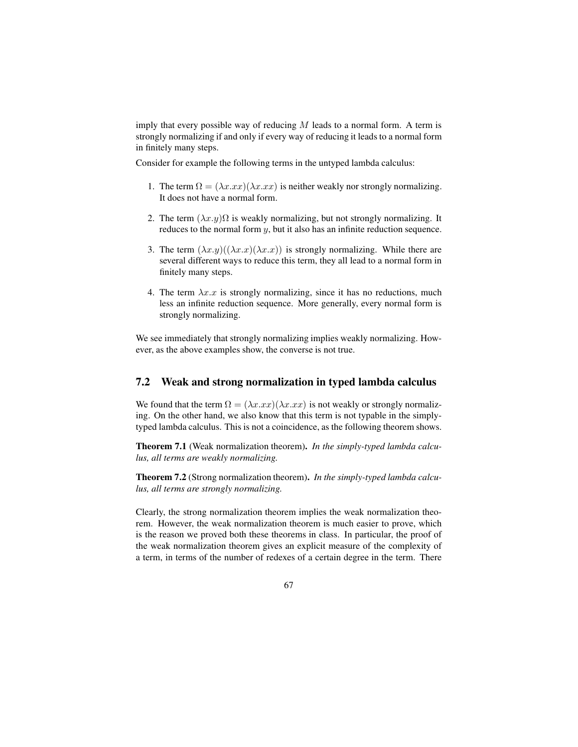imply that every possible way of reducing $M$ leads to a normal form. A term is strongly normalizing if and only if every way of reducing it leads to a normal form in finitely many steps.

Consider for example the following terms in the untyped lambda calculus:

1. The term $\Omega = (\lambda x.xx)(\lambda x.xx)$ is neither weakly nor strongly normalizing. It does not have a normal form.

2. The term $(\lambda x.y)\Omega$ is weakly normalizing, but not strongly normalizing. It reduces to the normal form $y$, but it also has an infinite reduction sequence.

3. The term $(\lambda x.y)((\lambda x.x)(\lambda x.x))$ is strongly normalizing. While there are several different ways to reduce this term, they all lead to a normal form in finitely many steps.

4. The term $\lambda x.x$ is strongly normalizing, since it has no reductions, much less an infinite reduction sequence. More generally, every normal form is strongly normalizing.

We see immediately that strongly normalizing implies weakly normalizing. However, as the above examples show, the converse is not true.

## 7.2 Weak and strong normalization in typed lambda calculus

We found that the term $\Omega = (\lambda x.xx)(\lambda x.xx)$ is not weakly or strongly normalizing. On the other hand, we also know that this term is not typable in the simply-typed lambda calculus. This is not a coincidence, as the following theorem shows.

**Theorem 7.1** (Weak normalization theorem). *In the simply-typed lambda calculus, all terms are weakly normalizing.*

**Theorem 7.2** (Strong normalization theorem). *In the simply-typed lambda calculus, all terms are strongly normalizing.*

Clearly, the strong normalization theorem implies the weak normalization theorem. However, the weak normalization theorem is much easier to prove, which is the reason we proved both these theorems in class. In particular, the proof of the weak normalization theorem gives an explicit measure of the complexity of a term, in terms of the number of redexes of a certain degree in the term. There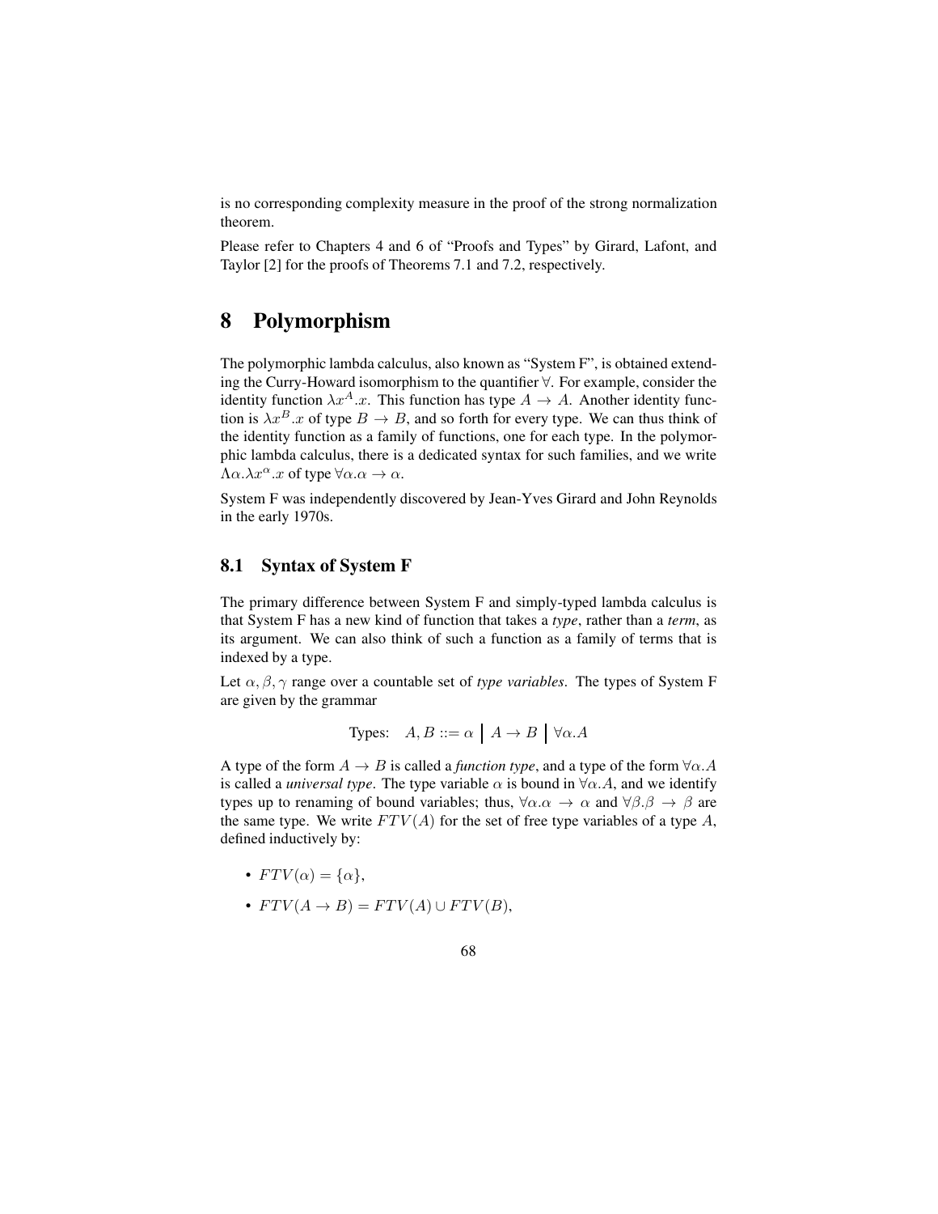is no corresponding complexity measure in the proof of the strong normalization theorem.

Please refer to Chapters 4 and 6 of "Proofs and Types" by Girard, Lafont, and Taylor [2] for the proofs of Theorems 7.1 and 7.2, respectively.

# 8 Polymorphism

The polymorphic lambda calculus, also known as "System F", is obtained extending the Curry-Howard isomorphism to the quantifier $\forall$. For example, consider the identity function $\lambda x^A.x$. This function has type $A \to A$. Another identity function is $\lambda x^B.x$ of type $B \to B$, and so forth for every type. We can thus think of the identity function as a family of functions, one for each type. In the polymorphic lambda calculus, there is a dedicated syntax for such families, and we write $\Lambda\alpha.\lambda x^\alpha.x$ of type $\forall\alpha.\alpha \to \alpha$.

System F was independently discovered by Jean-Yves Girard and John Reynolds in the early 1970s.

## 8.1 Syntax of System F

The primary difference between System F and simply-typed lambda calculus is that System F has a new kind of function that takes a *type*, rather than a *term*, as its argument. We can also think of such a function as a family of terms that is indexed by a type.

Let $\alpha, \beta, \gamma$ range over a countable set of *type variables*. The types of System F are given by the grammar

$$\text{Types:} \quad A, B ::= \alpha \;\Big|\; A \to B \;\Big|\; \forall\alpha.A$$

A type of the form $A \to B$ is called a *function type*, and a type of the form $\forall\alpha.A$ is called a *universal type*. The type variable $\alpha$ is bound in $\forall\alpha.A$, and we identify types up to renaming of bound variables; thus, $\forall\alpha.\alpha \to \alpha$ and $\forall\beta.\beta \to \beta$ are the same type. We write $FTV(A)$ for the set of free type variables of a type $A$, defined inductively by:

- $FTV(\alpha) = \{\alpha\}$,
- $FTV(A \to B) = FTV(A) \cup FTV(B)$,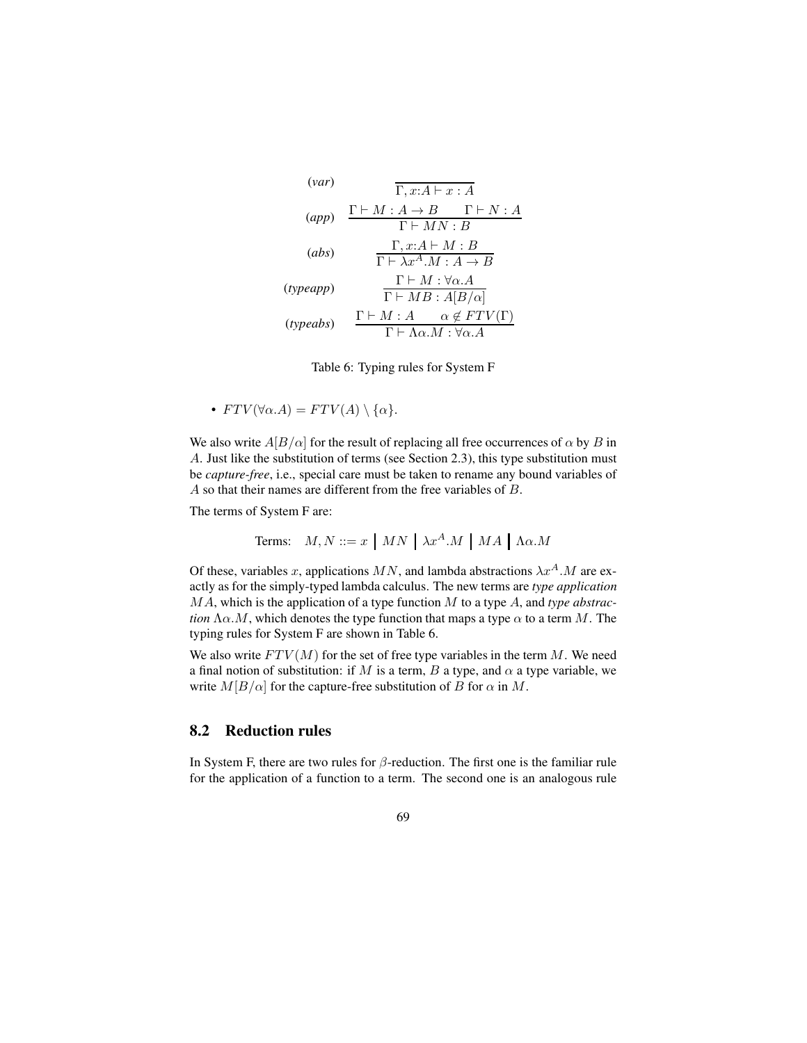$$
\begin{array}{ll}
(\mathit{var}) & \overline{\Gamma, x{:}A \vdash x : A} \\[2ex]
(\mathit{app}) & \dfrac{\Gamma \vdash M : A \to B \qquad \Gamma \vdash N : A}{\Gamma \vdash MN : B} \\[2ex]
(\mathit{abs}) & \dfrac{\Gamma, x{:}A \vdash M : B}{\Gamma \vdash \lambda x^A.M : A \to B} \\[2ex]
(\mathit{typeapp}) & \dfrac{\Gamma \vdash M : \forall\alpha.A}{\Gamma \vdash MB : A[B/\alpha]} \\[2ex]
(\mathit{typeabs}) & \dfrac{\Gamma \vdash M : A \qquad \alpha \notin FTV(\Gamma)}{\Gamma \vdash \Lambda\alpha.M : \forall\alpha.A}
\end{array}
$$

Table 6: Typing rules for System F

- $FTV(\forall\alpha.A) = FTV(A) \setminus \{\alpha\}$.

We also write $A[B/\alpha]$ for the result of replacing all free occurrences of $\alpha$ by $B$ in $A$. Just like the substitution of terms (see Section 2.3), this type substitution must be *capture-free*, i.e., special care must be taken to rename any bound variables of $A$ so that their names are different from the free variables of $B$.

The terms of System F are:

$$
\text{Terms:} \quad M, N ::= x \;\big|\; MN \;\big|\; \lambda x^A.M \;\big|\; MA \;\big|\; \Lambda\alpha.M
$$

Of these, variables $x$, applications $MN$, and lambda abstractions $\lambda x^A.M$ are exactly as for the simply-typed lambda calculus. The new terms are *type application* $MA$, which is the application of a type function $M$ to a type $A$, and *type abstraction* $\Lambda\alpha.M$, which denotes the type function that maps a type $\alpha$ to a term $M$. The typing rules for System F are shown in Table 6.

We also write $FTV(M)$ for the set of free type variables in the term $M$. We need a final notion of substitution: if $M$ is a term, $B$ a type, and $\alpha$ a type variable, we write $M[B/\alpha]$ for the capture-free substitution of $B$ for $\alpha$ in $M$.

## 8.2 Reduction rules

In System F, there are two rules for $\beta$-reduction. The first one is the familiar rule for the application of a function to a term. The second one is an analogous rule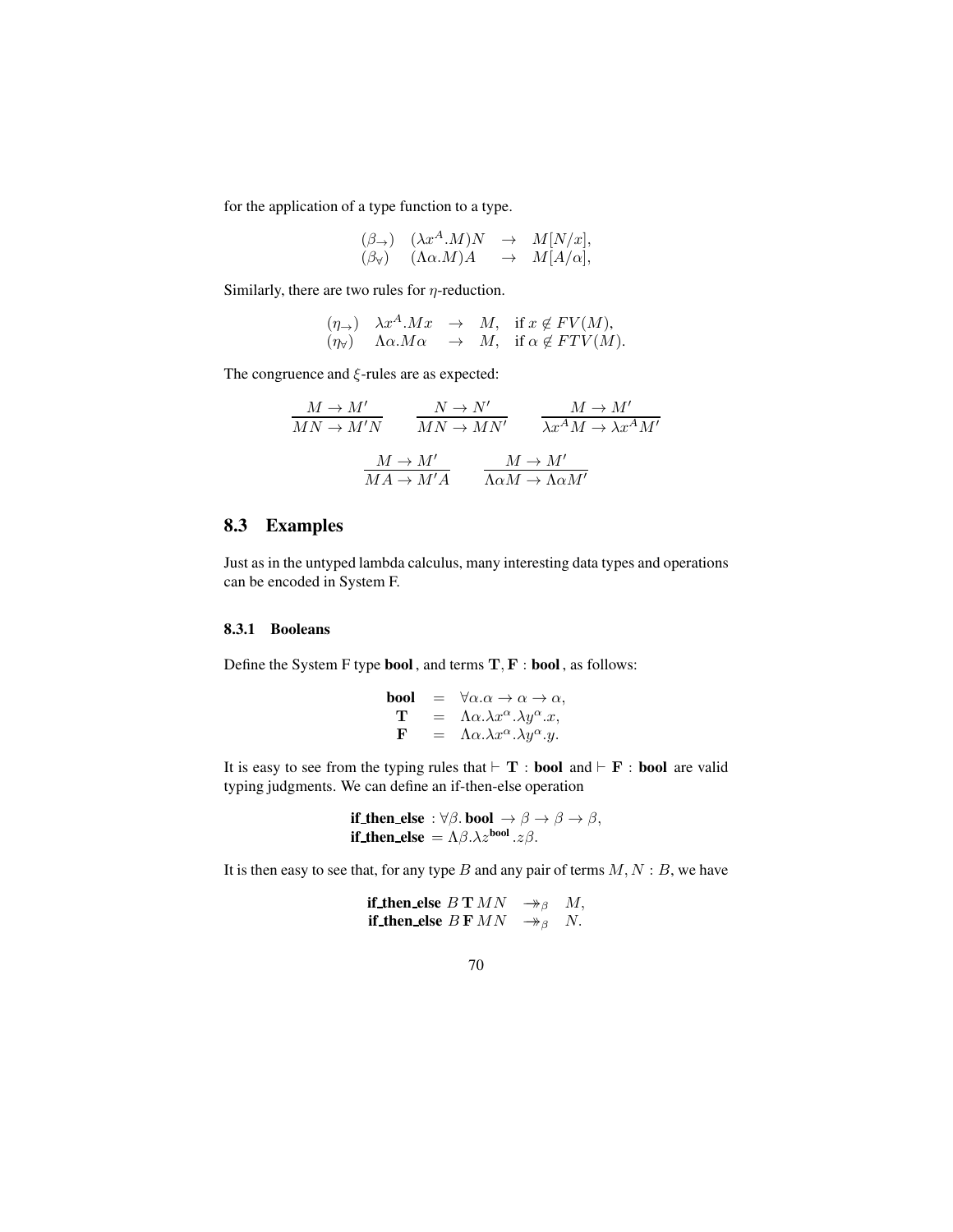for the application of a type function to a type.

$$
\begin{array}{llll}
(\beta_{\to}) & (\lambda x^A.M)N & \to & M[N/x], \\
(\beta_{\forall}) & (\Lambda\alpha.M)A & \to & M[A/\alpha],
\end{array}
$$

Similarly, there are two rules for $\eta$-reduction.

$$
\begin{array}{llll}
(\eta_{\to}) & \lambda x^A.Mx & \to & M, \quad \text{if } x \notin FV(M), \\
(\eta_{\forall}) & \Lambda\alpha.M\alpha & \to & M, \quad \text{if } \alpha \notin FTV(M).
\end{array}
$$

The congruence and $\xi$-rules are as expected:

$$
\frac{M \to M'}{MN \to M'N} \qquad \frac{N \to N'}{MN \to MN'} \qquad \frac{M \to M'}{\lambda x^A M \to \lambda x^A M'}
$$

$$
\frac{M \to M'}{MA \to M'A} \qquad \frac{M \to M'}{\Lambda\alpha M \to \Lambda\alpha M'}
$$

## 8.3 Examples

Just as in the untyped lambda calculus, many interesting data types and operations can be encoded in System F.

### 8.3.1 Booleans

Define the System F type **bool**, and terms $\mathbf{T}, \mathbf{F} : \textbf{bool}$, as follows:

$$
\begin{array}{lll}
\textbf{bool} & = & \forall\alpha.\alpha \to \alpha \to \alpha, \\
\mathbf{T} & = & \Lambda\alpha.\lambda x^\alpha.\lambda y^\alpha.x, \\
\mathbf{F} & = & \Lambda\alpha.\lambda x^\alpha.\lambda y^\alpha.y.
\end{array}
$$

It is easy to see from the typing rules that $\vdash \mathbf{T} : \textbf{bool}$ and $\vdash \mathbf{F} : \textbf{bool}$ are valid typing judgments. We can define an if-then-else operation

$$
\begin{array}{l}
\textbf{if\_then\_else} : \forall\beta.\,\textbf{bool} \to \beta \to \beta \to \beta, \\
\textbf{if\_then\_else} = \Lambda\beta.\lambda z^{\textbf{bool}}.z\beta.
\end{array}
$$

It is then easy to see that, for any type $B$ and any pair of terms $M, N : B$, we have

$$
\begin{array}{lll}
\textbf{if\_then\_else}\ B\,\mathbf{T}\,MN & \twoheadrightarrow_\beta & M, \\
\textbf{if\_then\_else}\ B\,\mathbf{F}\,MN & \twoheadrightarrow_\beta & N.
\end{array}
$$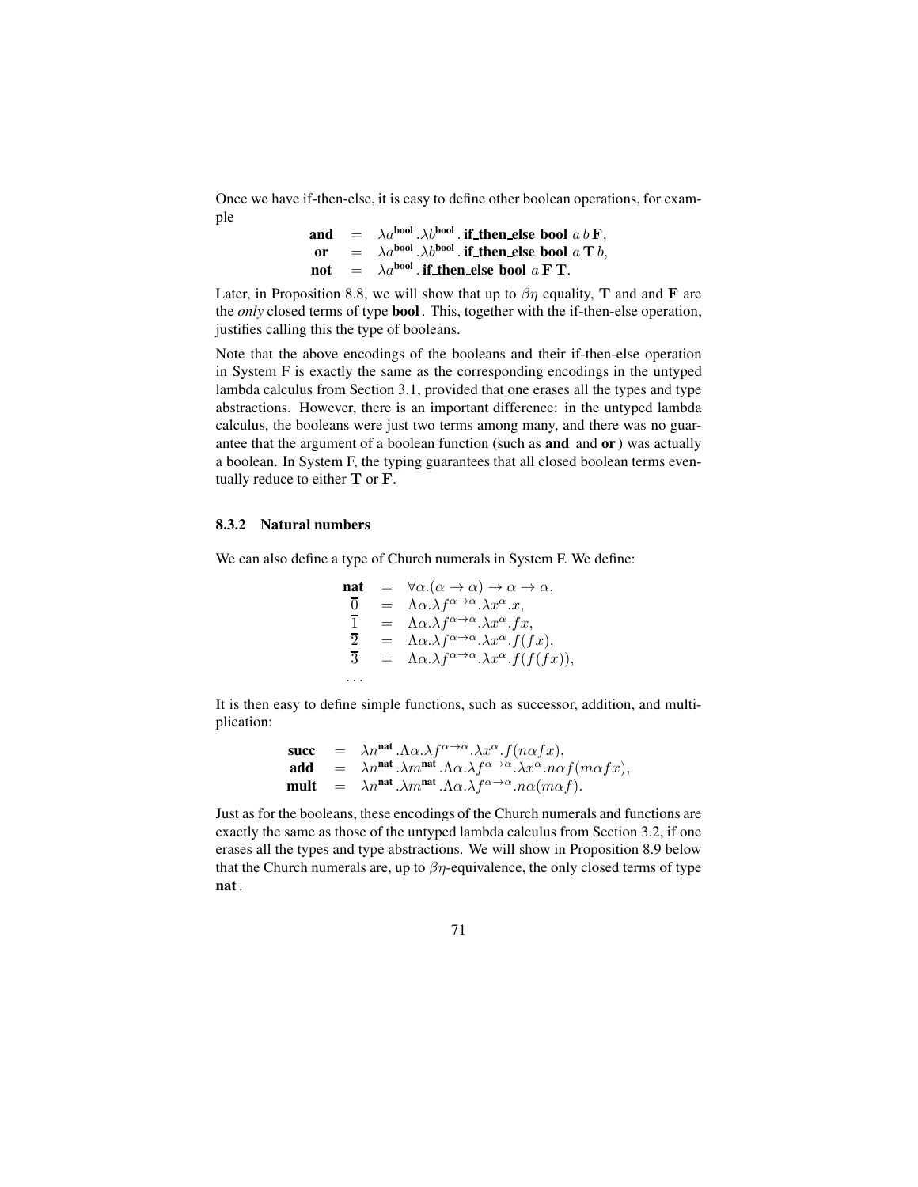Once we have if-then-else, it is easy to define other boolean operations, for example

$$\begin{array}{rcl}
\textbf{and} & = & \lambda a^{\textbf{bool}}.\lambda b^{\textbf{bool}}.\,\textbf{if\_then\_else bool}\ a\,b\,\mathbf{F}, \\
\textbf{or} & = & \lambda a^{\textbf{bool}}.\lambda b^{\textbf{bool}}.\,\textbf{if\_then\_else bool}\ a\,\mathbf{T}\,b, \\
\textbf{not} & = & \lambda a^{\textbf{bool}}.\,\textbf{if\_then\_else bool}\ a\,\mathbf{F}\,\mathbf{T}.
\end{array}$$

Later, in Proposition 8.8, we will show that up to $\beta\eta$ equality, $\mathbf{T}$ and and $\mathbf{F}$ are the *only* closed terms of type **bool**. This, together with the if-then-else operation, justifies calling this the type of booleans.

Note that the above encodings of the booleans and their if-then-else operation in System F is exactly the same as the corresponding encodings in the untyped lambda calculus from Section 3.1, provided that one erases all the types and type abstractions. However, there is an important difference: in the untyped lambda calculus, the booleans were just two terms among many, and there was no guarantee that the argument of a boolean function (such as **and** and **or**) was actually a boolean. In System F, the typing guarantees that all closed boolean terms eventually reduce to either $\mathbf{T}$ or $\mathbf{F}$.

### 8.3.2 Natural numbers

We can also define a type of Church numerals in System F. We define:

$$\begin{array}{rcl}
\textbf{nat} & = & \forall\alpha.(\alpha\to\alpha)\to\alpha\to\alpha, \\
\overline{0} & = & \Lambda\alpha.\lambda f^{\alpha\to\alpha}.\lambda x^{\alpha}.x, \\
\overline{1} & = & \Lambda\alpha.\lambda f^{\alpha\to\alpha}.\lambda x^{\alpha}.fx, \\
\overline{2} & = & \Lambda\alpha.\lambda f^{\alpha\to\alpha}.\lambda x^{\alpha}.f(fx), \\
\overline{3} & = & \Lambda\alpha.\lambda f^{\alpha\to\alpha}.\lambda x^{\alpha}.f(f(fx)), \\
\ldots & &
\end{array}$$

It is then easy to define simple functions, such as successor, addition, and multiplication:

$$\begin{array}{rcl}
\textbf{succ} & = & \lambda n^{\textbf{nat}}.\Lambda\alpha.\lambda f^{\alpha\to\alpha}.\lambda x^{\alpha}.f(n\alpha fx), \\
\textbf{add} & = & \lambda n^{\textbf{nat}}.\lambda m^{\textbf{nat}}.\Lambda\alpha.\lambda f^{\alpha\to\alpha}.\lambda x^{\alpha}.n\alpha f(m\alpha fx), \\
\textbf{mult} & = & \lambda n^{\textbf{nat}}.\lambda m^{\textbf{nat}}.\Lambda\alpha.\lambda f^{\alpha\to\alpha}.n\alpha(m\alpha f).
\end{array}$$

Just as for the booleans, these encodings of the Church numerals and functions are exactly the same as those of the untyped lambda calculus from Section 3.2, if one erases all the types and type abstractions. We will show in Proposition 8.9 below that the Church numerals are, up to $\beta\eta$-equivalence, the only closed terms of type **nat**.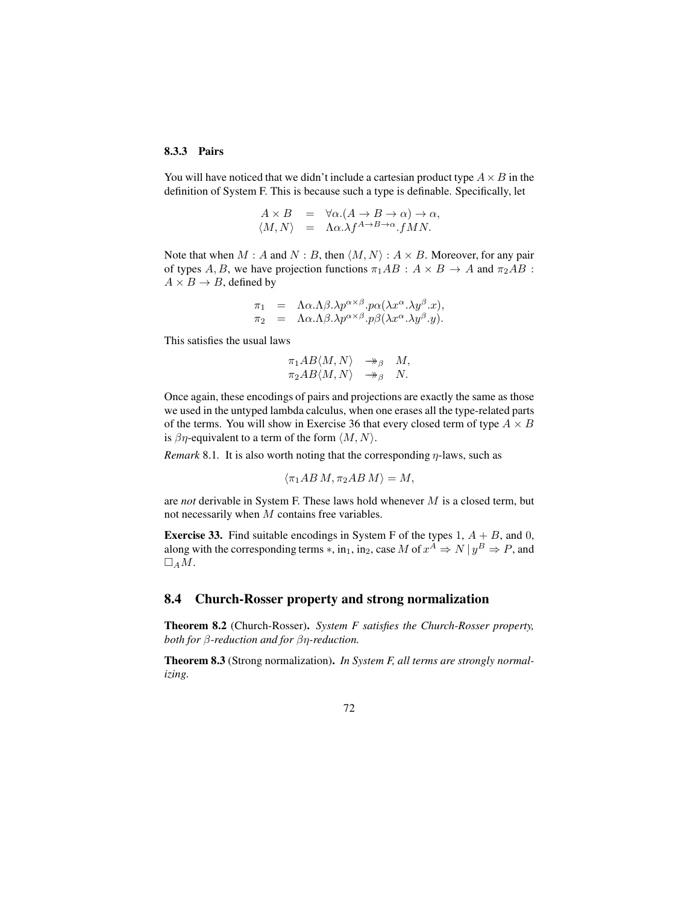### 8.3.3 Pairs

You will have noticed that we didn't include a cartesian product type $A \times B$ in the definition of System F. This is because such a type is definable. Specifically, let

$$
\begin{array}{rcl}
A \times B & = & \forall \alpha.(A \to B \to \alpha) \to \alpha, \\
\langle M, N \rangle & = & \Lambda \alpha.\lambda f^{A \to B \to \alpha}.fMN.
\end{array}
$$

Note that when $M : A$ and $N : B$, then $\langle M, N \rangle : A \times B$. Moreover, for any pair of types $A, B$, we have projection functions $\pi_1 AB : A \times B \to A$ and $\pi_2 AB : A \times B \to B$, defined by

$$
\begin{array}{rcl}
\pi_1 & = & \Lambda \alpha.\Lambda \beta.\lambda p^{\alpha \times \beta}.p\alpha(\lambda x^{\alpha}.\lambda y^{\beta}.x), \\
\pi_2 & = & \Lambda \alpha.\Lambda \beta.\lambda p^{\alpha \times \beta}.p\beta(\lambda x^{\alpha}.\lambda y^{\beta}.y).
\end{array}
$$

This satisfies the usual laws

$$
\begin{array}{rcl}
\pi_1 AB\langle M, N \rangle & \twoheadrightarrow_{\beta} & M, \\
\pi_2 AB\langle M, N \rangle & \twoheadrightarrow_{\beta} & N.
\end{array}
$$

Once again, these encodings of pairs and projections are exactly the same as those we used in the untyped lambda calculus, when one erases all the type-related parts of the terms. You will show in Exercise 36 that every closed term of type $A \times B$ is $\beta\eta$-equivalent to a term of the form $\langle M, N \rangle$.

*Remark* 8.1. It is also worth noting that the corresponding $\eta$-laws, such as

$$
\langle \pi_1 AB\, M, \pi_2 AB\, M \rangle = M,
$$

are *not* derivable in System F. These laws hold whenever $M$ is a closed term, but not necessarily when $M$ contains free variables.

**Exercise 33.** Find suitable encodings in System F of the types 1, $A + B$, and 0, along with the corresponding terms $*$, $\text{in}_1$, $\text{in}_2$, case $M$ of $x^A \Rightarrow N \mid y^B \Rightarrow P$, and $\Box_A M$.

## 8.4 Church-Rosser property and strong normalization

**Theorem 8.2** (Church-Rosser). *System F satisfies the Church-Rosser property, both for $\beta$-reduction and for $\beta\eta$-reduction.*

**Theorem 8.3** (Strong normalization). *In System F, all terms are strongly normalizing.*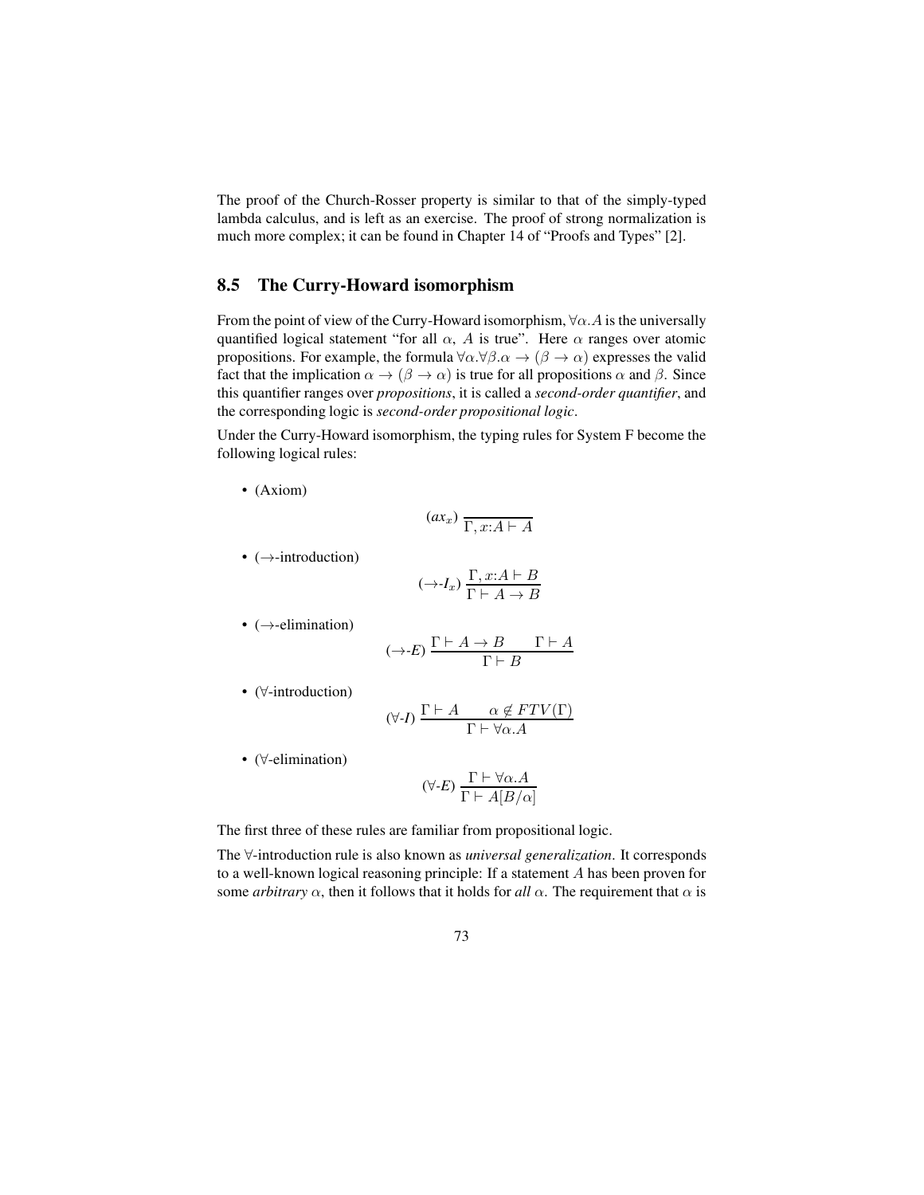The proof of the Church-Rosser property is similar to that of the simply-typed lambda calculus, and is left as an exercise. The proof of strong normalization is much more complex; it can be found in Chapter 14 of "Proofs and Types" [2].

## 8.5 The Curry-Howard isomorphism

From the point of view of the Curry-Howard isomorphism, $\forall\alpha.A$ is the universally quantified logical statement "for all $\alpha$, $A$ is true". Here $\alpha$ ranges over atomic propositions. For example, the formula $\forall\alpha.\forall\beta.\alpha \to (\beta \to \alpha)$ expresses the valid fact that the implication $\alpha \to (\beta \to \alpha)$ is true for all propositions $\alpha$ and $\beta$. Since this quantifier ranges over *propositions*, it is called a *second-order quantifier*, and the corresponding logic is *second-order propositional logic*.

Under the Curry-Howard isomorphism, the typing rules for System F become the following logical rules:

- (Axiom)

$$(ax_x)\ \frac{}{\Gamma, x{:}A \vdash A}$$

- ($\to$-introduction)

$$(\to\text{-}I_x)\ \frac{\Gamma, x{:}A \vdash B}{\Gamma \vdash A \to B}$$

- ($\to$-elimination)

$$(\to\text{-}E)\ \frac{\Gamma \vdash A \to B \qquad \Gamma \vdash A}{\Gamma \vdash B}$$

- ($\forall$-introduction)

$$(\forall\text{-}I)\ \frac{\Gamma \vdash A \qquad \alpha \notin FTV(\Gamma)}{\Gamma \vdash \forall\alpha.A}$$

- ($\forall$-elimination)

$$(\forall\text{-}E)\ \frac{\Gamma \vdash \forall\alpha.A}{\Gamma \vdash A[B/\alpha]}$$

The first three of these rules are familiar from propositional logic.

The $\forall$-introduction rule is also known as *universal generalization*. It corresponds to a well-known logical reasoning principle: If a statement $A$ has been proven for some *arbitrary* $\alpha$, then it follows that it holds for *all* $\alpha$. The requirement that $\alpha$ is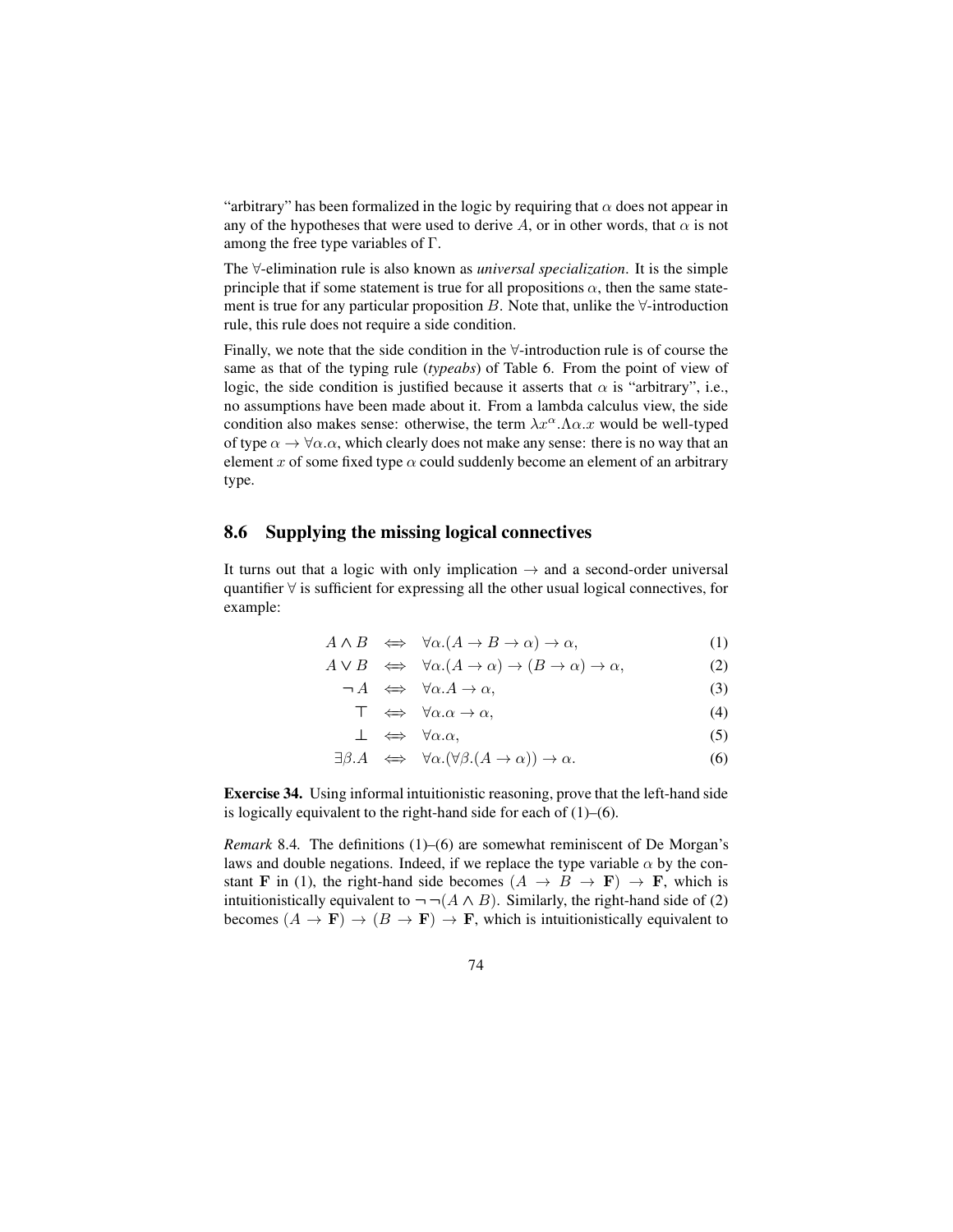"arbitrary" has been formalized in the logic by requiring that $\alpha$ does not appear in any of the hypotheses that were used to derive $A$, or in other words, that $\alpha$ is not among the free type variables of $\Gamma$.

The $\forall$-elimination rule is also known as *universal specialization*. It is the simple principle that if some statement is true for all propositions $\alpha$, then the same statement is true for any particular proposition $B$. Note that, unlike the $\forall$-introduction rule, this rule does not require a side condition.

Finally, we note that the side condition in the $\forall$-introduction rule is of course the same as that of the typing rule (*typeabs*) of Table 6. From the point of view of logic, the side condition is justified because it asserts that $\alpha$ is "arbitrary", i.e., no assumptions have been made about it. From a lambda calculus view, the side condition also makes sense: otherwise, the term $\lambda x^{\alpha}.\Lambda\alpha.x$ would be well-typed of type $\alpha \to \forall\alpha.\alpha$, which clearly does not make any sense: there is no way that an element $x$ of some fixed type $\alpha$ could suddenly become an element of an arbitrary type.

## 8.6 Supplying the missing logical connectives

It turns out that a logic with only implication $\to$ and a second-order universal quantifier $\forall$ is sufficient for expressing all the other usual logical connectives, for example:

$$
\begin{aligned}
A \wedge B &\iff \forall\alpha.(A \to B \to \alpha) \to \alpha, &(1)\\
A \vee B &\iff \forall\alpha.(A \to \alpha) \to (B \to \alpha) \to \alpha, &(2)\\
\neg A &\iff \forall\alpha.A \to \alpha, &(3)\\
\top &\iff \forall\alpha.\alpha \to \alpha, &(4)\\
\bot &\iff \forall\alpha.\alpha, &(5)\\
\exists\beta.A &\iff \forall\alpha.(\forall\beta.(A \to \alpha)) \to \alpha. &(6)
\end{aligned}
$$

**Exercise 34.** Using informal intuitionistic reasoning, prove that the left-hand side is logically equivalent to the right-hand side for each of (1)–(6).

*Remark* 8.4. The definitions (1)–(6) are somewhat reminiscent of De Morgan's laws and double negations. Indeed, if we replace the type variable $\alpha$ by the constant $\mathbf{F}$ in (1), the right-hand side becomes $(A \to B \to \mathbf{F}) \to \mathbf{F}$, which is intuitionistically equivalent to $\neg\neg(A \wedge B)$. Similarly, the right-hand side of (2) becomes $(A \to \mathbf{F}) \to (B \to \mathbf{F}) \to \mathbf{F}$, which is intuitionistically equivalent to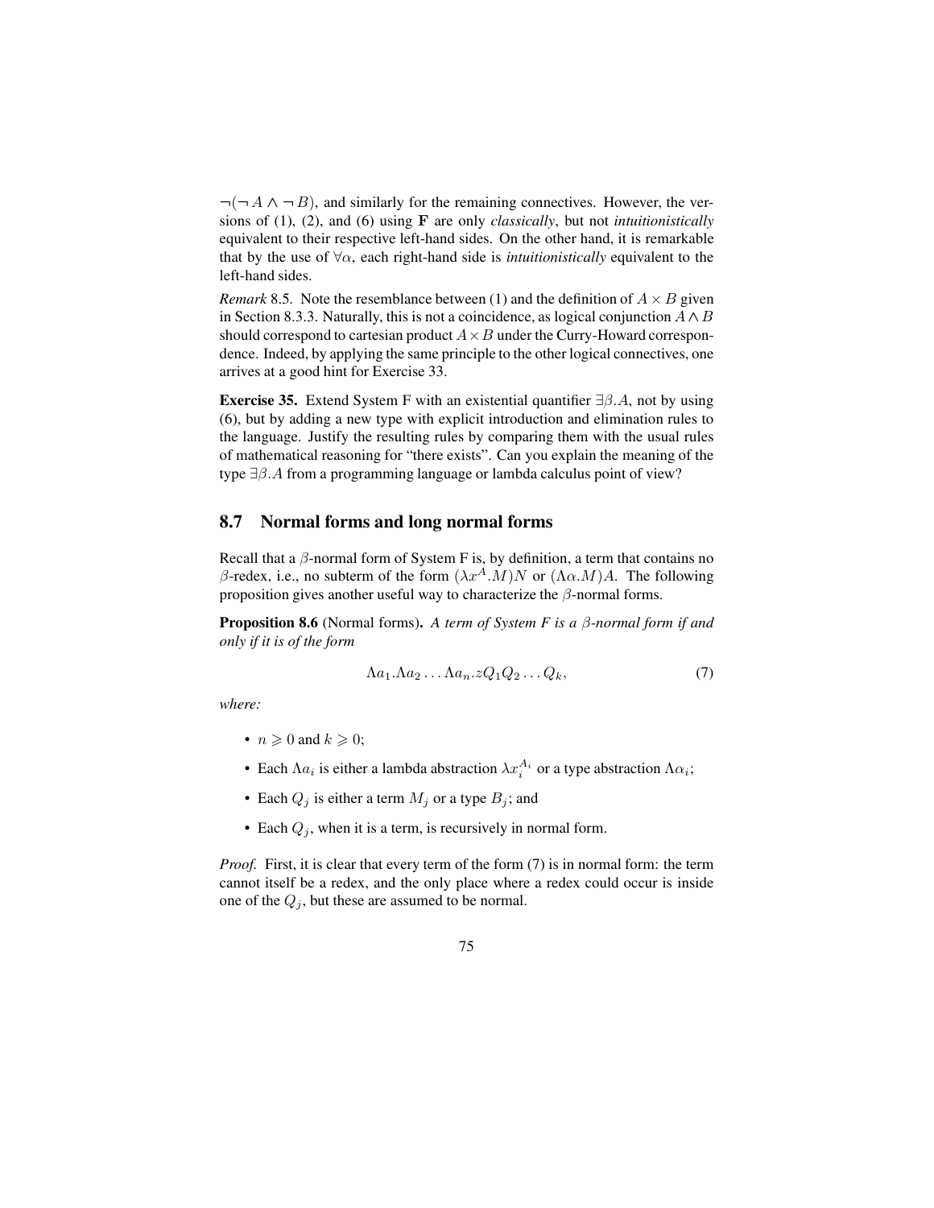$\neg(\neg A \wedge \neg B)$, and similarly for the remaining connectives. However, the versions of (1), (2), and (6) using $\mathbf{F}$ are only *classically*, but not *intuitionistically* equivalent to their respective left-hand sides. On the other hand, it is remarkable that by the use of $\forall\alpha$, each right-hand side is *intuitionistically* equivalent to the left-hand sides.

*Remark* 8.5. Note the resemblance between (1) and the definition of $A \times B$ given in Section 8.3.3. Naturally, this is not a coincidence, as logical conjunction $A \wedge B$ should correspond to cartesian product $A \times B$ under the Curry-Howard correspondence. Indeed, by applying the same principle to the other logical connectives, one arrives at a good hint for Exercise 33.

**Exercise 35.** Extend System F with an existential quantifier $\exists\beta.A$, not by using (6), but by adding a new type with explicit introduction and elimination rules to the language. Justify the resulting rules by comparing them with the usual rules of mathematical reasoning for "there exists". Can you explain the meaning of the type $\exists\beta.A$ from a programming language or lambda calculus point of view?

## 8.7 Normal forms and long normal forms

Recall that a $\beta$-normal form of System F is, by definition, a term that contains no $\beta$-redex, i.e., no subterm of the form $(\lambda x^A.M)N$ or $(\Lambda\alpha.M)A$. The following proposition gives another useful way to characterize the $\beta$-normal forms.

**Proposition 8.6** (Normal forms)**.** *A term of System F is a $\beta$-normal form if and only if it is of the form*

$$\Lambda a_1.\Lambda a_2 \ldots \Lambda a_n.zQ_1Q_2 \ldots Q_k, \tag{7}$$

*where:*

- $n \geqslant 0$ and $k \geqslant 0$;
- Each $\Lambda a_i$ is either a lambda abstraction $\lambda x_i^{A_i}$ or a type abstraction $\Lambda\alpha_i$;
- Each $Q_j$ is either a term $M_j$ or a type $B_j$; and
- Each $Q_j$, when it is a term, is recursively in normal form.

*Proof.* First, it is clear that every term of the form (7) is in normal form: the term cannot itself be a redex, and the only place where a redex could occur is inside one of the $Q_j$, but these are assumed to be normal.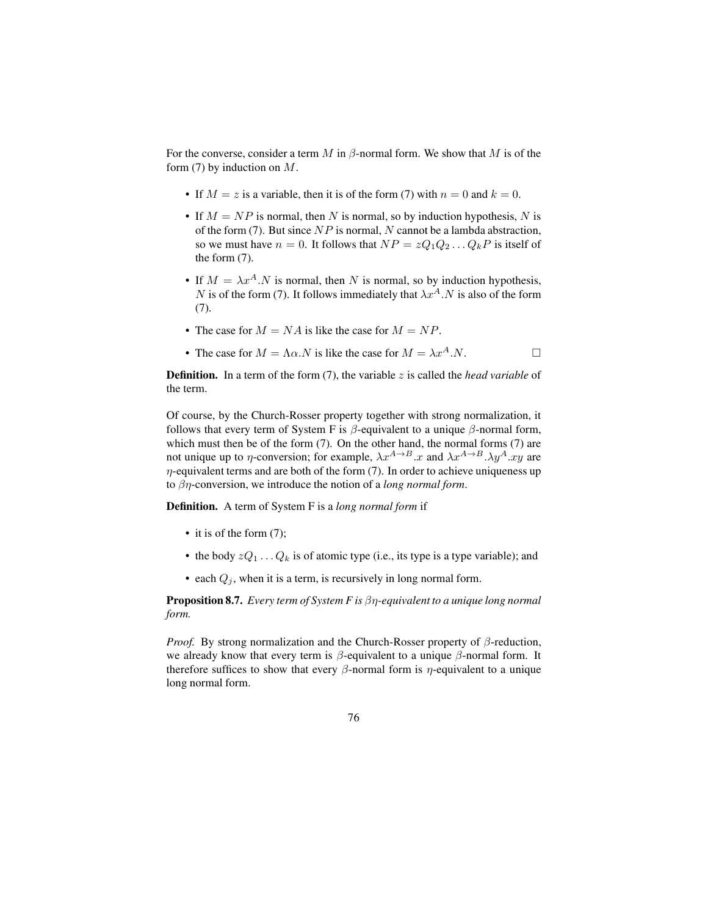For the converse, consider a term $M$ in $\beta$-normal form. We show that $M$ is of the form (7) by induction on $M$.

- If $M = z$ is a variable, then it is of the form (7) with $n = 0$ and $k = 0$.
- If $M = NP$ is normal, then $N$ is normal, so by induction hypothesis, $N$ is of the form (7). But since $NP$ is normal, $N$ cannot be a lambda abstraction, so we must have $n = 0$. It follows that $NP = zQ_1Q_2 \ldots Q_kP$ is itself of the form (7).
- If $M = \lambda x^A.N$ is normal, then $N$ is normal, so by induction hypothesis, $N$ is of the form (7). It follows immediately that $\lambda x^A.N$ is also of the form (7).
- The case for $M = NA$ is like the case for $M = NP$.
- The case for $M = \Lambda\alpha.N$ is like the case for $M = \lambda x^A.N$. □

**Definition.** In a term of the form (7), the variable $z$ is called the *head variable* of the term.

Of course, by the Church-Rosser property together with strong normalization, it follows that every term of System F is $\beta$-equivalent to a unique $\beta$-normal form, which must then be of the form (7). On the other hand, the normal forms (7) are not unique up to $\eta$-conversion; for example, $\lambda x^{A\to B}.x$ and $\lambda x^{A\to B}.\lambda y^A.xy$ are $\eta$-equivalent terms and are both of the form (7). In order to achieve uniqueness up to $\beta\eta$-conversion, we introduce the notion of a *long normal form*.

**Definition.** A term of System F is a *long normal form* if

- it is of the form (7);
- the body $zQ_1 \ldots Q_k$ is of atomic type (i.e., its type is a type variable); and
- each $Q_j$, when it is a term, is recursively in long normal form.

**Proposition 8.7.** *Every term of System F is $\beta\eta$-equivalent to a unique long normal form.*

*Proof.* By strong normalization and the Church-Rosser property of $\beta$-reduction, we already know that every term is $\beta$-equivalent to a unique $\beta$-normal form. It therefore suffices to show that every $\beta$-normal form is $\eta$-equivalent to a unique long normal form.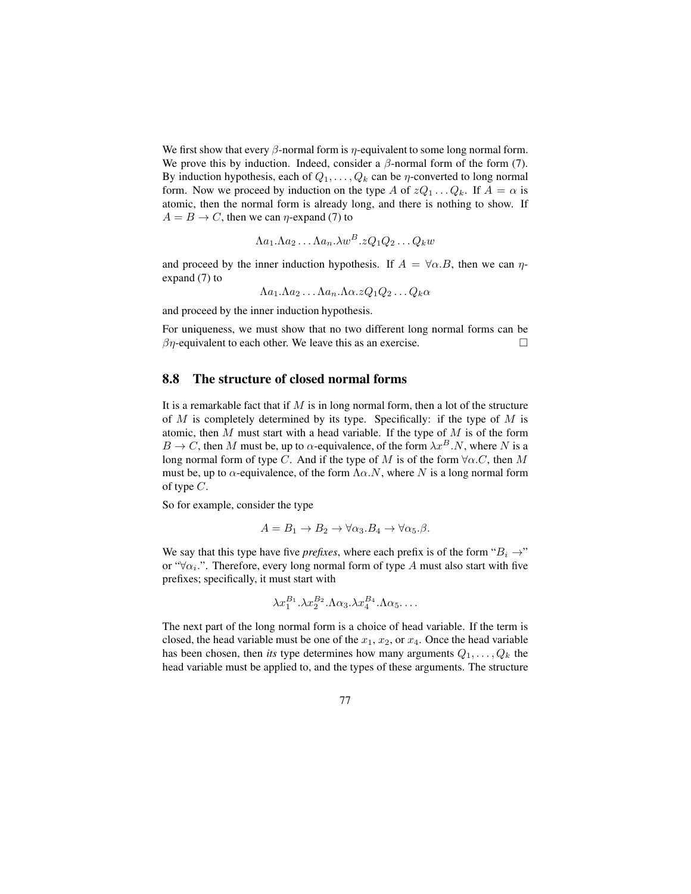We first show that every $\beta$-normal form is $\eta$-equivalent to some long normal form. We prove this by induction. Indeed, consider a $\beta$-normal form of the form (7). By induction hypothesis, each of $Q_1, \ldots, Q_k$ can be $\eta$-converted to long normal form. Now we proceed by induction on the type $A$ of $zQ_1 \ldots Q_k$. If $A = \alpha$ is atomic, then the normal form is already long, and there is nothing to show. If $A = B \to C$, then we can $\eta$-expand (7) to

$$\Lambda a_1.\Lambda a_2 \ldots \Lambda a_n.\lambda w^B.zQ_1Q_2 \ldots Q_k w$$

and proceed by the inner induction hypothesis. If $A = \forall\alpha.B$, then we can $\eta$-expand (7) to

$$\Lambda a_1.\Lambda a_2 \ldots \Lambda a_n.\Lambda\alpha.zQ_1Q_2 \ldots Q_k\alpha$$

and proceed by the inner induction hypothesis.

For uniqueness, we must show that no two different long normal forms can be $\beta\eta$-equivalent to each other. We leave this as an exercise. □

## 8.8 The structure of closed normal forms

It is a remarkable fact that if $M$ is in long normal form, then a lot of the structure of $M$ is completely determined by its type. Specifically: if the type of $M$ is atomic, then $M$ must start with a head variable. If the type of $M$ is of the form $B \to C$, then $M$ must be, up to $\alpha$-equivalence, of the form $\lambda x^B.N$, where $N$ is a long normal form of type $C$. And if the type of $M$ is of the form $\forall\alpha.C$, then $M$ must be, up to $\alpha$-equivalence, of the form $\Lambda\alpha.N$, where $N$ is a long normal form of type $C$.

So for example, consider the type

$$A = B_1 \to B_2 \to \forall\alpha_3.B_4 \to \forall\alpha_5.\beta.$$

We say that this type have five *prefixes*, where each prefix is of the form "$B_i \to$" or "$\forall\alpha_i.$". Therefore, every long normal form of type $A$ must also start with five prefixes; specifically, it must start with

$$\lambda x_1^{B_1}.\lambda x_2^{B_2}.\Lambda\alpha_3.\lambda x_4^{B_4}.\Lambda\alpha_5.\ldots$$

The next part of the long normal form is a choice of head variable. If the term is closed, the head variable must be one of the $x_1$, $x_2$, or $x_4$. Once the head variable has been chosen, then *its* type determines how many arguments $Q_1, \ldots, Q_k$ the head variable must be applied to, and the types of these arguments. The structure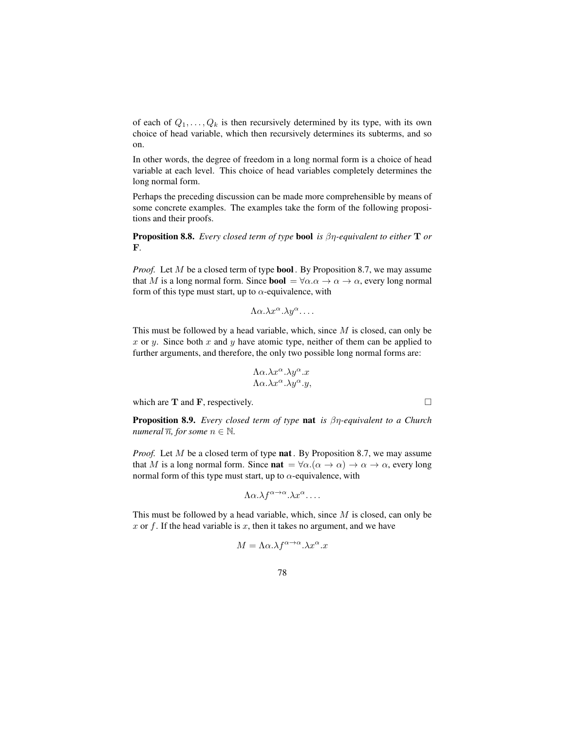of each of $Q_1, \ldots, Q_k$ is then recursively determined by its type, with its own choice of head variable, which then recursively determines its subterms, and so on.

In other words, the degree of freedom in a long normal form is a choice of head variable at each level. This choice of head variables completely determines the long normal form.

Perhaps the preceding discussion can be made more comprehensible by means of some concrete examples. The examples take the form of the following propositions and their proofs.

**Proposition 8.8.** *Every closed term of type* **bool** *is $\beta\eta$-equivalent to either* $\mathbf{T}$ *or* $\mathbf{F}$.

*Proof.* Let $M$ be a closed term of type **bool**. By Proposition 8.7, we may assume that $M$ is a long normal form. Since **bool** $= \forall\alpha.\alpha \to \alpha \to \alpha$, every long normal form of this type must start, up to $\alpha$-equivalence, with

$$\Lambda\alpha.\lambda x^{\alpha}.\lambda y^{\alpha}.\ldots$$

This must be followed by a head variable, which, since $M$ is closed, can only be $x$ or $y$. Since both $x$ and $y$ have atomic type, neither of them can be applied to further arguments, and therefore, the only two possible long normal forms are:

$$\begin{array}{l} \Lambda\alpha.\lambda x^{\alpha}.\lambda y^{\alpha}.x \\ \Lambda\alpha.\lambda x^{\alpha}.\lambda y^{\alpha}.y, \end{array}$$

which are $\mathbf{T}$ and $\mathbf{F}$, respectively. □

**Proposition 8.9.** *Every closed term of type* **nat** *is $\beta\eta$-equivalent to a Church numeral $\overline{n}$, for some $n \in \mathbb{N}$.*

*Proof.* Let $M$ be a closed term of type **nat**. By Proposition 8.7, we may assume that $M$ is a long normal form. Since **nat** $= \forall\alpha.(\alpha \to \alpha) \to \alpha \to \alpha$, every long normal form of this type must start, up to $\alpha$-equivalence, with

$$\Lambda\alpha.\lambda f^{\alpha\to\alpha}.\lambda x^{\alpha}.\ldots$$

This must be followed by a head variable, which, since $M$ is closed, can only be $x$ or $f$. If the head variable is $x$, then it takes no argument, and we have

$$M = \Lambda\alpha.\lambda f^{\alpha\to\alpha}.\lambda x^{\alpha}.x$$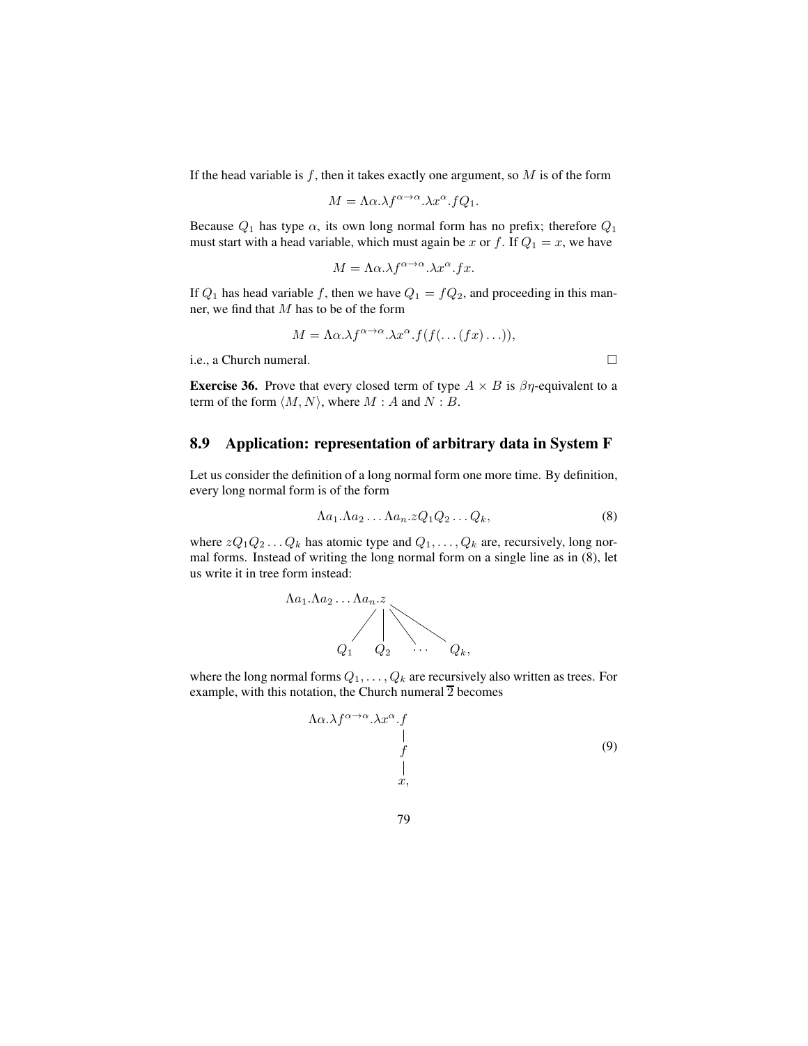If the head variable is $f$, then it takes exactly one argument, so $M$ is of the form

$$M = \Lambda\alpha.\lambda f^{\alpha\to\alpha}.\lambda x^{\alpha}.fQ_1.$$

Because $Q_1$ has type $\alpha$, its own long normal form has no prefix; therefore $Q_1$ must start with a head variable, which must again be $x$ or $f$. If $Q_1 = x$, we have

$$M = \Lambda\alpha.\lambda f^{\alpha\to\alpha}.\lambda x^{\alpha}.fx.$$

If $Q_1$ has head variable $f$, then we have $Q_1 = fQ_2$, and proceeding in this manner, we find that $M$ has to be of the form

$$M = \Lambda\alpha.\lambda f^{\alpha\to\alpha}.\lambda x^{\alpha}.f(f(\ldots(fx)\ldots)),$$

i.e., a Church numeral. □

**Exercise 36.** Prove that every closed term of type $A \times B$ is $\beta\eta$-equivalent to a term of the form $\langle M, N\rangle$, where $M : A$ and $N : B$.

## 8.9 Application: representation of arbitrary data in System F

Let us consider the definition of a long normal form one more time. By definition, every long normal form is of the form

$$\Lambda a_1.\Lambda a_2 \ldots \Lambda a_n.zQ_1Q_2\ldots Q_k, \tag{8}$$

where $zQ_1Q_2\ldots Q_k$ has atomic type and $Q_1,\ldots,Q_k$ are, recursively, long normal forms. Instead of writing the long normal form on a single line as in (8), let us write it in tree form instead:

$$\begin{array}{c} \Lambda a_1.\Lambda a_2 \ldots \Lambda a_n.z \\ \swarrow \quad \downarrow \quad \searrow \quad \searrow \\ Q_1 \quad Q_2 \quad \cdots \quad Q_k, \end{array}$$

where the long normal forms $Q_1,\ldots,Q_k$ are recursively also written as trees. For example, with this notation, the Church numeral $\overline{2}$ becomes

$$\begin{array}{r} \Lambda\alpha.\lambda f^{\alpha\to\alpha}.\lambda x^{\alpha}.f \\ | \\ f \\ | \\ x, \end{array} \tag{9}$$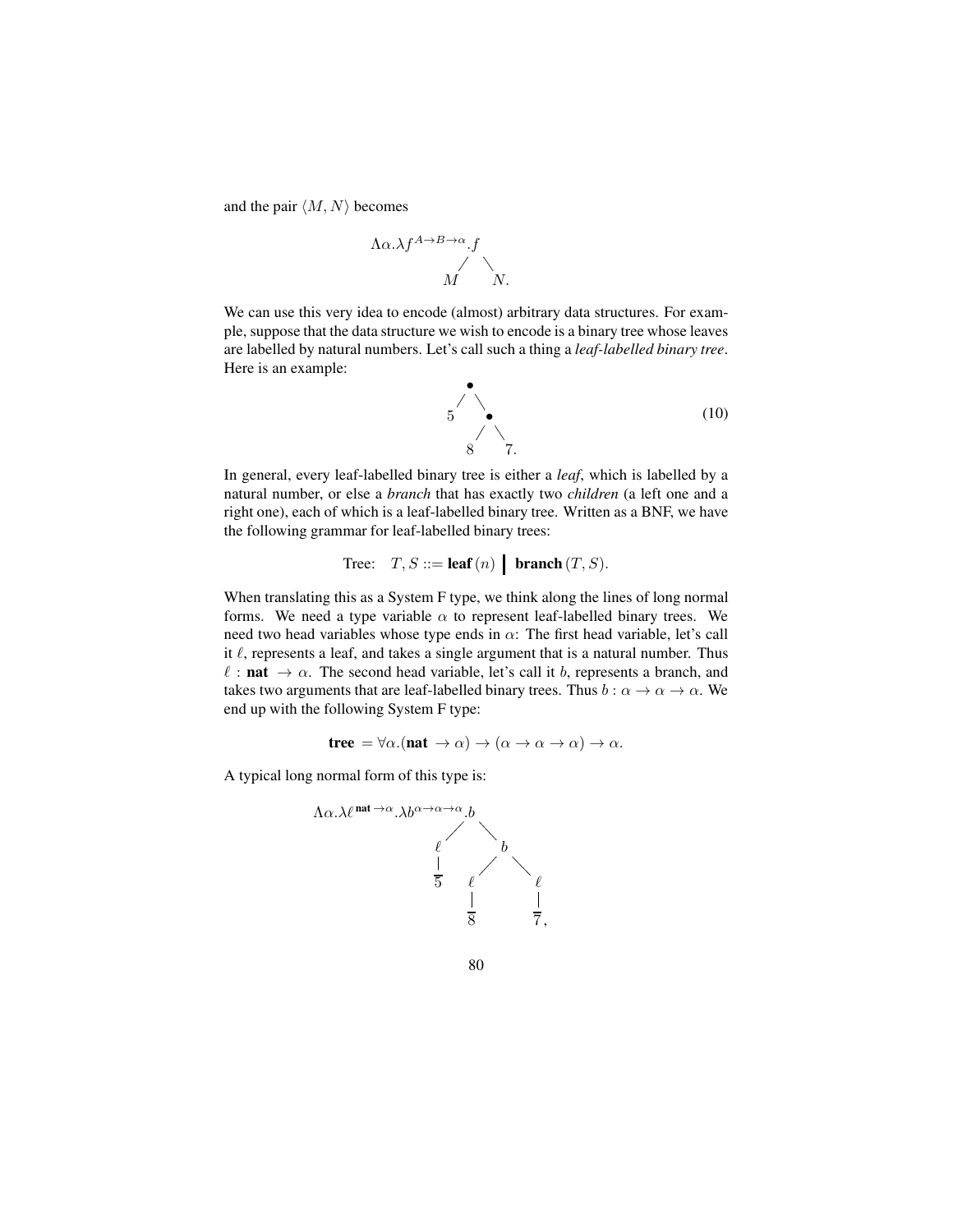and the pair $\langle M, N\rangle$ becomes

$$\Lambda\alpha.\lambda f^{A\to B\to\alpha}.f\;M\;N.$$

We can use this very idea to encode (almost) arbitrary data structures. For example, suppose that the data structure we wish to encode is a binary tree whose leaves are labelled by natural numbers. Let's call such a thing a *leaf-labelled binary tree*. Here is an example:

$$\bullet(5, \bullet(8, 7)). \tag{10}$$

In general, every leaf-labelled binary tree is either a *leaf*, which is labelled by a natural number, or else a *branch* that has exactly two *children* (a left one and a right one), each of which is a leaf-labelled binary tree. Written as a BNF, we have the following grammar for leaf-labelled binary trees:

$$\text{Tree:} \quad T, S ::= \textbf{leaf}\,(n) \;\big|\; \textbf{branch}\,(T, S).$$

When translating this as a System F type, we think along the lines of long normal forms. We need a type variable $\alpha$ to represent leaf-labelled binary trees. We need two head variables whose type ends in $\alpha$: The first head variable, let's call it $\ell$, represents a leaf, and takes a single argument that is a natural number. Thus $\ell : \textbf{nat} \to \alpha$. The second head variable, let's call it $b$, represents a branch, and takes two arguments that are leaf-labelled binary trees. Thus $b : \alpha \to \alpha \to \alpha$. We end up with the following System F type:

$$\textbf{tree} = \forall\alpha.(\textbf{nat} \to \alpha) \to (\alpha \to \alpha \to \alpha) \to \alpha.$$

A typical long normal form of this type is:

$$\Lambda\alpha.\lambda\ell^{\textbf{nat}\to\alpha}.\lambda b^{\alpha\to\alpha\to\alpha}.b\,(\ell\,\overline{5})\,(b\,(\ell\,\overline{8})\,(\ell\,\overline{7})),$$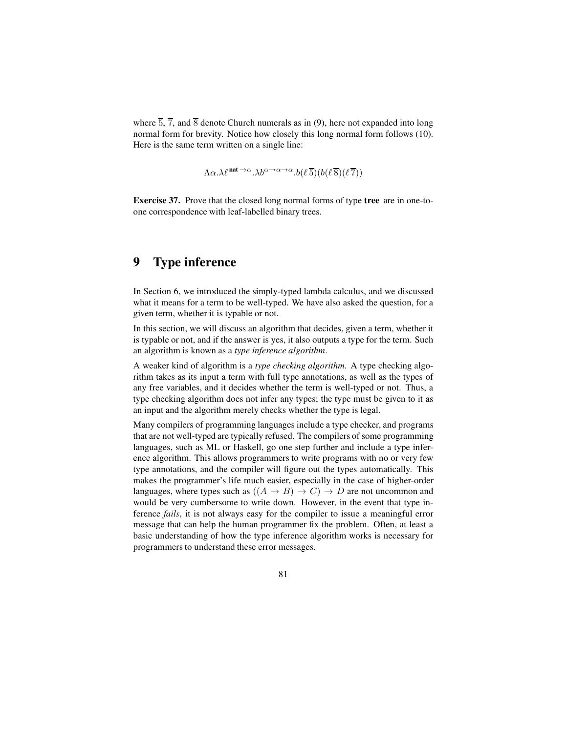where $\overline{5}$, $\overline{7}$, and $\overline{8}$ denote Church numerals as in (9), here not expanded into long normal form for brevity. Notice how closely this long normal form follows (10). Here is the same term written on a single line:

$$\Lambda\alpha.\lambda\ell^{\mathbf{nat}\to\alpha}.\lambda b^{\alpha\to\alpha\to\alpha}.b(\ell\,\overline{5})(b(\ell\,\overline{8})(\ell\,\overline{7}))$$

**Exercise 37.** Prove that the closed long normal forms of type **tree** are in one-to-one correspondence with leaf-labelled binary trees.

# 9 Type inference

In Section 6, we introduced the simply-typed lambda calculus, and we discussed what it means for a term to be well-typed. We have also asked the question, for a given term, whether it is typable or not.

In this section, we will discuss an algorithm that decides, given a term, whether it is typable or not, and if the answer is yes, it also outputs a type for the term. Such an algorithm is known as a *type inference algorithm*.

A weaker kind of algorithm is a *type checking algorithm*. A type checking algorithm takes as its input a term with full type annotations, as well as the types of any free variables, and it decides whether the term is well-typed or not. Thus, a type checking algorithm does not infer any types; the type must be given to it as an input and the algorithm merely checks whether the type is legal.

Many compilers of programming languages include a type checker, and programs that are not well-typed are typically refused. The compilers of some programming languages, such as ML or Haskell, go one step further and include a type inference algorithm. This allows programmers to write programs with no or very few type annotations, and the compiler will figure out the types automatically. This makes the programmer's life much easier, especially in the case of higher-order languages, where types such as $((A \to B) \to C) \to D$ are not uncommon and would be very cumbersome to write down. However, in the event that type inference *fails*, it is not always easy for the compiler to issue a meaningful error message that can help the human programmer fix the problem. Often, at least a basic understanding of how the type inference algorithm works is necessary for programmers to understand these error messages.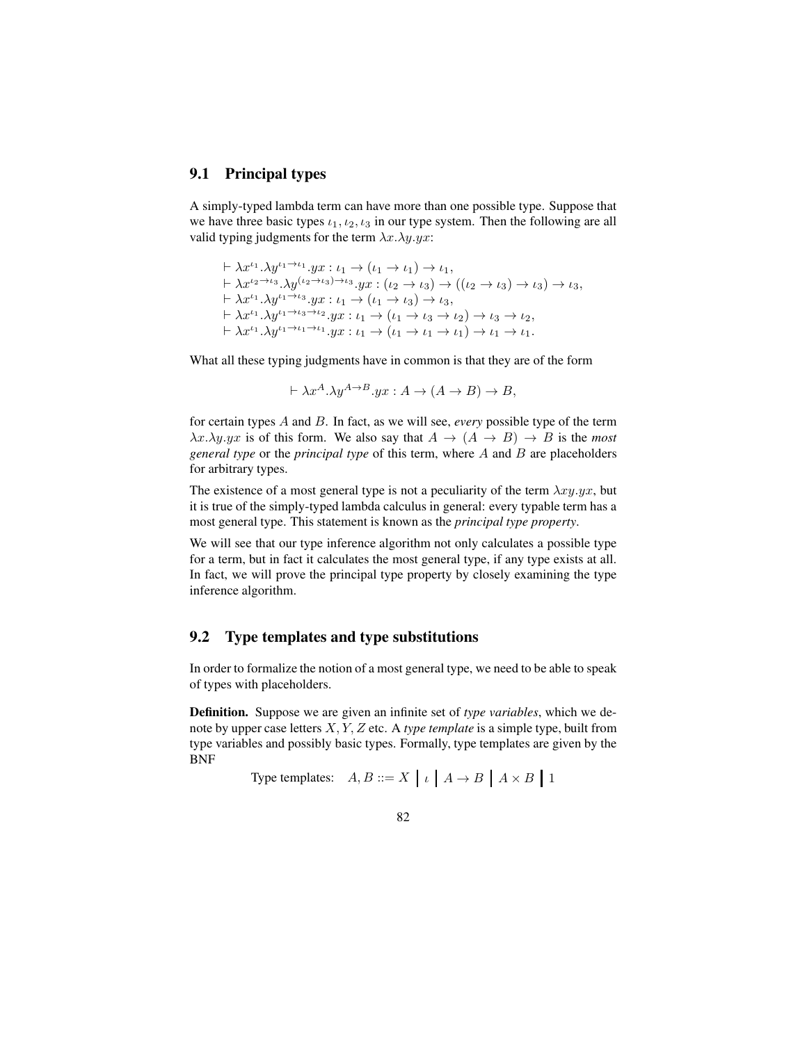## 9.1 Principal types

A simply-typed lambda term can have more than one possible type. Suppose that we have three basic types $\iota_1, \iota_2, \iota_3$ in our type system. Then the following are all valid typing judgments for the term $\lambda x.\lambda y.yx$:

$$
\begin{aligned}
&\vdash \lambda x^{\iota_1}.\lambda y^{\iota_1 \to \iota_1}.yx : \iota_1 \to (\iota_1 \to \iota_1) \to \iota_1, \\
&\vdash \lambda x^{\iota_2 \to \iota_3}.\lambda y^{(\iota_2 \to \iota_3) \to \iota_3}.yx : (\iota_2 \to \iota_3) \to ((\iota_2 \to \iota_3) \to \iota_3) \to \iota_3, \\
&\vdash \lambda x^{\iota_1}.\lambda y^{\iota_1 \to \iota_3}.yx : \iota_1 \to (\iota_1 \to \iota_3) \to \iota_3, \\
&\vdash \lambda x^{\iota_1}.\lambda y^{\iota_1 \to \iota_3 \to \iota_2}.yx : \iota_1 \to (\iota_1 \to \iota_3 \to \iota_2) \to \iota_3 \to \iota_2, \\
&\vdash \lambda x^{\iota_1}.\lambda y^{\iota_1 \to \iota_1 \to \iota_1}.yx : \iota_1 \to (\iota_1 \to \iota_1 \to \iota_1) \to \iota_1 \to \iota_1.
\end{aligned}
$$

What all these typing judgments have in common is that they are of the form

$$\vdash \lambda x^A.\lambda y^{A \to B}.yx : A \to (A \to B) \to B,$$

for certain types $A$ and $B$. In fact, as we will see, *every* possible type of the term $\lambda x.\lambda y.yx$ is of this form. We also say that $A \to (A \to B) \to B$ is the *most general type* or the *principal type* of this term, where $A$ and $B$ are placeholders for arbitrary types.

The existence of a most general type is not a peculiarity of the term $\lambda xy.yx$, but it is true of the simply-typed lambda calculus in general: every typable term has a most general type. This statement is known as the *principal type property*.

We will see that our type inference algorithm not only calculates a possible type for a term, but in fact it calculates the most general type, if any type exists at all. In fact, we will prove the principal type property by closely examining the type inference algorithm.

## 9.2 Type templates and type substitutions

In order to formalize the notion of a most general type, we need to be able to speak of types with placeholders.

**Definition.** Suppose we are given an infinite set of *type variables*, which we denote by upper case letters $X, Y, Z$ etc. A *type template* is a simple type, built from type variables and possibly basic types. Formally, type templates are given by the BNF

$$\text{Type templates:} \quad A, B ::= X \mid \iota \mid A \to B \mid A \times B \mid 1$$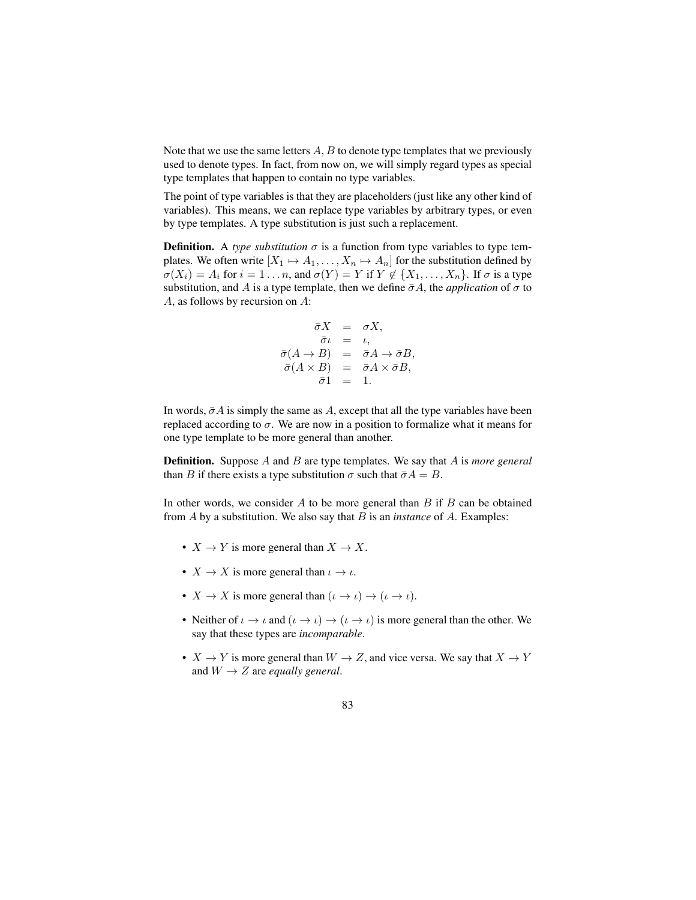Note that we use the same letters $A, B$ to denote type templates that we previously used to denote types. In fact, from now on, we will simply regard types as special type templates that happen to contain no type variables.

The point of type variables is that they are placeholders (just like any other kind of variables). This means, we can replace type variables by arbitrary types, or even by type templates. A type substitution is just such a replacement.

**Definition.** A *type substitution* $\sigma$ is a function from type variables to type templates. We often write $[X_1 \mapsto A_1, \ldots, X_n \mapsto A_n]$ for the substitution defined by $\sigma(X_i) = A_i$ for $i = 1 \ldots n$, and $\sigma(Y) = Y$ if $Y \notin \{X_1, \ldots, X_n\}$. If $\sigma$ is a type substitution, and $A$ is a type template, then we define $\bar{\sigma}A$, the *application* of $\sigma$ to $A$, as follows by recursion on $A$:

$$
\begin{array}{rcl}
\bar{\sigma}X & = & \sigma X, \\
\bar{\sigma}\iota & = & \iota, \\
\bar{\sigma}(A \to B) & = & \bar{\sigma}A \to \bar{\sigma}B, \\
\bar{\sigma}(A \times B) & = & \bar{\sigma}A \times \bar{\sigma}B, \\
\bar{\sigma}1 & = & 1.
\end{array}
$$

In words, $\bar{\sigma}A$ is simply the same as $A$, except that all the type variables have been replaced according to $\sigma$. We are now in a position to formalize what it means for one type template to be more general than another.

**Definition.** Suppose $A$ and $B$ are type templates. We say that $A$ is *more general* than $B$ if there exists a type substitution $\sigma$ such that $\bar{\sigma}A = B$.

In other words, we consider $A$ to be more general than $B$ if $B$ can be obtained from $A$ by a substitution. We also say that $B$ is an *instance* of $A$. Examples:

- $X \to Y$ is more general than $X \to X$.
- $X \to X$ is more general than $\iota \to \iota$.
- $X \to X$ is more general than $(\iota \to \iota) \to (\iota \to \iota)$.
- Neither of $\iota \to \iota$ and $(\iota \to \iota) \to (\iota \to \iota)$ is more general than the other. We say that these types are *incomparable*.
- $X \to Y$ is more general than $W \to Z$, and vice versa. We say that $X \to Y$ and $W \to Z$ are *equally general*.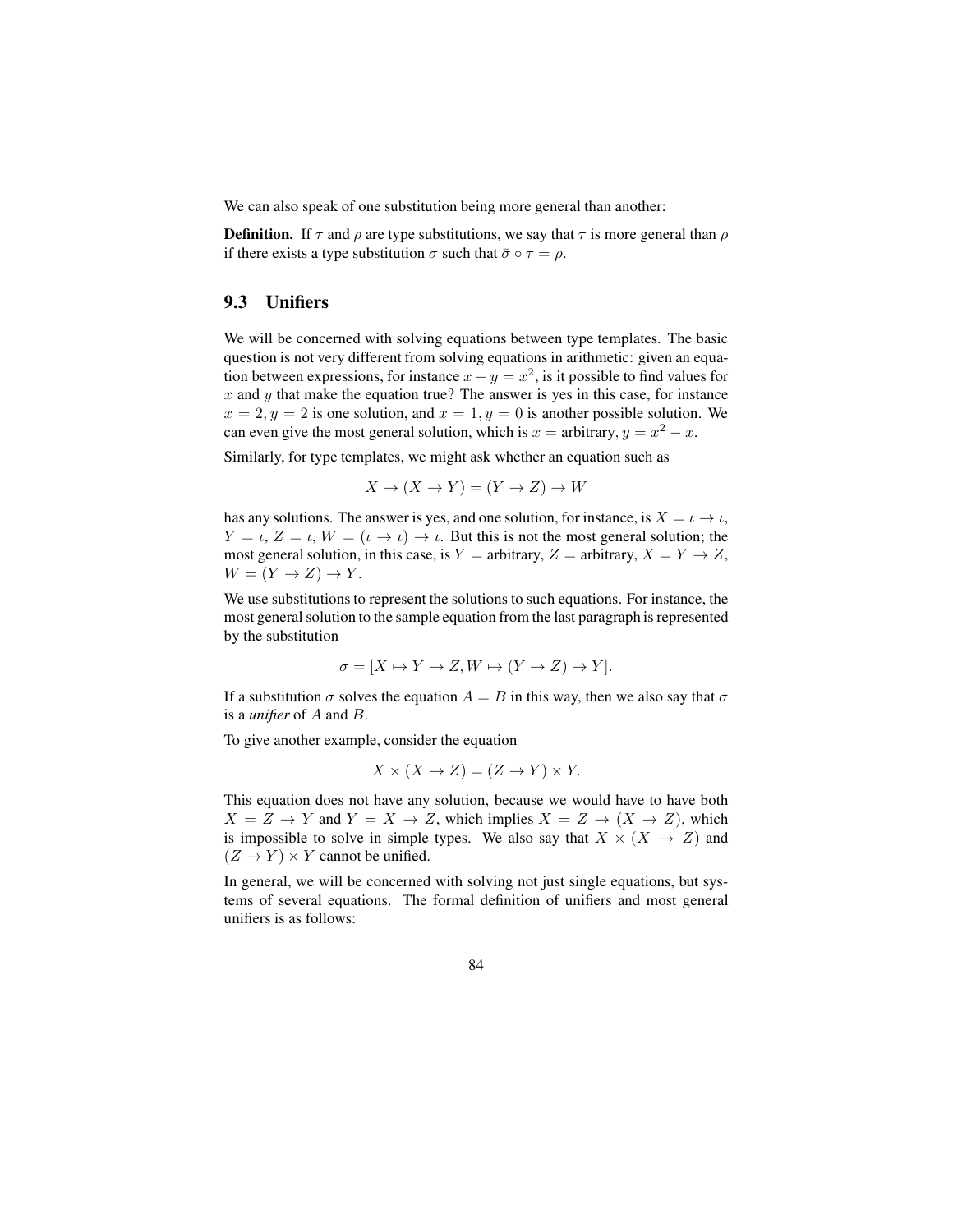We can also speak of one substitution being more general than another:

**Definition.** If $\tau$ and $\rho$ are type substitutions, we say that $\tau$ is more general than $\rho$ if there exists a type substitution $\sigma$ such that $\bar{\sigma} \circ \tau = \rho$.

## 9.3 Unifiers

We will be concerned with solving equations between type templates. The basic question is not very different from solving equations in arithmetic: given an equation between expressions, for instance $x + y = x^2$, is it possible to find values for $x$ and $y$ that make the equation true? The answer is yes in this case, for instance $x = 2, y = 2$ is one solution, and $x = 1, y = 0$ is another possible solution. We can even give the most general solution, which is $x = \text{arbitrary}, y = x^2 - x$.

Similarly, for type templates, we might ask whether an equation such as

$$X \to (X \to Y) = (Y \to Z) \to W$$

has any solutions. The answer is yes, and one solution, for instance, is $X = \iota \to \iota$, $Y = \iota$, $Z = \iota$, $W = (\iota \to \iota) \to \iota$. But this is not the most general solution; the most general solution, in this case, is $Y = \text{arbitrary}$, $Z = \text{arbitrary}$, $X = Y \to Z$, $W = (Y \to Z) \to Y$.

We use substitutions to represent the solutions to such equations. For instance, the most general solution to the sample equation from the last paragraph is represented by the substitution

$$\sigma = [X \mapsto Y \to Z, W \mapsto (Y \to Z) \to Y].$$

If a substitution $\sigma$ solves the equation $A = B$ in this way, then we also say that $\sigma$ is a *unifier* of $A$ and $B$.

To give another example, consider the equation

$$X \times (X \to Z) = (Z \to Y) \times Y.$$

This equation does not have any solution, because we would have to have both $X = Z \to Y$ and $Y = X \to Z$, which implies $X = Z \to (X \to Z)$, which is impossible to solve in simple types. We also say that $X \times (X \to Z)$ and $(Z \to Y) \times Y$ cannot be unified.

In general, we will be concerned with solving not just single equations, but systems of several equations. The formal definition of unifiers and most general unifiers is as follows: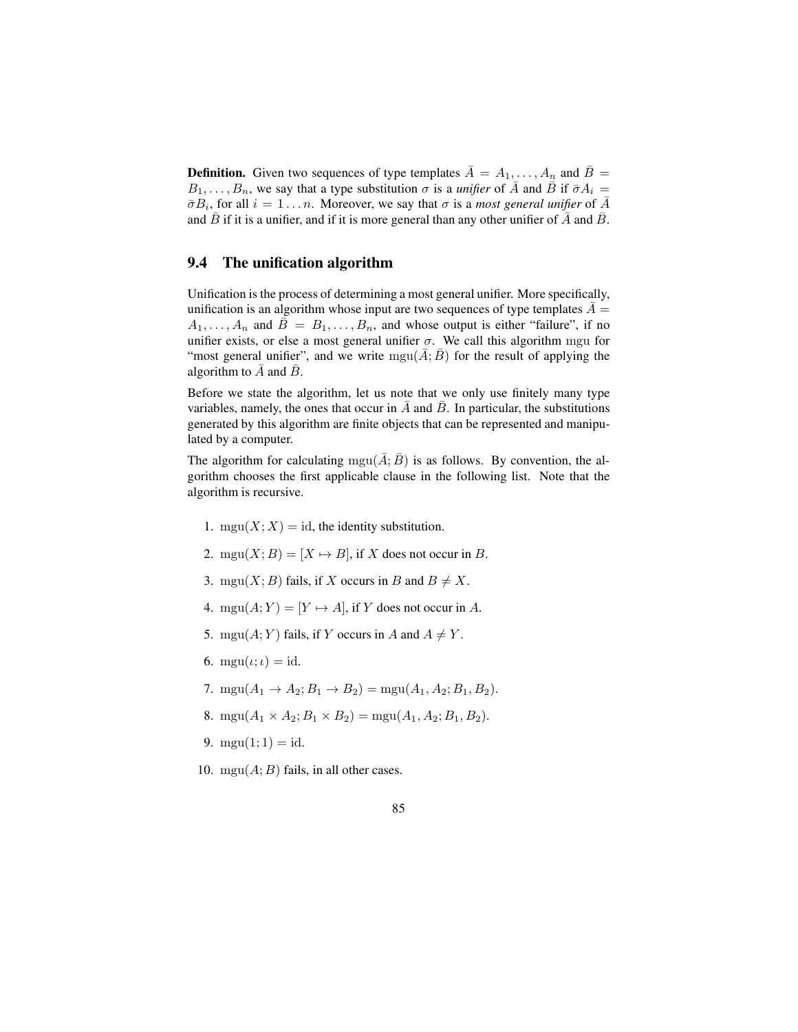**Definition.** Given two sequences of type templates $\bar{A} = A_1, \ldots, A_n$ and $\bar{B} = B_1, \ldots, B_n$, we say that a type substitution $\sigma$ is a ***unifier*** of $\bar{A}$ and $\bar{B}$ if $\bar{\sigma}A_i = \bar{\sigma}B_i$, for all $i = 1 \ldots n$. Moreover, we say that $\sigma$ is a ***most general unifier*** of $\bar{A}$ and $\bar{B}$ if it is a unifier, and if it is more general than any other unifier of $\bar{A}$ and $\bar{B}$.

## 9.4 The unification algorithm

Unification is the process of determining a most general unifier. More specifically, unification is an algorithm whose input are two sequences of type templates $\bar{A} = A_1, \ldots, A_n$ and $\bar{B} = B_1, \ldots, B_n$, and whose output is either "failure", if no unifier exists, or else a most general unifier $\sigma$. We call this algorithm $\text{mgu}$ for "most general unifier", and we write $\text{mgu}(\bar{A}; \bar{B})$ for the result of applying the algorithm to $\bar{A}$ and $\bar{B}$.

Before we state the algorithm, let us note that we only use finitely many type variables, namely, the ones that occur in $\bar{A}$ and $\bar{B}$. In particular, the substitutions generated by this algorithm are finite objects that can be represented and manipulated by a computer.

The algorithm for calculating $\text{mgu}(\bar{A}; \bar{B})$ is as follows. By convention, the algorithm chooses the first applicable clause in the following list. Note that the algorithm is recursive.

1. $\text{mgu}(X; X) = \text{id}$, the identity substitution.
2. $\text{mgu}(X; B) = [X \mapsto B]$, if $X$ does not occur in $B$.
3. $\text{mgu}(X; B)$ fails, if $X$ occurs in $B$ and $B \neq X$.
4. $\text{mgu}(A; Y) = [Y \mapsto A]$, if $Y$ does not occur in $A$.
5. $\text{mgu}(A; Y)$ fails, if $Y$ occurs in $A$ and $A \neq Y$.
6. $\text{mgu}(\iota; \iota) = \text{id}$.
7. $\text{mgu}(A_1 \to A_2; B_1 \to B_2) = \text{mgu}(A_1, A_2; B_1, B_2)$.
8. $\text{mgu}(A_1 \times A_2; B_1 \times B_2) = \text{mgu}(A_1, A_2; B_1, B_2)$.
9. $\text{mgu}(1; 1) = \text{id}$.
10. $\text{mgu}(A; B)$ fails, in all other cases.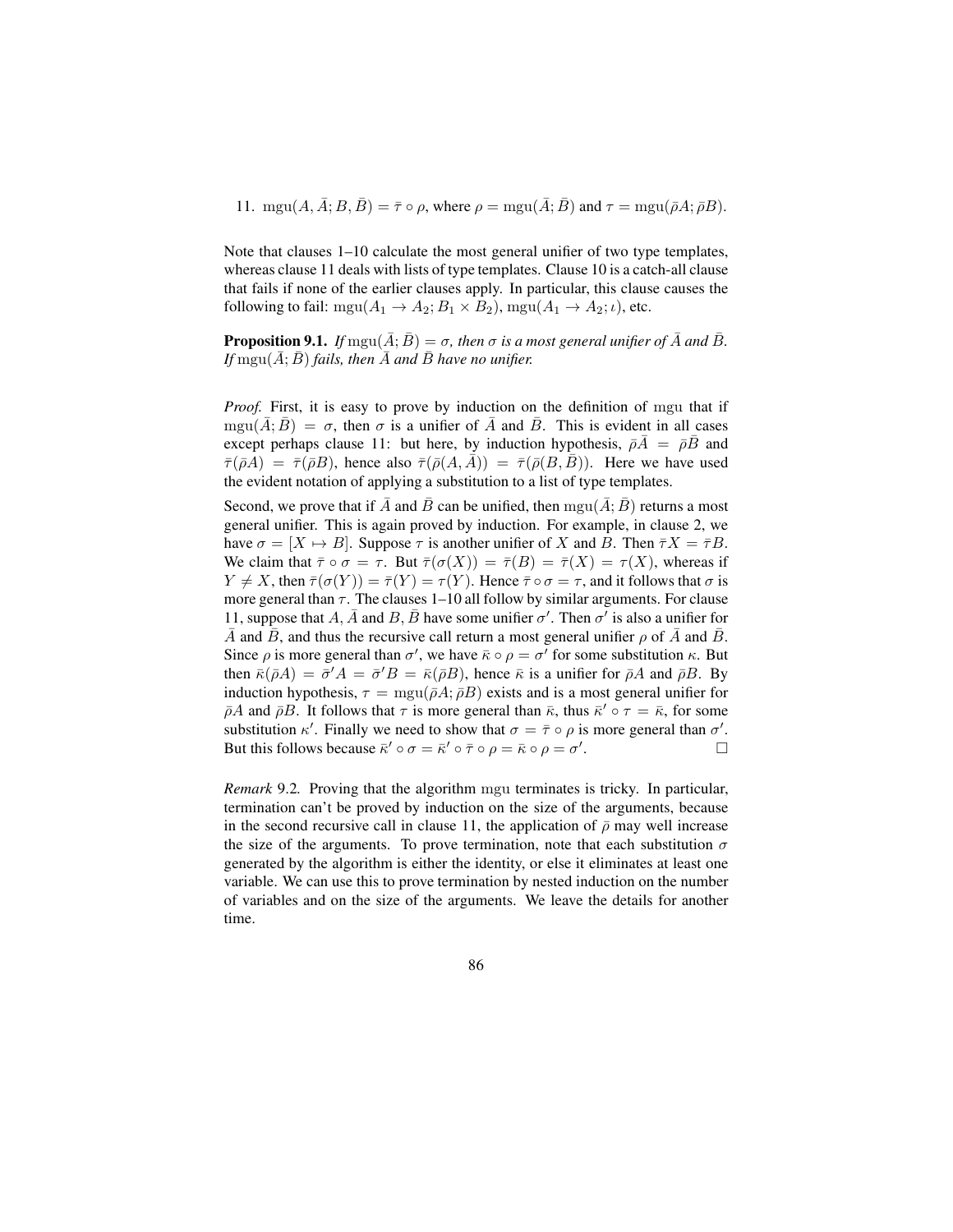11. $\mathrm{mgu}(A, \bar{A}; B, \bar{B}) = \bar{\tau} \circ \rho$, where $\rho = \mathrm{mgu}(\bar{A}; \bar{B})$ and $\tau = \mathrm{mgu}(\bar{\rho}A; \bar{\rho}B)$.

Note that clauses 1–10 calculate the most general unifier of two type templates, whereas clause 11 deals with lists of type templates. Clause 10 is a catch-all clause that fails if none of the earlier clauses apply. In particular, this clause causes the following to fail: $\mathrm{mgu}(A_1 \to A_2; B_1 \times B_2)$, $\mathrm{mgu}(A_1 \to A_2; \iota)$, etc.

**Proposition 9.1.** *If $\mathrm{mgu}(\bar{A}; \bar{B}) = \sigma$, then $\sigma$ is a most general unifier of $\bar{A}$ and $\bar{B}$. If $\mathrm{mgu}(\bar{A}; \bar{B})$ fails, then $\bar{A}$ and $\bar{B}$ have no unifier.*

*Proof.* First, it is easy to prove by induction on the definition of $\mathrm{mgu}$ that if $\mathrm{mgu}(\bar{A}; \bar{B}) = \sigma$, then $\sigma$ is a unifier of $\bar{A}$ and $\bar{B}$. This is evident in all cases except perhaps clause 11: but here, by induction hypothesis, $\bar{\rho}\bar{A} = \bar{\rho}\bar{B}$ and $\bar{\tau}(\bar{\rho}A) = \bar{\tau}(\bar{\rho}B)$, hence also $\bar{\tau}(\bar{\rho}(A, \bar{A})) = \bar{\tau}(\bar{\rho}(B, \bar{B}))$. Here we have used the evident notation of applying a substitution to a list of type templates.

Second, we prove that if $\bar{A}$ and $\bar{B}$ can be unified, then $\mathrm{mgu}(\bar{A}; \bar{B})$ returns a most general unifier. This is again proved by induction. For example, in clause 2, we have $\sigma = [X \mapsto B]$. Suppose $\tau$ is another unifier of $X$ and $B$. Then $\bar{\tau}X = \bar{\tau}B$. We claim that $\bar{\tau} \circ \sigma = \tau$. But $\bar{\tau}(\sigma(X)) = \bar{\tau}(B) = \bar{\tau}(X) = \tau(X)$, whereas if $Y \neq X$, then $\bar{\tau}(\sigma(Y)) = \bar{\tau}(Y) = \tau(Y)$. Hence $\bar{\tau} \circ \sigma = \tau$, and it follows that $\sigma$ is more general than $\tau$. The clauses 1–10 all follow by similar arguments. For clause 11, suppose that $A, \bar{A}$ and $B, \bar{B}$ have some unifier $\sigma'$. Then $\sigma'$ is also a unifier for $\bar{A}$ and $\bar{B}$, and thus the recursive call return a most general unifier $\rho$ of $\bar{A}$ and $\bar{B}$. Since $\rho$ is more general than $\sigma'$, we have $\bar{\kappa} \circ \rho = \sigma'$ for some substitution $\kappa$. But then $\bar{\kappa}(\bar{\rho}A) = \bar{\sigma}'A = \bar{\sigma}'B = \bar{\kappa}(\bar{\rho}B)$, hence $\bar{\kappa}$ is a unifier for $\bar{\rho}A$ and $\bar{\rho}B$. By induction hypothesis, $\tau = \mathrm{mgu}(\bar{\rho}A; \bar{\rho}B)$ exists and is a most general unifier for $\bar{\rho}A$ and $\bar{\rho}B$. It follows that $\tau$ is more general than $\bar{\kappa}$, thus $\bar{\kappa}' \circ \tau = \bar{\kappa}$, for some substitution $\kappa'$. Finally we need to show that $\sigma = \bar{\tau} \circ \rho$ is more general than $\sigma'$. But this follows because $\bar{\kappa}' \circ \sigma = \bar{\kappa}' \circ \bar{\tau} \circ \rho = \bar{\kappa} \circ \rho = \sigma'$. □

*Remark* 9.2. Proving that the algorithm $\mathrm{mgu}$ terminates is tricky. In particular, termination can't be proved by induction on the size of the arguments, because in the second recursive call in clause 11, the application of $\bar{\rho}$ may well increase the size of the arguments. To prove termination, note that each substitution $\sigma$ generated by the algorithm is either the identity, or else it eliminates at least one variable. We can use this to prove termination by nested induction on the number of variables and on the size of the arguments. We leave the details for another time.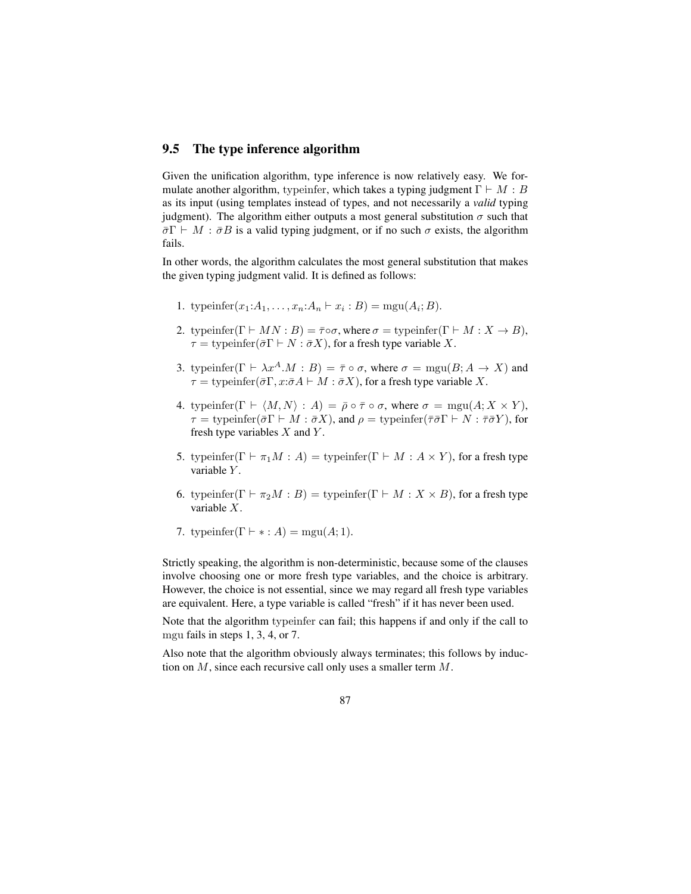## 9.5 The type inference algorithm

Given the unification algorithm, type inference is now relatively easy. We formulate another algorithm, typeinfer, which takes a typing judgment $\Gamma \vdash M : B$ as its input (using templates instead of types, and not necessarily a *valid* typing judgment). The algorithm either outputs a most general substitution $\sigma$ such that $\bar{\sigma}\Gamma \vdash M : \bar{\sigma}B$ is a valid typing judgment, or if no such $\sigma$ exists, the algorithm fails.

In other words, the algorithm calculates the most general substitution that makes the given typing judgment valid. It is defined as follows:

1. $\text{typeinfer}(x_1{:}A_1, \ldots, x_n{:}A_n \vdash x_i : B) = \text{mgu}(A_i; B)$.

2. $\text{typeinfer}(\Gamma \vdash MN : B) = \bar{\tau} \circ \sigma$, where $\sigma = \text{typeinfer}(\Gamma \vdash M : X \to B)$, $\tau = \text{typeinfer}(\bar{\sigma}\Gamma \vdash N : \bar{\sigma}X)$, for a fresh type variable $X$.

3. $\text{typeinfer}(\Gamma \vdash \lambda x^A.M : B) = \bar{\tau} \circ \sigma$, where $\sigma = \text{mgu}(B; A \to X)$ and $\tau = \text{typeinfer}(\bar{\sigma}\Gamma, x{:}\bar{\sigma}A \vdash M : \bar{\sigma}X)$, for a fresh type variable $X$.

4. $\text{typeinfer}(\Gamma \vdash \langle M, N \rangle : A) = \bar{\rho} \circ \bar{\tau} \circ \sigma$, where $\sigma = \text{mgu}(A; X \times Y)$, $\tau = \text{typeinfer}(\bar{\sigma}\Gamma \vdash M : \bar{\sigma}X)$, and $\rho = \text{typeinfer}(\bar{\tau}\bar{\sigma}\Gamma \vdash N : \bar{\tau}\bar{\sigma}Y)$, for fresh type variables $X$ and $Y$.

5. $\text{typeinfer}(\Gamma \vdash \pi_1 M : A) = \text{typeinfer}(\Gamma \vdash M : A \times Y)$, for a fresh type variable $Y$.

6. $\text{typeinfer}(\Gamma \vdash \pi_2 M : B) = \text{typeinfer}(\Gamma \vdash M : X \times B)$, for a fresh type variable $X$.

7. $\text{typeinfer}(\Gamma \vdash * : A) = \text{mgu}(A; 1)$.

Strictly speaking, the algorithm is non-deterministic, because some of the clauses involve choosing one or more fresh type variables, and the choice is arbitrary. However, the choice is not essential, since we may regard all fresh type variables are equivalent. Here, a type variable is called "fresh" if it has never been used.

Note that the algorithm typeinfer can fail; this happens if and only if the call to mgu fails in steps 1, 3, 4, or 7.

Also note that the algorithm obviously always terminates; this follows by induction on $M$, since each recursive call only uses a smaller term $M$.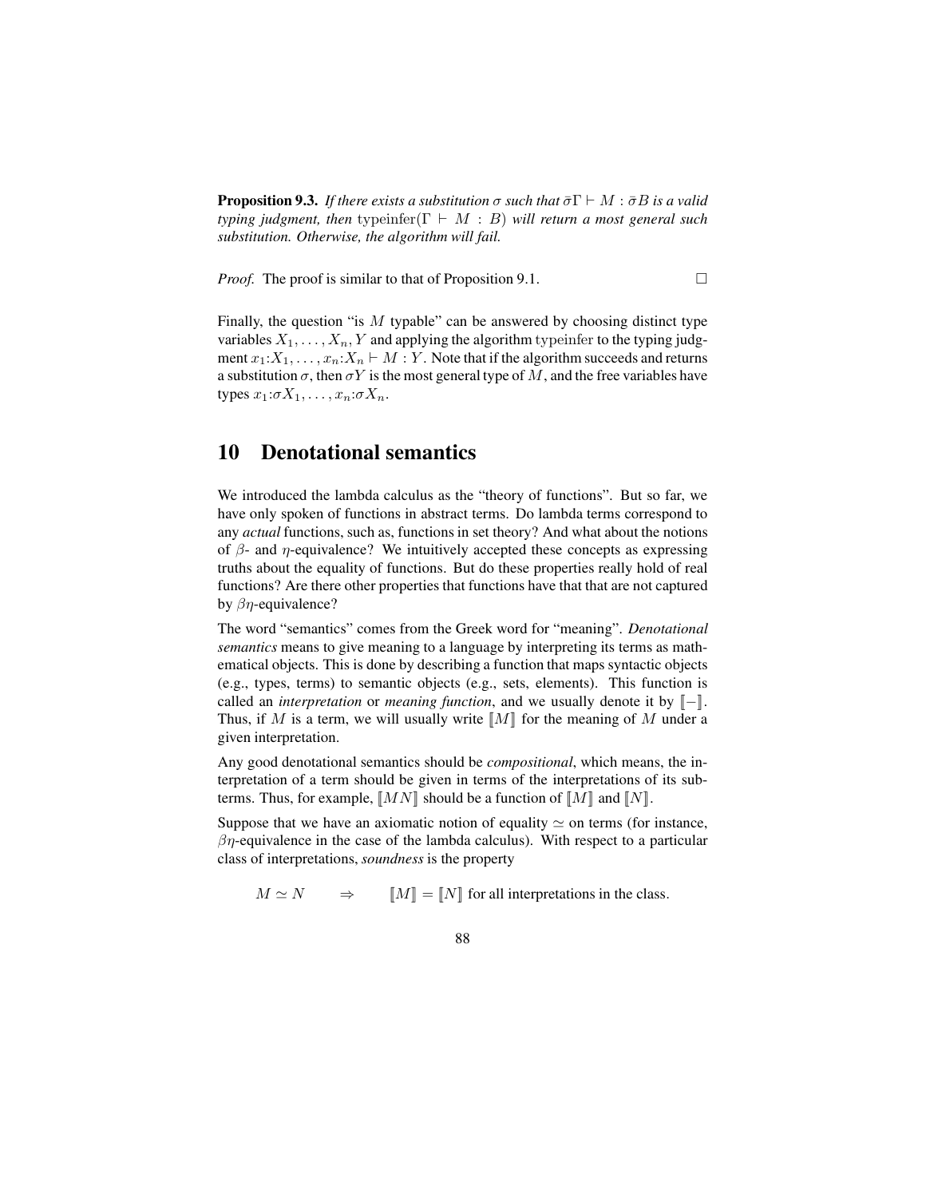**Proposition 9.3.** *If there exists a substitution $\sigma$ such that $\bar{\sigma}\Gamma \vdash M : \bar{\sigma}B$ is a valid typing judgment, then* $\mathrm{typeinfer}(\Gamma \vdash M : B)$ *will return a most general such substitution. Otherwise, the algorithm will fail.*

*Proof.* The proof is similar to that of Proposition 9.1. $\square$

Finally, the question "is $M$ typable" can be answered by choosing distinct type variables $X_1, \ldots, X_n, Y$ and applying the algorithm typeinfer to the typing judgment $x_1{:}X_1, \ldots, x_n{:}X_n \vdash M : Y$. Note that if the algorithm succeeds and returns a substitution $\sigma$, then $\sigma Y$ is the most general type of $M$, and the free variables have types $x_1{:}\sigma X_1, \ldots, x_n{:}\sigma X_n$.

# 10 Denotational semantics

We introduced the lambda calculus as the "theory of functions". But so far, we have only spoken of functions in abstract terms. Do lambda terms correspond to any *actual* functions, such as, functions in set theory? And what about the notions of $\beta$- and $\eta$-equivalence? We intuitively accepted these concepts as expressing truths about the equality of functions. But do these properties really hold of real functions? Are there other properties that functions have that that are not captured by $\beta\eta$-equivalence?

The word "semantics" comes from the Greek word for "meaning". *Denotational semantics* means to give meaning to a language by interpreting its terms as mathematical objects. This is done by describing a function that maps syntactic objects (e.g., types, terms) to semantic objects (e.g., sets, elements). This function is called an *interpretation* or *meaning function*, and we usually denote it by $[\![-]\!]$. Thus, if $M$ is a term, we will usually write $[\![M]\!]$ for the meaning of $M$ under a given interpretation.

Any good denotational semantics should be *compositional*, which means, the interpretation of a term should be given in terms of the interpretations of its subterms. Thus, for example, $[\![MN]\!]$ should be a function of $[\![M]\!]$ and $[\![N]\!]$.

Suppose that we have an axiomatic notion of equality $\simeq$ on terms (for instance, $\beta\eta$-equivalence in the case of the lambda calculus). With respect to a particular class of interpretations, *soundness* is the property

$$M \simeq N \qquad \Rightarrow \qquad [\![M]\!] = [\![N]\!] \text{ for all interpretations in the class.}$$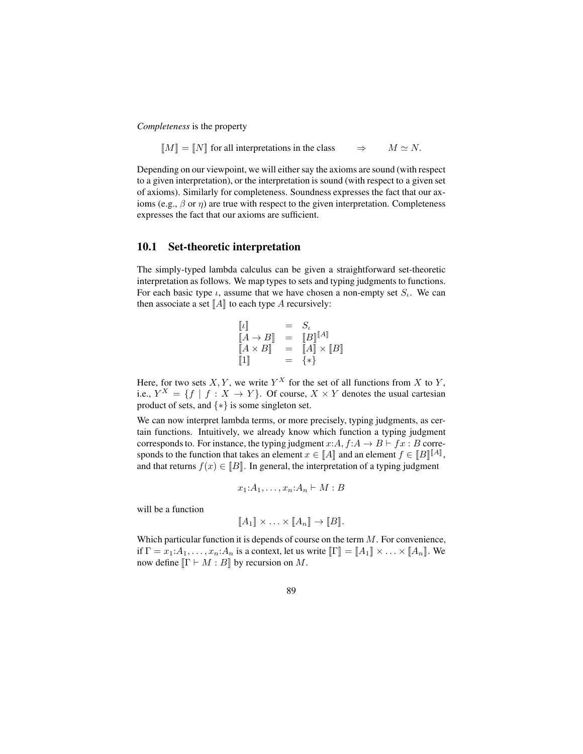*Completeness* is the property

$$[\![M]\!] = [\![N]\!] \text{ for all interpretations in the class} \qquad \Rightarrow \qquad M \simeq N.$$

Depending on our viewpoint, we will either say the axioms are sound (with respect to a given interpretation), or the interpretation is sound (with respect to a given set of axioms). Similarly for completeness. Soundness expresses the fact that our axioms (e.g., $\beta$ or $\eta$) are true with respect to the given interpretation. Completeness expresses the fact that our axioms are sufficient.

## 10.1 Set-theoretic interpretation

The simply-typed lambda calculus can be given a straightforward set-theoretic interpretation as follows. We map types to sets and typing judgments to functions. For each basic type $\iota$, assume that we have chosen a non-empty set $S_\iota$. We can then associate a set $[\![A]\!]$ to each type $A$ recursively:

$$\begin{array}{lcl} [\![\iota]\!] & = & S_\iota \\ [\![A \to B]\!] & = & [\![B]\!]^{[\![A]\!]} \\ [\![A \times B]\!] & = & [\![A]\!] \times [\![B]\!] \\ [\![1]\!] & = & \{*\} \end{array}$$

Here, for two sets $X, Y$, we write $Y^X$ for the set of all functions from $X$ to $Y$, i.e., $Y^X = \{f \mid f : X \to Y\}$. Of course, $X \times Y$ denotes the usual cartesian product of sets, and $\{*\}$ is some singleton set.

We can now interpret lambda terms, or more precisely, typing judgments, as certain functions. Intuitively, we already know which function a typing judgment corresponds to. For instance, the typing judgment $x{:}A, f{:}A \to B \vdash fx : B$ corresponds to the function that takes an element $x \in [\![A]\!]$ and an element $f \in [\![B]\!]^{[\![A]\!]}$, and that returns $f(x) \in [\![B]\!]$. In general, the interpretation of a typing judgment

$$x_1{:}A_1, \ldots, x_n{:}A_n \vdash M : B$$

will be a function

$$[\![A_1]\!] \times \ldots \times [\![A_n]\!] \to [\![B]\!].$$

Which particular function it is depends of course on the term $M$. For convenience, if $\Gamma = x_1{:}A_1, \ldots, x_n{:}A_n$ is a context, let us write $[\![\Gamma]\!] = [\![A_1]\!] \times \ldots \times [\![A_n]\!]$. We now define $[\![\Gamma \vdash M : B]\!]$ by recursion on $M$.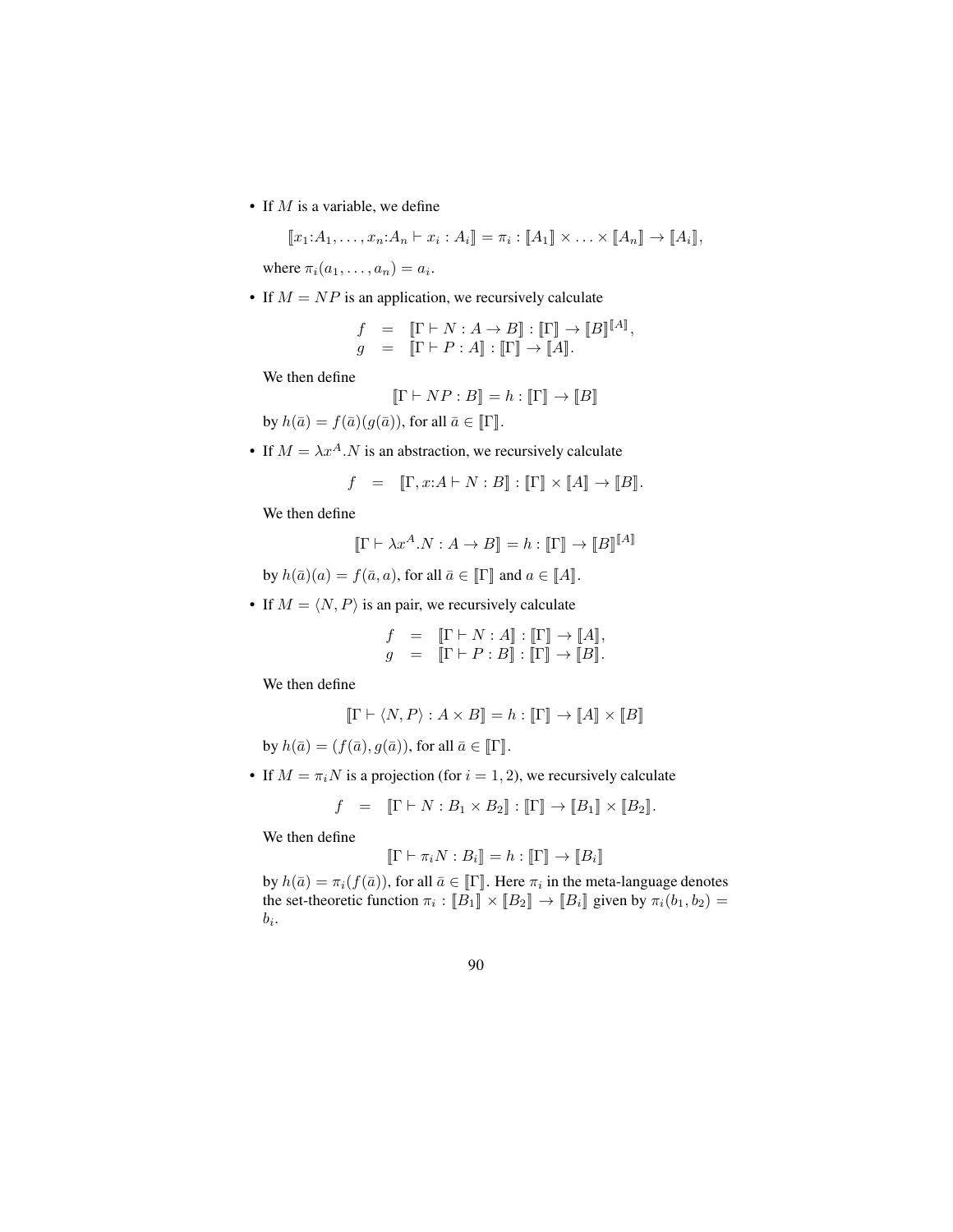- If $M$ is a variable, we define

$$[\![x_1{:}A_1,\ldots,x_n{:}A_n \vdash x_i : A_i]\!] = \pi_i : [\![A_1]\!] \times \ldots \times [\![A_n]\!] \to [\![A_i]\!],$$

  where $\pi_i(a_1,\ldots,a_n) = a_i$.

- If $M = NP$ is an application, we recursively calculate

$$\begin{array}{rcl} f & = & [\![\Gamma \vdash N : A \to B]\!] : [\![\Gamma]\!] \to [\![B]\!]^{[\![A]\!]}, \\ g & = & [\![\Gamma \vdash P : A]\!] : [\![\Gamma]\!] \to [\![A]\!]. \end{array}$$

  We then define

$$[\![\Gamma \vdash NP : B]\!] = h : [\![\Gamma]\!] \to [\![B]\!]$$

  by $h(\bar{a}) = f(\bar{a})(g(\bar{a}))$, for all $\bar{a} \in [\![\Gamma]\!]$.

- If $M = \lambda x^A.N$ is an abstraction, we recursively calculate

$$f \quad = \quad [\![\Gamma, x{:}A \vdash N : B]\!] : [\![\Gamma]\!] \times [\![A]\!] \to [\![B]\!].$$

  We then define

$$[\![\Gamma \vdash \lambda x^A.N : A \to B]\!] = h : [\![\Gamma]\!] \to [\![B]\!]^{[\![A]\!]}$$

  by $h(\bar{a})(a) = f(\bar{a}, a)$, for all $\bar{a} \in [\![\Gamma]\!]$ and $a \in [\![A]\!]$.

- If $M = \langle N, P\rangle$ is an pair, we recursively calculate

$$\begin{array}{rcl} f & = & [\![\Gamma \vdash N : A]\!] : [\![\Gamma]\!] \to [\![A]\!], \\ g & = & [\![\Gamma \vdash P : B]\!] : [\![\Gamma]\!] \to [\![B]\!]. \end{array}$$

  We then define

$$[\![\Gamma \vdash \langle N, P\rangle : A \times B]\!] = h : [\![\Gamma]\!] \to [\![A]\!] \times [\![B]\!]$$

  by $h(\bar{a}) = (f(\bar{a}), g(\bar{a}))$, for all $\bar{a} \in [\![\Gamma]\!]$.

- If $M = \pi_i N$ is a projection (for $i = 1, 2$), we recursively calculate

$$f \quad = \quad [\![\Gamma \vdash N : B_1 \times B_2]\!] : [\![\Gamma]\!] \to [\![B_1]\!] \times [\![B_2]\!].$$

  We then define

$$[\![\Gamma \vdash \pi_i N : B_i]\!] = h : [\![\Gamma]\!] \to [\![B_i]\!]$$

  by $h(\bar{a}) = \pi_i(f(\bar{a}))$, for all $\bar{a} \in [\![\Gamma]\!]$. Here $\pi_i$ in the meta-language denotes the set-theoretic function $\pi_i : [\![B_1]\!] \times [\![B_2]\!] \to [\![B_i]\!]$ given by $\pi_i(b_1, b_2) = b_i$.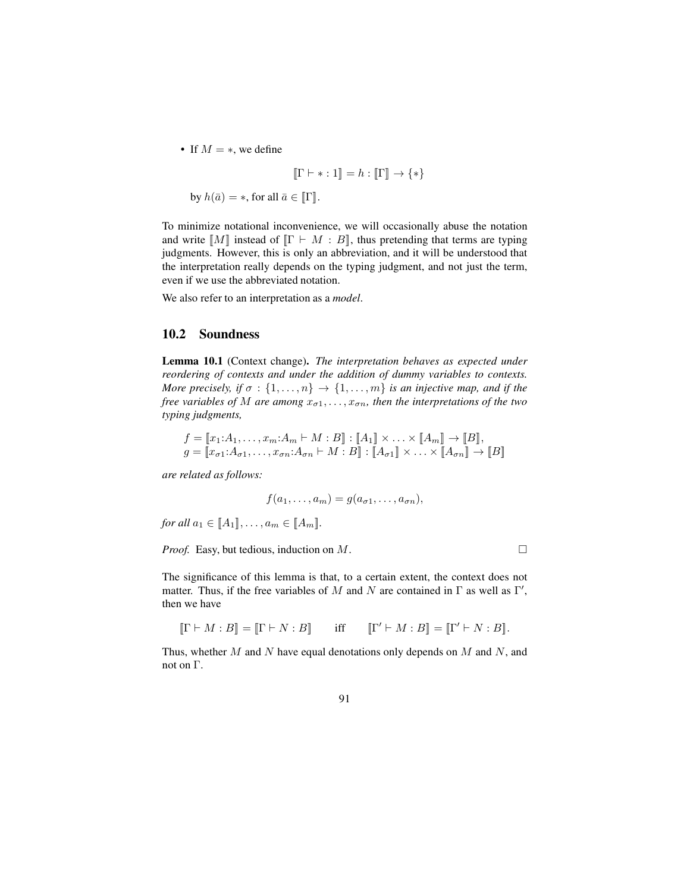- If $M = *$, we define

$$[\![\Gamma \vdash * : 1]\!] = h : [\![\Gamma]\!] \to \{*\}$$

by $h(\bar{a}) = *$, for all $\bar{a} \in [\![\Gamma]\!]$.

To minimize notational inconvenience, we will occasionally abuse the notation and write $[\![M]\!]$ instead of $[\![\Gamma \vdash M : B]\!]$, thus pretending that terms are typing judgments. However, this is only an abbreviation, and it will be understood that the interpretation really depends on the typing judgment, and not just the term, even if we use the abbreviated notation.

We also refer to an interpretation as a *model*.

## 10.2 Soundness

**Lemma 10.1** (Context change). *The interpretation behaves as expected under reordering of contexts and under the addition of dummy variables to contexts. More precisely, if $\sigma : \{1, \ldots, n\} \to \{1, \ldots, m\}$ is an injective map, and if the free variables of $M$ are among $x_{\sigma 1}, \ldots, x_{\sigma n}$, then the interpretations of the two typing judgments,*

$$f = [\![x_1{:}A_1, \ldots, x_m{:}A_m \vdash M : B]\!] : [\![A_1]\!] \times \ldots \times [\![A_m]\!] \to [\![B]\!],$$
$$g = [\![x_{\sigma 1}{:}A_{\sigma 1}, \ldots, x_{\sigma n}{:}A_{\sigma n} \vdash M : B]\!] : [\![A_{\sigma 1}]\!] \times \ldots \times [\![A_{\sigma n}]\!] \to [\![B]\!]$$

*are related as follows:*

$$f(a_1, \ldots, a_m) = g(a_{\sigma 1}, \ldots, a_{\sigma n}),$$

*for all $a_1 \in [\![A_1]\!], \ldots, a_m \in [\![A_m]\!]$.*

*Proof.* Easy, but tedious, induction on $M$. □

The significance of this lemma is that, to a certain extent, the context does not matter. Thus, if the free variables of $M$ and $N$ are contained in $\Gamma$ as well as $\Gamma'$, then we have

$$[\![\Gamma \vdash M : B]\!] = [\![\Gamma \vdash N : B]\!] \qquad \text{iff} \qquad [\![\Gamma' \vdash M : B]\!] = [\![\Gamma' \vdash N : B]\!].$$

Thus, whether $M$ and $N$ have equal denotations only depends on $M$ and $N$, and not on $\Gamma$.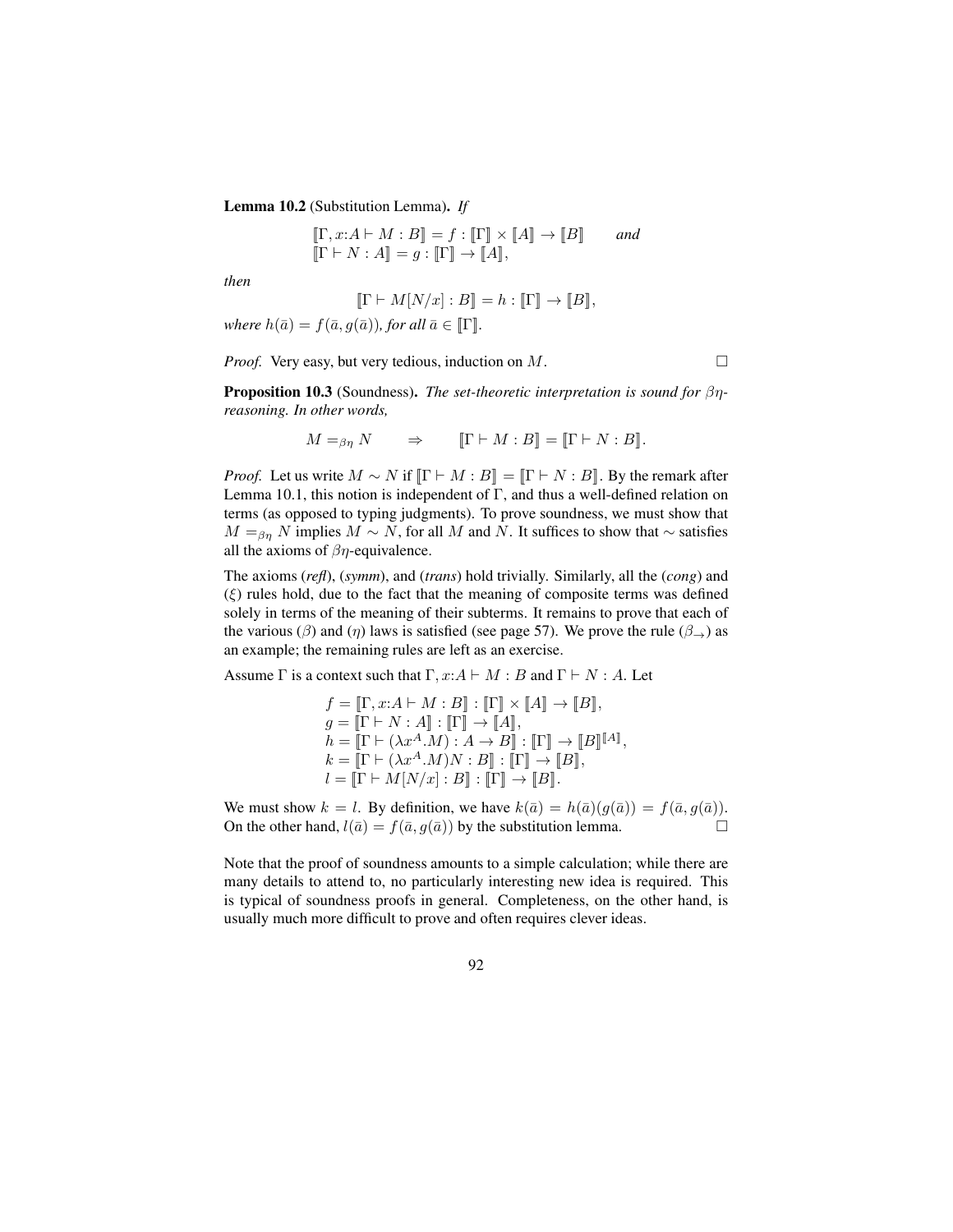**Lemma 10.2** (Substitution Lemma). *If*

$$\begin{aligned}
&[\![\Gamma, x{:}A \vdash M : B]\!] = f : [\![\Gamma]\!] \times [\![A]\!] \to [\![B]\!] \qquad \textit{and} \\
&[\![\Gamma \vdash N : A]\!] = g : [\![\Gamma]\!] \to [\![A]\!],
\end{aligned}$$

*then*

$$[\![\Gamma \vdash M[N/x] : B]\!] = h : [\![\Gamma]\!] \to [\![B]\!],$$

*where* $h(\bar{a}) = f(\bar{a}, g(\bar{a}))$*, for all* $\bar{a} \in [\![\Gamma]\!]$.

*Proof.* Very easy, but very tedious, induction on $M$. □

**Proposition 10.3** (Soundness). *The set-theoretic interpretation is sound for* $\beta\eta$*-reasoning. In other words,*

$$M =_{\beta\eta} N \qquad \Rightarrow \qquad [\![\Gamma \vdash M : B]\!] = [\![\Gamma \vdash N : B]\!].$$

*Proof.* Let us write $M \sim N$ if $[\![\Gamma \vdash M : B]\!] = [\![\Gamma \vdash N : B]\!]$. By the remark after Lemma 10.1, this notion is independent of $\Gamma$, and thus a well-defined relation on terms (as opposed to typing judgments). To prove soundness, we must show that $M =_{\beta\eta} N$ implies $M \sim N$, for all $M$ and $N$. It suffices to show that $\sim$ satisfies all the axioms of $\beta\eta$-equivalence.

The axioms (*refl*), (*symm*), and (*trans*) hold trivially. Similarly, all the (*cong*) and ($\xi$) rules hold, due to the fact that the meaning of composite terms was defined solely in terms of the meaning of their subterms. It remains to prove that each of the various ($\beta$) and ($\eta$) laws is satisfied (see page 57). We prove the rule ($\beta_{\to}$) as an example; the remaining rules are left as an exercise.

Assume $\Gamma$ is a context such that $\Gamma, x{:}A \vdash M : B$ and $\Gamma \vdash N : A$. Let

$$\begin{aligned}
&f = [\![\Gamma, x{:}A \vdash M : B]\!] : [\![\Gamma]\!] \times [\![A]\!] \to [\![B]\!], \\
&g = [\![\Gamma \vdash N : A]\!] : [\![\Gamma]\!] \to [\![A]\!], \\
&h = [\![\Gamma \vdash (\lambda x^A.M) : A \to B]\!] : [\![\Gamma]\!] \to [\![B]\!]^{[\![A]\!]}, \\
&k = [\![\Gamma \vdash (\lambda x^A.M)N : B]\!] : [\![\Gamma]\!] \to [\![B]\!], \\
&l = [\![\Gamma \vdash M[N/x] : B]\!] : [\![\Gamma]\!] \to [\![B]\!].
\end{aligned}$$

We must show $k = l$. By definition, we have $k(\bar{a}) = h(\bar{a})(g(\bar{a})) = f(\bar{a}, g(\bar{a}))$. On the other hand, $l(\bar{a}) = f(\bar{a}, g(\bar{a}))$ by the substitution lemma. □

Note that the proof of soundness amounts to a simple calculation; while there are many details to attend to, no particularly interesting new idea is required. This is typical of soundness proofs in general. Completeness, on the other hand, is usually much more difficult to prove and often requires clever ideas.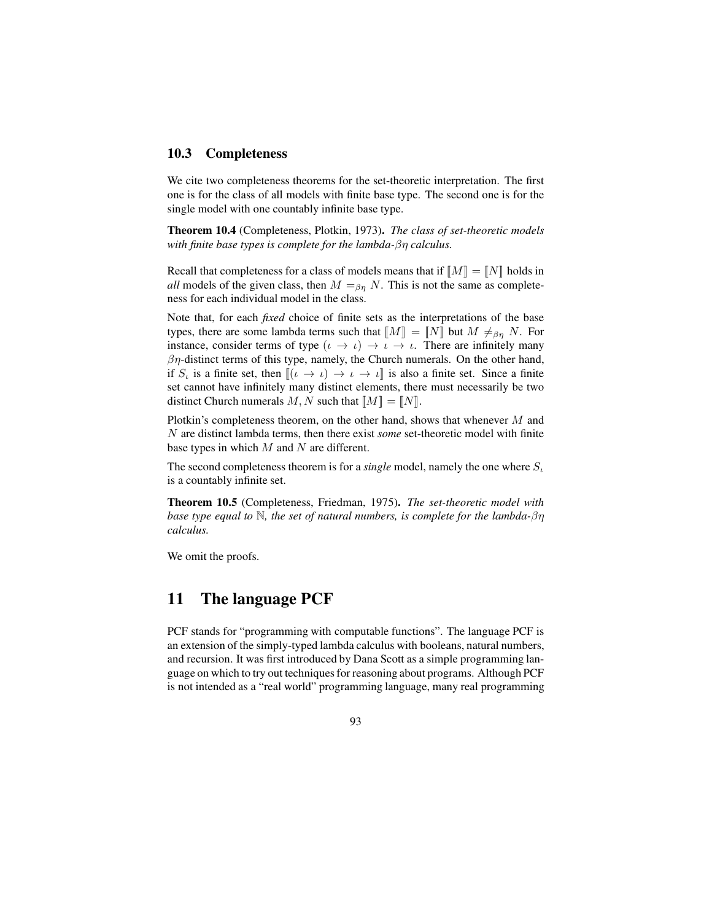## 10.3 Completeness

We cite two completeness theorems for the set-theoretic interpretation. The first one is for the class of all models with finite base type. The second one is for the single model with one countably infinite base type.

**Theorem 10.4** (Completeness, Plotkin, 1973)**.** *The class of set-theoretic models with finite base types is complete for the lambda-$\beta\eta$ calculus.*

Recall that completeness for a class of models means that if $[\![M]\!] = [\![N]\!]$ holds in *all* models of the given class, then $M =_{\beta\eta} N$. This is not the same as completeness for each individual model in the class.

Note that, for each *fixed* choice of finite sets as the interpretations of the base types, there are some lambda terms such that $[\![M]\!] = [\![N]\!]$ but $M \neq_{\beta\eta} N$. For instance, consider terms of type $(\iota \to \iota) \to \iota \to \iota$. There are infinitely many $\beta\eta$-distinct terms of this type, namely, the Church numerals. On the other hand, if $S_\iota$ is a finite set, then $[\![(\iota \to \iota) \to \iota \to \iota]\!]$ is also a finite set. Since a finite set cannot have infinitely many distinct elements, there must necessarily be two distinct Church numerals $M, N$ such that $[\![M]\!] = [\![N]\!]$.

Plotkin's completeness theorem, on the other hand, shows that whenever $M$ and $N$ are distinct lambda terms, then there exist *some* set-theoretic model with finite base types in which $M$ and $N$ are different.

The second completeness theorem is for a *single* model, namely the one where $S_\iota$ is a countably infinite set.

**Theorem 10.5** (Completeness, Friedman, 1975)**.** *The set-theoretic model with base type equal to $\mathbb{N}$, the set of natural numbers, is complete for the lambda-$\beta\eta$ calculus.*

We omit the proofs.

# 11 The language PCF

PCF stands for "programming with computable functions". The language PCF is an extension of the simply-typed lambda calculus with booleans, natural numbers, and recursion. It was first introduced by Dana Scott as a simple programming language on which to try out techniques for reasoning about programs. Although PCF is not intended as a "real world" programming language, many real programming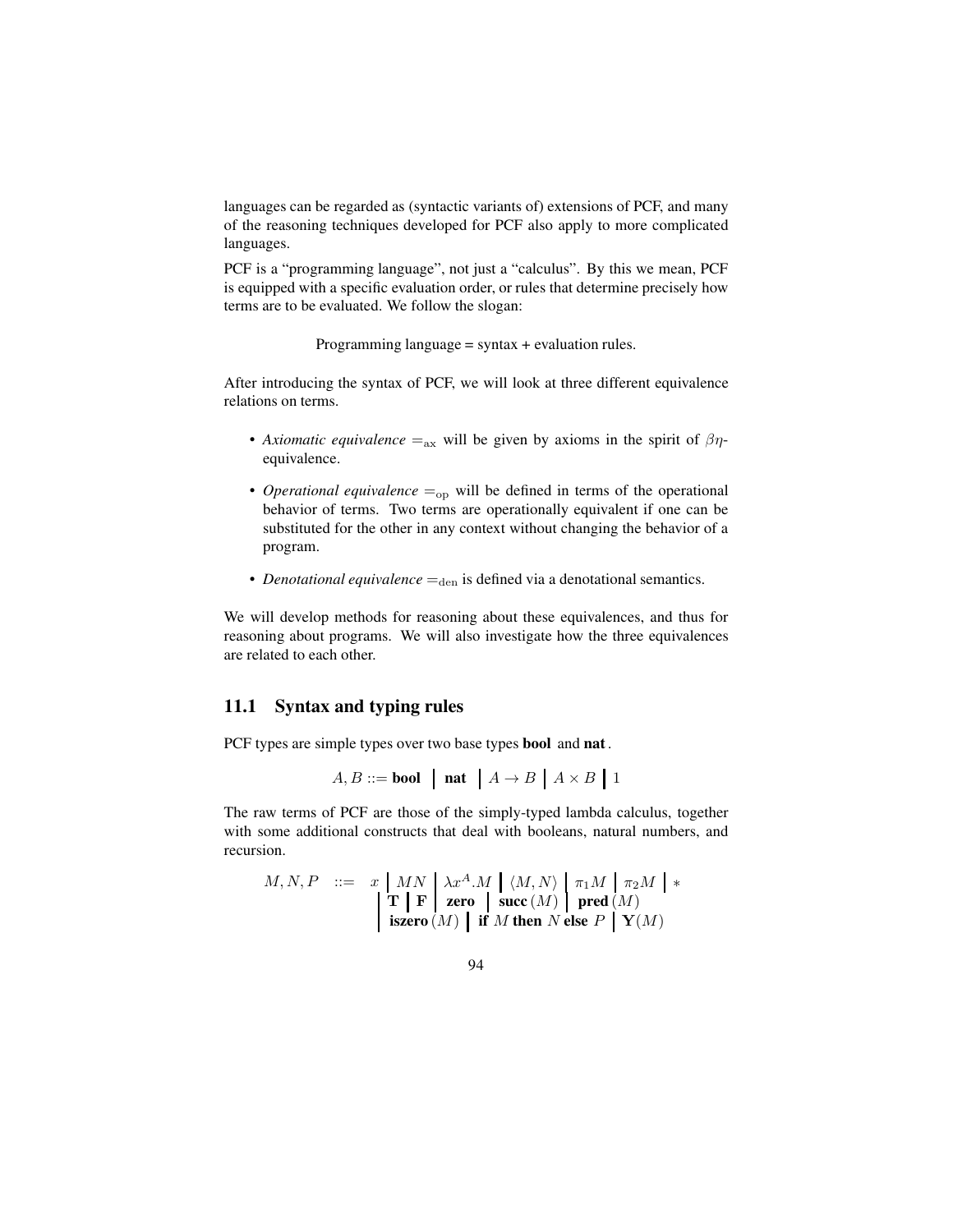languages can be regarded as (syntactic variants of) extensions of PCF, and many of the reasoning techniques developed for PCF also apply to more complicated languages.

PCF is a "programming language", not just a "calculus". By this we mean, PCF is equipped with a specific evaluation order, or rules that determine precisely how terms are to be evaluated. We follow the slogan:

Programming language = syntax + evaluation rules.

After introducing the syntax of PCF, we will look at three different equivalence relations on terms.

- *Axiomatic equivalence* $=_{\rm ax}$ will be given by axioms in the spirit of $\beta\eta$-equivalence.
- *Operational equivalence* $=_{\rm op}$ will be defined in terms of the operational behavior of terms. Two terms are operationally equivalent if one can be substituted for the other in any context without changing the behavior of a program.
- *Denotational equivalence* $=_{\rm den}$ is defined via a denotational semantics.

We will develop methods for reasoning about these equivalences, and thus for reasoning about programs. We will also investigate how the three equivalences are related to each other.

## 11.1 Syntax and typing rules

PCF types are simple types over two base types **bool** and **nat**.

$$A, B ::= \textbf{bool} \;\big|\; \textbf{nat} \;\big|\; A \to B \;\big|\; A \times B \;\big|\; 1$$

The raw terms of PCF are those of the simply-typed lambda calculus, together with some additional constructs that deal with booleans, natural numbers, and recursion.

$$\begin{array}{rcl} M, N, P & ::= & x \;\big|\; MN \;\big|\; \lambda x^A.M \;\big|\; \langle M, N\rangle \;\big|\; \pi_1 M \;\big|\; \pi_2 M \;\big|\; * \\ & & \;\big|\; \textbf{T} \;\big|\; \textbf{F} \;\big|\; \textbf{zero} \;\big|\; \textbf{succ}\,(M) \;\big|\; \textbf{pred}\,(M) \\ & & \;\big|\; \textbf{iszero}\,(M) \;\big|\; \textbf{if } M \textbf{ then } N \textbf{ else } P \;\big|\; \textbf{Y}(M) \end{array}$$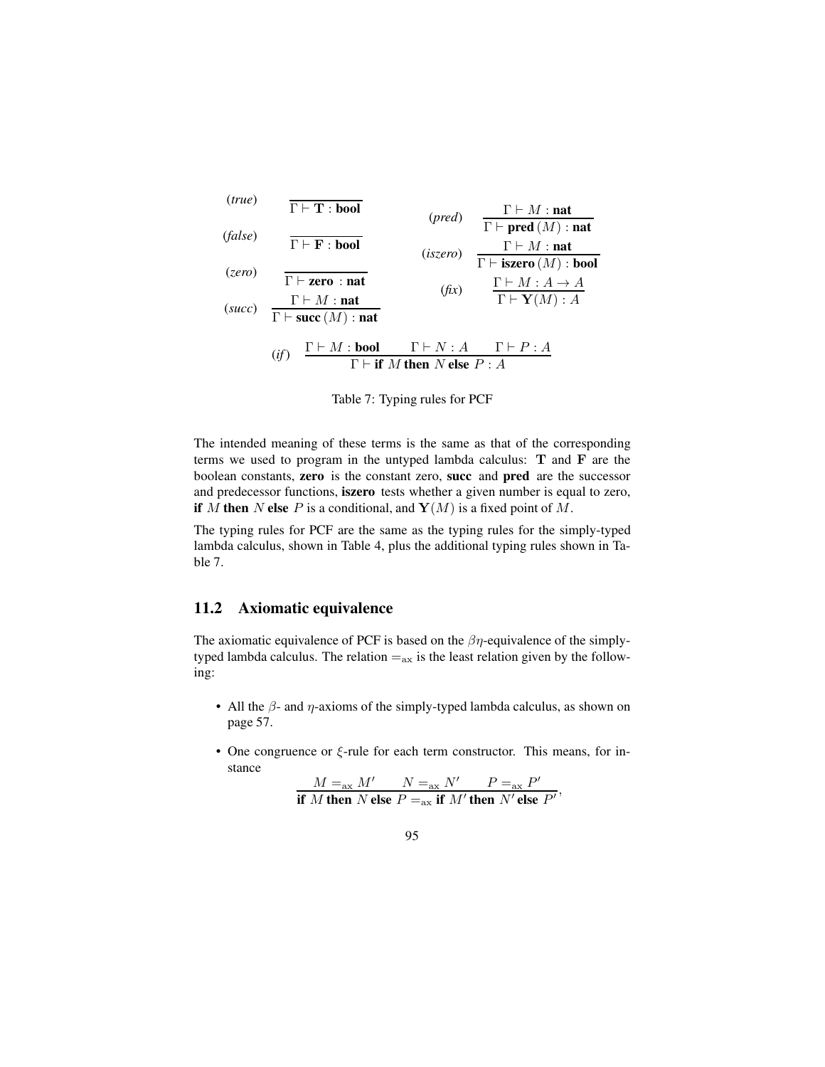$$(true)\quad \frac{}{\Gamma \vdash \mathbf{T} : \mathbf{bool}}$$

$$(false)\quad \frac{}{\Gamma \vdash \mathbf{F} : \mathbf{bool}}$$

$$(zero)\quad \frac{}{\Gamma \vdash \mathbf{zero} : \mathbf{nat}}$$

$$(succ)\quad \frac{\Gamma \vdash M : \mathbf{nat}}{\Gamma \vdash \mathbf{succ}\,(M) : \mathbf{nat}}$$

$$(pred)\quad \frac{\Gamma \vdash M : \mathbf{nat}}{\Gamma \vdash \mathbf{pred}\,(M) : \mathbf{nat}}$$

$$(iszero)\quad \frac{\Gamma \vdash M : \mathbf{nat}}{\Gamma \vdash \mathbf{iszero}\,(M) : \mathbf{bool}}$$

$$(fix)\quad \frac{\Gamma \vdash M : A \to A}{\Gamma \vdash \mathbf{Y}(M) : A}$$

$$(if)\quad \frac{\Gamma \vdash M : \mathbf{bool} \qquad \Gamma \vdash N : A \qquad \Gamma \vdash P : A}{\Gamma \vdash \mathbf{if}\ M\ \mathbf{then}\ N\ \mathbf{else}\ P : A}$$

Table 7: Typing rules for PCF

The intended meaning of these terms is the same as that of the corresponding terms we used to program in the untyped lambda calculus: $\mathbf{T}$ and $\mathbf{F}$ are the boolean constants, **zero** is the constant zero, **succ** and **pred** are the successor and predecessor functions, **iszero** tests whether a given number is equal to zero, **if** $M$ **then** $N$ **else** $P$ is a conditional, and $\mathbf{Y}(M)$ is a fixed point of $M$.

The typing rules for PCF are the same as the typing rules for the simply-typed lambda calculus, shown in Table 4, plus the additional typing rules shown in Table 7.

## 11.2 Axiomatic equivalence

The axiomatic equivalence of PCF is based on the $\beta\eta$-equivalence of the simply-typed lambda calculus. The relation $=_{\rm ax}$ is the least relation given by the following:

- All the $\beta$- and $\eta$-axioms of the simply-typed lambda calculus, as shown on page 57.
- One congruence or $\xi$-rule for each term constructor. This means, for instance

$$\frac{M =_{\rm ax} M' \qquad N =_{\rm ax} N' \qquad P =_{\rm ax} P'}{\mathbf{if}\ M\ \mathbf{then}\ N\ \mathbf{else}\ P =_{\rm ax} \mathbf{if}\ M'\ \mathbf{then}\ N'\ \mathbf{else}\ P'},$$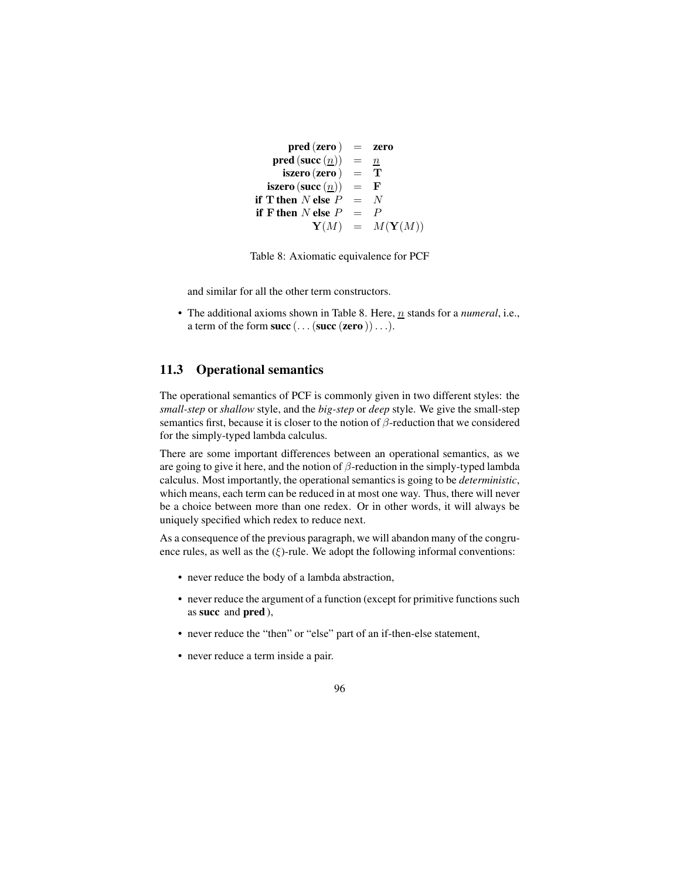$$
\begin{array}{rcl}
\mathbf{pred}\,(\mathbf{zero}\,) & = & \mathbf{zero} \\
\mathbf{pred}\,(\mathbf{succ}\,(\underline{n})) & = & \underline{n} \\
\mathbf{iszero}\,(\mathbf{zero}\,) & = & \mathbf{T} \\
\mathbf{iszero}\,(\mathbf{succ}\,(\underline{n})) & = & \mathbf{F} \\
\mathbf{if\ T\ then}\ N\ \mathbf{else}\ P & = & N \\
\mathbf{if\ F\ then}\ N\ \mathbf{else}\ P & = & P \\
\mathbf{Y}(M) & = & M(\mathbf{Y}(M))
\end{array}
$$

Table 8: Axiomatic equivalence for PCF

and similar for all the other term constructors.

- The additional axioms shown in Table 8. Here, $\underline{n}$ stands for a *numeral*, i.e., a term of the form **succ** $(\ldots(\mathbf{succ}\,(\mathbf{zero}\,))\ldots)$.

## 11.3 Operational semantics

The operational semantics of PCF is commonly given in two different styles: the *small-step* or *shallow* style, and the *big-step* or *deep* style. We give the small-step semantics first, because it is closer to the notion of $\beta$-reduction that we considered for the simply-typed lambda calculus.

There are some important differences between an operational semantics, as we are going to give it here, and the notion of $\beta$-reduction in the simply-typed lambda calculus. Most importantly, the operational semantics is going to be *deterministic*, which means, each term can be reduced in at most one way. Thus, there will never be a choice between more than one redex. Or in other words, it will always be uniquely specified which redex to reduce next.

As a consequence of the previous paragraph, we will abandon many of the congruence rules, as well as the $(\xi)$-rule. We adopt the following informal conventions:

- never reduce the body of a lambda abstraction,
- never reduce the argument of a function (except for primitive functions such as **succ** and **pred** ),
- never reduce the "then" or "else" part of an if-then-else statement,
- never reduce a term inside a pair.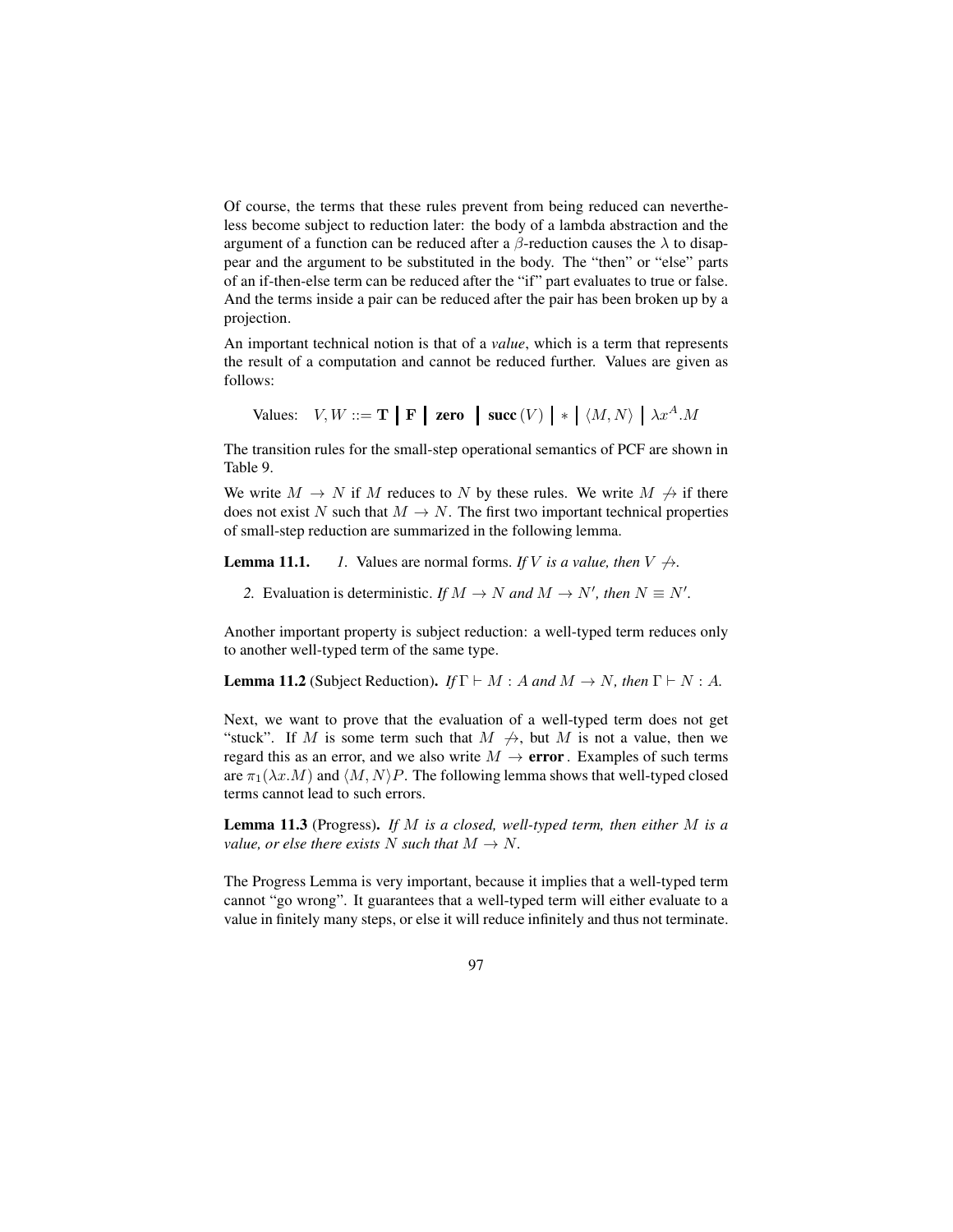Of course, the terms that these rules prevent from being reduced can nevertheless become subject to reduction later: the body of a lambda abstraction and the argument of a function can be reduced after a $\beta$-reduction causes the $\lambda$ to disappear and the argument to be substituted in the body. The "then" or "else" parts of an if-then-else term can be reduced after the "if" part evaluates to true or false. And the terms inside a pair can be reduced after the pair has been broken up by a projection.

An important technical notion is that of a *value*, which is a term that represents the result of a computation and cannot be reduced further. Values are given as follows:

$$\text{Values:} \quad V, W ::= \mathbf{T} \;\big|\; \mathbf{F} \;\big|\; \mathbf{zero} \;\big|\; \mathbf{succ}\,(V) \;\big|\; * \;\big|\; \langle M, N \rangle \;\big|\; \lambda x^A.M$$

The transition rules for the small-step operational semantics of PCF are shown in Table 9.

We write $M \to N$ if $M$ reduces to $N$ by these rules. We write $M \not\to$ if there does not exist $N$ such that $M \to N$. The first two important technical properties of small-step reduction are summarized in the following lemma.

**Lemma 11.1.** *1.* Values are normal forms. *If $V$ is a value, then $V \not\to$.*

*2.* Evaluation is deterministic. *If $M \to N$ and $M \to N'$, then $N \equiv N'$.*

Another important property is subject reduction: a well-typed term reduces only to another well-typed term of the same type.

**Lemma 11.2** (Subject Reduction)**.** *If $\Gamma \vdash M : A$ and $M \to N$, then $\Gamma \vdash N : A$.*

Next, we want to prove that the evaluation of a well-typed term does not get "stuck". If $M$ is some term such that $M \not\to$, but $M$ is not a value, then we regard this as an error, and we also write $M \to \mathbf{error}$. Examples of such terms are $\pi_1(\lambda x.M)$ and $\langle M, N \rangle P$. The following lemma shows that well-typed closed terms cannot lead to such errors.

**Lemma 11.3** (Progress)**.** *If $M$ is a closed, well-typed term, then either $M$ is a value, or else there exists $N$ such that $M \to N$.*

The Progress Lemma is very important, because it implies that a well-typed term cannot "go wrong". It guarantees that a well-typed term will either evaluate to a value in finitely many steps, or else it will reduce infinitely and thus not terminate.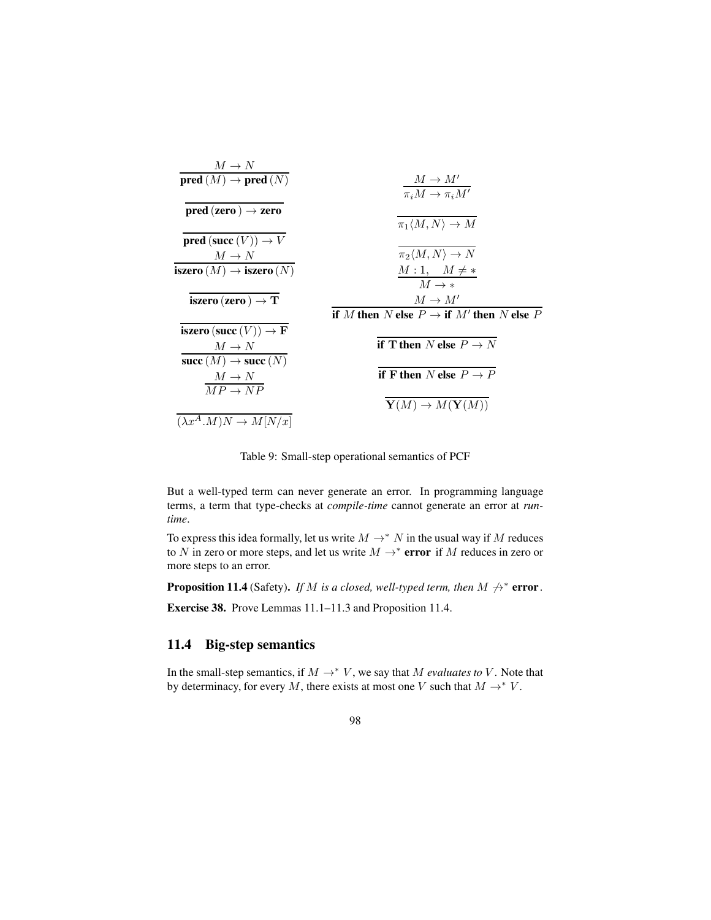$$\frac{M \to N}{\textbf{pred}\,(M) \to \textbf{pred}\,(N)}$$

$$\overline{\textbf{pred}\,(\textbf{zero}\,) \to \textbf{zero}}$$

$$\overline{\textbf{pred}\,(\textbf{succ}\,(V)) \to V}$$

$$\frac{M \to N}{\textbf{iszero}\,(M) \to \textbf{iszero}\,(N)}$$

$$\overline{\textbf{iszero}\,(\textbf{zero}\,) \to \mathbf{T}}$$

$$\overline{\textbf{iszero}\,(\textbf{succ}\,(V)) \to \mathbf{F}}$$

$$\frac{M \to N}{\textbf{succ}\,(M) \to \textbf{succ}\,(N)}$$

$$\frac{M \to N}{MP \to NP}$$

$$\overline{(\lambda x^A.M)N \to M[N/x]}$$

$$\frac{M \to M'}{\pi_i M \to \pi_i M'}$$

$$\overline{\pi_1\langle M, N\rangle \to M}$$

$$\overline{\pi_2\langle M, N\rangle \to N}$$

$$\frac{M : 1, \quad M \neq *}{M \to *}$$

$$\frac{M \to M'}{\textbf{if } M \textbf{ then } N \textbf{ else } P \to \textbf{if } M' \textbf{ then } N \textbf{ else } P}$$

$$\overline{\textbf{if } \mathbf{T} \textbf{ then } N \textbf{ else } P \to N}$$

$$\overline{\textbf{if } \mathbf{F} \textbf{ then } N \textbf{ else } P \to P}$$

$$\overline{\mathbf{Y}(M) \to M(\mathbf{Y}(M))}$$

Table 9: Small-step operational semantics of PCF

But a well-typed term can never generate an error. In programming language terms, a term that type-checks at *compile-time* cannot generate an error at *run-time*.

To express this idea formally, let us write $M \to^* N$ in the usual way if $M$ reduces to $N$ in zero or more steps, and let us write $M \to^* \textbf{error}$ if $M$ reduces in zero or more steps to an error.

**Proposition 11.4** (Safety)**.** *If $M$ is a closed, well-typed term, then $M \not\to^* \textbf{error}$.*

**Exercise 38.** Prove Lemmas 11.1–11.3 and Proposition 11.4.

## 11.4 Big-step semantics

In the small-step semantics, if $M \to^* V$, we say that $M$ *evaluates to* $V$. Note that by determinacy, for every $M$, there exists at most one $V$ such that $M \to^* V$.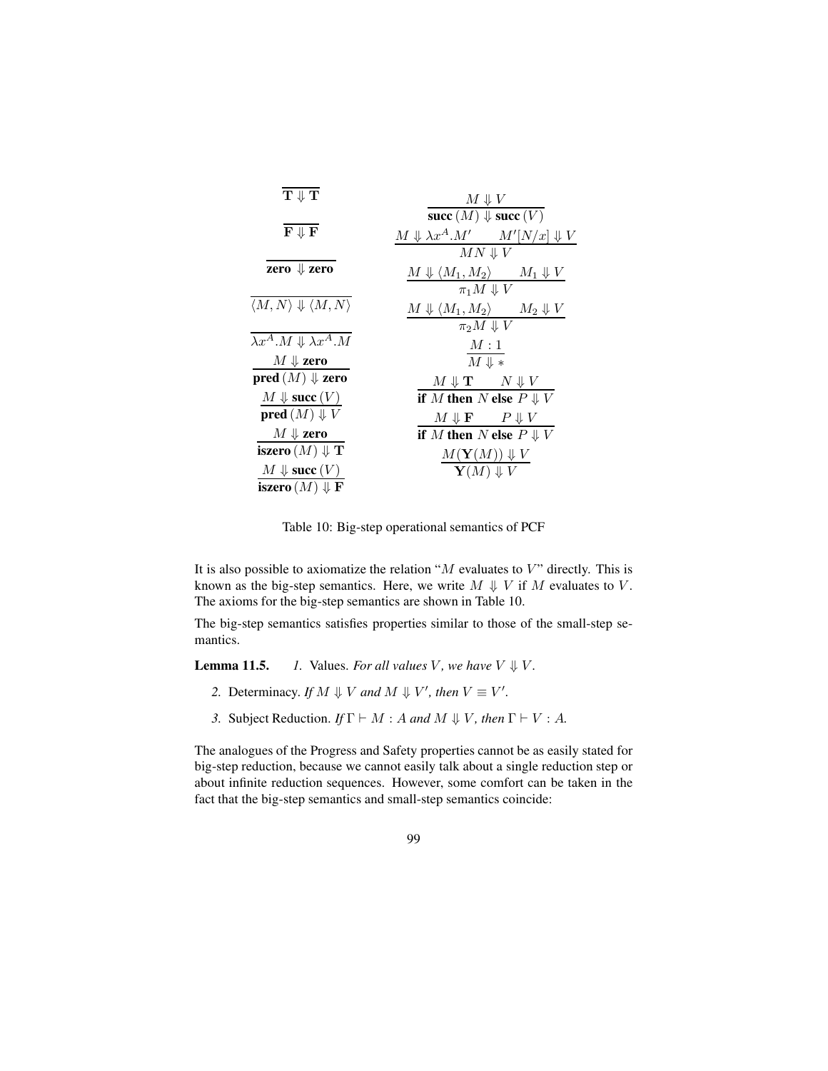$$\frac{}{\mathbf{T} \Downarrow \mathbf{T}}$$

$$\frac{}{\mathbf{F} \Downarrow \mathbf{F}}$$

$$\frac{}{\textbf{zero} \Downarrow \textbf{zero}}$$

$$\frac{}{\langle M, N \rangle \Downarrow \langle M, N \rangle}$$

$$\frac{}{\lambda x^A.M \Downarrow \lambda x^A.M}$$

$$\frac{M \Downarrow \textbf{zero}}{\textbf{pred}\,(M) \Downarrow \textbf{zero}}$$

$$\frac{M \Downarrow \textbf{succ}\,(V)}{\textbf{pred}\,(M) \Downarrow V}$$

$$\frac{M \Downarrow \textbf{zero}}{\textbf{iszero}\,(M) \Downarrow \mathbf{T}}$$

$$\frac{M \Downarrow \textbf{succ}\,(V)}{\textbf{iszero}\,(M) \Downarrow \mathbf{F}}$$

$$\frac{M \Downarrow V}{\textbf{succ}\,(M) \Downarrow \textbf{succ}\,(V)}$$

$$\frac{M \Downarrow \lambda x^A.M' \qquad M'[N/x] \Downarrow V}{MN \Downarrow V}$$

$$\frac{M \Downarrow \langle M_1, M_2 \rangle \qquad M_1 \Downarrow V}{\pi_1 M \Downarrow V}$$

$$\frac{M \Downarrow \langle M_1, M_2 \rangle \qquad M_2 \Downarrow V}{\pi_2 M \Downarrow V}$$

$$\frac{M : 1}{M \Downarrow *}$$

$$\frac{M \Downarrow \mathbf{T} \qquad N \Downarrow V}{\textbf{if } M \textbf{ then } N \textbf{ else } P \Downarrow V}$$

$$\frac{M \Downarrow \mathbf{F} \qquad P \Downarrow V}{\textbf{if } M \textbf{ then } N \textbf{ else } P \Downarrow V}$$

$$\frac{M(\mathbf{Y}(M)) \Downarrow V}{\mathbf{Y}(M) \Downarrow V}$$

Table 10: Big-step operational semantics of PCF

It is also possible to axiomatize the relation "$M$ evaluates to $V$" directly. This is known as the big-step semantics. Here, we write $M \Downarrow V$ if $M$ evaluates to $V$. The axioms for the big-step semantics are shown in Table 10.

The big-step semantics satisfies properties similar to those of the small-step semantics.

**Lemma 11.5.** *1.* Values. *For all values $V$, we have $V \Downarrow V$.*

*2.* Determinacy. *If $M \Downarrow V$ and $M \Downarrow V'$, then $V \equiv V'$.*

*3.* Subject Reduction. *If $\Gamma \vdash M : A$ and $M \Downarrow V$, then $\Gamma \vdash V : A$.*

The analogues of the Progress and Safety properties cannot be as easily stated for big-step reduction, because we cannot easily talk about a single reduction step or about infinite reduction sequences. However, some comfort can be taken in the fact that the big-step semantics and small-step semantics coincide: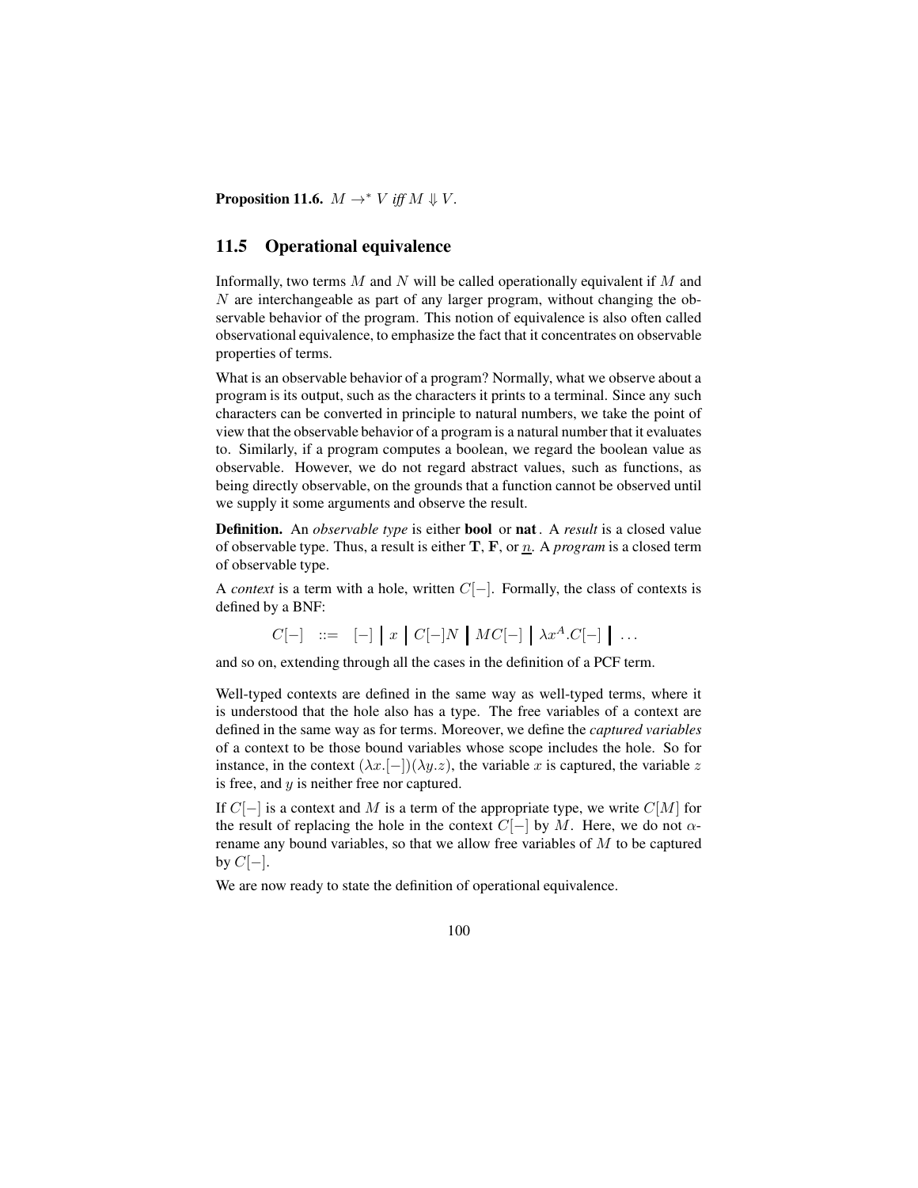**Proposition 11.6.** $M \to^* V$ *iff* $M \Downarrow V$.

## 11.5 Operational equivalence

Informally, two terms $M$ and $N$ will be called operationally equivalent if $M$ and $N$ are interchangeable as part of any larger program, without changing the observable behavior of the program. This notion of equivalence is also often called observational equivalence, to emphasize the fact that it concentrates on observable properties of terms.

What is an observable behavior of a program? Normally, what we observe about a program is its output, such as the characters it prints to a terminal. Since any such characters can be converted in principle to natural numbers, we take the point of view that the observable behavior of a program is a natural number that it evaluates to. Similarly, if a program computes a boolean, we regard the boolean value as observable. However, we do not regard abstract values, such as functions, as being directly observable, on the grounds that a function cannot be observed until we supply it some arguments and observe the result.

**Definition.** An *observable type* is either **bool** or **nat**. A *result* is a closed value of observable type. Thus, a result is either **T**, **F**, or $\underline{n}$. A *program* is a closed term of observable type.

A *context* is a term with a hole, written $C[-]$. Formally, the class of contexts is defined by a BNF:

$$C[-] \quad ::= \quad [-] \;\Big|\; x \;\Big|\; C[-]N \;\Big|\; MC[-] \;\Big|\; \lambda x^A.C[-] \;\Big|\; \ldots$$

and so on, extending through all the cases in the definition of a PCF term.

Well-typed contexts are defined in the same way as well-typed terms, where it is understood that the hole also has a type. The free variables of a context are defined in the same way as for terms. Moreover, we define the *captured variables* of a context to be those bound variables whose scope includes the hole. So for instance, in the context $(\lambda x.[-])(\lambda y.z)$, the variable $x$ is captured, the variable $z$ is free, and $y$ is neither free nor captured.

If $C[-]$ is a context and $M$ is a term of the appropriate type, we write $C[M]$ for the result of replacing the hole in the context $C[-]$ by $M$. Here, we do not $\alpha$-rename any bound variables, so that we allow free variables of $M$ to be captured by $C[-]$.

We are now ready to state the definition of operational equivalence.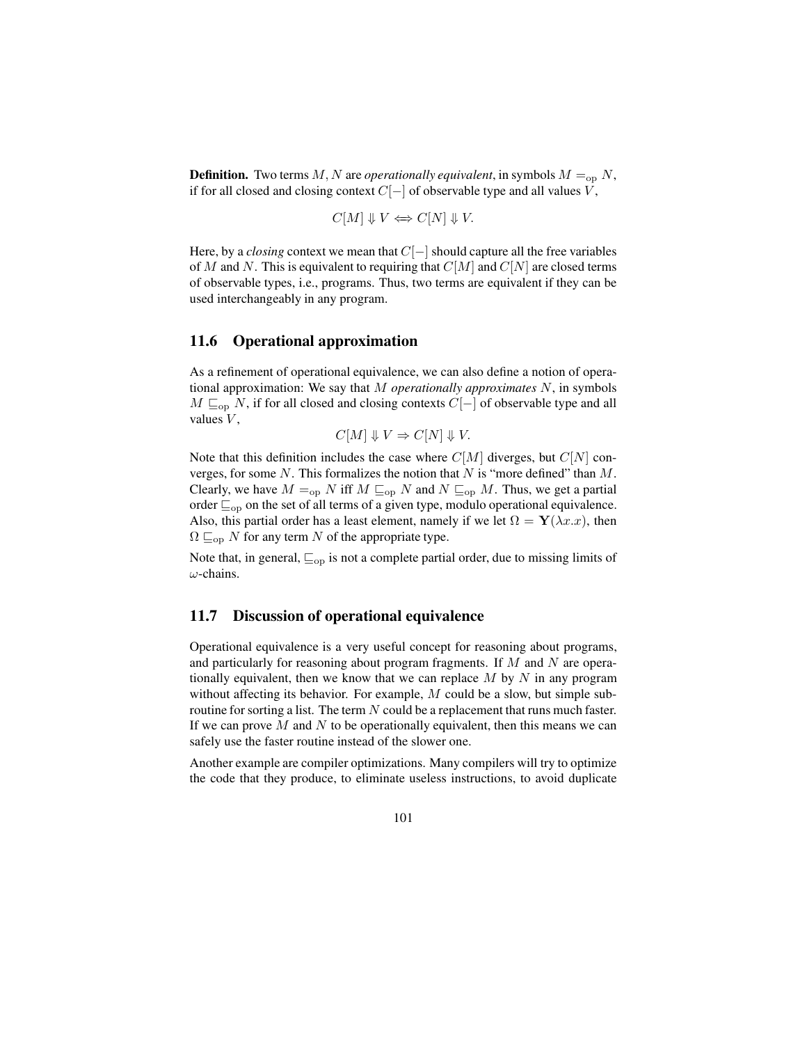**Definition.** Two terms $M, N$ are *operationally equivalent*, in symbols $M =_{\rm op} N$, if for all closed and closing context $C[-]$ of observable type and all values $V$,

$$C[M] \Downarrow V \iff C[N] \Downarrow V.$$

Here, by a *closing* context we mean that $C[-]$ should capture all the free variables of $M$ and $N$. This is equivalent to requiring that $C[M]$ and $C[N]$ are closed terms of observable types, i.e., programs. Thus, two terms are equivalent if they can be used interchangeably in any program.

## 11.6 Operational approximation

As a refinement of operational equivalence, we can also define a notion of operational approximation: We say that $M$ *operationally approximates* $N$, in symbols $M \sqsubseteq_{\rm op} N$, if for all closed and closing contexts $C[-]$ of observable type and all values $V$,

$$C[M] \Downarrow V \Rightarrow C[N] \Downarrow V.$$

Note that this definition includes the case where $C[M]$ diverges, but $C[N]$ converges, for some $N$. This formalizes the notion that $N$ is "more defined" than $M$. Clearly, we have $M =_{\rm op} N$ iff $M \sqsubseteq_{\rm op} N$ and $N \sqsubseteq_{\rm op} M$. Thus, we get a partial order $\sqsubseteq_{\rm op}$ on the set of all terms of a given type, modulo operational equivalence. Also, this partial order has a least element, namely if we let $\Omega = \mathbf{Y}(\lambda x.x)$, then $\Omega \sqsubseteq_{\rm op} N$ for any term $N$ of the appropriate type.

Note that, in general, $\sqsubseteq_{\rm op}$ is not a complete partial order, due to missing limits of $\omega$-chains.

## 11.7 Discussion of operational equivalence

Operational equivalence is a very useful concept for reasoning about programs, and particularly for reasoning about program fragments. If $M$ and $N$ are operationally equivalent, then we know that we can replace $M$ by $N$ in any program without affecting its behavior. For example, $M$ could be a slow, but simple subroutine for sorting a list. The term $N$ could be a replacement that runs much faster. If we can prove $M$ and $N$ to be operationally equivalent, then this means we can safely use the faster routine instead of the slower one.

Another example are compiler optimizations. Many compilers will try to optimize the code that they produce, to eliminate useless instructions, to avoid duplicate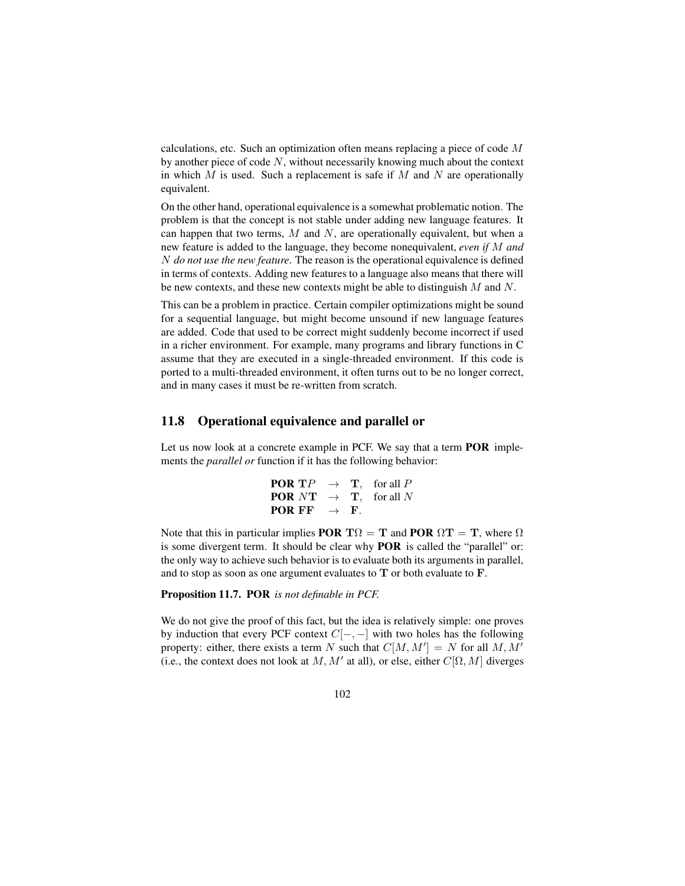calculations, etc. Such an optimization often means replacing a piece of code $M$ by another piece of code $N$, without necessarily knowing much about the context in which $M$ is used. Such a replacement is safe if $M$ and $N$ are operationally equivalent.

On the other hand, operational equivalence is a somewhat problematic notion. The problem is that the concept is not stable under adding new language features. It can happen that two terms, $M$ and $N$, are operationally equivalent, but when a new feature is added to the language, they become nonequivalent, *even if $M$ and $N$ do not use the new feature*. The reason is the operational equivalence is defined in terms of contexts. Adding new features to a language also means that there will be new contexts, and these new contexts might be able to distinguish $M$ and $N$.

This can be a problem in practice. Certain compiler optimizations might be sound for a sequential language, but might become unsound if new language features are added. Code that used to be correct might suddenly become incorrect if used in a richer environment. For example, many programs and library functions in C assume that they are executed in a single-threaded environment. If this code is ported to a multi-threaded environment, it often turns out to be no longer correct, and in many cases it must be re-written from scratch.

## 11.8 Operational equivalence and parallel or

Let us now look at a concrete example in PCF. We say that a term **POR** implements the *parallel or* function if it has the following behavior:

$$
\begin{array}{lcll}
\mathbf{POR}\ \mathbf{T}P & \to & \mathbf{T}, & \text{for all } P \\
\mathbf{POR}\ N\mathbf{T} & \to & \mathbf{T}, & \text{for all } N \\
\mathbf{POR}\ \mathbf{F}\mathbf{F} & \to & \mathbf{F}. &
\end{array}
$$

Note that this in particular implies $\mathbf{POR}\ \mathbf{T}\Omega = \mathbf{T}$ and $\mathbf{POR}\ \Omega\mathbf{T} = \mathbf{T}$, where $\Omega$ is some divergent term. It should be clear why **POR** is called the "parallel" or: the only way to achieve such behavior is to evaluate both its arguments in parallel, and to stop as soon as one argument evaluates to $\mathbf{T}$ or both evaluate to $\mathbf{F}$.

**Proposition 11.7.** **POR** *is not definable in PCF.*

We do not give the proof of this fact, but the idea is relatively simple: one proves by induction that every PCF context $C[-,-]$ with two holes has the following property: either, there exists a term $N$ such that $C[M, M'] = N$ for all $M, M'$ (i.e., the context does not look at $M, M'$ at all), or else, either $C[\Omega, M]$ diverges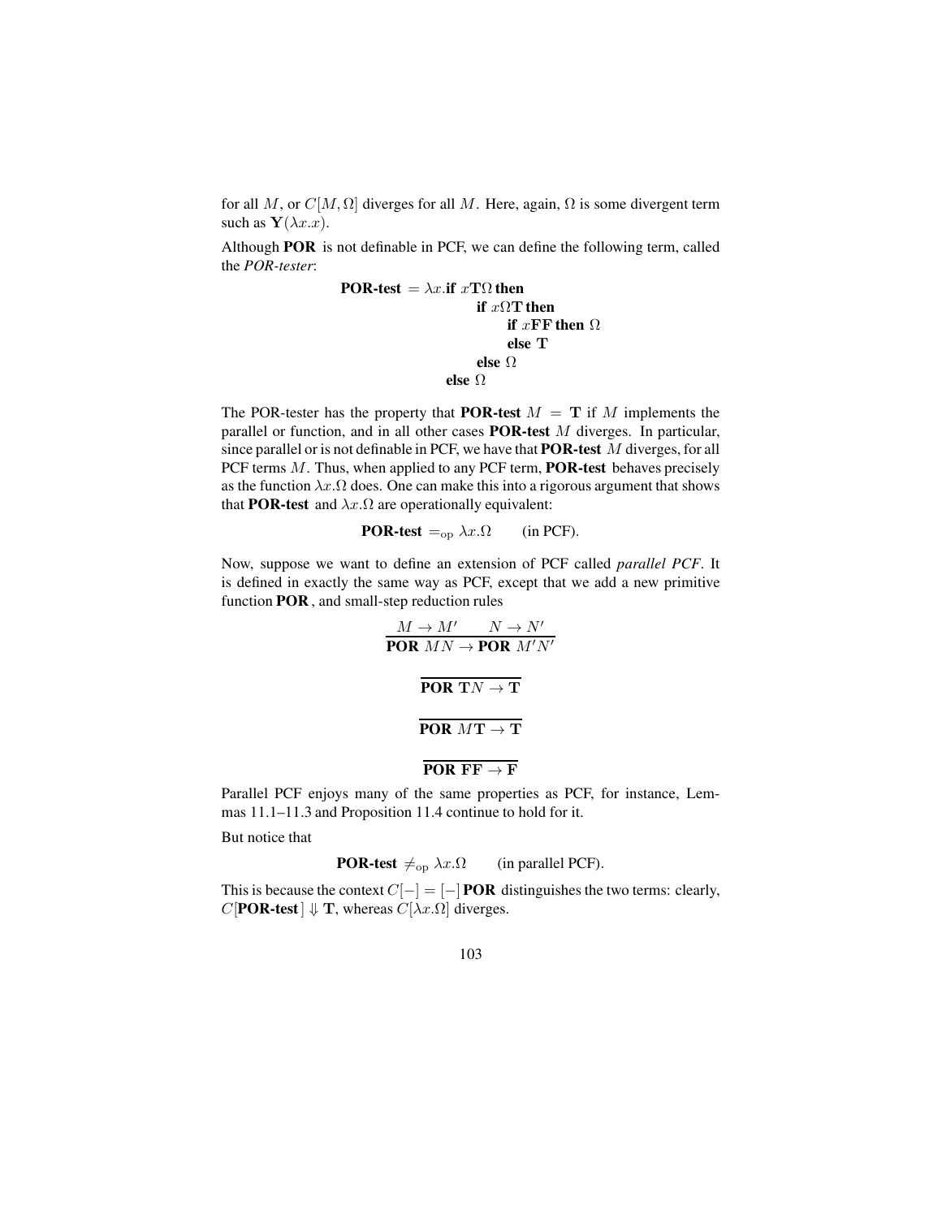for all $M$, or $C[M, \Omega]$ diverges for all $M$. Here, again, $\Omega$ is some divergent term such as $\mathbf{Y}(\lambda x.x)$.

Although **POR** is not definable in PCF, we can define the following term, called the *POR-tester*:

$$
\begin{array}{rl}
\textbf{POR-test} = \lambda x.\textbf{if } x\mathbf{T}\Omega \textbf{ then} & \\
& \textbf{if } x\Omega\mathbf{T} \textbf{ then} \\
& \quad \textbf{if } x\mathbf{FF} \textbf{ then } \Omega \\
& \quad \textbf{else } \mathbf{T} \\
& \textbf{else } \Omega \\
\textbf{else } \Omega &
\end{array}
$$

The POR-tester has the property that **POR-test** $M = \mathbf{T}$ if $M$ implements the parallel or function, and in all other cases **POR-test** $M$ diverges. In particular, since parallel or is not definable in PCF, we have that **POR-test** $M$ diverges, for all PCF terms $M$. Thus, when applied to any PCF term, **POR-test** behaves precisely as the function $\lambda x.\Omega$ does. One can make this into a rigorous argument that shows that **POR-test** and $\lambda x.\Omega$ are operationally equivalent:

$$\textbf{POR-test} =_{\text{op}} \lambda x.\Omega \qquad \text{(in PCF).}$$

Now, suppose we want to define an extension of PCF called *parallel PCF*. It is defined in exactly the same way as PCF, except that we add a new primitive function **POR**, and small-step reduction rules

$$\frac{M \to M' \qquad N \to N'}{\textbf{POR } MN \to \textbf{POR } M'N'}$$

$$\frac{}{\textbf{POR } \mathbf{T}N \to \mathbf{T}}$$

$$\frac{}{\textbf{POR } M\mathbf{T} \to \mathbf{T}}$$

$$\frac{}{\textbf{POR } \mathbf{FF} \to \mathbf{F}}$$

Parallel PCF enjoys many of the same properties as PCF, for instance, Lemmas 11.1–11.3 and Proposition 11.4 continue to hold for it.

But notice that

$$\textbf{POR-test} \neq_{\text{op}} \lambda x.\Omega \qquad \text{(in parallel PCF).}$$

This is because the context $C[-] = [-]\,\textbf{POR}$ distinguishes the two terms: clearly, $C[\textbf{POR-test}] \Downarrow \mathbf{T}$, whereas $C[\lambda x.\Omega]$ diverges.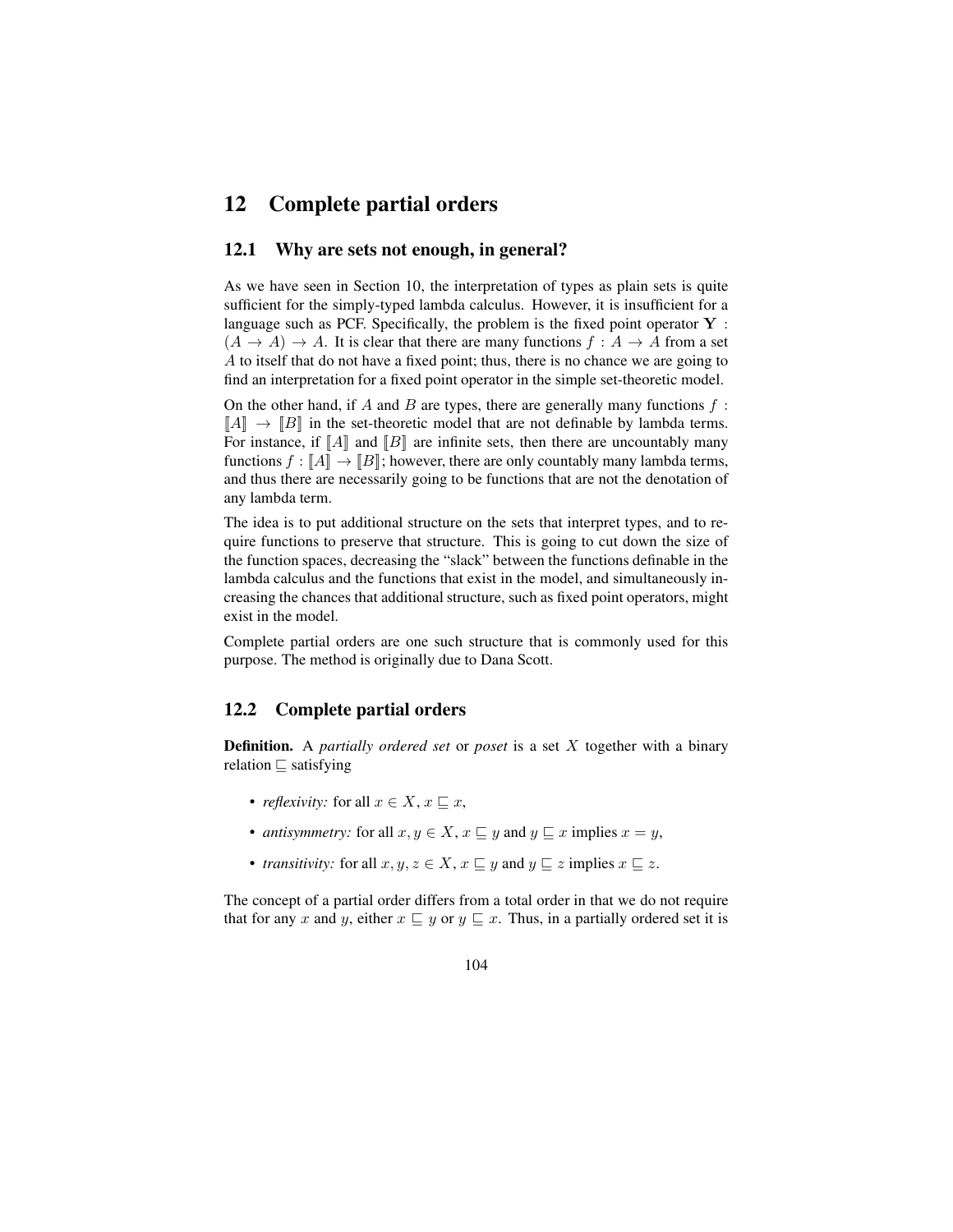# 12 Complete partial orders

## 12.1 Why are sets not enough, in general?

As we have seen in Section 10, the interpretation of types as plain sets is quite sufficient for the simply-typed lambda calculus. However, it is insufficient for a language such as PCF. Specifically, the problem is the fixed point operator $\mathbf{Y} : (A \to A) \to A$. It is clear that there are many functions $f : A \to A$ from a set $A$ to itself that do not have a fixed point; thus, there is no chance we are going to find an interpretation for a fixed point operator in the simple set-theoretic model.

On the other hand, if $A$ and $B$ are types, there are generally many functions $f : [\![A]\!] \to [\![B]\!]$ in the set-theoretic model that are not definable by lambda terms. For instance, if $[\![A]\!]$ and $[\![B]\!]$ are infinite sets, then there are uncountably many functions $f : [\![A]\!] \to [\![B]\!]$; however, there are only countably many lambda terms, and thus there are necessarily going to be functions that are not the denotation of any lambda term.

The idea is to put additional structure on the sets that interpret types, and to require functions to preserve that structure. This is going to cut down the size of the function spaces, decreasing the "slack" between the functions definable in the lambda calculus and the functions that exist in the model, and simultaneously increasing the chances that additional structure, such as fixed point operators, might exist in the model.

Complete partial orders are one such structure that is commonly used for this purpose. The method is originally due to Dana Scott.

## 12.2 Complete partial orders

**Definition.** A *partially ordered set* or *poset* is a set $X$ together with a binary relation $\sqsubseteq$ satisfying

- *reflexivity:* for all $x \in X$, $x \sqsubseteq x$,
- *antisymmetry:* for all $x, y \in X$, $x \sqsubseteq y$ and $y \sqsubseteq x$ implies $x = y$,
- *transitivity:* for all $x, y, z \in X$, $x \sqsubseteq y$ and $y \sqsubseteq z$ implies $x \sqsubseteq z$.

The concept of a partial order differs from a total order in that we do not require that for any $x$ and $y$, either $x \sqsubseteq y$ or $y \sqsubseteq x$. Thus, in a partially ordered set it is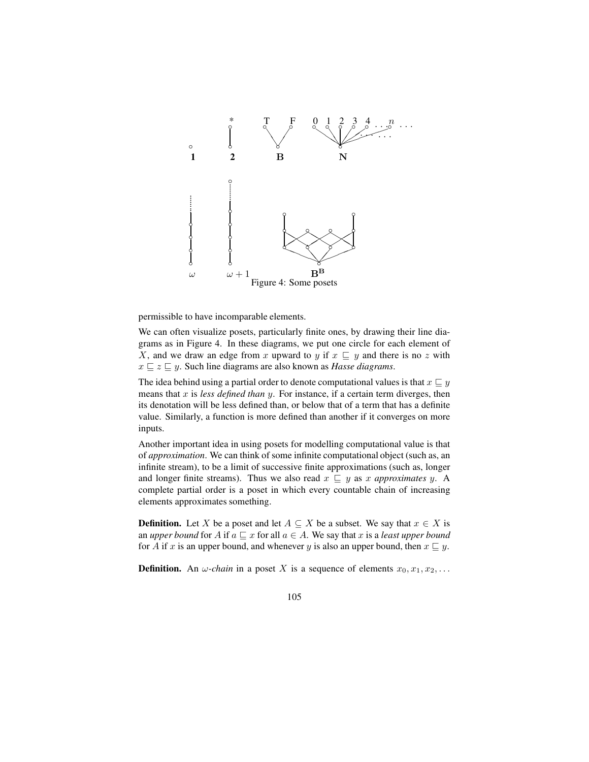Figure 4: Some posets

permissible to have incomparable elements.

We can often visualize posets, particularly finite ones, by drawing their line diagrams as in Figure 4. In these diagrams, we put one circle for each element of $X$, and we draw an edge from $x$ upward to $y$ if $x \sqsubseteq y$ and there is no $z$ with $x \sqsubseteq z \sqsubseteq y$. Such line diagrams are also known as *Hasse diagrams*.

The idea behind using a partial order to denote computational values is that $x \sqsubseteq y$ means that $x$ is *less defined than* $y$. For instance, if a certain term diverges, then its denotation will be less defined than, or below that of a term that has a definite value. Similarly, a function is more defined than another if it converges on more inputs.

Another important idea in using posets for modelling computational value is that of *approximation*. We can think of some infinite computational object (such as, an infinite stream), to be a limit of successive finite approximations (such as, longer and longer finite streams). Thus we also read $x \sqsubseteq y$ as $x$ *approximates* $y$. A complete partial order is a poset in which every countable chain of increasing elements approximates something.

**Definition.** Let $X$ be a poset and let $A \subseteq X$ be a subset. We say that $x \in X$ is an *upper bound* for $A$ if $a \sqsubseteq x$ for all $a \in A$. We say that $x$ is a *least upper bound* for $A$ if $x$ is an upper bound, and whenever $y$ is also an upper bound, then $x \sqsubseteq y$.

**Definition.** An $\omega$*-chain* in a poset $X$ is a sequence of elements $x_0, x_1, x_2, \ldots$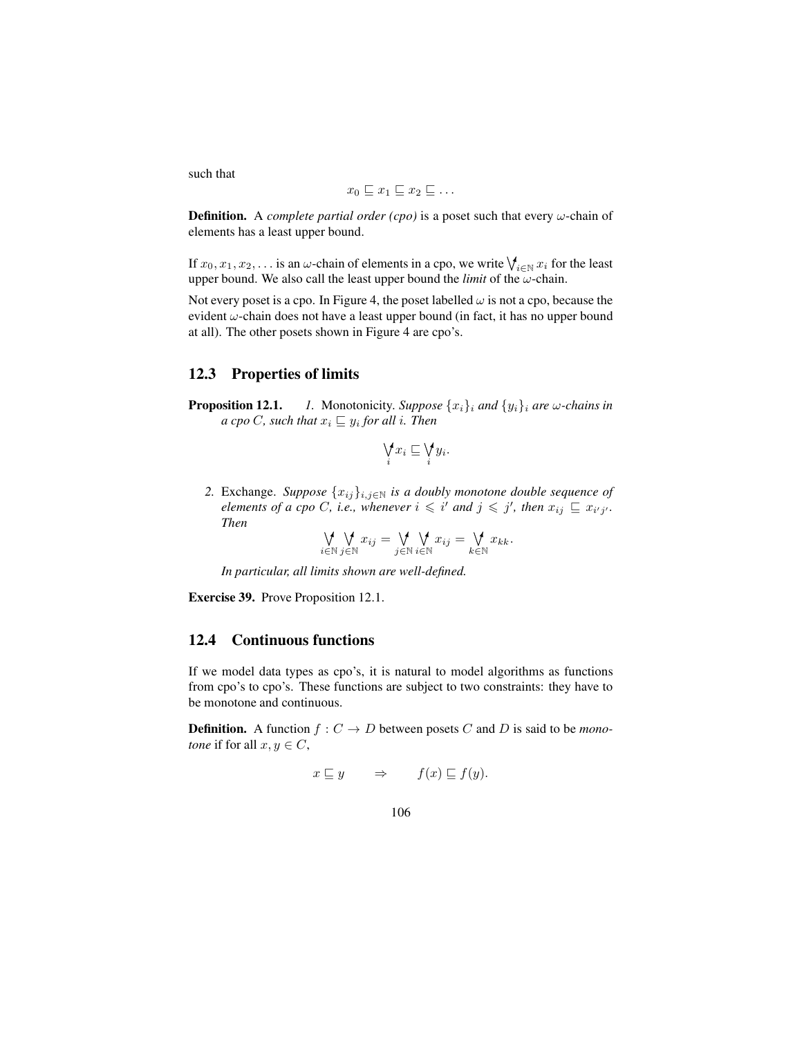such that

$$x_0 \sqsubseteq x_1 \sqsubseteq x_2 \sqsubseteq \ldots$$

**Definition.** A *complete partial order (cpo)* is a poset such that every $\omega$-chain of elements has a least upper bound.

If $x_0, x_1, x_2, \ldots$ is an $\omega$-chain of elements in a cpo, we write $\bigvee_{i\in\mathbb{N}} x_i$ for the least upper bound. We also call the least upper bound the *limit* of the $\omega$-chain.

Not every poset is a cpo. In Figure 4, the poset labelled $\omega$ is not a cpo, because the evident $\omega$-chain does not have a least upper bound (in fact, it has no upper bound at all). The other posets shown in Figure 4 are cpo's.

## 12.3 Properties of limits

**Proposition 12.1.** *1.* Monotonicity. *Suppose $\{x_i\}_i$ and $\{y_i\}_i$ are $\omega$-chains in a cpo $C$, such that $x_i \sqsubseteq y_i$ for all $i$. Then*

$$\bigvee_i x_i \sqsubseteq \bigvee_i y_i.$$

*2.* Exchange. *Suppose $\{x_{ij}\}_{i,j\in\mathbb{N}}$ is a doubly monotone double sequence of elements of a cpo $C$, i.e., whenever $i \leqslant i'$ and $j \leqslant j'$, then $x_{ij} \sqsubseteq x_{i'j'}$. Then*

$$\bigvee_{i\in\mathbb{N}} \bigvee_{j\in\mathbb{N}} x_{ij} = \bigvee_{j\in\mathbb{N}} \bigvee_{i\in\mathbb{N}} x_{ij} = \bigvee_{k\in\mathbb{N}} x_{kk}.$$

*In particular, all limits shown are well-defined.*

**Exercise 39.** Prove Proposition 12.1.

## 12.4 Continuous functions

If we model data types as cpo's, it is natural to model algorithms as functions from cpo's to cpo's. These functions are subject to two constraints: they have to be monotone and continuous.

**Definition.** A function $f : C \to D$ between posets $C$ and $D$ is said to be *monotone* if for all $x, y \in C$,

$$x \sqsubseteq y \qquad \Rightarrow \qquad f(x) \sqsubseteq f(y).$$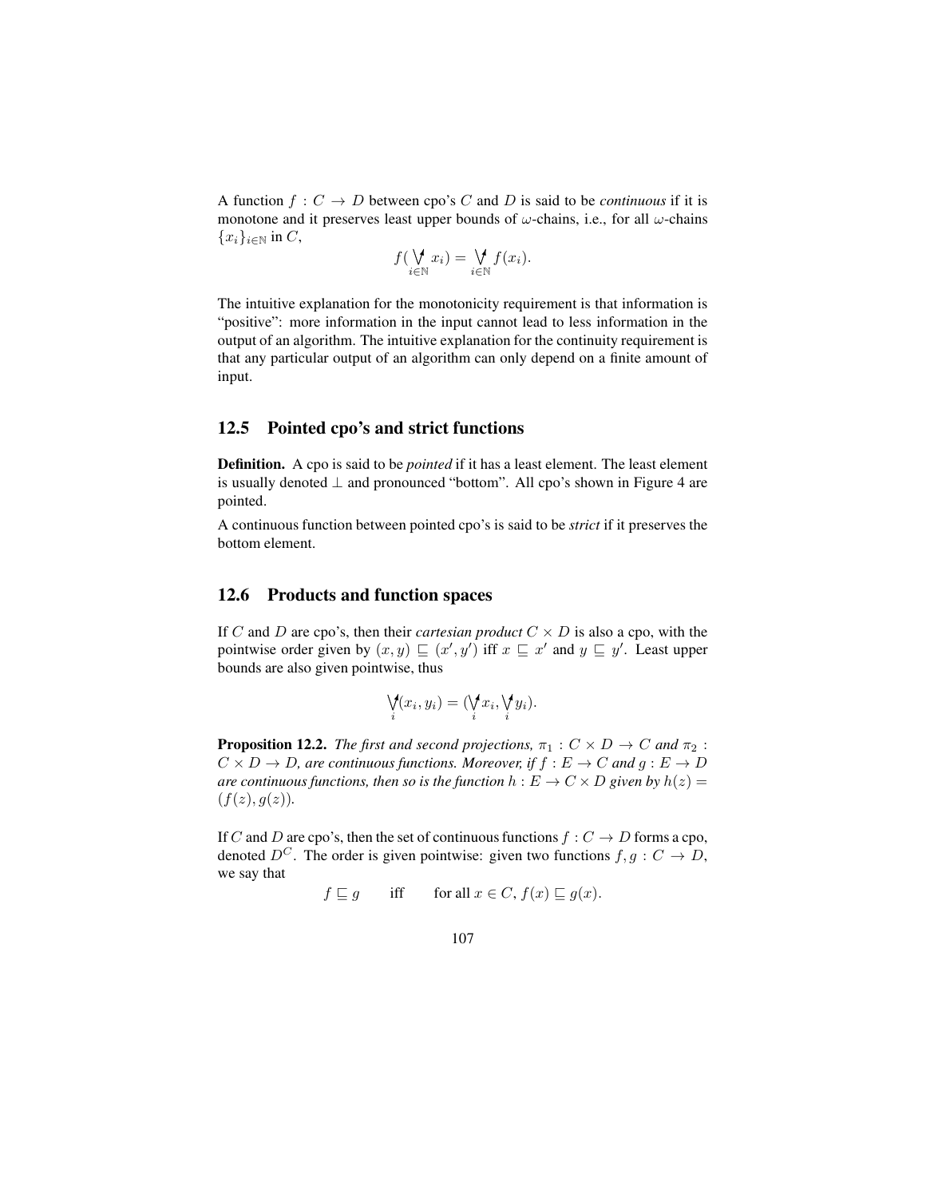A function $f : C \to D$ between cpo's $C$ and $D$ is said to be *continuous* if it is monotone and it preserves least upper bounds of $\omega$-chains, i.e., for all $\omega$-chains $\{x_i\}_{i\in\mathbb{N}}$ in $C$,

$$f(\bigvee_{i\in\mathbb{N}}^{\uparrow} x_i) = \bigvee_{i\in\mathbb{N}}^{\uparrow} f(x_i).$$

The intuitive explanation for the monotonicity requirement is that information is "positive": more information in the input cannot lead to less information in the output of an algorithm. The intuitive explanation for the continuity requirement is that any particular output of an algorithm can only depend on a finite amount of input.

## 12.5 Pointed cpo's and strict functions

**Definition.** A cpo is said to be *pointed* if it has a least element. The least element is usually denoted $\bot$ and pronounced "bottom". All cpo's shown in Figure 4 are pointed.

A continuous function between pointed cpo's is said to be *strict* if it preserves the bottom element.

## 12.6 Products and function spaces

If $C$ and $D$ are cpo's, then their *cartesian product* $C \times D$ is also a cpo, with the pointwise order given by $(x, y) \sqsubseteq (x', y')$ iff $x \sqsubseteq x'$ and $y \sqsubseteq y'$. Least upper bounds are also given pointwise, thus

$$\bigvee_i^{\uparrow}(x_i, y_i) = (\bigvee_i^{\uparrow} x_i, \bigvee_i^{\uparrow} y_i).$$

**Proposition 12.2.** *The first and second projections, $\pi_1 : C \times D \to C$ and $\pi_2 : C \times D \to D$, are continuous functions. Moreover, if $f : E \to C$ and $g : E \to D$ are continuous functions, then so is the function $h : E \to C \times D$ given by $h(z) = (f(z), g(z))$.*

If $C$ and $D$ are cpo's, then the set of continuous functions $f : C \to D$ forms a cpo, denoted $D^C$. The order is given pointwise: given two functions $f, g : C \to D$, we say that

$$f \sqsubseteq g \qquad \text{iff} \qquad \text{for all } x \in C,\ f(x) \sqsubseteq g(x).$$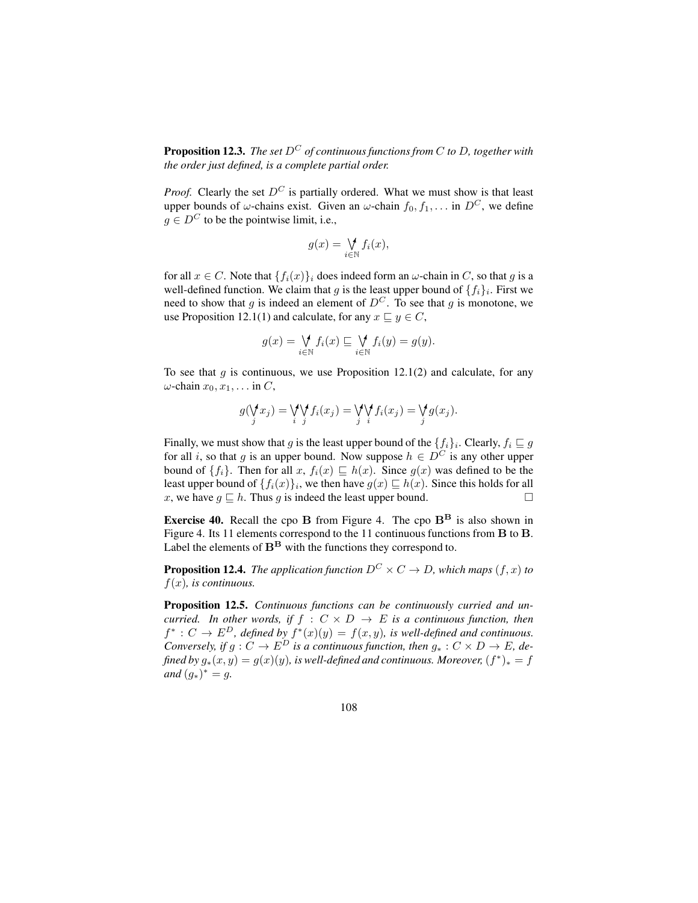**Proposition 12.3.** *The set $D^C$ of continuous functions from $C$ to $D$, together with the order just defined, is a complete partial order.*

*Proof.* Clearly the set $D^C$ is partially ordered. What we must show is that least upper bounds of $\omega$-chains exist. Given an $\omega$-chain $f_0, f_1, \ldots$ in $D^C$, we define $g \in D^C$ to be the pointwise limit, i.e.,

$$g(x) = \bigvee_{i \in \mathbb{N}} f_i(x),$$

for all $x \in C$. Note that $\{f_i(x)\}_i$ does indeed form an $\omega$-chain in $C$, so that $g$ is a well-defined function. We claim that $g$ is the least upper bound of $\{f_i\}_i$. First we need to show that $g$ is indeed an element of $D^C$. To see that $g$ is monotone, we use Proposition 12.1(1) and calculate, for any $x \sqsubseteq y \in C$,

$$g(x) = \bigvee_{i \in \mathbb{N}} f_i(x) \sqsubseteq \bigvee_{i \in \mathbb{N}} f_i(y) = g(y).$$

To see that $g$ is continuous, we use Proposition 12.1(2) and calculate, for any $\omega$-chain $x_0, x_1, \ldots$ in $C$,

$$g(\bigvee_j x_j) = \bigvee_i \bigvee_j f_i(x_j) = \bigvee_j \bigvee_i f_i(x_j) = \bigvee_j g(x_j).$$

Finally, we must show that $g$ is the least upper bound of the $\{f_i\}_i$. Clearly, $f_i \sqsubseteq g$ for all $i$, so that $g$ is an upper bound. Now suppose $h \in D^C$ is any other upper bound of $\{f_i\}$. Then for all $x$, $f_i(x) \sqsubseteq h(x)$. Since $g(x)$ was defined to be the least upper bound of $\{f_i(x)\}_i$, we then have $g(x) \sqsubseteq h(x)$. Since this holds for all $x$, we have $g \sqsubseteq h$. Thus $g$ is indeed the least upper bound. $\square$

**Exercise 40.** Recall the cpo $\mathbf{B}$ from Figure 4. The cpo $\mathbf{B}^\mathbf{B}$ is also shown in Figure 4. Its 11 elements correspond to the 11 continuous functions from $\mathbf{B}$ to $\mathbf{B}$. Label the elements of $\mathbf{B}^\mathbf{B}$ with the functions they correspond to.

**Proposition 12.4.** *The application function $D^C \times C \to D$, which maps $(f, x)$ to $f(x)$, is continuous.*

**Proposition 12.5.** *Continuous functions can be continuously curried and uncurried. In other words, if $f : C \times D \to E$ is a continuous function, then $f^* : C \to E^D$, defined by $f^*(x)(y) = f(x, y)$, is well-defined and continuous. Conversely, if $g : C \to E^D$ is a continuous function, then $g_* : C \times D \to E$, defined by $g_*(x, y) = g(x)(y)$, is well-defined and continuous. Moreover, $(f^*)_* = f$ and $(g_*)^* = g$.*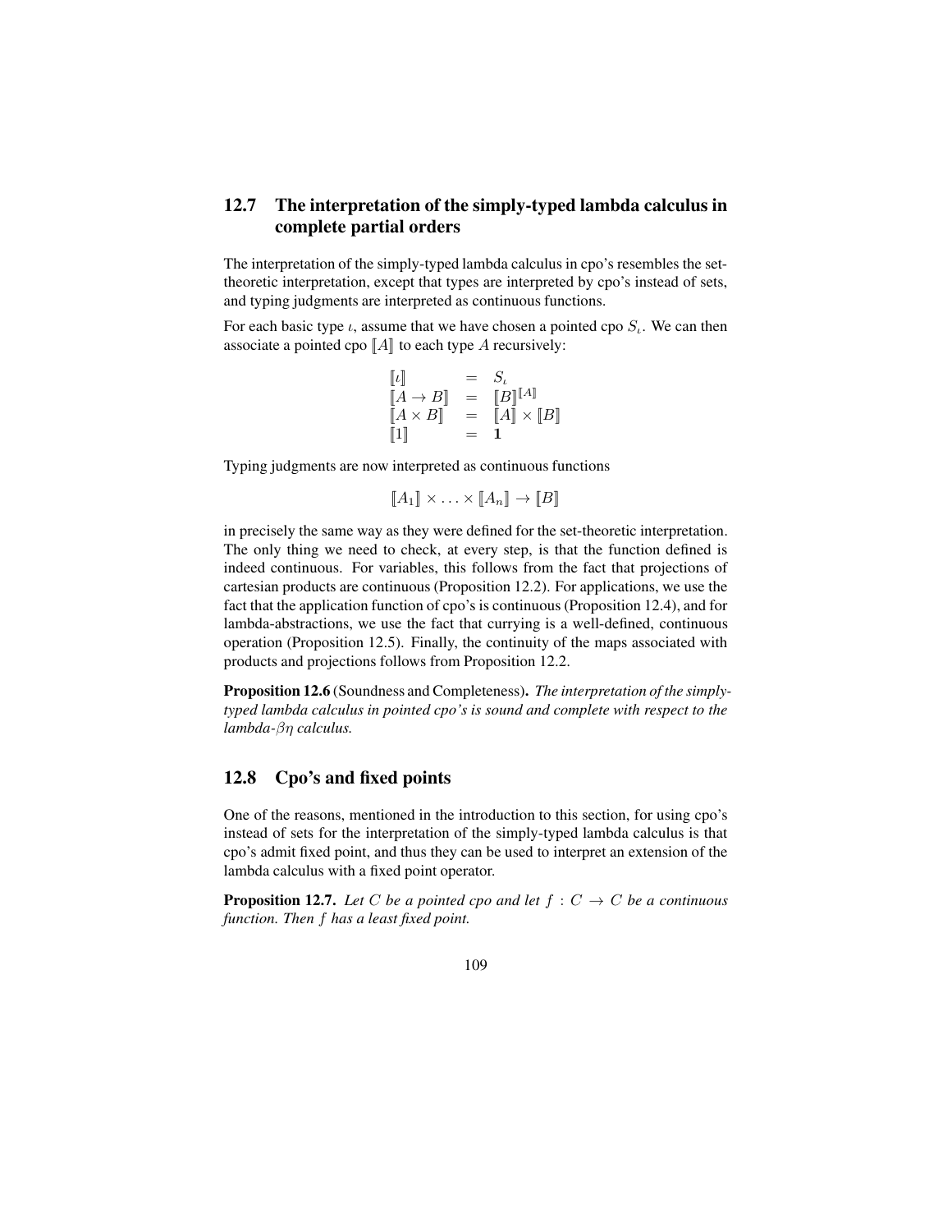## 12.7 The interpretation of the simply-typed lambda calculus in complete partial orders

The interpretation of the simply-typed lambda calculus in cpo's resembles the set-theoretic interpretation, except that types are interpreted by cpo's instead of sets, and typing judgments are interpreted as continuous functions.

For each basic type $\iota$, assume that we have chosen a pointed cpo $S_\iota$. We can then associate a pointed cpo $[\![A]\!]$ to each type $A$ recursively:

$$
\begin{array}{lcl}
[\![\iota]\!] & = & S_\iota \\
[\![A \to B]\!] & = & [\![B]\!]^{[\![A]\!]} \\
[\![A \times B]\!] & = & [\![A]\!] \times [\![B]\!] \\
[\![1]\!] & = & \mathbf{1}
\end{array}
$$

Typing judgments are now interpreted as continuous functions

$$
[\![A_1]\!] \times \ldots \times [\![A_n]\!] \to [\![B]\!]
$$

in precisely the same way as they were defined for the set-theoretic interpretation. The only thing we need to check, at every step, is that the function defined is indeed continuous. For variables, this follows from the fact that projections of cartesian products are continuous (Proposition 12.2). For applications, we use the fact that the application function of cpo's is continuous (Proposition 12.4), and for lambda-abstractions, we use the fact that currying is a well-defined, continuous operation (Proposition 12.5). Finally, the continuity of the maps associated with products and projections follows from Proposition 12.2.

**Proposition 12.6** (Soundness and Completeness)**.** *The interpretation of the simply-typed lambda calculus in pointed cpo's is sound and complete with respect to the lambda-$\beta\eta$ calculus.*

## 12.8 Cpo's and fixed points

One of the reasons, mentioned in the introduction to this section, for using cpo's instead of sets for the interpretation of the simply-typed lambda calculus is that cpo's admit fixed point, and thus they can be used to interpret an extension of the lambda calculus with a fixed point operator.

**Proposition 12.7.** *Let $C$ be a pointed cpo and let $f : C \to C$ be a continuous function. Then $f$ has a least fixed point.*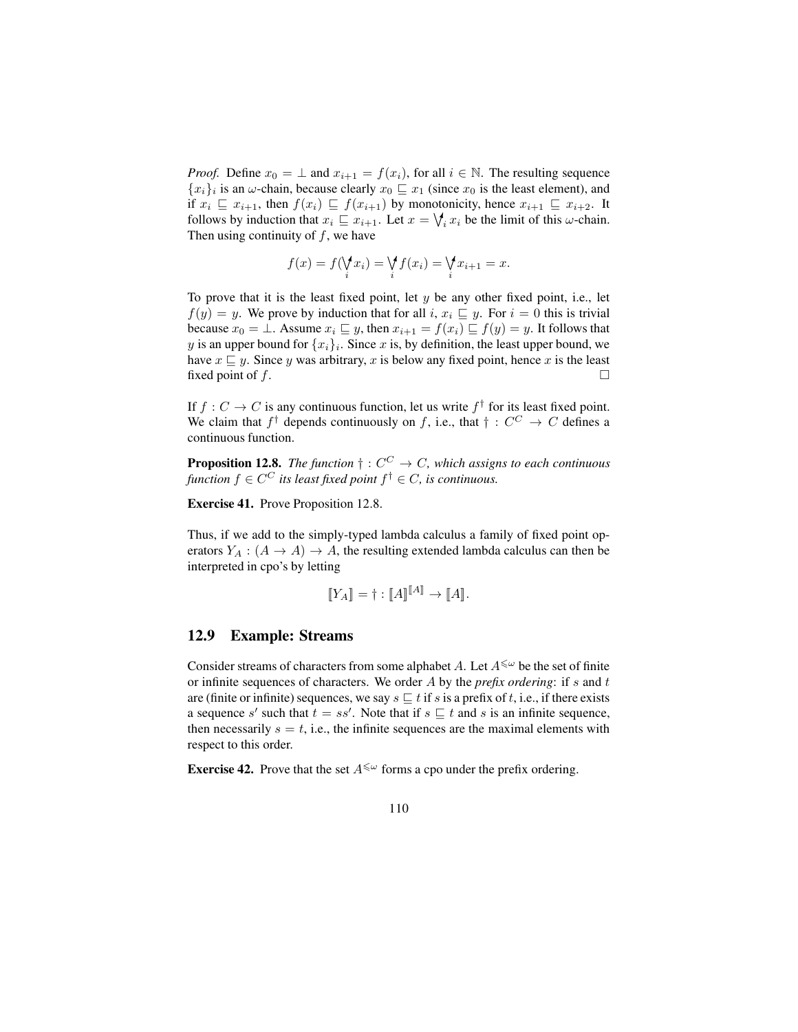*Proof.* Define $x_0 = \bot$ and $x_{i+1} = f(x_i)$, for all $i \in \mathbb{N}$. The resulting sequence $\{x_i\}_i$ is an $\omega$-chain, because clearly $x_0 \sqsubseteq x_1$ (since $x_0$ is the least element), and if $x_i \sqsubseteq x_{i+1}$, then $f(x_i) \sqsubseteq f(x_{i+1})$ by monotonicity, hence $x_{i+1} \sqsubseteq x_{i+2}$. It follows by induction that $x_i \sqsubseteq x_{i+1}$. Let $x = \bigvee^{\uparrow}_i x_i$ be the limit of this $\omega$-chain. Then using continuity of $f$, we have

$$f(x) = f(\bigvee^{\uparrow}_i x_i) = \bigvee^{\uparrow}_i f(x_i) = \bigvee^{\uparrow}_i x_{i+1} = x.$$

To prove that it is the least fixed point, let $y$ be any other fixed point, i.e., let $f(y) = y$. We prove by induction that for all $i$, $x_i \sqsubseteq y$. For $i = 0$ this is trivial because $x_0 = \bot$. Assume $x_i \sqsubseteq y$, then $x_{i+1} = f(x_i) \sqsubseteq f(y) = y$. It follows that $y$ is an upper bound for $\{x_i\}_i$. Since $x$ is, by definition, the least upper bound, we have $x \sqsubseteq y$. Since $y$ was arbitrary, $x$ is below any fixed point, hence $x$ is the least fixed point of $f$. □

If $f : C \to C$ is any continuous function, let us write $f^\dagger$ for its least fixed point. We claim that $f^\dagger$ depends continuously on $f$, i.e., that $\dagger : C^C \to C$ defines a continuous function.

**Proposition 12.8.** *The function $\dagger : C^C \to C$, which assigns to each continuous function $f \in C^C$ its least fixed point $f^\dagger \in C$, is continuous.*

**Exercise 41.** Prove Proposition 12.8.

Thus, if we add to the simply-typed lambda calculus a family of fixed point operators $Y_A : (A \to A) \to A$, the resulting extended lambda calculus can then be interpreted in cpo's by letting

$$[\![Y_A]\!] = \dagger : [\![A]\!]^{[\![A]\!]} \to [\![A]\!].$$

## 12.9 Example: Streams

Consider streams of characters from some alphabet $A$. Let $A^{\leqslant\omega}$ be the set of finite or infinite sequences of characters. We order $A$ by the *prefix ordering*: if $s$ and $t$ are (finite or infinite) sequences, we say $s \sqsubseteq t$ if $s$ is a prefix of $t$, i.e., if there exists a sequence $s'$ such that $t = ss'$. Note that if $s \sqsubseteq t$ and $s$ is an infinite sequence, then necessarily $s = t$, i.e., the infinite sequences are the maximal elements with respect to this order.

**Exercise 42.** Prove that the set $A^{\leqslant\omega}$ forms a cpo under the prefix ordering.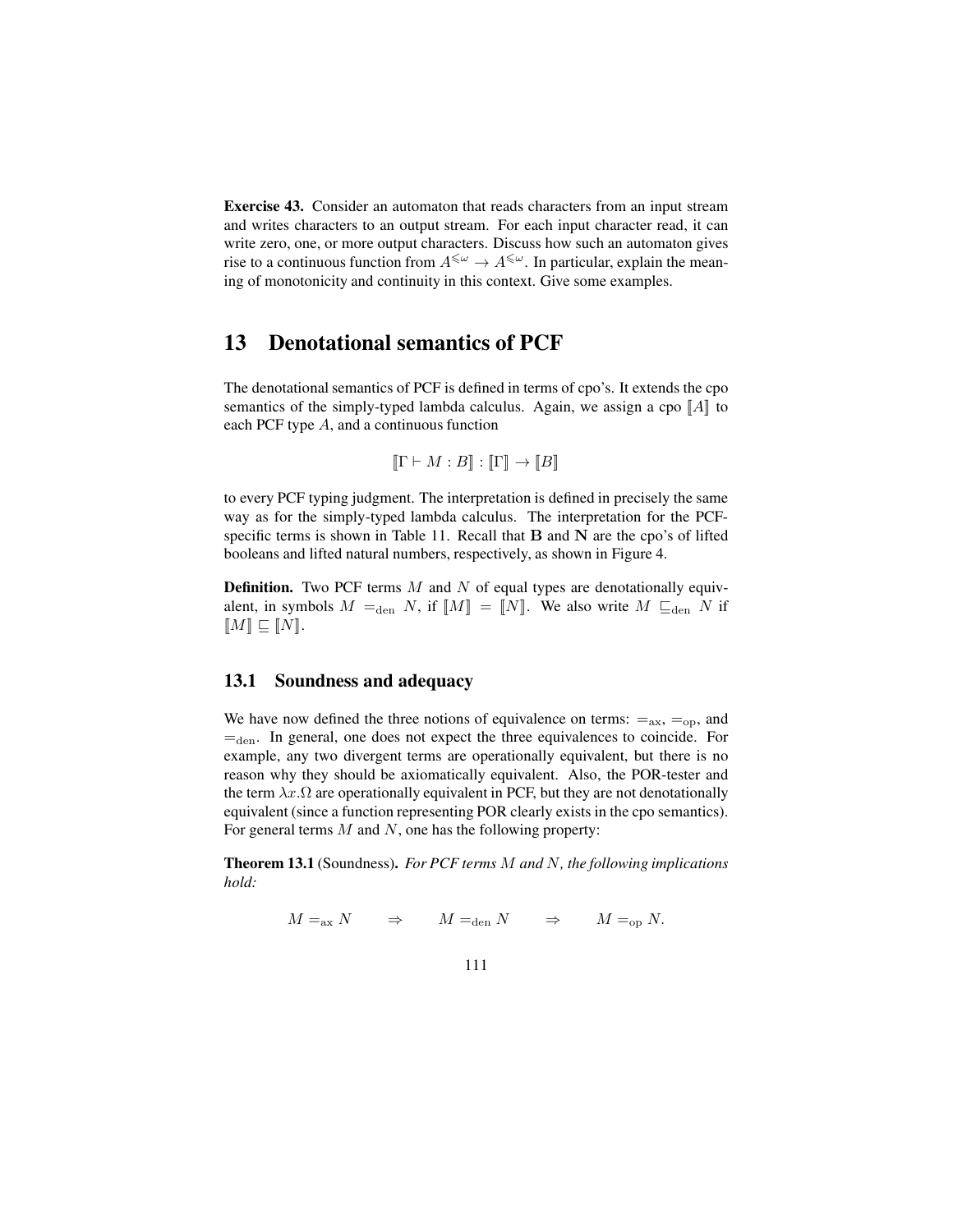**Exercise 43.** Consider an automaton that reads characters from an input stream and writes characters to an output stream. For each input character read, it can write zero, one, or more output characters. Discuss how such an automaton gives rise to a continuous function from $A^{\leqslant\omega} \to A^{\leqslant\omega}$. In particular, explain the meaning of monotonicity and continuity in this context. Give some examples.

# 13 Denotational semantics of PCF

The denotational semantics of PCF is defined in terms of cpo's. It extends the cpo semantics of the simply-typed lambda calculus. Again, we assign a cpo $[\![A]\!]$ to each PCF type $A$, and a continuous function

$$[\![\Gamma \vdash M : B]\!] : [\![\Gamma]\!] \to [\![B]\!]$$

to every PCF typing judgment. The interpretation is defined in precisely the same way as for the simply-typed lambda calculus. The interpretation for the PCF-specific terms is shown in Table 11. Recall that $\mathbf{B}$ and $\mathbf{N}$ are the cpo's of lifted booleans and lifted natural numbers, respectively, as shown in Figure 4.

**Definition.** Two PCF terms $M$ and $N$ of equal types are denotationally equivalent, in symbols $M =_{\text{den}} N$, if $[\![M]\!] = [\![N]\!]$. We also write $M \sqsubseteq_{\text{den}} N$ if $[\![M]\!] \sqsubseteq [\![N]\!]$.

## 13.1 Soundness and adequacy

We have now defined the three notions of equivalence on terms: $=_{\text{ax}}$, $=_{\text{op}}$, and $=_{\text{den}}$. In general, one does not expect the three equivalences to coincide. For example, any two divergent terms are operationally equivalent, but there is no reason why they should be axiomatically equivalent. Also, the POR-tester and the term $\lambda x.\Omega$ are operationally equivalent in PCF, but they are not denotationally equivalent (since a function representing POR clearly exists in the cpo semantics). For general terms $M$ and $N$, one has the following property:

**Theorem 13.1** (Soundness). *For PCF terms $M$ and $N$, the following implications hold:*

$$M =_{\text{ax}} N \qquad \Rightarrow \qquad M =_{\text{den}} N \qquad \Rightarrow \qquad M =_{\text{op}} N.$$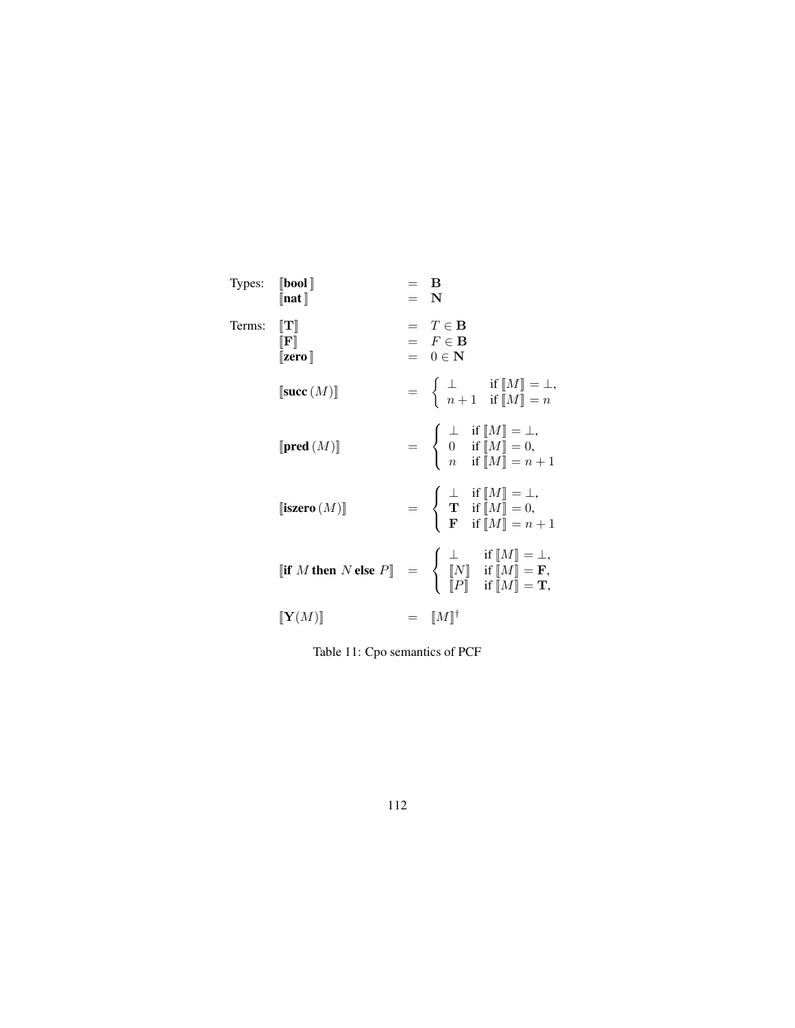Types:

$$[\![\textbf{bool}]\!] = \mathbf{B}$$

$$[\![\textbf{nat}]\!] = \mathbf{N}$$

Terms:

$$[\![\mathbf{T}]\!] = T \in \mathbf{B}$$

$$[\![\mathbf{F}]\!] = F \in \mathbf{B}$$

$$[\![\textbf{zero}]\!] = 0 \in \mathbf{N}$$

$$[\![\textbf{succ}\,(M)]\!] = \begin{cases} \bot & \text{if } [\![M]\!] = \bot, \\ n+1 & \text{if } [\![M]\!] = n \end{cases}$$

$$[\![\textbf{pred}\,(M)]\!] = \begin{cases} \bot & \text{if } [\![M]\!] = \bot, \\ 0 & \text{if } [\![M]\!] = 0, \\ n & \text{if } [\![M]\!] = n+1 \end{cases}$$

$$[\![\textbf{iszero}\,(M)]\!] = \begin{cases} \bot & \text{if } [\![M]\!] = \bot, \\ \mathbf{T} & \text{if } [\![M]\!] = 0, \\ \mathbf{F} & \text{if } [\![M]\!] = n+1 \end{cases}$$

$$[\![\textbf{if } M \textbf{ then } N \textbf{ else } P]\!] = \begin{cases} \bot & \text{if } [\![M]\!] = \bot, \\ [\![N]\!] & \text{if } [\![M]\!] = \mathbf{F}, \\ [\![P]\!] & \text{if } [\![M]\!] = \mathbf{T}, \end{cases}$$

$$[\![\mathbf{Y}(M)]\!] = [\![M]\!]^{\dagger}$$

Table 11: Cpo semantics of PCF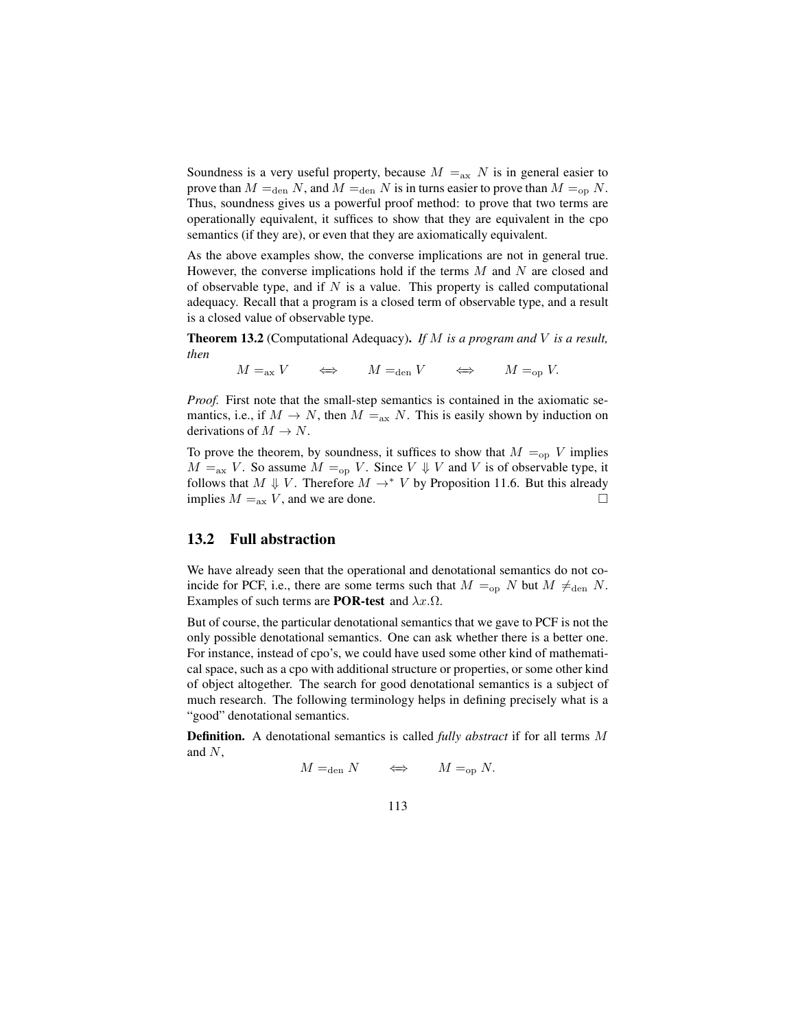Soundness is a very useful property, because $M =_{\rm ax} N$ is in general easier to prove than $M =_{\rm den} N$, and $M =_{\rm den} N$ is in turns easier to prove than $M =_{\rm op} N$. Thus, soundness gives us a powerful proof method: to prove that two terms are operationally equivalent, it suffices to show that they are equivalent in the cpo semantics (if they are), or even that they are axiomatically equivalent.

As the above examples show, the converse implications are not in general true. However, the converse implications hold if the terms $M$ and $N$ are closed and of observable type, and if $N$ is a value. This property is called computational adequacy. Recall that a program is a closed term of observable type, and a result is a closed value of observable type.

**Theorem 13.2** (Computational Adequacy). *If $M$ is a program and $V$ is a result, then*

$$M =_{\rm ax} V \qquad \Longleftrightarrow \qquad M =_{\rm den} V \qquad \Longleftrightarrow \qquad M =_{\rm op} V.$$

*Proof.* First note that the small-step semantics is contained in the axiomatic semantics, i.e., if $M \to N$, then $M =_{\rm ax} N$. This is easily shown by induction on derivations of $M \to N$.

To prove the theorem, by soundness, it suffices to show that $M =_{\rm op} V$ implies $M =_{\rm ax} V$. So assume $M =_{\rm op} V$. Since $V \Downarrow V$ and $V$ is of observable type, it follows that $M \Downarrow V$. Therefore $M \to^* V$ by Proposition 11.6. But this already implies $M =_{\rm ax} V$, and we are done. $\square$

## 13.2 Full abstraction

We have already seen that the operational and denotational semantics do not coincide for PCF, i.e., there are some terms such that $M =_{\rm op} N$ but $M \neq_{\rm den} N$. Examples of such terms are **POR-test** and $\lambda x.\Omega$.

But of course, the particular denotational semantics that we gave to PCF is not the only possible denotational semantics. One can ask whether there is a better one. For instance, instead of cpo's, we could have used some other kind of mathematical space, such as a cpo with additional structure or properties, or some other kind of object altogether. The search for good denotational semantics is a subject of much research. The following terminology helps in defining precisely what is a "good" denotational semantics.

**Definition.** A denotational semantics is called *fully abstract* if for all terms $M$ and $N$,

$$M =_{\rm den} N \qquad \Longleftrightarrow \qquad M =_{\rm op} N.$$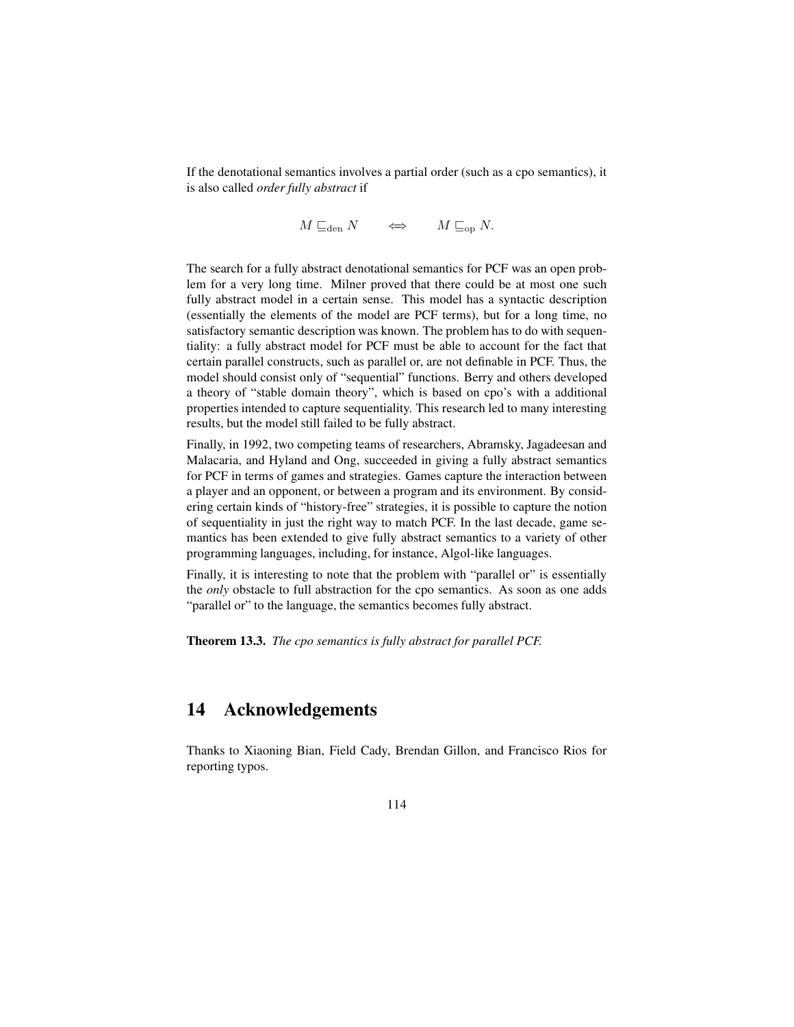If the denotational semantics involves a partial order (such as a cpo semantics), it is also called *order fully abstract* if

$$M \sqsubseteq_{\text{den}} N \qquad \Longleftrightarrow \qquad M \sqsubseteq_{\text{op}} N.$$

The search for a fully abstract denotational semantics for PCF was an open problem for a very long time. Milner proved that there could be at most one such fully abstract model in a certain sense. This model has a syntactic description (essentially the elements of the model are PCF terms), but for a long time, no satisfactory semantic description was known. The problem has to do with sequentiality: a fully abstract model for PCF must be able to account for the fact that certain parallel constructs, such as parallel or, are not definable in PCF. Thus, the model should consist only of "sequential" functions. Berry and others developed a theory of "stable domain theory", which is based on cpo's with a additional properties intended to capture sequentiality. This research led to many interesting results, but the model still failed to be fully abstract.

Finally, in 1992, two competing teams of researchers, Abramsky, Jagadeesan and Malacaria, and Hyland and Ong, succeeded in giving a fully abstract semantics for PCF in terms of games and strategies. Games capture the interaction between a player and an opponent, or between a program and its environment. By considering certain kinds of "history-free" strategies, it is possible to capture the notion of sequentiality in just the right way to match PCF. In the last decade, game semantics has been extended to give fully abstract semantics to a variety of other programming languages, including, for instance, Algol-like languages.

Finally, it is interesting to note that the problem with "parallel or" is essentially the *only* obstacle to full abstraction for the cpo semantics. As soon as one adds "parallel or" to the language, the semantics becomes fully abstract.

**Theorem 13.3.** *The cpo semantics is fully abstract for parallel PCF.*

# 14 Acknowledgements

Thanks to Xiaoning Bian, Field Cady, Brendan Gillon, and Francisco Rios for reporting typos.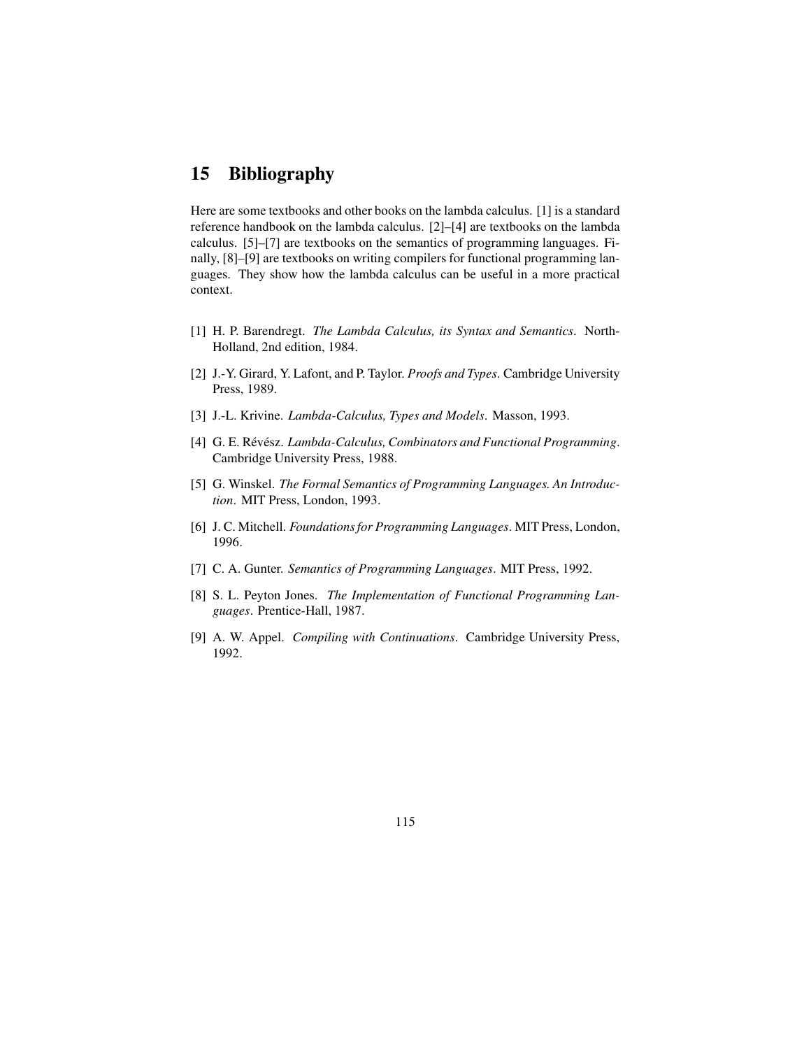## 15 Bibliography

Here are some textbooks and other books on the lambda calculus. [1] is a standard reference handbook on the lambda calculus. [2]–[4] are textbooks on the lambda calculus. [5]–[7] are textbooks on the semantics of programming languages. Finally, [8]–[9] are textbooks on writing compilers for functional programming languages. They show how the lambda calculus can be useful in a more practical context.

[1] H. P. Barendregt. *The Lambda Calculus, its Syntax and Semantics*. North-Holland, 2nd edition, 1984.

[2] J.-Y. Girard, Y. Lafont, and P. Taylor. *Proofs and Types*. Cambridge University Press, 1989.

[3] J.-L. Krivine. *Lambda-Calculus, Types and Models*. Masson, 1993.

[4] G. E. Révész. *Lambda-Calculus, Combinators and Functional Programming*. Cambridge University Press, 1988.

[5] G. Winskel. *The Formal Semantics of Programming Languages. An Introduction*. MIT Press, London, 1993.

[6] J. C. Mitchell. *Foundations for Programming Languages*. MIT Press, London, 1996.

[7] C. A. Gunter. *Semantics of Programming Languages*. MIT Press, 1992.

[8] S. L. Peyton Jones. *The Implementation of Functional Programming Languages*. Prentice-Hall, 1987.

[9] A. W. Appel. *Compiling with Continuations*. Cambridge University Press, 1992.